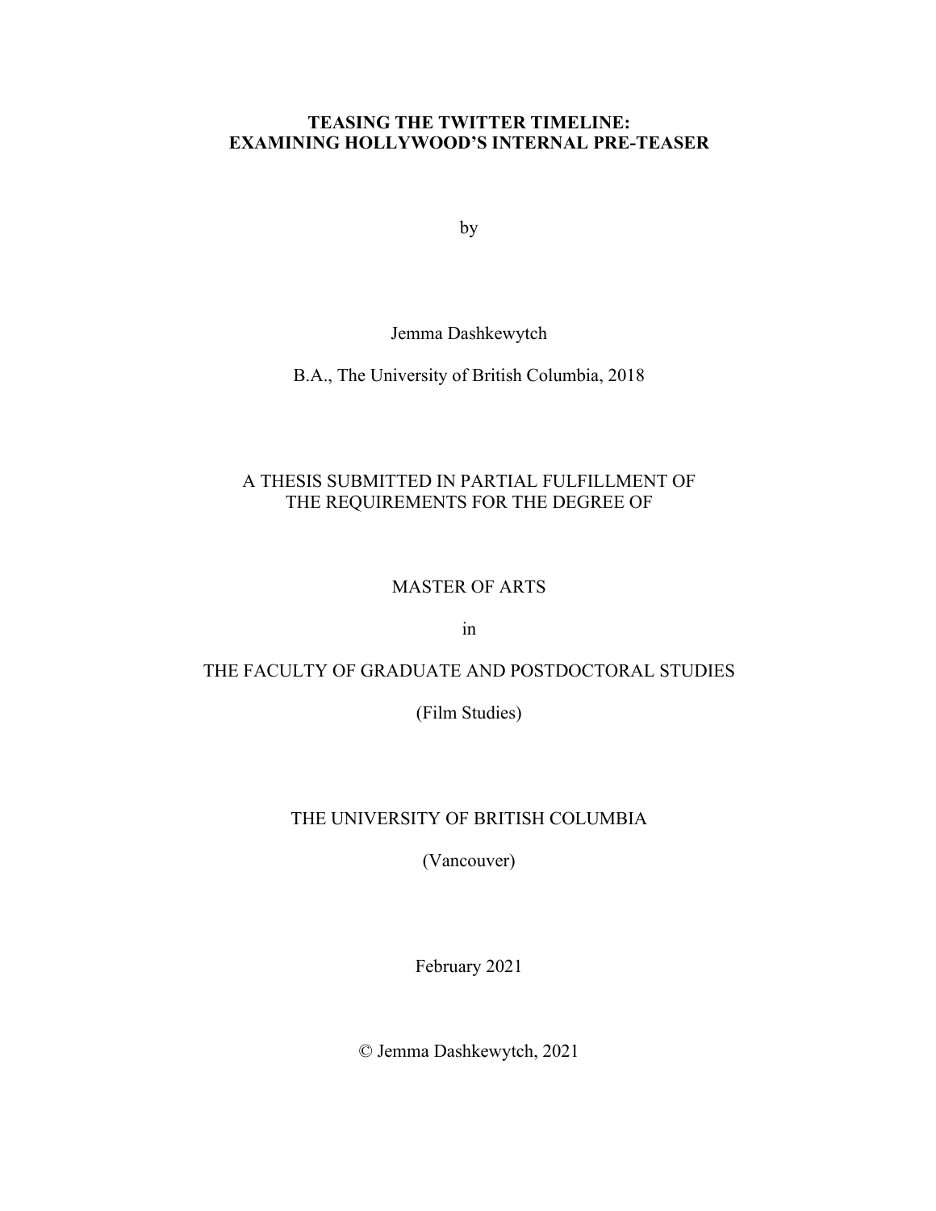# TEASING THE TWITTER TIMELINE: EXAMINING HOLLYWOOD'S INTERNAL PRE-TEASER

by

Jemma Dashkewytch

B.A., The University of British Columbia, 2018

A THESIS SUBMITTED IN PARTIAL FULFILLMENT OF THE REQUIREMENTS FOR THE DEGREE OF

MASTER OF ARTS

in

THE FACULTY OF GRADUATE AND POSTDOCTORAL STUDIES

(Film Studies)

THE UNIVERSITY OF BRITISH COLUMBIA

(Vancouver)

February 2021

© Jemma Dashkewytch, 2021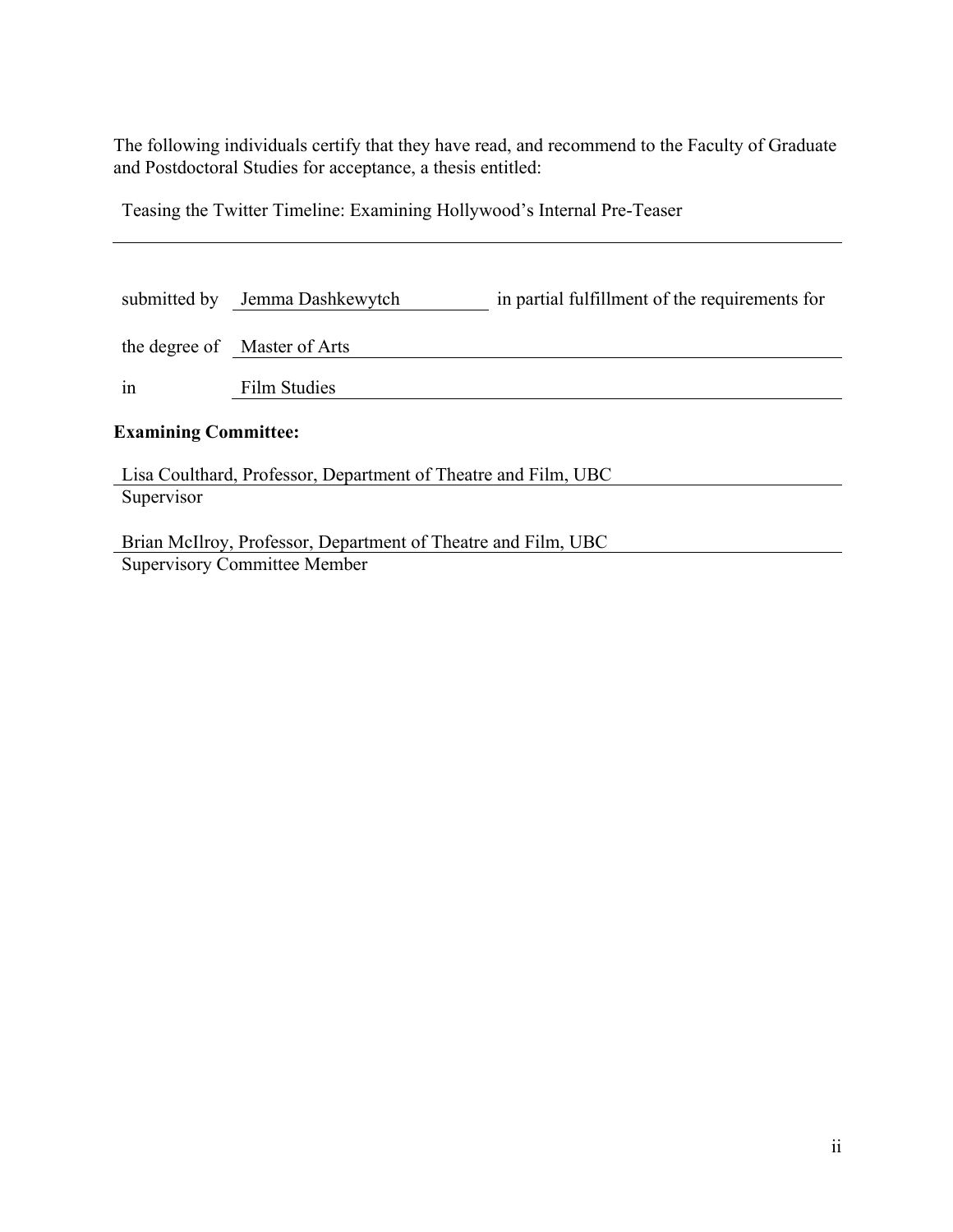The following individuals certify that they have read, and recommend to the Faculty of Graduate and Postdoctoral Studies for acceptance, a thesis entitled:

Teasing the Twitter Timeline: Examining Hollywood's Internal Pre-Teaser

submitted by Jemma Dashkewytch in partial fulfillment of the requirements for

the degree of Master of Arts

in Film Studies

**Examining Committee:**

Lisa Coulthard, Professor, Department of Theatre and Film, UBC
Supervisor

Brian McIlroy, Professor, Department of Theatre and Film, UBC
Supervisory Committee Member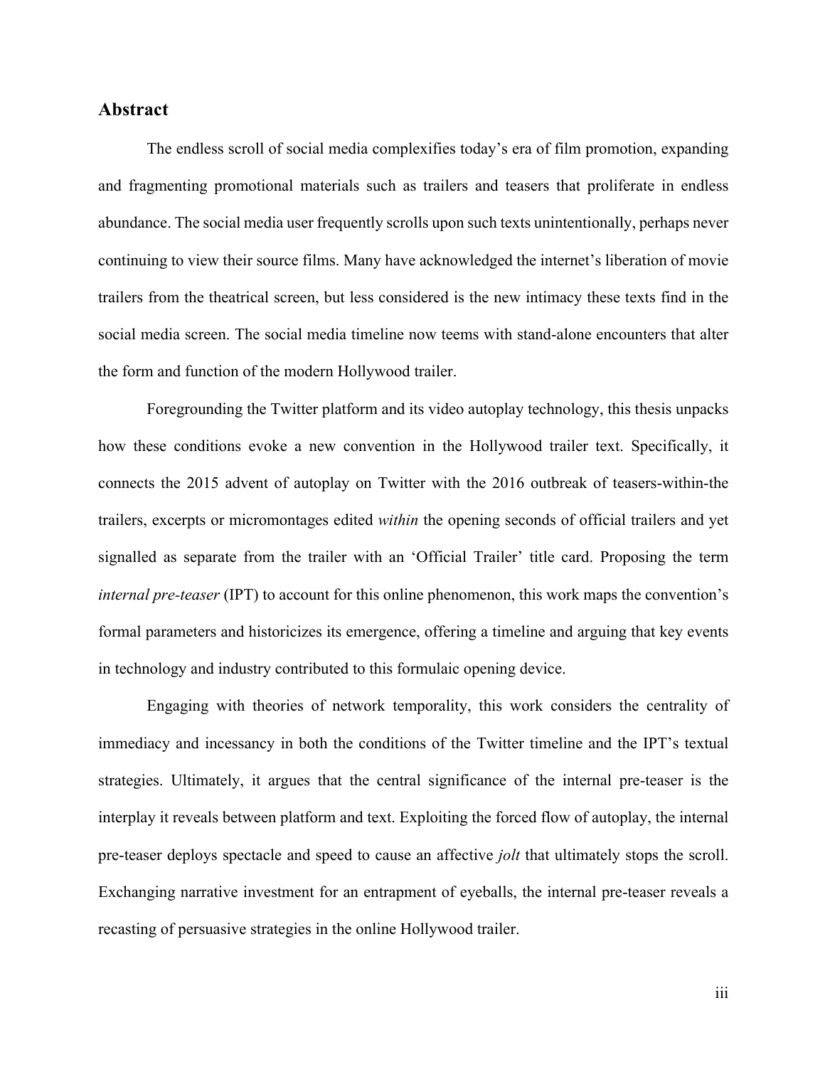## Abstract

The endless scroll of social media complexifies today's era of film promotion, expanding and fragmenting promotional materials such as trailers and teasers that proliferate in endless abundance. The social media user frequently scrolls upon such texts unintentionally, perhaps never continuing to view their source films. Many have acknowledged the internet's liberation of movie trailers from the theatrical screen, but less considered is the new intimacy these texts find in the social media screen. The social media timeline now teems with stand-alone encounters that alter the form and function of the modern Hollywood trailer.

Foregrounding the Twitter platform and its video autoplay technology, this thesis unpacks how these conditions evoke a new convention in the Hollywood trailer text. Specifically, it connects the 2015 advent of autoplay on Twitter with the 2016 outbreak of teasers-within-the trailers, excerpts or micromontages edited *within* the opening seconds of official trailers and yet signalled as separate from the trailer with an 'Official Trailer' title card. Proposing the term *internal pre-teaser* (IPT) to account for this online phenomenon, this work maps the convention's formal parameters and historicizes its emergence, offering a timeline and arguing that key events in technology and industry contributed to this formulaic opening device.

Engaging with theories of network temporality, this work considers the centrality of immediacy and incessancy in both the conditions of the Twitter timeline and the IPT's textual strategies. Ultimately, it argues that the central significance of the internal pre-teaser is the interplay it reveals between platform and text. Exploiting the forced flow of autoplay, the internal pre-teaser deploys spectacle and speed to cause an affective *jolt* that ultimately stops the scroll. Exchanging narrative investment for an entrapment of eyeballs, the internal pre-teaser reveals a recasting of persuasive strategies in the online Hollywood trailer.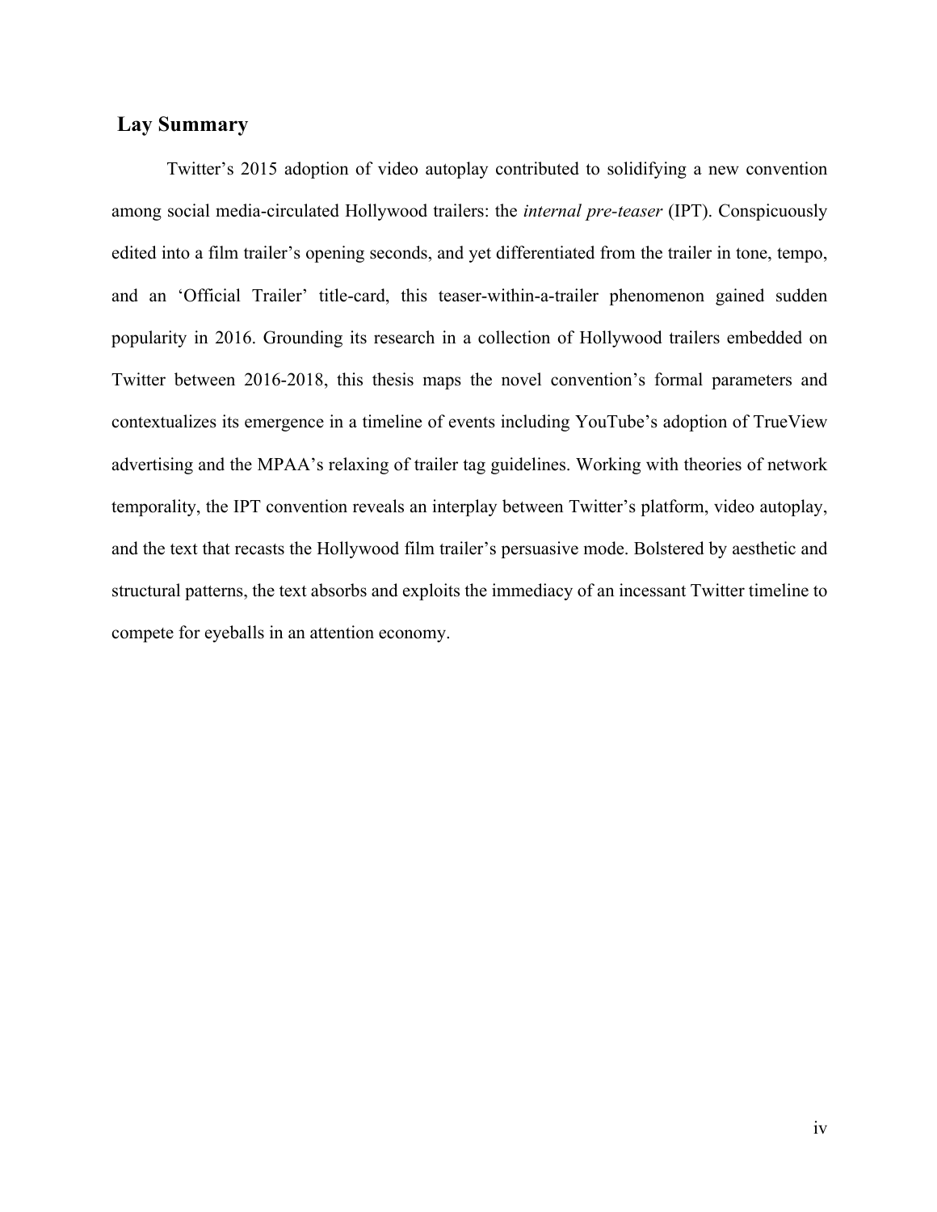## Lay Summary

Twitter's 2015 adoption of video autoplay contributed to solidifying a new convention among social media-circulated Hollywood trailers: the *internal pre-teaser* (IPT). Conspicuously edited into a film trailer's opening seconds, and yet differentiated from the trailer in tone, tempo, and an 'Official Trailer' title-card, this teaser-within-a-trailer phenomenon gained sudden popularity in 2016. Grounding its research in a collection of Hollywood trailers embedded on Twitter between 2016-2018, this thesis maps the novel convention's formal parameters and contextualizes its emergence in a timeline of events including YouTube's adoption of TrueView advertising and the MPAA's relaxing of trailer tag guidelines. Working with theories of network temporality, the IPT convention reveals an interplay between Twitter's platform, video autoplay, and the text that recasts the Hollywood film trailer's persuasive mode. Bolstered by aesthetic and structural patterns, the text absorbs and exploits the immediacy of an incessant Twitter timeline to compete for eyeballs in an attention economy.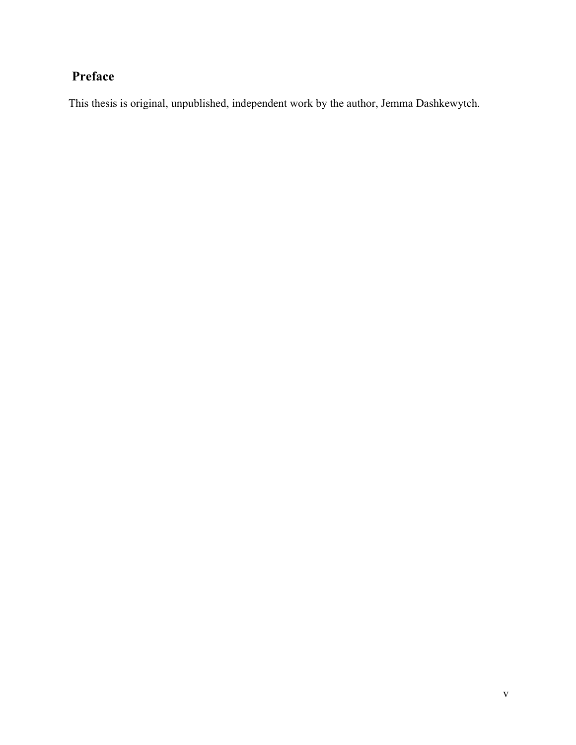## Preface

This thesis is original, unpublished, independent work by the author, Jemma Dashkewytch.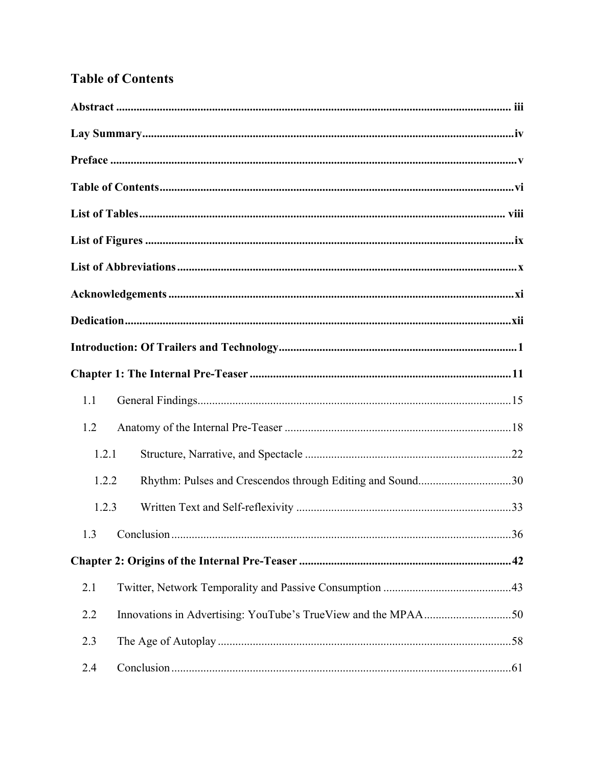## Table of Contents

**Abstract** ........................................................................................................................ iii

**Lay Summary** ................................................................................................................ iv

**Preface** .......................................................................................................................... v

**Table of Contents** ......................................................................................................... vi

**List of Tables** ............................................................................................................... viii

**List of Figures** .............................................................................................................. ix

**List of Abbreviations** .................................................................................................... x

**Acknowledgements** ...................................................................................................... xi

**Dedication** .................................................................................................................... xii

**Introduction: Of Trailers and Technology** .................................................................. 1

**Chapter 1: The Internal Pre-Teaser** ............................................................................. 11

- 1.1 General Findings ........................................................................................................ 15
- 1.2 Anatomy of the Internal Pre-Teaser .......................................................................... 18
  - 1.2.1 Structure, Narrative, and Spectacle ....................................................................... 22
  - 1.2.2 Rhythm: Pulses and Crescendos through Editing and Sound ................................ 30
  - 1.2.3 Written Text and Self-reflexivity ........................................................................... 33
- 1.3 Conclusion ................................................................................................................. 36

**Chapter 2: Origins of the Internal Pre-Teaser** ............................................................ 42

- 2.1 Twitter, Network Temporality and Passive Consumption ......................................... 43
- 2.2 Innovations in Advertising: YouTube's TrueView and the MPAA ............................ 50
- 2.3 The Age of Autoplay .................................................................................................. 58
- 2.4 Conclusion ................................................................................................................. 61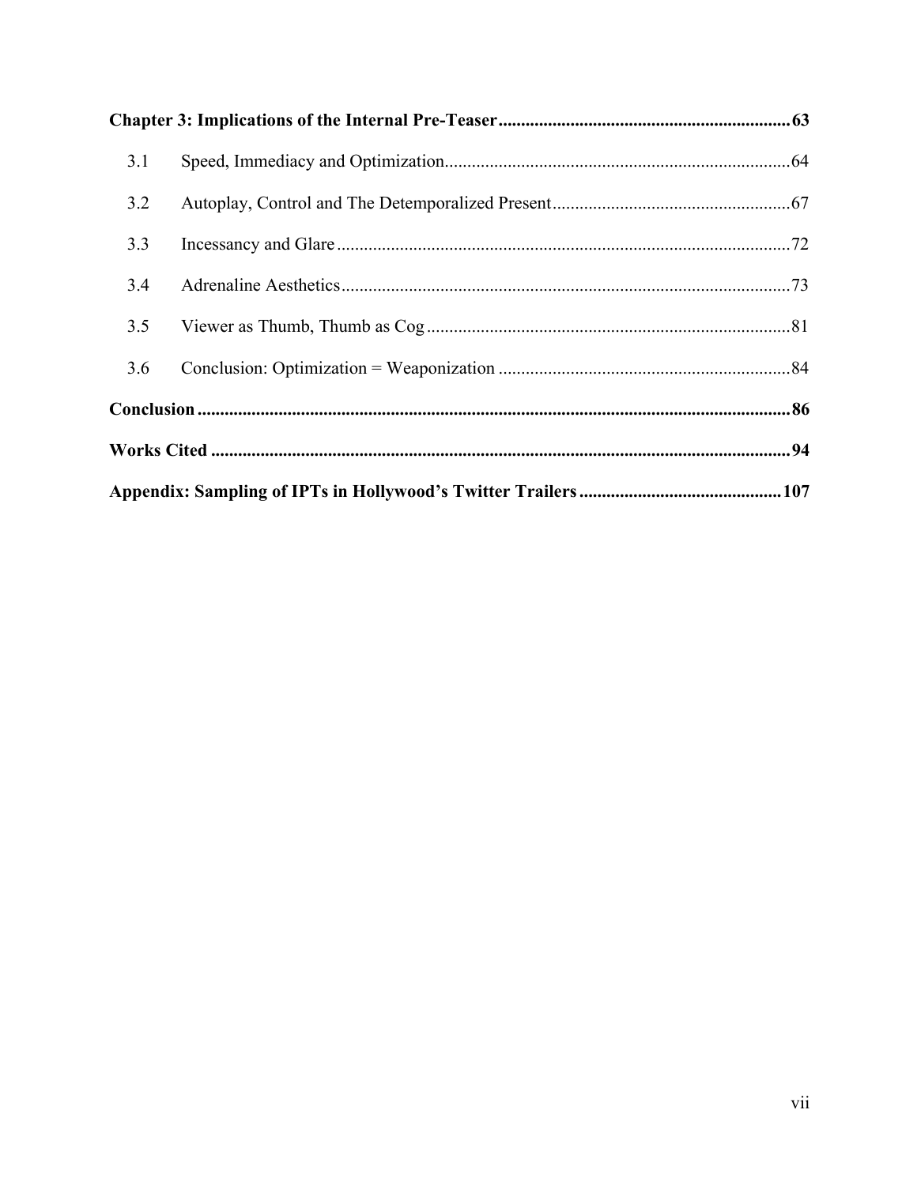**Chapter 3: Implications of the Internal Pre-Teaser** .......... **63**

3.1 Speed, Immediacy and Optimization .......... 64

3.2 Autoplay, Control and The Detemporalized Present .......... 67

3.3 Incessancy and Glare .......... 72

3.4 Adrenaline Aesthetics .......... 73

3.5 Viewer as Thumb, Thumb as Cog .......... 81

3.6 Conclusion: Optimization = Weaponization .......... 84

**Conclusion** .......... **86**

**Works Cited** .......... **94**

**Appendix: Sampling of IPTs in Hollywood's Twitter Trailers** .......... **107**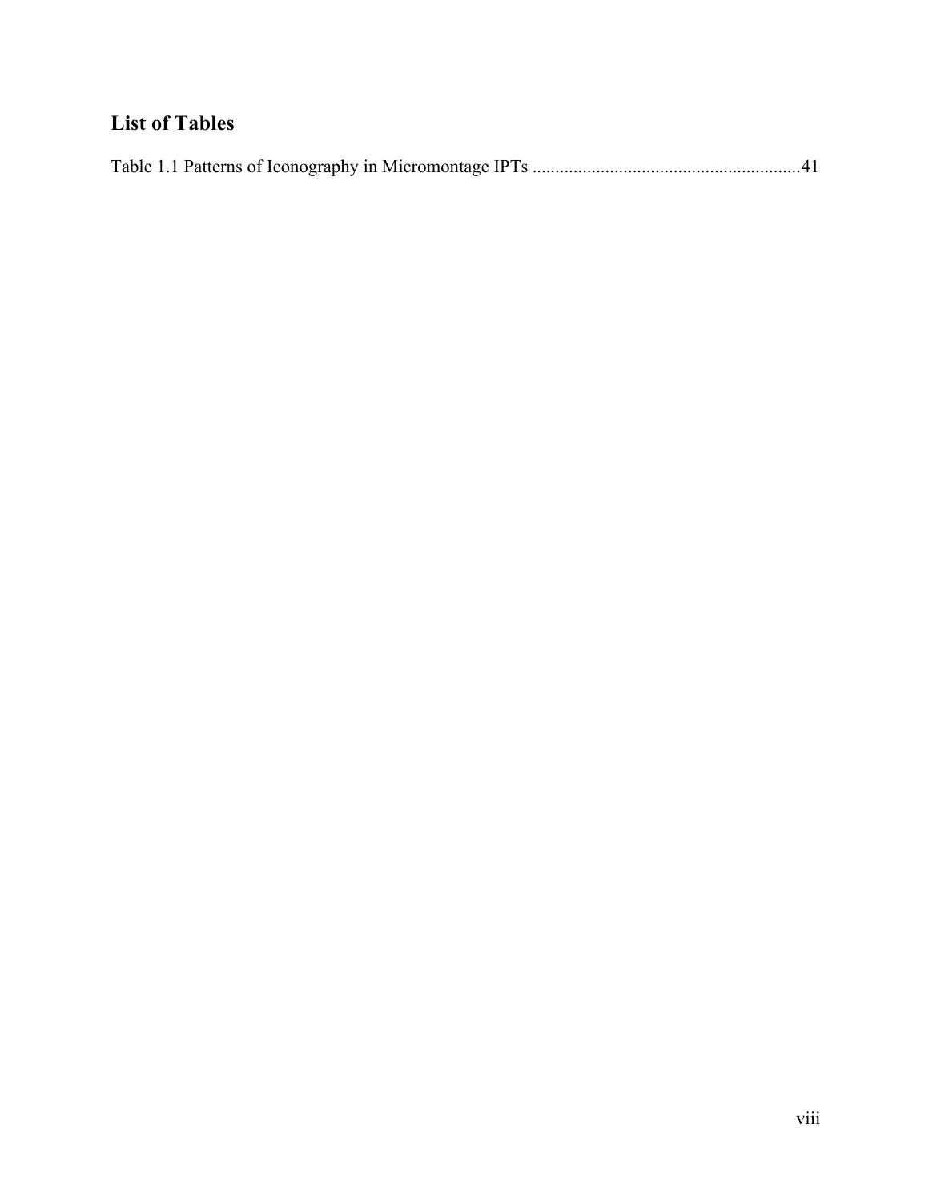## List of Tables

Table 1.1 Patterns of Iconography in Micromontage IPTs ..........................................................41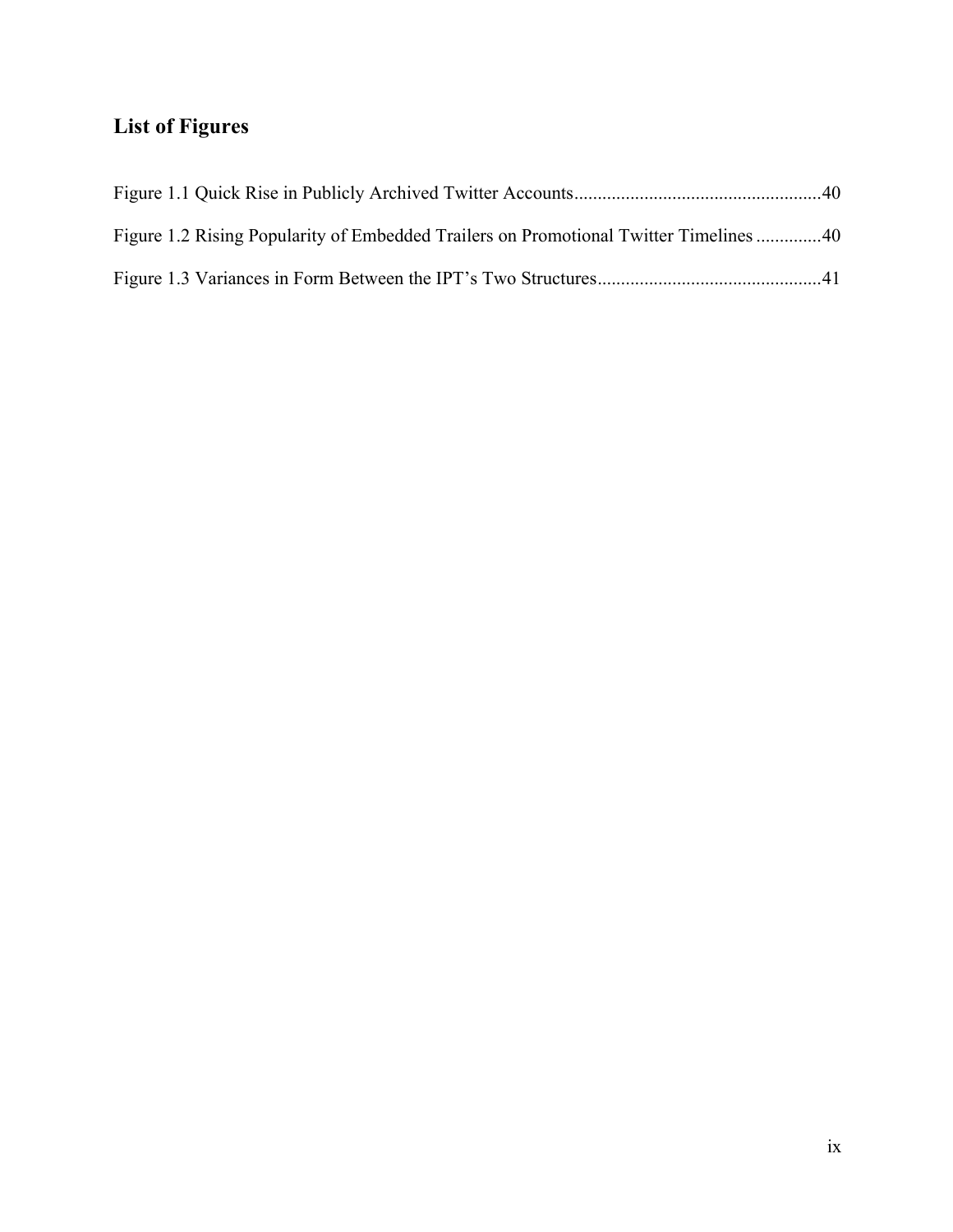## List of Figures

Figure 1.1 Quick Rise in Publicly Archived Twitter Accounts....................................................40

Figure 1.2 Rising Popularity of Embedded Trailers on Promotional Twitter Timelines .............40

Figure 1.3 Variances in Form Between the IPT's Two Structures...............................................41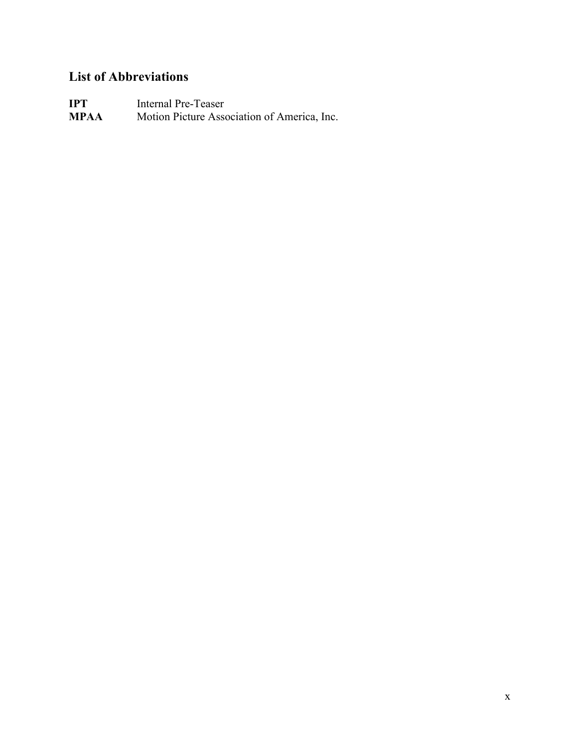## List of Abbreviations

**IPT** Internal Pre-Teaser
**MPAA** Motion Picture Association of America, Inc.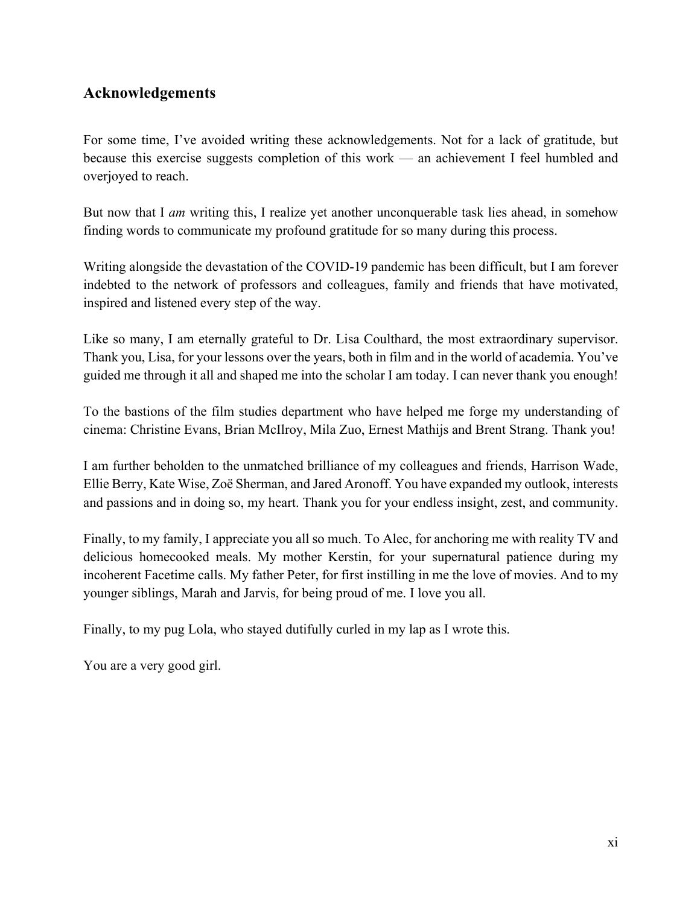## Acknowledgements

For some time, I’ve avoided writing these acknowledgements. Not for a lack of gratitude, but because this exercise suggests completion of this work — an achievement I feel humbled and overjoyed to reach.

But now that I *am* writing this, I realize yet another unconquerable task lies ahead, in somehow finding words to communicate my profound gratitude for so many during this process.

Writing alongside the devastation of the COVID-19 pandemic has been difficult, but I am forever indebted to the network of professors and colleagues, family and friends that have motivated, inspired and listened every step of the way.

Like so many, I am eternally grateful to Dr. Lisa Coulthard, the most extraordinary supervisor. Thank you, Lisa, for your lessons over the years, both in film and in the world of academia. You’ve guided me through it all and shaped me into the scholar I am today. I can never thank you enough!

To the bastions of the film studies department who have helped me forge my understanding of cinema: Christine Evans, Brian McIlroy, Mila Zuo, Ernest Mathijs and Brent Strang. Thank you!

I am further beholden to the unmatched brilliance of my colleagues and friends, Harrison Wade, Ellie Berry, Kate Wise, Zoë Sherman, and Jared Aronoff. You have expanded my outlook, interests and passions and in doing so, my heart. Thank you for your endless insight, zest, and community.

Finally, to my family, I appreciate you all so much. To Alec, for anchoring me with reality TV and delicious homecooked meals. My mother Kerstin, for your supernatural patience during my incoherent Facetime calls. My father Peter, for first instilling in me the love of movies. And to my younger siblings, Marah and Jarvis, for being proud of me. I love you all.

Finally, to my pug Lola, who stayed dutifully curled in my lap as I wrote this.

You are a very good girl.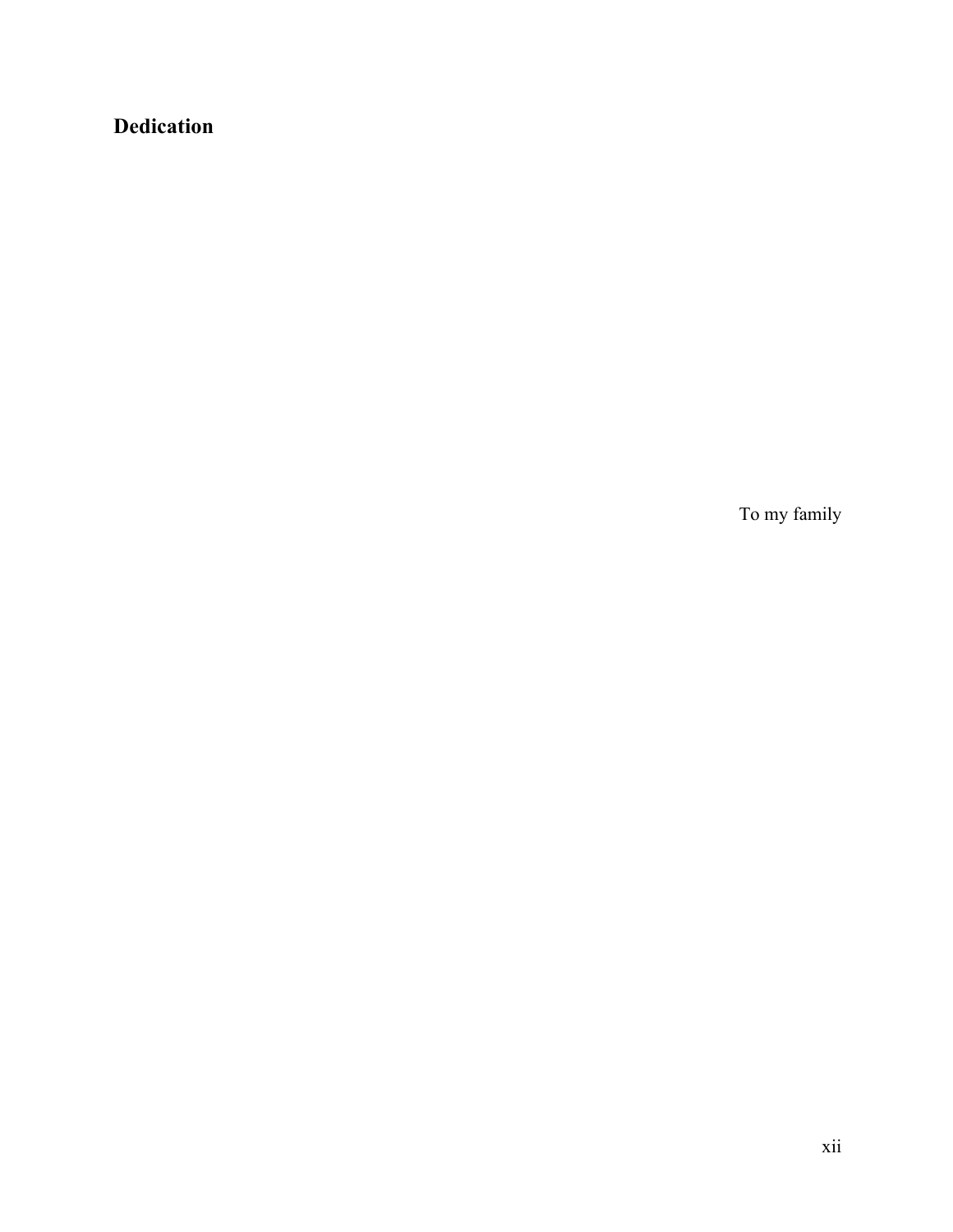# Dedication

To my family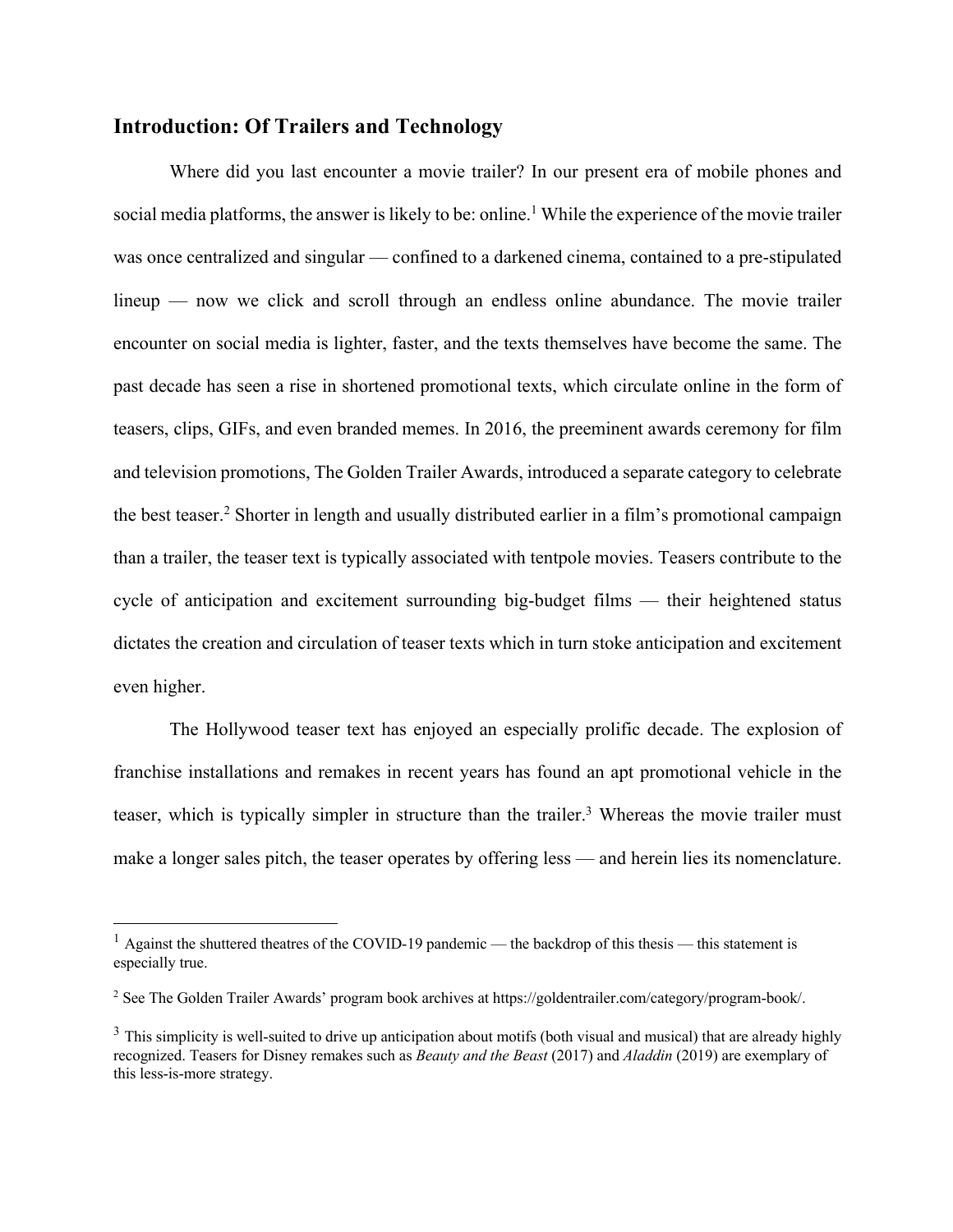## Introduction: Of Trailers and Technology

Where did you last encounter a movie trailer? In our present era of mobile phones and social media platforms, the answer is likely to be: online.[1] While the experience of the movie trailer was once centralized and singular — confined to a darkened cinema, contained to a pre-stipulated lineup — now we click and scroll through an endless online abundance. The movie trailer encounter on social media is lighter, faster, and the texts themselves have become the same. The past decade has seen a rise in shortened promotional texts, which circulate online in the form of teasers, clips, GIFs, and even branded memes. In 2016, the preeminent awards ceremony for film and television promotions, The Golden Trailer Awards, introduced a separate category to celebrate the best teaser.[2] Shorter in length and usually distributed earlier in a film's promotional campaign than a trailer, the teaser text is typically associated with tentpole movies. Teasers contribute to the cycle of anticipation and excitement surrounding big-budget films — their heightened status dictates the creation and circulation of teaser texts which in turn stoke anticipation and excitement even higher.

The Hollywood teaser text has enjoyed an especially prolific decade. The explosion of franchise installations and remakes in recent years has found an apt promotional vehicle in the teaser, which is typically simpler in structure than the trailer.[3] Whereas the movie trailer must make a longer sales pitch, the teaser operates by offering less — and herein lies its nomenclature.

---

[1] Against the shuttered theatres of the COVID-19 pandemic — the backdrop of this thesis — this statement is especially true.

[2] See The Golden Trailer Awards' program book archives at https://goldentrailer.com/category/program-book/.

[3] This simplicity is well-suited to drive up anticipation about motifs (both visual and musical) that are already highly recognized. Teasers for Disney remakes such as *Beauty and the Beast* (2017) and *Aladdin* (2019) are exemplary of this less-is-more strategy.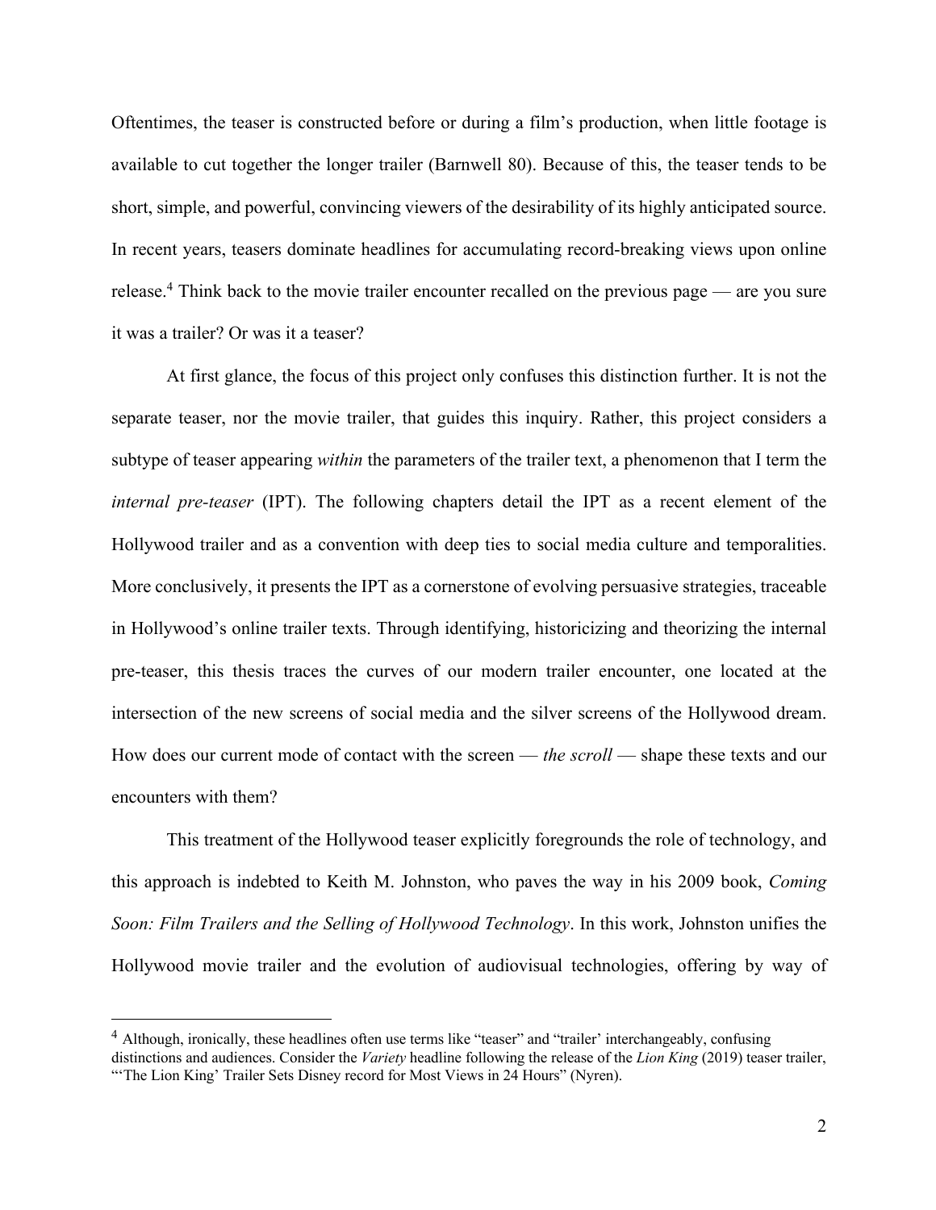Oftentimes, the teaser is constructed before or during a film's production, when little footage is available to cut together the longer trailer (Barnwell 80). Because of this, the teaser tends to be short, simple, and powerful, convincing viewers of the desirability of its highly anticipated source. In recent years, teasers dominate headlines for accumulating record-breaking views upon online release.[4] Think back to the movie trailer encounter recalled on the previous page — are you sure it was a trailer? Or was it a teaser?

At first glance, the focus of this project only confuses this distinction further. It is not the separate teaser, nor the movie trailer, that guides this inquiry. Rather, this project considers a subtype of teaser appearing *within* the parameters of the trailer text, a phenomenon that I term the *internal pre-teaser* (IPT). The following chapters detail the IPT as a recent element of the Hollywood trailer and as a convention with deep ties to social media culture and temporalities. More conclusively, it presents the IPT as a cornerstone of evolving persuasive strategies, traceable in Hollywood's online trailer texts. Through identifying, historicizing and theorizing the internal pre-teaser, this thesis traces the curves of our modern trailer encounter, one located at the intersection of the new screens of social media and the silver screens of the Hollywood dream. How does our current mode of contact with the screen — *the scroll* — shape these texts and our encounters with them?

This treatment of the Hollywood teaser explicitly foregrounds the role of technology, and this approach is indebted to Keith M. Johnston, who paves the way in his 2009 book, *Coming Soon: Film Trailers and the Selling of Hollywood Technology*. In this work, Johnston unifies the Hollywood movie trailer and the evolution of audiovisual technologies, offering by way of

---

[4] Although, ironically, these headlines often use terms like "teaser" and "trailer' interchangeably, confusing distinctions and audiences. Consider the *Variety* headline following the release of the *Lion King* (2019) teaser trailer, "'The Lion King' Trailer Sets Disney record for Most Views in 24 Hours" (Nyren).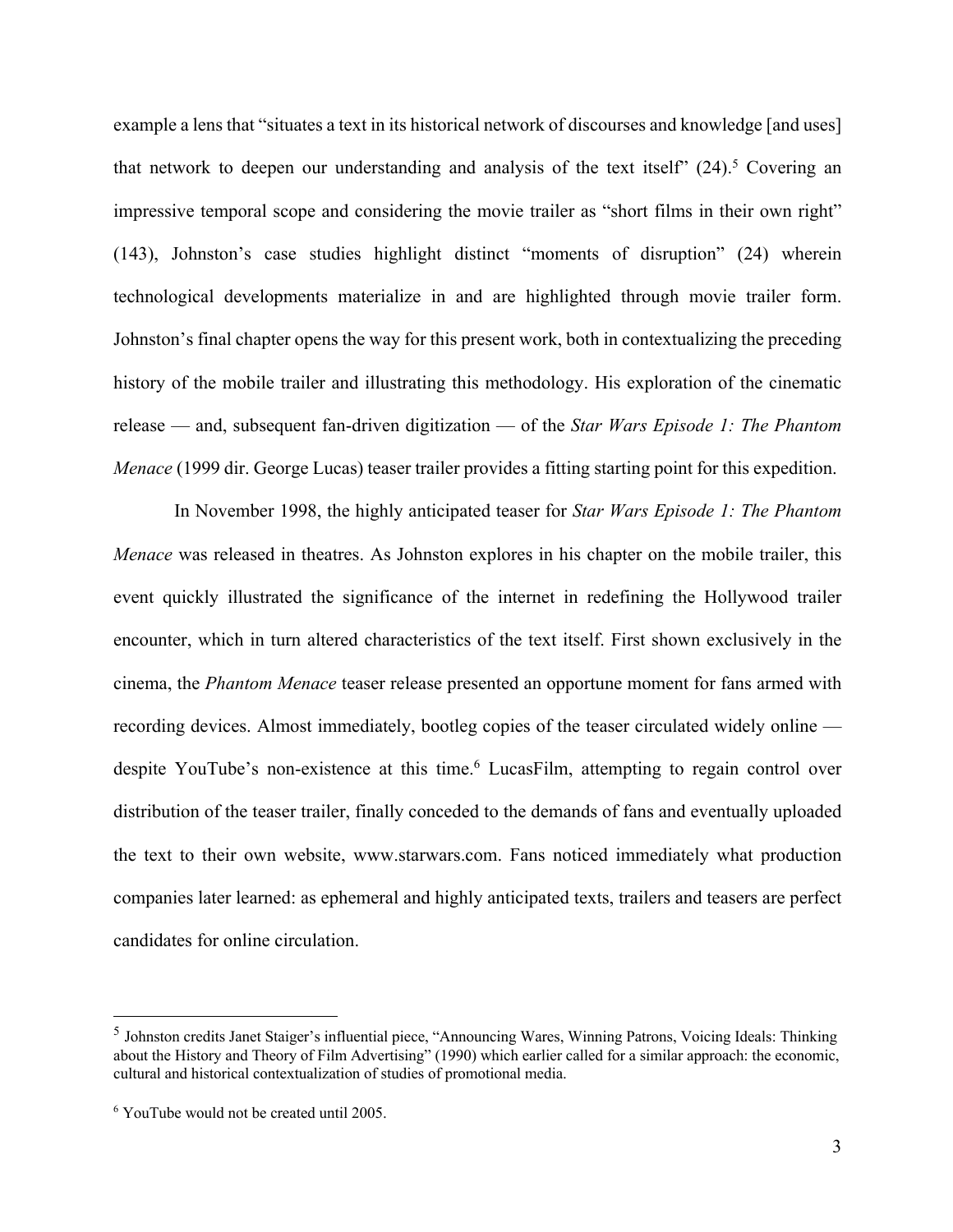example a lens that "situates a text in its historical network of discourses and knowledge [and uses] that network to deepen our understanding and analysis of the text itself" (24).[5] Covering an impressive temporal scope and considering the movie trailer as "short films in their own right" (143), Johnston's case studies highlight distinct "moments of disruption" (24) wherein technological developments materialize in and are highlighted through movie trailer form. Johnston's final chapter opens the way for this present work, both in contextualizing the preceding history of the mobile trailer and illustrating this methodology. His exploration of the cinematic release — and, subsequent fan-driven digitization — of the *Star Wars Episode 1: The Phantom Menace* (1999 dir. George Lucas) teaser trailer provides a fitting starting point for this expedition.

In November 1998, the highly anticipated teaser for *Star Wars Episode 1: The Phantom Menace* was released in theatres. As Johnston explores in his chapter on the mobile trailer, this event quickly illustrated the significance of the internet in redefining the Hollywood trailer encounter, which in turn altered characteristics of the text itself. First shown exclusively in the cinema, the *Phantom Menace* teaser release presented an opportune moment for fans armed with recording devices. Almost immediately, bootleg copies of the teaser circulated widely online — despite YouTube's non-existence at this time.[6] LucasFilm, attempting to regain control over distribution of the teaser trailer, finally conceded to the demands of fans and eventually uploaded the text to their own website, www.starwars.com. Fans noticed immediately what production companies later learned: as ephemeral and highly anticipated texts, trailers and teasers are perfect candidates for online circulation.

---

[5] Johnston credits Janet Staiger's influential piece, "Announcing Wares, Winning Patrons, Voicing Ideals: Thinking about the History and Theory of Film Advertising" (1990) which earlier called for a similar approach: the economic, cultural and historical contextualization of studies of promotional media.

[6] YouTube would not be created until 2005.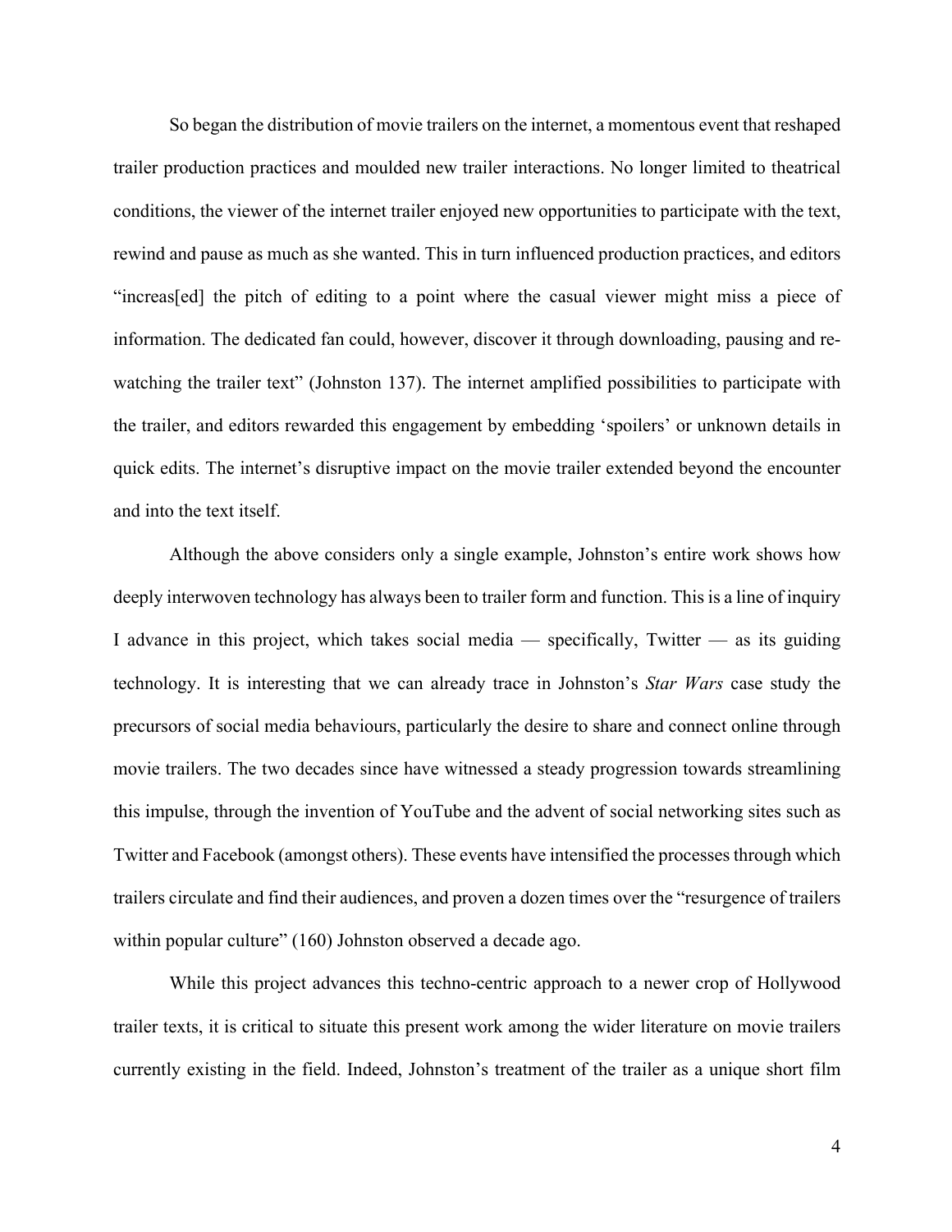So began the distribution of movie trailers on the internet, a momentous event that reshaped trailer production practices and moulded new trailer interactions. No longer limited to theatrical conditions, the viewer of the internet trailer enjoyed new opportunities to participate with the text, rewind and pause as much as she wanted. This in turn influenced production practices, and editors "increas[ed] the pitch of editing to a point where the casual viewer might miss a piece of information. The dedicated fan could, however, discover it through downloading, pausing and re-watching the trailer text" (Johnston 137). The internet amplified possibilities to participate with the trailer, and editors rewarded this engagement by embedding 'spoilers' or unknown details in quick edits. The internet's disruptive impact on the movie trailer extended beyond the encounter and into the text itself.

Although the above considers only a single example, Johnston's entire work shows how deeply interwoven technology has always been to trailer form and function. This is a line of inquiry I advance in this project, which takes social media — specifically, Twitter — as its guiding technology. It is interesting that we can already trace in Johnston's *Star Wars* case study the precursors of social media behaviours, particularly the desire to share and connect online through movie trailers. The two decades since have witnessed a steady progression towards streamlining this impulse, through the invention of YouTube and the advent of social networking sites such as Twitter and Facebook (amongst others). These events have intensified the processes through which trailers circulate and find their audiences, and proven a dozen times over the "resurgence of trailers within popular culture" (160) Johnston observed a decade ago.

While this project advances this techno-centric approach to a newer crop of Hollywood trailer texts, it is critical to situate this present work among the wider literature on movie trailers currently existing in the field. Indeed, Johnston's treatment of the trailer as a unique short film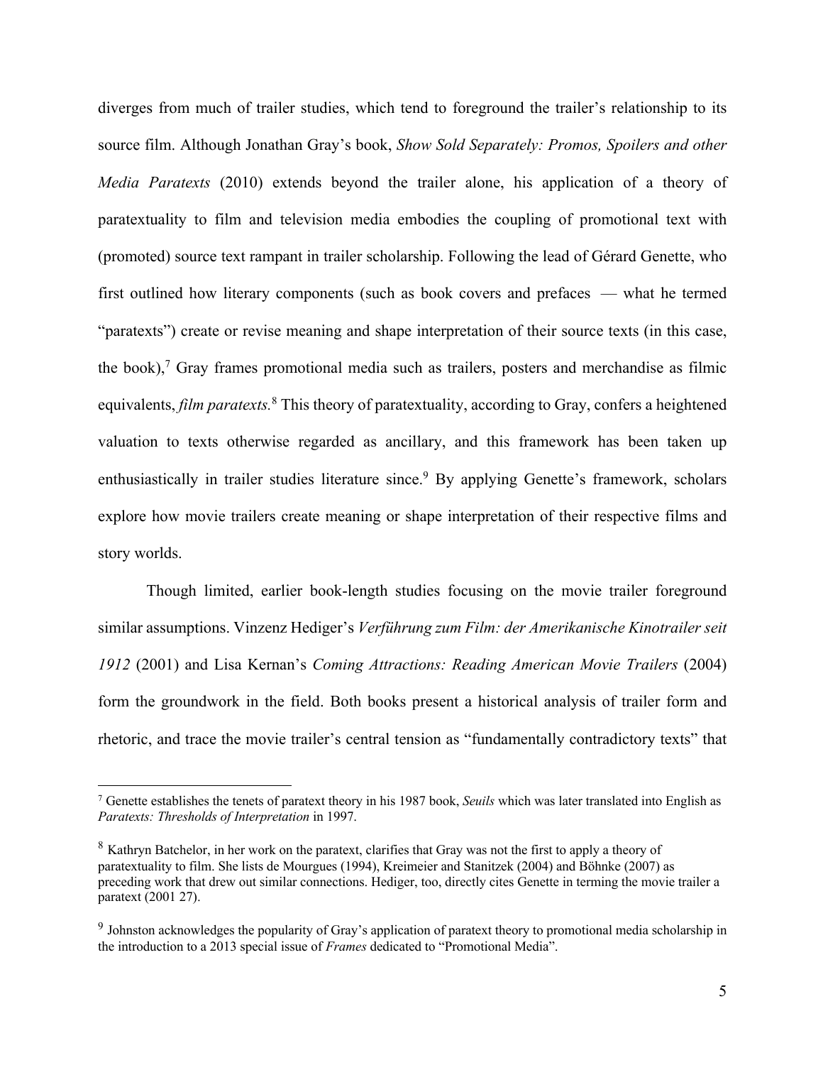diverges from much of trailer studies, which tend to foreground the trailer's relationship to its source film. Although Jonathan Gray's book, *Show Sold Separately: Promos, Spoilers and other Media Paratexts* (2010) extends beyond the trailer alone, his application of a theory of paratextuality to film and television media embodies the coupling of promotional text with (promoted) source text rampant in trailer scholarship. Following the lead of Gérard Genette, who first outlined how literary components (such as book covers and prefaces — what he termed "paratexts") create or revise meaning and shape interpretation of their source texts (in this case, the book),[7] Gray frames promotional media such as trailers, posters and merchandise as filmic equivalents, *film paratexts.*[8] This theory of paratextuality, according to Gray, confers a heightened valuation to texts otherwise regarded as ancillary, and this framework has been taken up enthusiastically in trailer studies literature since.[9] By applying Genette's framework, scholars explore how movie trailers create meaning or shape interpretation of their respective films and story worlds.

Though limited, earlier book-length studies focusing on the movie trailer foreground similar assumptions. Vinzenz Hediger's *Verführung zum Film: der Amerikanische Kinotrailer seit 1912* (2001) and Lisa Kernan's *Coming Attractions: Reading American Movie Trailers* (2004) form the groundwork in the field. Both books present a historical analysis of trailer form and rhetoric, and trace the movie trailer's central tension as "fundamentally contradictory texts" that

---

[7] Genette establishes the tenets of paratext theory in his 1987 book, *Seuils* which was later translated into English as *Paratexts: Thresholds of Interpretation* in 1997.

[8] Kathryn Batchelor, in her work on the paratext, clarifies that Gray was not the first to apply a theory of paratextuality to film. She lists de Mourgues (1994), Kreimeier and Stanitzek (2004) and Böhnke (2007) as preceding work that drew out similar connections. Hediger, too, directly cites Genette in terming the movie trailer a paratext (2001 27).

[9] Johnston acknowledges the popularity of Gray's application of paratext theory to promotional media scholarship in the introduction to a 2013 special issue of *Frames* dedicated to "Promotional Media".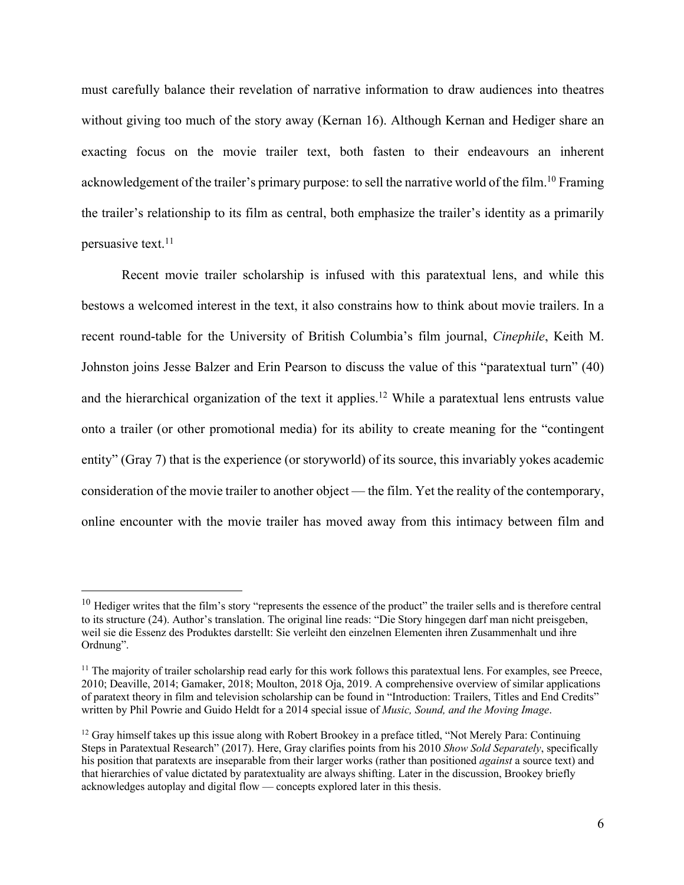must carefully balance their revelation of narrative information to draw audiences into theatres without giving too much of the story away (Kernan 16). Although Kernan and Hediger share an exacting focus on the movie trailer text, both fasten to their endeavours an inherent acknowledgement of the trailer's primary purpose: to sell the narrative world of the film.[10] Framing the trailer's relationship to its film as central, both emphasize the trailer's identity as a primarily persuasive text.[11]

Recent movie trailer scholarship is infused with this paratextual lens, and while this bestows a welcomed interest in the text, it also constrains how to think about movie trailers. In a recent round-table for the University of British Columbia's film journal, *Cinephile*, Keith M. Johnston joins Jesse Balzer and Erin Pearson to discuss the value of this "paratextual turn" (40) and the hierarchical organization of the text it applies.[12] While a paratextual lens entrusts value onto a trailer (or other promotional media) for its ability to create meaning for the "contingent entity" (Gray 7) that is the experience (or storyworld) of its source, this invariably yokes academic consideration of the movie trailer to another object — the film. Yet the reality of the contemporary, online encounter with the movie trailer has moved away from this intimacy between film and

---

[10] Hediger writes that the film's story "represents the essence of the product" the trailer sells and is therefore central to its structure (24). Author's translation. The original line reads: "Die Story hingegen darf man nicht preisgeben, weil sie die Essenz des Produktes darstellt: Sie verleiht den einzelnen Elementen ihren Zusammenhalt und ihre Ordnung".

[11] The majority of trailer scholarship read early for this work follows this paratextual lens. For examples, see Preece, 2010; Deaville, 2014; Gamaker, 2018; Moulton, 2018 Oja, 2019. A comprehensive overview of similar applications of paratext theory in film and television scholarship can be found in "Introduction: Trailers, Titles and End Credits" written by Phil Powrie and Guido Heldt for a 2014 special issue of *Music, Sound, and the Moving Image*.

[12] Gray himself takes up this issue along with Robert Brookey in a preface titled, "Not Merely Para: Continuing Steps in Paratextual Research" (2017). Here, Gray clarifies points from his 2010 *Show Sold Separately*, specifically his position that paratexts are inseparable from their larger works (rather than positioned *against* a source text) and that hierarchies of value dictated by paratextuality are always shifting. Later in the discussion, Brookey briefly acknowledges autoplay and digital flow — concepts explored later in this thesis.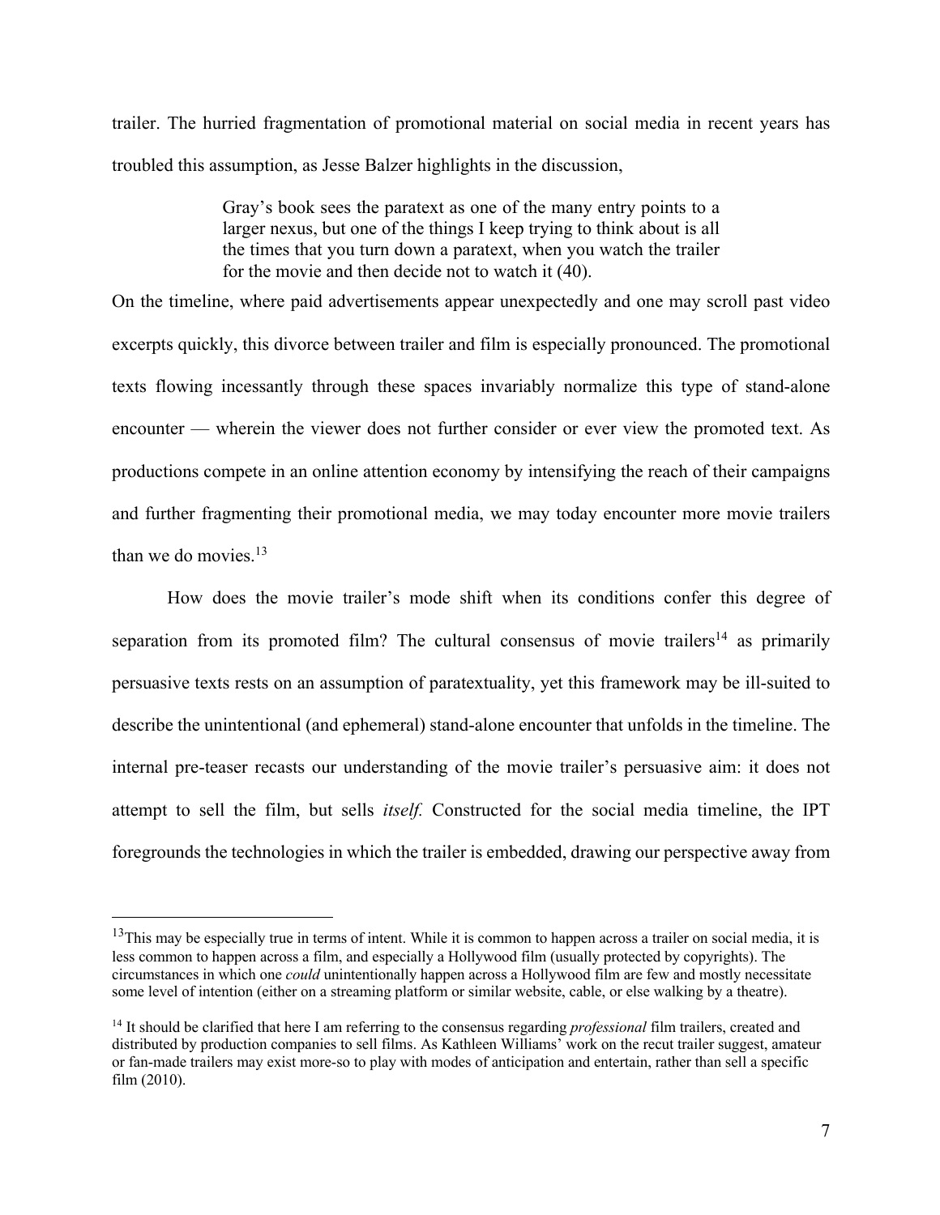trailer. The hurried fragmentation of promotional material on social media in recent years has troubled this assumption, as Jesse Balzer highlights in the discussion,

> Gray's book sees the paratext as one of the many entry points to a larger nexus, but one of the things I keep trying to think about is all the times that you turn down a paratext, when you watch the trailer for the movie and then decide not to watch it (40).

On the timeline, where paid advertisements appear unexpectedly and one may scroll past video excerpts quickly, this divorce between trailer and film is especially pronounced. The promotional texts flowing incessantly through these spaces invariably normalize this type of stand-alone encounter — wherein the viewer does not further consider or ever view the promoted text. As productions compete in an online attention economy by intensifying the reach of their campaigns and further fragmenting their promotional media, we may today encounter more movie trailers than we do movies.[13]

How does the movie trailer's mode shift when its conditions confer this degree of separation from its promoted film? The cultural consensus of movie trailers[14] as primarily persuasive texts rests on an assumption of paratextuality, yet this framework may be ill-suited to describe the unintentional (and ephemeral) stand-alone encounter that unfolds in the timeline. The internal pre-teaser recasts our understanding of the movie trailer's persuasive aim: it does not attempt to sell the film, but sells *itself*. Constructed for the social media timeline, the IPT foregrounds the technologies in which the trailer is embedded, drawing our perspective away from

---

[13] This may be especially true in terms of intent. While it is common to happen across a trailer on social media, it is less common to happen across a film, and especially a Hollywood film (usually protected by copyrights). The circumstances in which one *could* unintentionally happen across a Hollywood film are few and mostly necessitate some level of intention (either on a streaming platform or similar website, cable, or else walking by a theatre).

[14] It should be clarified that here I am referring to the consensus regarding *professional* film trailers, created and distributed by production companies to sell films. As Kathleen Williams' work on the recut trailer suggest, amateur or fan-made trailers may exist more-so to play with modes of anticipation and entertain, rather than sell a specific film (2010).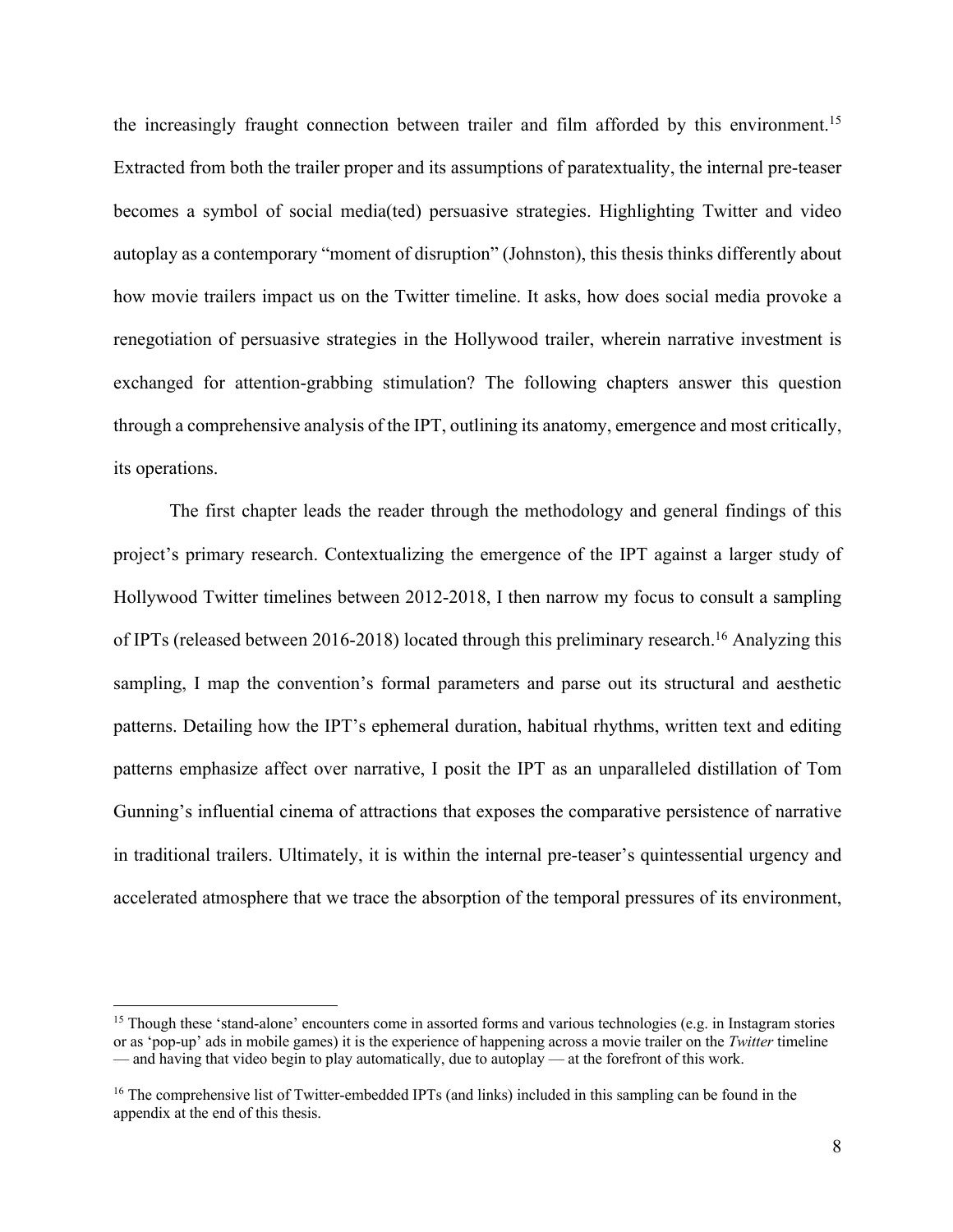the increasingly fraught connection between trailer and film afforded by this environment.[15] Extracted from both the trailer proper and its assumptions of paratextuality, the internal pre-teaser becomes a symbol of social media(ted) persuasive strategies. Highlighting Twitter and video autoplay as a contemporary "moment of disruption" (Johnston), this thesis thinks differently about how movie trailers impact us on the Twitter timeline. It asks, how does social media provoke a renegotiation of persuasive strategies in the Hollywood trailer, wherein narrative investment is exchanged for attention-grabbing stimulation? The following chapters answer this question through a comprehensive analysis of the IPT, outlining its anatomy, emergence and most critically, its operations.

The first chapter leads the reader through the methodology and general findings of this project's primary research. Contextualizing the emergence of the IPT against a larger study of Hollywood Twitter timelines between 2012-2018, I then narrow my focus to consult a sampling of IPTs (released between 2016-2018) located through this preliminary research.[16] Analyzing this sampling, I map the convention's formal parameters and parse out its structural and aesthetic patterns. Detailing how the IPT's ephemeral duration, habitual rhythms, written text and editing patterns emphasize affect over narrative, I posit the IPT as an unparalleled distillation of Tom Gunning's influential cinema of attractions that exposes the comparative persistence of narrative in traditional trailers. Ultimately, it is within the internal pre-teaser's quintessential urgency and accelerated atmosphere that we trace the absorption of the temporal pressures of its environment,

---

[15] Though these 'stand-alone' encounters come in assorted forms and various technologies (e.g. in Instagram stories or as 'pop-up' ads in mobile games) it is the experience of happening across a movie trailer on the *Twitter* timeline — and having that video begin to play automatically, due to autoplay — at the forefront of this work.

[16] The comprehensive list of Twitter-embedded IPTs (and links) included in this sampling can be found in the appendix at the end of this thesis.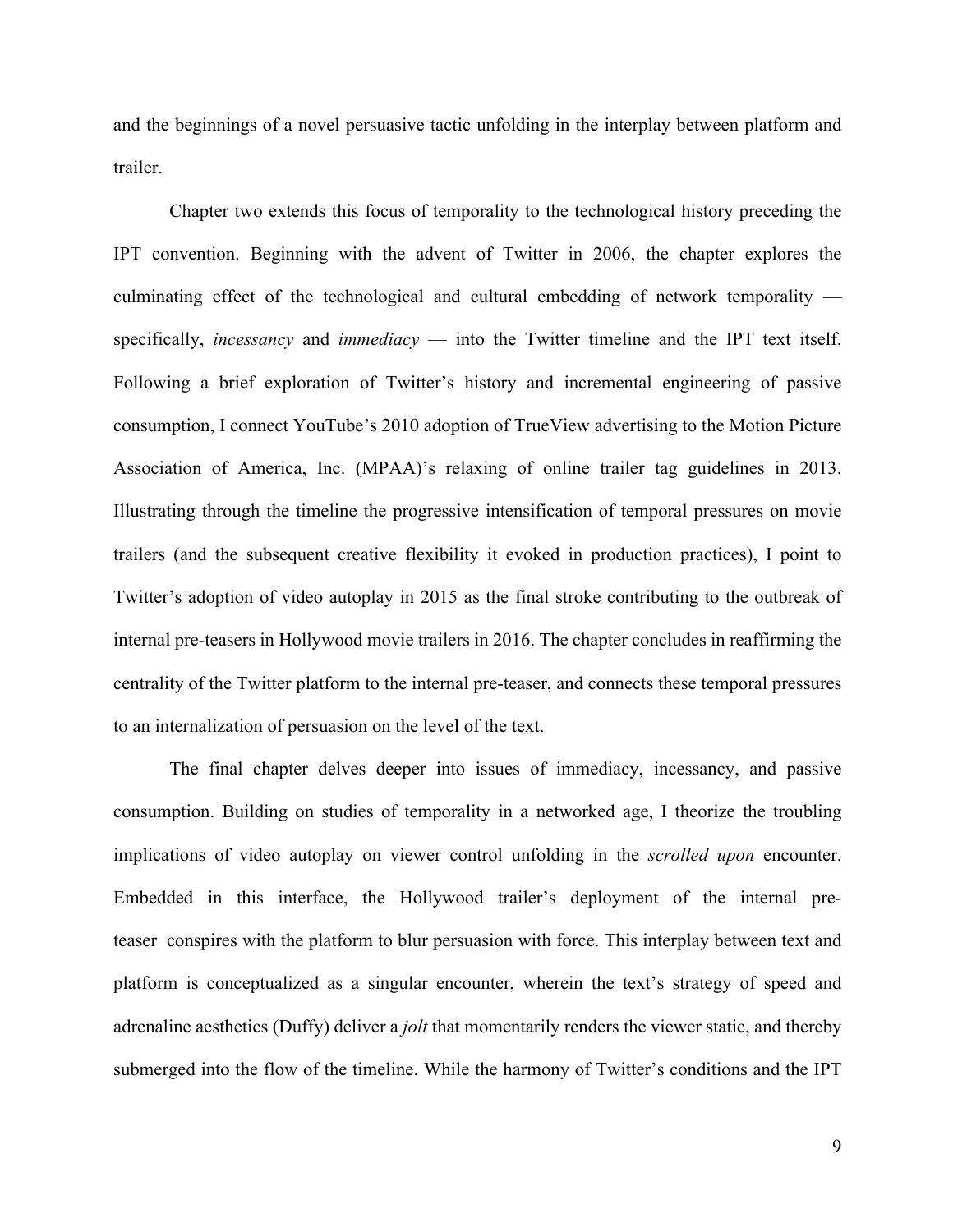and the beginnings of a novel persuasive tactic unfolding in the interplay between platform and trailer.

Chapter two extends this focus of temporality to the technological history preceding the IPT convention. Beginning with the advent of Twitter in 2006, the chapter explores the culminating effect of the technological and cultural embedding of network temporality — specifically, *incessancy* and *immediacy* — into the Twitter timeline and the IPT text itself. Following a brief exploration of Twitter's history and incremental engineering of passive consumption, I connect YouTube's 2010 adoption of TrueView advertising to the Motion Picture Association of America, Inc. (MPAA)'s relaxing of online trailer tag guidelines in 2013. Illustrating through the timeline the progressive intensification of temporal pressures on movie trailers (and the subsequent creative flexibility it evoked in production practices), I point to Twitter's adoption of video autoplay in 2015 as the final stroke contributing to the outbreak of internal pre-teasers in Hollywood movie trailers in 2016. The chapter concludes in reaffirming the centrality of the Twitter platform to the internal pre-teaser, and connects these temporal pressures to an internalization of persuasion on the level of the text.

The final chapter delves deeper into issues of immediacy, incessancy, and passive consumption. Building on studies of temporality in a networked age, I theorize the troubling implications of video autoplay on viewer control unfolding in the *scrolled upon* encounter. Embedded in this interface, the Hollywood trailer's deployment of the internal pre-teaser conspires with the platform to blur persuasion with force. This interplay between text and platform is conceptualized as a singular encounter, wherein the text's strategy of speed and adrenaline aesthetics (Duffy) deliver a *jolt* that momentarily renders the viewer static, and thereby submerged into the flow of the timeline. While the harmony of Twitter's conditions and the IPT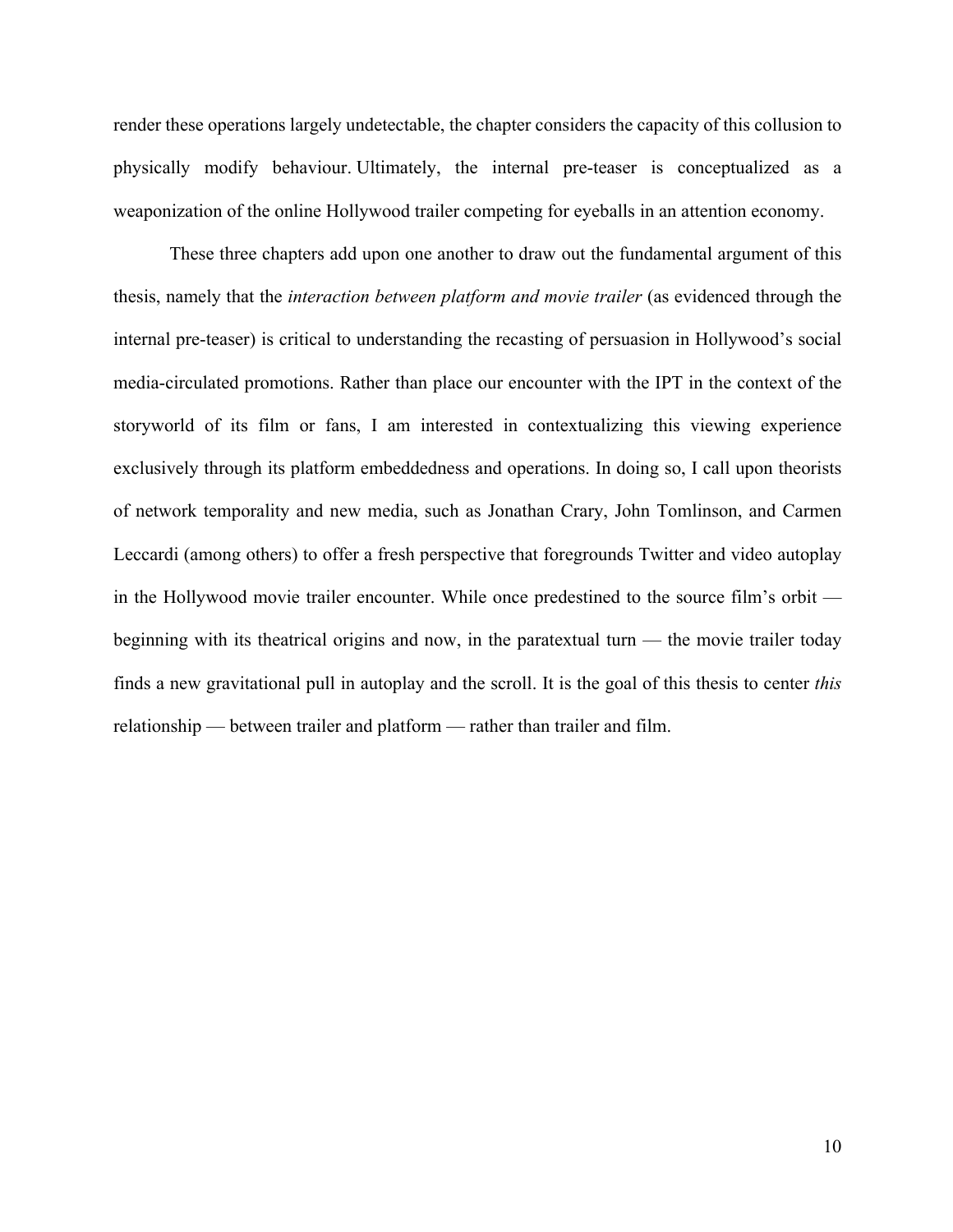render these operations largely undetectable, the chapter considers the capacity of this collusion to physically modify behaviour. Ultimately, the internal pre-teaser is conceptualized as a weaponization of the online Hollywood trailer competing for eyeballs in an attention economy.

These three chapters add upon one another to draw out the fundamental argument of this thesis, namely that the *interaction between platform and movie trailer* (as evidenced through the internal pre-teaser) is critical to understanding the recasting of persuasion in Hollywood's social media-circulated promotions. Rather than place our encounter with the IPT in the context of the storyworld of its film or fans, I am interested in contextualizing this viewing experience exclusively through its platform embeddedness and operations. In doing so, I call upon theorists of network temporality and new media, such as Jonathan Crary, John Tomlinson, and Carmen Leccardi (among others) to offer a fresh perspective that foregrounds Twitter and video autoplay in the Hollywood movie trailer encounter. While once predestined to the source film's orbit — beginning with its theatrical origins and now, in the paratextual turn — the movie trailer today finds a new gravitational pull in autoplay and the scroll. It is the goal of this thesis to center *this* relationship — between trailer and platform — rather than trailer and film.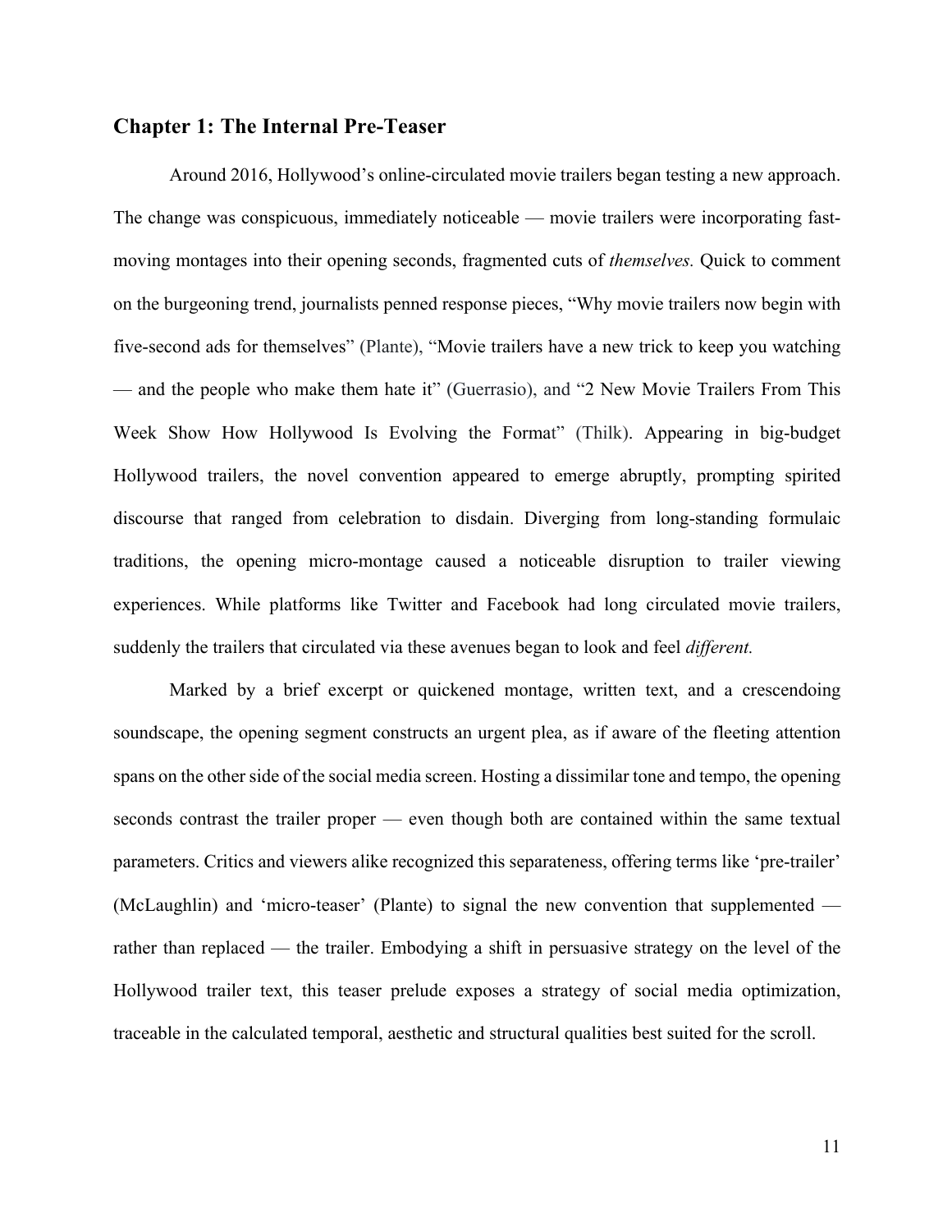## Chapter 1: The Internal Pre-Teaser

Around 2016, Hollywood's online-circulated movie trailers began testing a new approach. The change was conspicuous, immediately noticeable — movie trailers were incorporating fast-moving montages into their opening seconds, fragmented cuts of *themselves.* Quick to comment on the burgeoning trend, journalists penned response pieces, "Why movie trailers now begin with five-second ads for themselves" (Plante), "Movie trailers have a new trick to keep you watching — and the people who make them hate it" (Guerrasio), and "2 New Movie Trailers From This Week Show How Hollywood Is Evolving the Format" (Thilk). Appearing in big-budget Hollywood trailers, the novel convention appeared to emerge abruptly, prompting spirited discourse that ranged from celebration to disdain. Diverging from long-standing formulaic traditions, the opening micro-montage caused a noticeable disruption to trailer viewing experiences. While platforms like Twitter and Facebook had long circulated movie trailers, suddenly the trailers that circulated via these avenues began to look and feel *different.*

Marked by a brief excerpt or quickened montage, written text, and a crescendoing soundscape, the opening segment constructs an urgent plea, as if aware of the fleeting attention spans on the other side of the social media screen. Hosting a dissimilar tone and tempo, the opening seconds contrast the trailer proper — even though both are contained within the same textual parameters. Critics and viewers alike recognized this separateness, offering terms like 'pre-trailer' (McLaughlin) and 'micro-teaser' (Plante) to signal the new convention that supplemented — rather than replaced — the trailer. Embodying a shift in persuasive strategy on the level of the Hollywood trailer text, this teaser prelude exposes a strategy of social media optimization, traceable in the calculated temporal, aesthetic and structural qualities best suited for the scroll.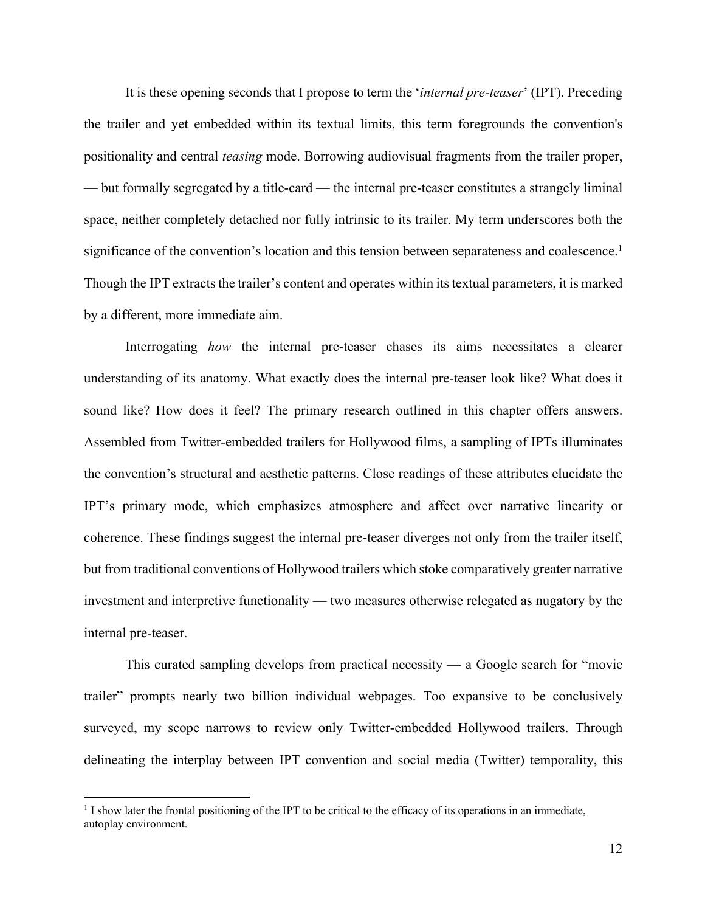It is these opening seconds that I propose to term the '*internal pre-teaser*' (IPT). Preceding the trailer and yet embedded within its textual limits, this term foregrounds the convention's positionality and central *teasing* mode. Borrowing audiovisual fragments from the trailer proper, — but formally segregated by a title-card — the internal pre-teaser constitutes a strangely liminal space, neither completely detached nor fully intrinsic to its trailer. My term underscores both the significance of the convention's location and this tension between separateness and coalescence.[1] Though the IPT extracts the trailer's content and operates within its textual parameters, it is marked by a different, more immediate aim.

Interrogating *how* the internal pre-teaser chases its aims necessitates a clearer understanding of its anatomy. What exactly does the internal pre-teaser look like? What does it sound like? How does it feel? The primary research outlined in this chapter offers answers. Assembled from Twitter-embedded trailers for Hollywood films, a sampling of IPTs illuminates the convention's structural and aesthetic patterns. Close readings of these attributes elucidate the IPT's primary mode, which emphasizes atmosphere and affect over narrative linearity or coherence. These findings suggest the internal pre-teaser diverges not only from the trailer itself, but from traditional conventions of Hollywood trailers which stoke comparatively greater narrative investment and interpretive functionality — two measures otherwise relegated as nugatory by the internal pre-teaser.

This curated sampling develops from practical necessity — a Google search for "movie trailer" prompts nearly two billion individual webpages. Too expansive to be conclusively surveyed, my scope narrows to review only Twitter-embedded Hollywood trailers. Through delineating the interplay between IPT convention and social media (Twitter) temporality, this

[1] I show later the frontal positioning of the IPT to be critical to the efficacy of its operations in an immediate, autoplay environment.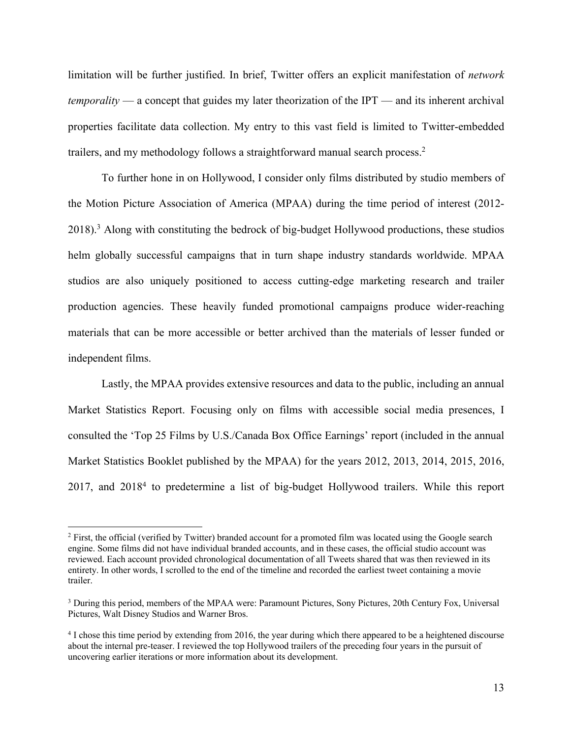limitation will be further justified. In brief, Twitter offers an explicit manifestation of *network temporality* — a concept that guides my later theorization of the IPT — and its inherent archival properties facilitate data collection. My entry to this vast field is limited to Twitter-embedded trailers, and my methodology follows a straightforward manual search process.[2]

To further hone in on Hollywood, I consider only films distributed by studio members of the Motion Picture Association of America (MPAA) during the time period of interest (2012-2018).[3] Along with constituting the bedrock of big-budget Hollywood productions, these studios helm globally successful campaigns that in turn shape industry standards worldwide. MPAA studios are also uniquely positioned to access cutting-edge marketing research and trailer production agencies. These heavily funded promotional campaigns produce wider-reaching materials that can be more accessible or better archived than the materials of lesser funded or independent films.

Lastly, the MPAA provides extensive resources and data to the public, including an annual Market Statistics Report. Focusing only on films with accessible social media presences, I consulted the 'Top 25 Films by U.S./Canada Box Office Earnings' report (included in the annual Market Statistics Booklet published by the MPAA) for the years 2012, 2013, 2014, 2015, 2016, 2017, and 2018[4] to predetermine a list of big-budget Hollywood trailers. While this report

---

[2] First, the official (verified by Twitter) branded account for a promoted film was located using the Google search engine. Some films did not have individual branded accounts, and in these cases, the official studio account was reviewed. Each account provided chronological documentation of all Tweets shared that was then reviewed in its entirety. In other words, I scrolled to the end of the timeline and recorded the earliest tweet containing a movie trailer.

[3] During this period, members of the MPAA were: Paramount Pictures, Sony Pictures, 20th Century Fox, Universal Pictures, Walt Disney Studios and Warner Bros.

[4] I chose this time period by extending from 2016, the year during which there appeared to be a heightened discourse about the internal pre-teaser. I reviewed the top Hollywood trailers of the preceding four years in the pursuit of uncovering earlier iterations or more information about its development.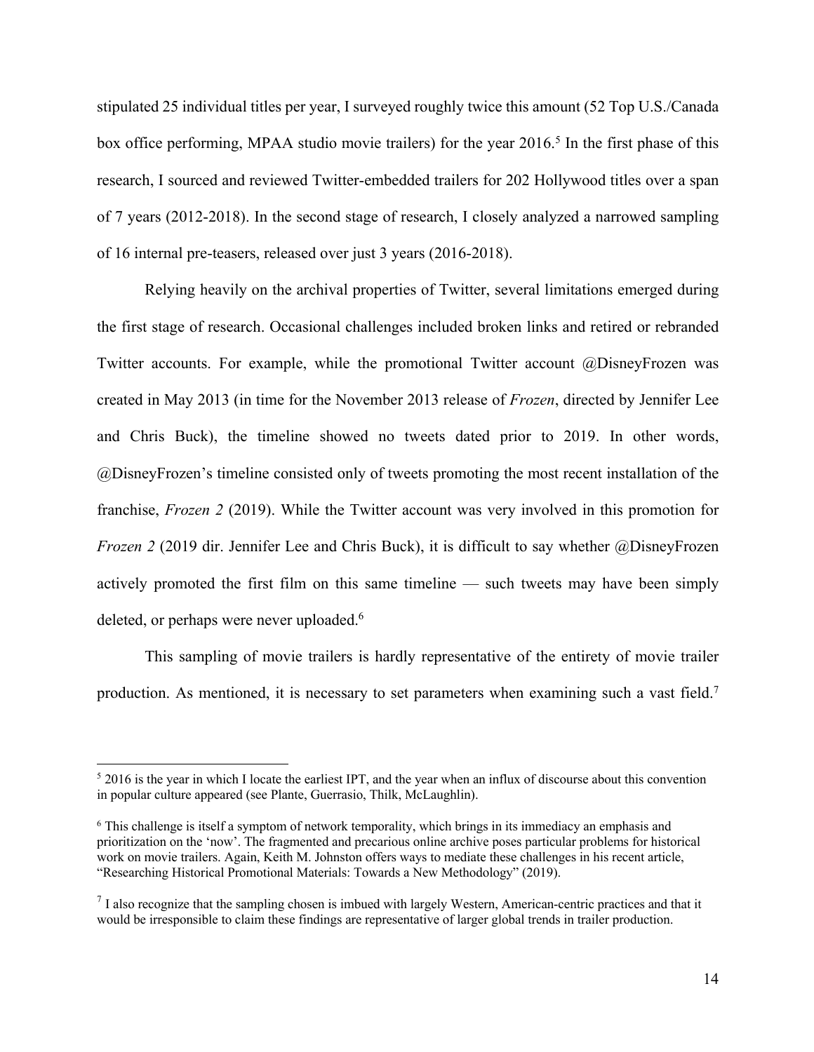stipulated 25 individual titles per year, I surveyed roughly twice this amount (52 Top U.S./Canada box office performing, MPAA studio movie trailers) for the year 2016.[5] In the first phase of this research, I sourced and reviewed Twitter-embedded trailers for 202 Hollywood titles over a span of 7 years (2012-2018). In the second stage of research, I closely analyzed a narrowed sampling of 16 internal pre-teasers, released over just 3 years (2016-2018).

Relying heavily on the archival properties of Twitter, several limitations emerged during the first stage of research. Occasional challenges included broken links and retired or rebranded Twitter accounts. For example, while the promotional Twitter account @DisneyFrozen was created in May 2013 (in time for the November 2013 release of *Frozen*, directed by Jennifer Lee and Chris Buck), the timeline showed no tweets dated prior to 2019. In other words, @DisneyFrozen's timeline consisted only of tweets promoting the most recent installation of the franchise, *Frozen 2* (2019). While the Twitter account was very involved in this promotion for *Frozen 2* (2019 dir. Jennifer Lee and Chris Buck), it is difficult to say whether @DisneyFrozen actively promoted the first film on this same timeline — such tweets may have been simply deleted, or perhaps were never uploaded.[6]

This sampling of movie trailers is hardly representative of the entirety of movie trailer production. As mentioned, it is necessary to set parameters when examining such a vast field.[7]

---

[5] 2016 is the year in which I locate the earliest IPT, and the year when an influx of discourse about this convention in popular culture appeared (see Plante, Guerrasio, Thilk, McLaughlin).

[6] This challenge is itself a symptom of network temporality, which brings in its immediacy an emphasis and prioritization on the 'now'. The fragmented and precarious online archive poses particular problems for historical work on movie trailers. Again, Keith M. Johnston offers ways to mediate these challenges in his recent article, "Researching Historical Promotional Materials: Towards a New Methodology" (2019).

[7] I also recognize that the sampling chosen is imbued with largely Western, American-centric practices and that it would be irresponsible to claim these findings are representative of larger global trends in trailer production.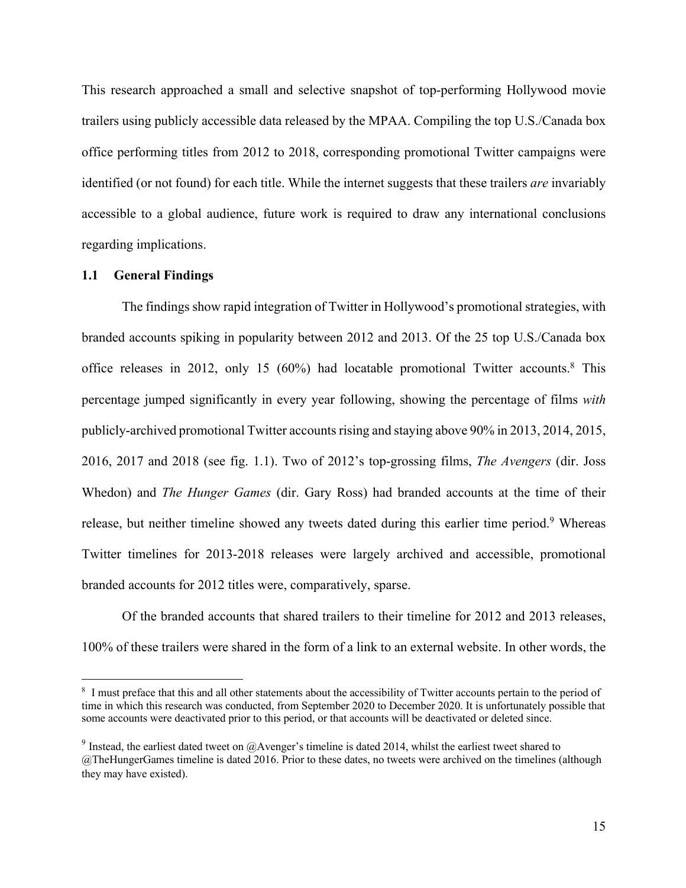This research approached a small and selective snapshot of top-performing Hollywood movie trailers using publicly accessible data released by the MPAA. Compiling the top U.S./Canada box office performing titles from 2012 to 2018, corresponding promotional Twitter campaigns were identified (or not found) for each title. While the internet suggests that these trailers *are* invariably accessible to a global audience, future work is required to draw any international conclusions regarding implications.

### 1.1 General Findings

The findings show rapid integration of Twitter in Hollywood's promotional strategies, with branded accounts spiking in popularity between 2012 and 2013. Of the 25 top U.S./Canada box office releases in 2012, only 15 (60%) had locatable promotional Twitter accounts.[8] This percentage jumped significantly in every year following, showing the percentage of films *with* publicly-archived promotional Twitter accounts rising and staying above 90% in 2013, 2014, 2015, 2016, 2017 and 2018 (see fig. 1.1). Two of 2012's top-grossing films, *The Avengers* (dir. Joss Whedon) and *The Hunger Games* (dir. Gary Ross) had branded accounts at the time of their release, but neither timeline showed any tweets dated during this earlier time period.[9] Whereas Twitter timelines for 2013-2018 releases were largely archived and accessible, promotional branded accounts for 2012 titles were, comparatively, sparse.

Of the branded accounts that shared trailers to their timeline for 2012 and 2013 releases, 100% of these trailers were shared in the form of a link to an external website. In other words, the

---

[8] I must preface that this and all other statements about the accessibility of Twitter accounts pertain to the period of time in which this research was conducted, from September 2020 to December 2020. It is unfortunately possible that some accounts were deactivated prior to this period, or that accounts will be deactivated or deleted since.

[9] Instead, the earliest dated tweet on @Avenger's timeline is dated 2014, whilst the earliest tweet shared to @TheHungerGames timeline is dated 2016. Prior to these dates, no tweets were archived on the timelines (although they may have existed).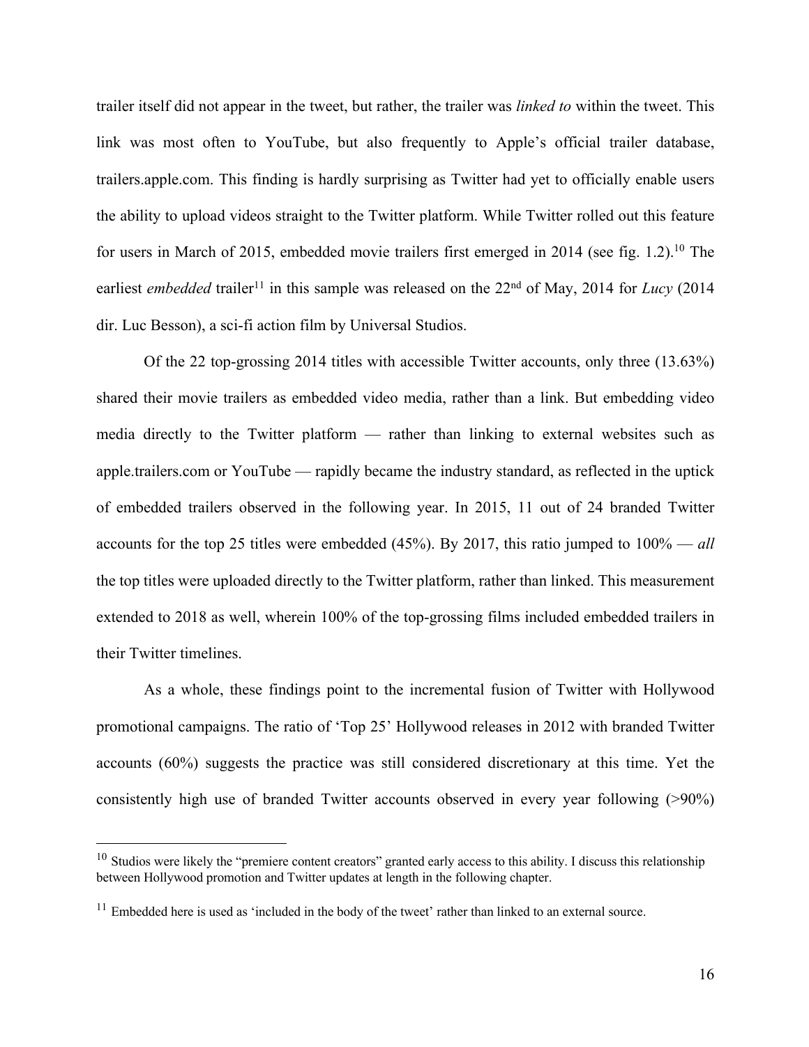trailer itself did not appear in the tweet, but rather, the trailer was *linked to* within the tweet. This link was most often to YouTube, but also frequently to Apple's official trailer database, trailers.apple.com. This finding is hardly surprising as Twitter had yet to officially enable users the ability to upload videos straight to the Twitter platform. While Twitter rolled out this feature for users in March of 2015, embedded movie trailers first emerged in 2014 (see fig. 1.2).[10] The earliest *embedded* trailer[11] in this sample was released on the 22nd of May, 2014 for *Lucy* (2014 dir. Luc Besson), a sci-fi action film by Universal Studios.

Of the 22 top-grossing 2014 titles with accessible Twitter accounts, only three (13.63%) shared their movie trailers as embedded video media, rather than a link. But embedding video media directly to the Twitter platform — rather than linking to external websites such as apple.trailers.com or YouTube — rapidly became the industry standard, as reflected in the uptick of embedded trailers observed in the following year. In 2015, 11 out of 24 branded Twitter accounts for the top 25 titles were embedded (45%). By 2017, this ratio jumped to 100% — *all* the top titles were uploaded directly to the Twitter platform, rather than linked. This measurement extended to 2018 as well, wherein 100% of the top-grossing films included embedded trailers in their Twitter timelines.

As a whole, these findings point to the incremental fusion of Twitter with Hollywood promotional campaigns. The ratio of 'Top 25' Hollywood releases in 2012 with branded Twitter accounts (60%) suggests the practice was still considered discretionary at this time. Yet the consistently high use of branded Twitter accounts observed in every year following (>90%)

---

[10] Studios were likely the "premiere content creators" granted early access to this ability. I discuss this relationship between Hollywood promotion and Twitter updates at length in the following chapter.

[11] Embedded here is used as 'included in the body of the tweet' rather than linked to an external source.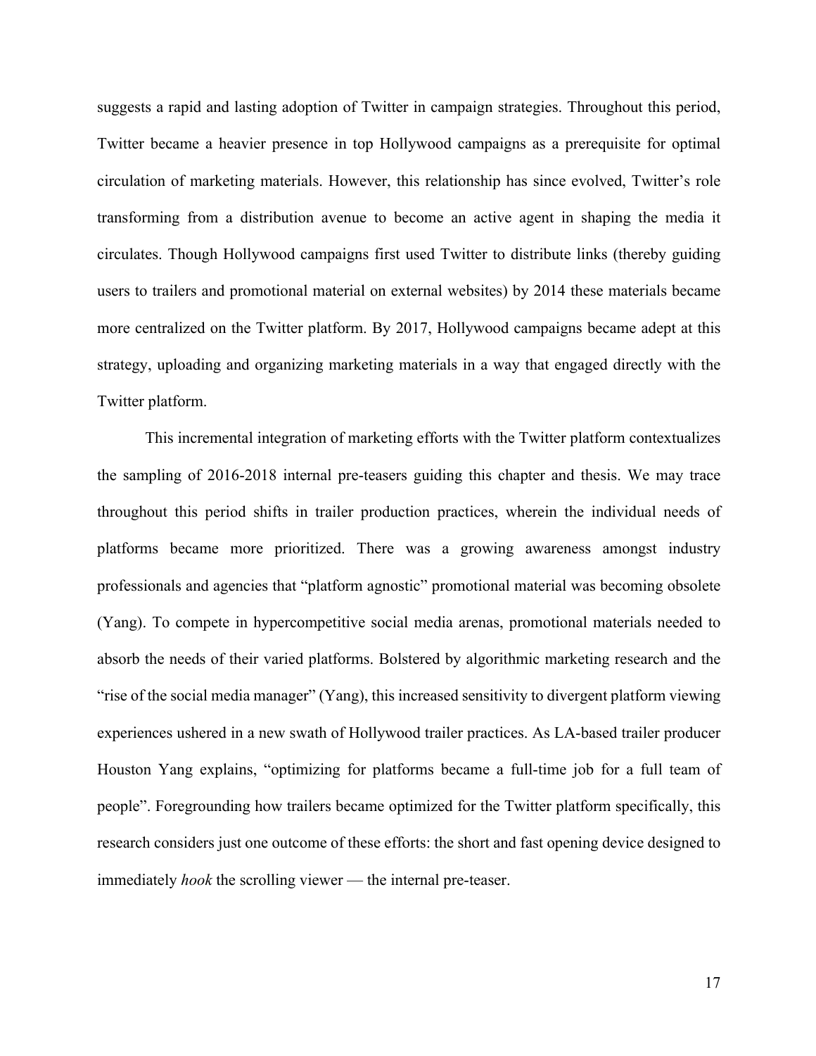suggests a rapid and lasting adoption of Twitter in campaign strategies. Throughout this period, Twitter became a heavier presence in top Hollywood campaigns as a prerequisite for optimal circulation of marketing materials. However, this relationship has since evolved, Twitter's role transforming from a distribution avenue to become an active agent in shaping the media it circulates. Though Hollywood campaigns first used Twitter to distribute links (thereby guiding users to trailers and promotional material on external websites) by 2014 these materials became more centralized on the Twitter platform. By 2017, Hollywood campaigns became adept at this strategy, uploading and organizing marketing materials in a way that engaged directly with the Twitter platform.

This incremental integration of marketing efforts with the Twitter platform contextualizes the sampling of 2016-2018 internal pre-teasers guiding this chapter and thesis. We may trace throughout this period shifts in trailer production practices, wherein the individual needs of platforms became more prioritized. There was a growing awareness amongst industry professionals and agencies that "platform agnostic" promotional material was becoming obsolete (Yang). To compete in hypercompetitive social media arenas, promotional materials needed to absorb the needs of their varied platforms. Bolstered by algorithmic marketing research and the "rise of the social media manager" (Yang), this increased sensitivity to divergent platform viewing experiences ushered in a new swath of Hollywood trailer practices. As LA-based trailer producer Houston Yang explains, "optimizing for platforms became a full-time job for a full team of people". Foregrounding how trailers became optimized for the Twitter platform specifically, this research considers just one outcome of these efforts: the short and fast opening device designed to immediately *hook* the scrolling viewer — the internal pre-teaser.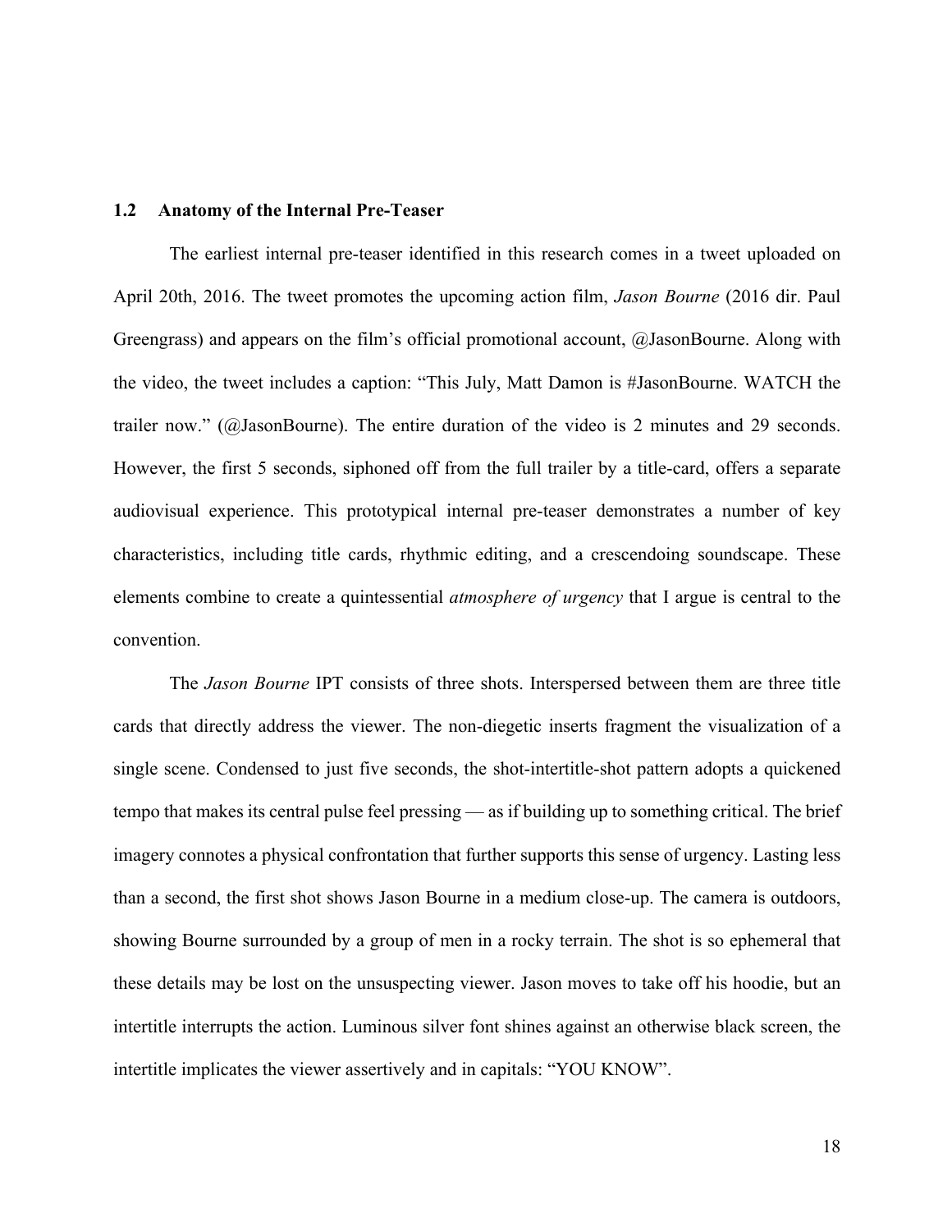## 1.2 Anatomy of the Internal Pre-Teaser

The earliest internal pre-teaser identified in this research comes in a tweet uploaded on April 20th, 2016. The tweet promotes the upcoming action film, *Jason Bourne* (2016 dir. Paul Greengrass) and appears on the film's official promotional account, @JasonBourne. Along with the video, the tweet includes a caption: "This July, Matt Damon is #JasonBourne. WATCH the trailer now." (@JasonBourne). The entire duration of the video is 2 minutes and 29 seconds. However, the first 5 seconds, siphoned off from the full trailer by a title-card, offers a separate audiovisual experience. This prototypical internal pre-teaser demonstrates a number of key characteristics, including title cards, rhythmic editing, and a crescendoing soundscape. These elements combine to create a quintessential *atmosphere of urgency* that I argue is central to the convention.

The *Jason Bourne* IPT consists of three shots. Interspersed between them are three title cards that directly address the viewer. The non-diegetic inserts fragment the visualization of a single scene. Condensed to just five seconds, the shot-intertitle-shot pattern adopts a quickened tempo that makes its central pulse feel pressing — as if building up to something critical. The brief imagery connotes a physical confrontation that further supports this sense of urgency. Lasting less than a second, the first shot shows Jason Bourne in a medium close-up. The camera is outdoors, showing Bourne surrounded by a group of men in a rocky terrain. The shot is so ephemeral that these details may be lost on the unsuspecting viewer. Jason moves to take off his hoodie, but an intertitle interrupts the action. Luminous silver font shines against an otherwise black screen, the intertitle implicates the viewer assertively and in capitals: "YOU KNOW".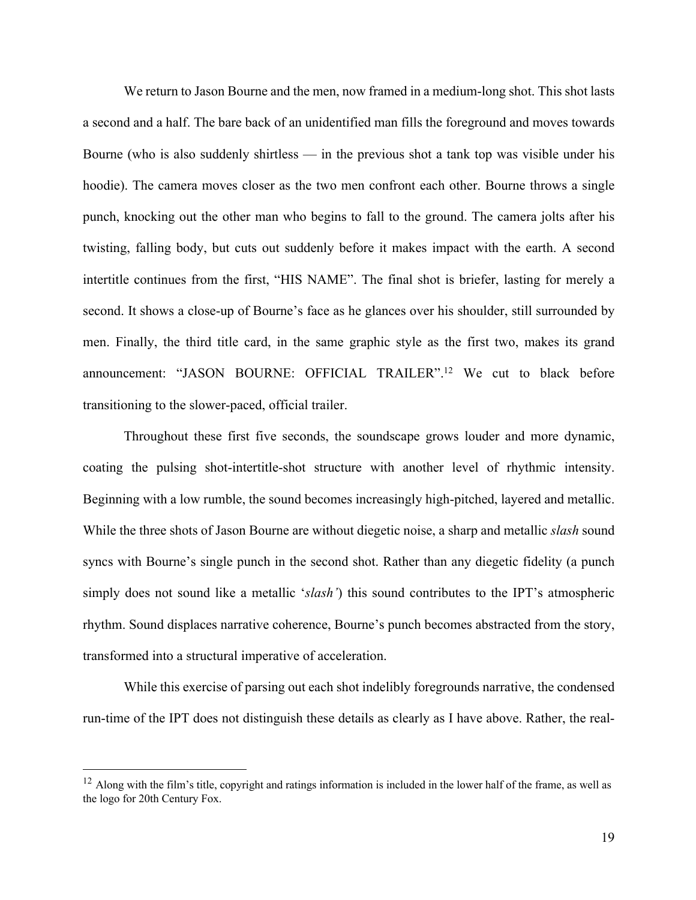We return to Jason Bourne and the men, now framed in a medium-long shot. This shot lasts a second and a half. The bare back of an unidentified man fills the foreground and moves towards Bourne (who is also suddenly shirtless — in the previous shot a tank top was visible under his hoodie). The camera moves closer as the two men confront each other. Bourne throws a single punch, knocking out the other man who begins to fall to the ground. The camera jolts after his twisting, falling body, but cuts out suddenly before it makes impact with the earth. A second intertitle continues from the first, "HIS NAME". The final shot is briefer, lasting for merely a second. It shows a close-up of Bourne's face as he glances over his shoulder, still surrounded by men. Finally, the third title card, in the same graphic style as the first two, makes its grand announcement: "JASON BOURNE: OFFICIAL TRAILER".[12] We cut to black before transitioning to the slower-paced, official trailer.

Throughout these first five seconds, the soundscape grows louder and more dynamic, coating the pulsing shot-intertitle-shot structure with another level of rhythmic intensity. Beginning with a low rumble, the sound becomes increasingly high-pitched, layered and metallic. While the three shots of Jason Bourne are without diegetic noise, a sharp and metallic *slash* sound syncs with Bourne's single punch in the second shot. Rather than any diegetic fidelity (a punch simply does not sound like a metallic '*slash'*) this sound contributes to the IPT's atmospheric rhythm. Sound displaces narrative coherence, Bourne's punch becomes abstracted from the story, transformed into a structural imperative of acceleration.

While this exercise of parsing out each shot indelibly foregrounds narrative, the condensed run-time of the IPT does not distinguish these details as clearly as I have above. Rather, the real-

[12] Along with the film's title, copyright and ratings information is included in the lower half of the frame, as well as the logo for 20th Century Fox.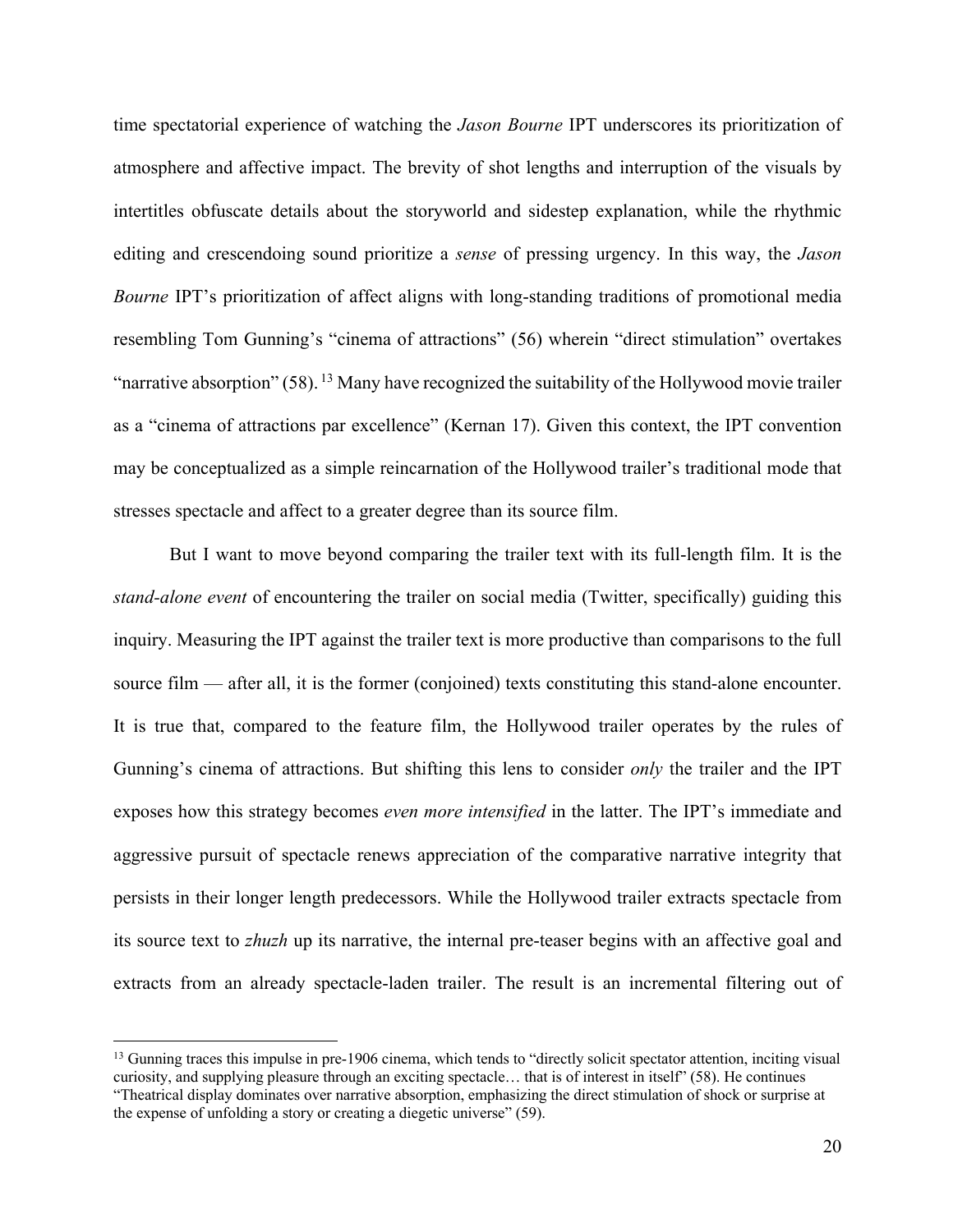time spectatorial experience of watching the *Jason Bourne* IPT underscores its prioritization of atmosphere and affective impact. The brevity of shot lengths and interruption of the visuals by intertitles obfuscate details about the storyworld and sidestep explanation, while the rhythmic editing and crescendoing sound prioritize a *sense* of pressing urgency. In this way, the *Jason Bourne* IPT's prioritization of affect aligns with long-standing traditions of promotional media resembling Tom Gunning's "cinema of attractions" (56) wherein "direct stimulation" overtakes "narrative absorption" (58). [13] Many have recognized the suitability of the Hollywood movie trailer as a "cinema of attractions par excellence" (Kernan 17). Given this context, the IPT convention may be conceptualized as a simple reincarnation of the Hollywood trailer's traditional mode that stresses spectacle and affect to a greater degree than its source film.

But I want to move beyond comparing the trailer text with its full-length film. It is the *stand-alone event* of encountering the trailer on social media (Twitter, specifically) guiding this inquiry. Measuring the IPT against the trailer text is more productive than comparisons to the full source film — after all, it is the former (conjoined) texts constituting this stand-alone encounter. It is true that, compared to the feature film, the Hollywood trailer operates by the rules of Gunning's cinema of attractions. But shifting this lens to consider *only* the trailer and the IPT exposes how this strategy becomes *even more intensified* in the latter. The IPT's immediate and aggressive pursuit of spectacle renews appreciation of the comparative narrative integrity that persists in their longer length predecessors. While the Hollywood trailer extracts spectacle from its source text to *zhuzh* up its narrative, the internal pre-teaser begins with an affective goal and extracts from an already spectacle-laden trailer. The result is an incremental filtering out of

---

[13] Gunning traces this impulse in pre-1906 cinema, which tends to "directly solicit spectator attention, inciting visual curiosity, and supplying pleasure through an exciting spectacle… that is of interest in itself" (58). He continues "Theatrical display dominates over narrative absorption, emphasizing the direct stimulation of shock or surprise at the expense of unfolding a story or creating a diegetic universe" (59).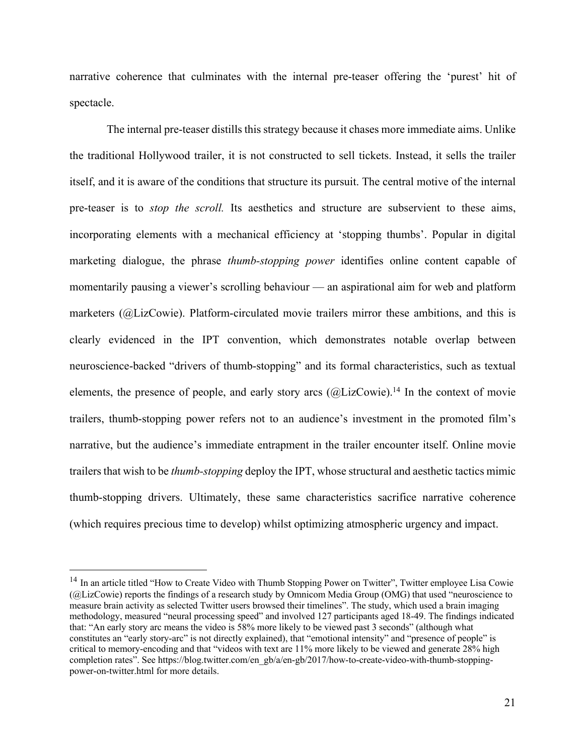narrative coherence that culminates with the internal pre-teaser offering the 'purest' hit of spectacle.

The internal pre-teaser distills this strategy because it chases more immediate aims. Unlike the traditional Hollywood trailer, it is not constructed to sell tickets. Instead, it sells the trailer itself, and it is aware of the conditions that structure its pursuit. The central motive of the internal pre-teaser is to *stop the scroll.* Its aesthetics and structure are subservient to these aims, incorporating elements with a mechanical efficiency at 'stopping thumbs'. Popular in digital marketing dialogue, the phrase *thumb-stopping power* identifies online content capable of momentarily pausing a viewer's scrolling behaviour — an aspirational aim for web and platform marketers (@LizCowie). Platform-circulated movie trailers mirror these ambitions, and this is clearly evidenced in the IPT convention, which demonstrates notable overlap between neuroscience-backed "drivers of thumb-stopping" and its formal characteristics, such as textual elements, the presence of people, and early story arcs (@LizCowie).[14] In the context of movie trailers, thumb-stopping power refers not to an audience's investment in the promoted film's narrative, but the audience's immediate entrapment in the trailer encounter itself. Online movie trailers that wish to be *thumb-stopping* deploy the IPT, whose structural and aesthetic tactics mimic thumb-stopping drivers. Ultimately, these same characteristics sacrifice narrative coherence (which requires precious time to develop) whilst optimizing atmospheric urgency and impact.

---

[14] In an article titled "How to Create Video with Thumb Stopping Power on Twitter", Twitter employee Lisa Cowie (@LizCowie) reports the findings of a research study by Omnicom Media Group (OMG) that used "neuroscience to measure brain activity as selected Twitter users browsed their timelines". The study, which used a brain imaging methodology, measured "neural processing speed" and involved 127 participants aged 18-49. The findings indicated that: "An early story arc means the video is 58% more likely to be viewed past 3 seconds" (although what constitutes an "early story-arc" is not directly explained), that "emotional intensity" and "presence of people" is critical to memory-encoding and that "videos with text are 11% more likely to be viewed and generate 28% high completion rates". See https://blog.twitter.com/en_gb/a/en-gb/2017/how-to-create-video-with-thumb-stopping-power-on-twitter.html for more details.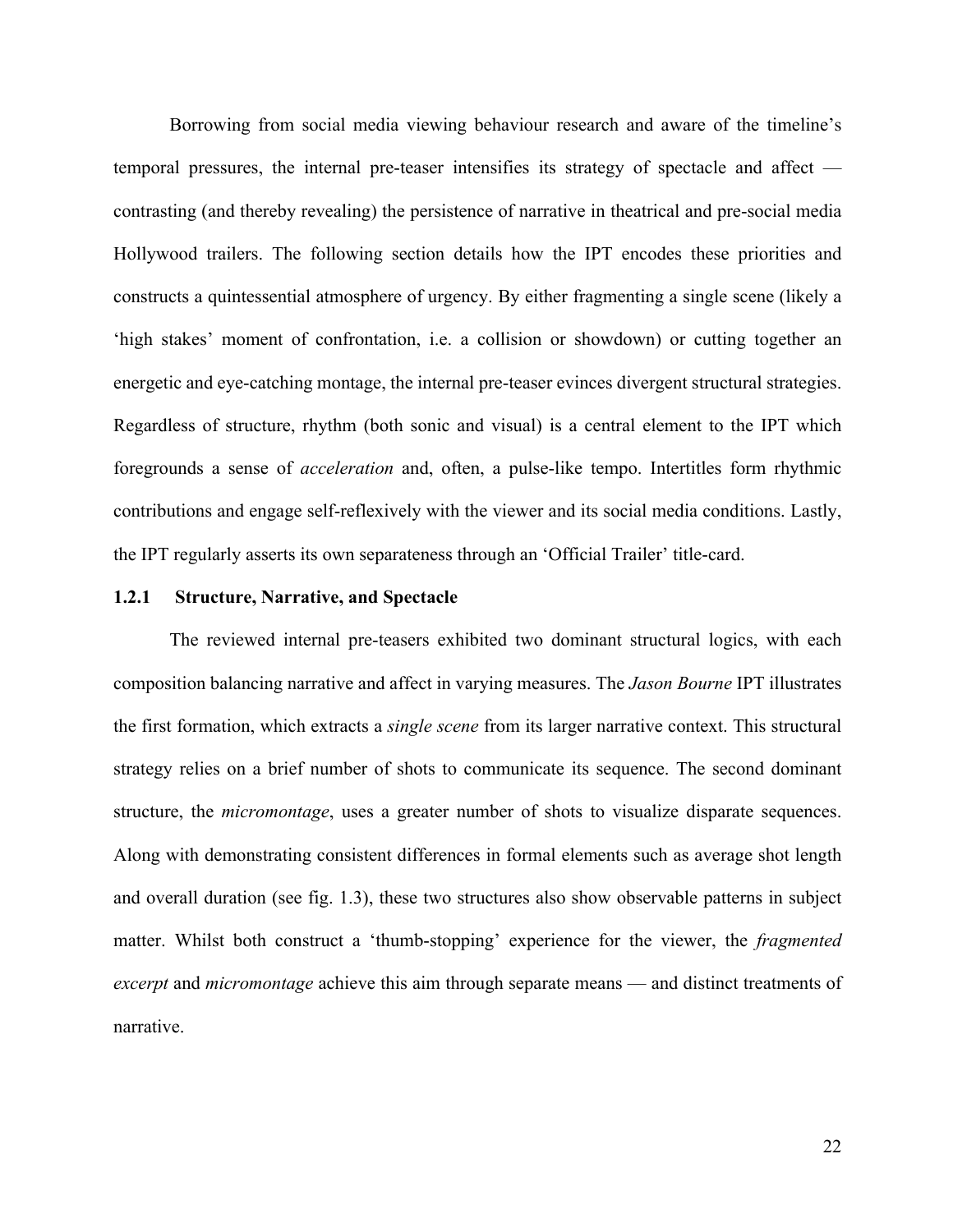Borrowing from social media viewing behaviour research and aware of the timeline's temporal pressures, the internal pre-teaser intensifies its strategy of spectacle and affect — contrasting (and thereby revealing) the persistence of narrative in theatrical and pre-social media Hollywood trailers. The following section details how the IPT encodes these priorities and constructs a quintessential atmosphere of urgency. By either fragmenting a single scene (likely a 'high stakes' moment of confrontation, i.e. a collision or showdown) or cutting together an energetic and eye-catching montage, the internal pre-teaser evinces divergent structural strategies. Regardless of structure, rhythm (both sonic and visual) is a central element to the IPT which foregrounds a sense of *acceleration* and, often, a pulse-like tempo. Intertitles form rhythmic contributions and engage self-reflexively with the viewer and its social media conditions. Lastly, the IPT regularly asserts its own separateness through an 'Official Trailer' title-card.

### 1.2.1 Structure, Narrative, and Spectacle

The reviewed internal pre-teasers exhibited two dominant structural logics, with each composition balancing narrative and affect in varying measures. The *Jason Bourne* IPT illustrates the first formation, which extracts a *single scene* from its larger narrative context. This structural strategy relies on a brief number of shots to communicate its sequence. The second dominant structure, the *micromontage*, uses a greater number of shots to visualize disparate sequences. Along with demonstrating consistent differences in formal elements such as average shot length and overall duration (see fig. 1.3), these two structures also show observable patterns in subject matter. Whilst both construct a 'thumb-stopping' experience for the viewer, the *fragmented excerpt* and *micromontage* achieve this aim through separate means — and distinct treatments of narrative.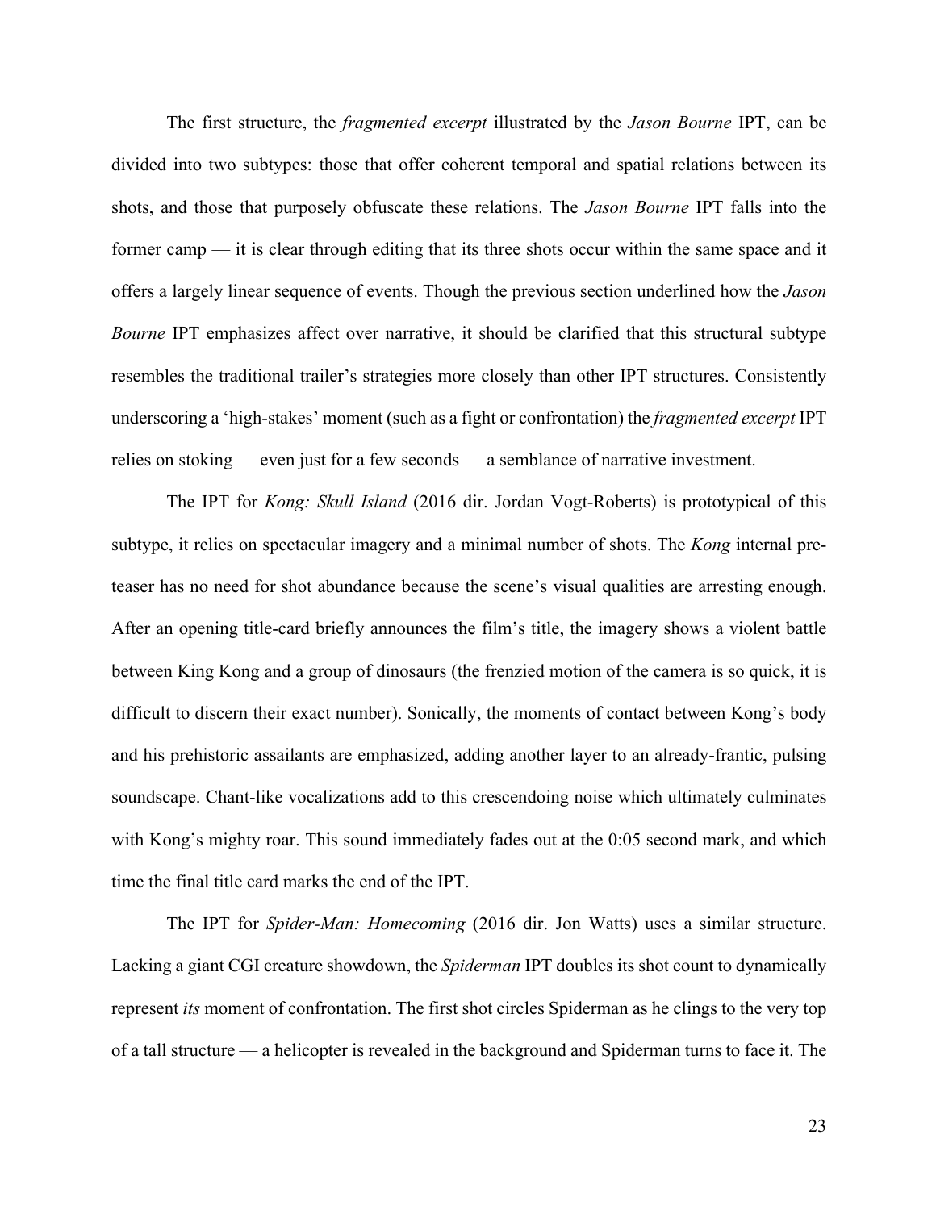The first structure, the *fragmented excerpt* illustrated by the *Jason Bourne* IPT, can be divided into two subtypes: those that offer coherent temporal and spatial relations between its shots, and those that purposely obfuscate these relations. The *Jason Bourne* IPT falls into the former camp — it is clear through editing that its three shots occur within the same space and it offers a largely linear sequence of events. Though the previous section underlined how the *Jason Bourne* IPT emphasizes affect over narrative, it should be clarified that this structural subtype resembles the traditional trailer's strategies more closely than other IPT structures. Consistently underscoring a 'high-stakes' moment (such as a fight or confrontation) the *fragmented excerpt* IPT relies on stoking — even just for a few seconds — a semblance of narrative investment.

The IPT for *Kong: Skull Island* (2016 dir. Jordan Vogt-Roberts) is prototypical of this subtype, it relies on spectacular imagery and a minimal number of shots. The *Kong* internal pre-teaser has no need for shot abundance because the scene's visual qualities are arresting enough. After an opening title-card briefly announces the film's title, the imagery shows a violent battle between King Kong and a group of dinosaurs (the frenzied motion of the camera is so quick, it is difficult to discern their exact number). Sonically, the moments of contact between Kong's body and his prehistoric assailants are emphasized, adding another layer to an already-frantic, pulsing soundscape. Chant-like vocalizations add to this crescendoing noise which ultimately culminates with Kong's mighty roar. This sound immediately fades out at the 0:05 second mark, and which time the final title card marks the end of the IPT.

The IPT for *Spider-Man: Homecoming* (2016 dir. Jon Watts) uses a similar structure. Lacking a giant CGI creature showdown, the *Spiderman* IPT doubles its shot count to dynamically represent *its* moment of confrontation. The first shot circles Spiderman as he clings to the very top of a tall structure — a helicopter is revealed in the background and Spiderman turns to face it. The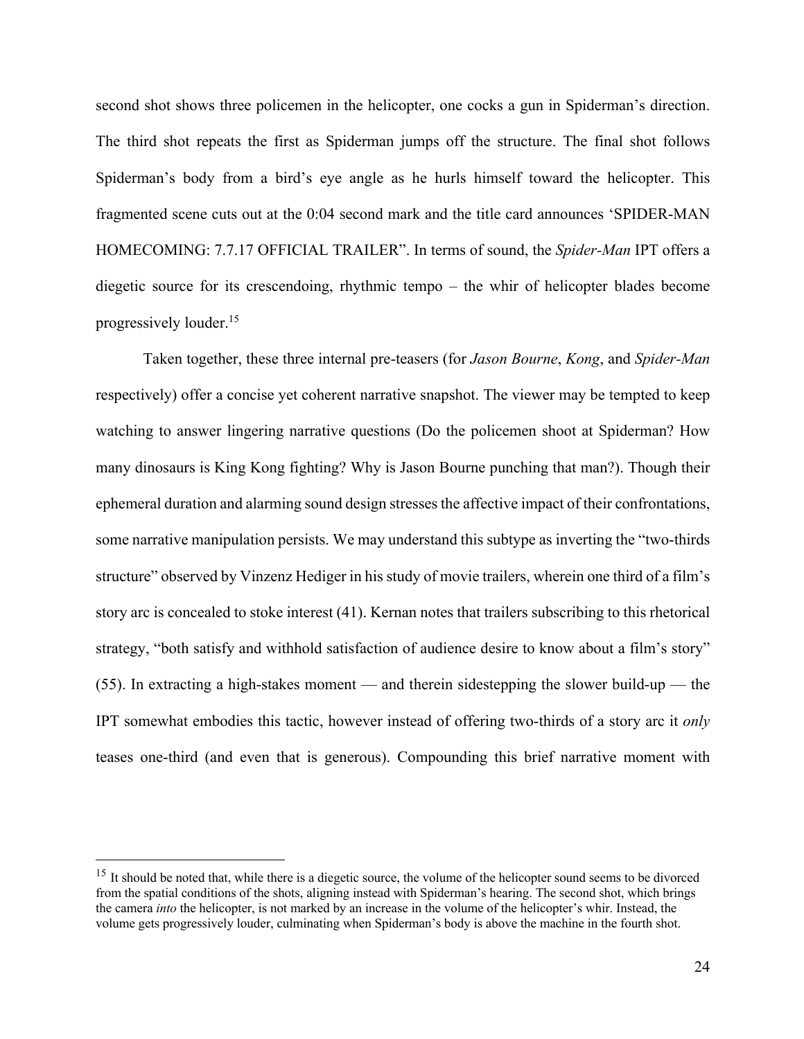second shot shows three policemen in the helicopter, one cocks a gun in Spiderman's direction. The third shot repeats the first as Spiderman jumps off the structure. The final shot follows Spiderman's body from a bird's eye angle as he hurls himself toward the helicopter. This fragmented scene cuts out at the 0:04 second mark and the title card announces 'SPIDER-MAN HOMECOMING: 7.7.17 OFFICIAL TRAILER". In terms of sound, the *Spider-Man* IPT offers a diegetic source for its crescendoing, rhythmic tempo – the whir of helicopter blades become progressively louder.[15]

Taken together, these three internal pre-teasers (for *Jason Bourne*, *Kong*, and *Spider-Man* respectively) offer a concise yet coherent narrative snapshot. The viewer may be tempted to keep watching to answer lingering narrative questions (Do the policemen shoot at Spiderman? How many dinosaurs is King Kong fighting? Why is Jason Bourne punching that man?). Though their ephemeral duration and alarming sound design stresses the affective impact of their confrontations, some narrative manipulation persists. We may understand this subtype as inverting the "two-thirds structure" observed by Vinzenz Hediger in his study of movie trailers, wherein one third of a film's story arc is concealed to stoke interest (41). Kernan notes that trailers subscribing to this rhetorical strategy, "both satisfy and withhold satisfaction of audience desire to know about a film's story" (55). In extracting a high-stakes moment — and therein sidestepping the slower build-up — the IPT somewhat embodies this tactic, however instead of offering two-thirds of a story arc it *only* teases one-third (and even that is generous). Compounding this brief narrative moment with

---

[15] It should be noted that, while there is a diegetic source, the volume of the helicopter sound seems to be divorced from the spatial conditions of the shots, aligning instead with Spiderman's hearing. The second shot, which brings the camera *into* the helicopter, is not marked by an increase in the volume of the helicopter's whir. Instead, the volume gets progressively louder, culminating when Spiderman's body is above the machine in the fourth shot.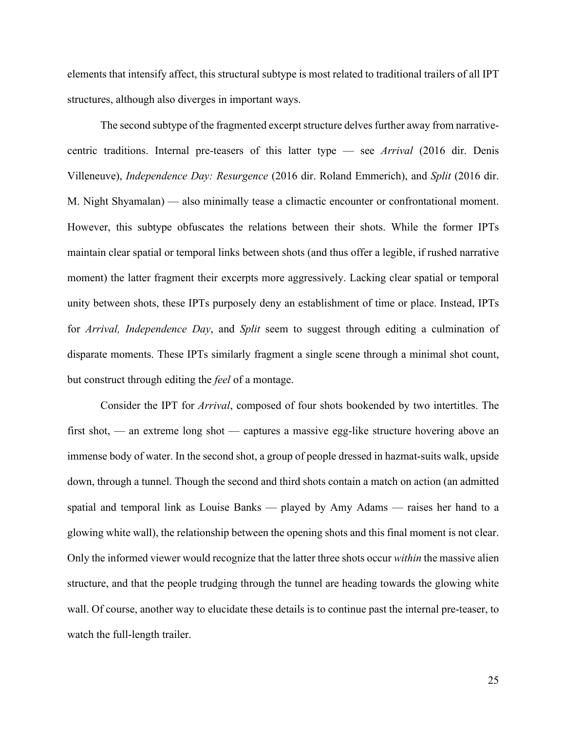elements that intensify affect, this structural subtype is most related to traditional trailers of all IPT structures, although also diverges in important ways.

The second subtype of the fragmented excerpt structure delves further away from narrative-centric traditions. Internal pre-teasers of this latter type — see *Arrival* (2016 dir. Denis Villeneuve), *Independence Day: Resurgence* (2016 dir. Roland Emmerich), and *Split* (2016 dir. M. Night Shyamalan) — also minimally tease a climactic encounter or confrontational moment. However, this subtype obfuscates the relations between their shots. While the former IPTs maintain clear spatial or temporal links between shots (and thus offer a legible, if rushed narrative moment) the latter fragment their excerpts more aggressively. Lacking clear spatial or temporal unity between shots, these IPTs purposely deny an establishment of time or place. Instead, IPTs for *Arrival, Independence Day*, and *Split* seem to suggest through editing a culmination of disparate moments. These IPTs similarly fragment a single scene through a minimal shot count, but construct through editing the *feel* of a montage.

Consider the IPT for *Arrival*, composed of four shots bookended by two intertitles. The first shot, — an extreme long shot — captures a massive egg-like structure hovering above an immense body of water. In the second shot, a group of people dressed in hazmat-suits walk, upside down, through a tunnel. Though the second and third shots contain a match on action (an admitted spatial and temporal link as Louise Banks — played by Amy Adams — raises her hand to a glowing white wall), the relationship between the opening shots and this final moment is not clear. Only the informed viewer would recognize that the latter three shots occur *within* the massive alien structure, and that the people trudging through the tunnel are heading towards the glowing white wall. Of course, another way to elucidate these details is to continue past the internal pre-teaser, to watch the full-length trailer.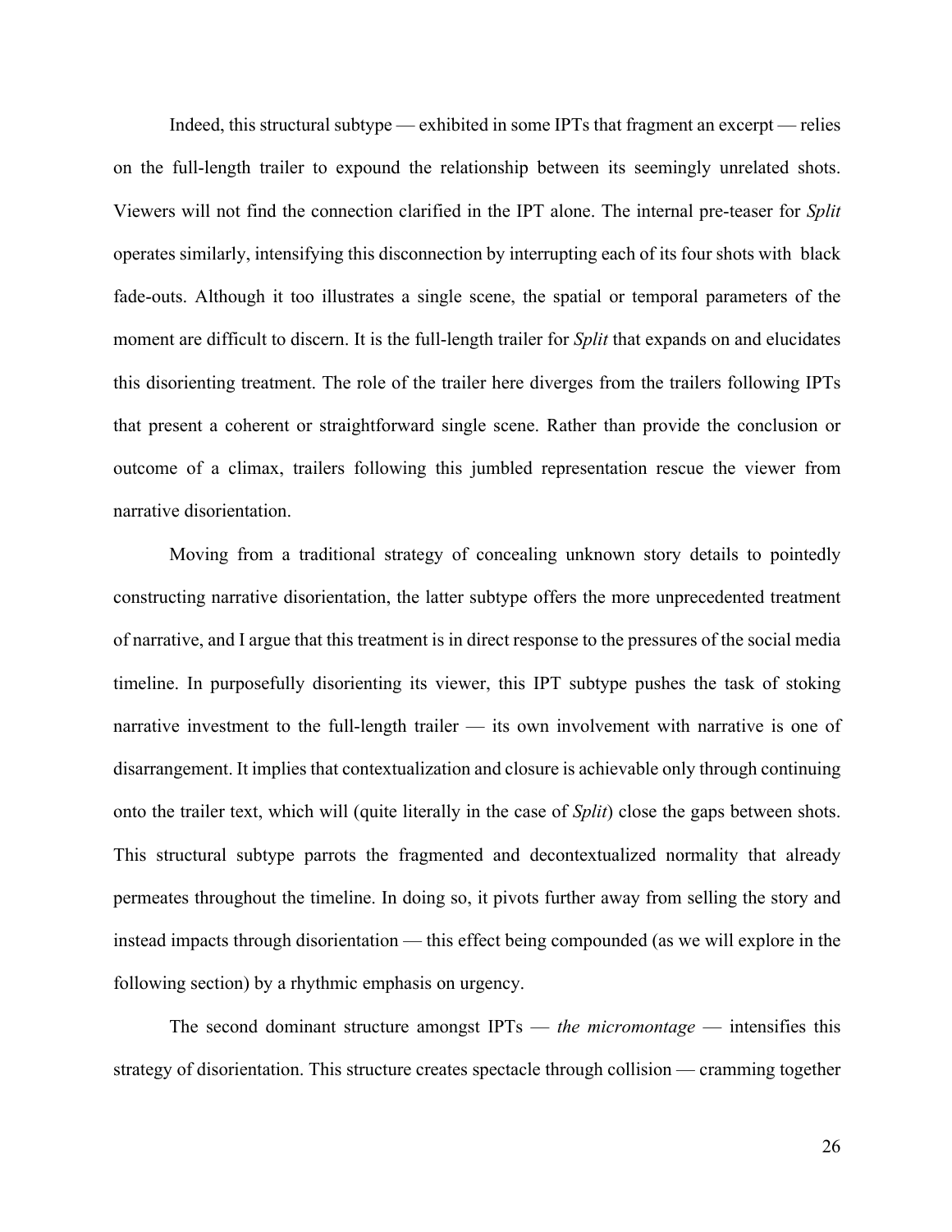Indeed, this structural subtype — exhibited in some IPTs that fragment an excerpt — relies on the full-length trailer to expound the relationship between its seemingly unrelated shots. Viewers will not find the connection clarified in the IPT alone. The internal pre-teaser for *Split* operates similarly, intensifying this disconnection by interrupting each of its four shots with black fade-outs. Although it too illustrates a single scene, the spatial or temporal parameters of the moment are difficult to discern. It is the full-length trailer for *Split* that expands on and elucidates this disorienting treatment. The role of the trailer here diverges from the trailers following IPTs that present a coherent or straightforward single scene. Rather than provide the conclusion or outcome of a climax, trailers following this jumbled representation rescue the viewer from narrative disorientation.

Moving from a traditional strategy of concealing unknown story details to pointedly constructing narrative disorientation, the latter subtype offers the more unprecedented treatment of narrative, and I argue that this treatment is in direct response to the pressures of the social media timeline. In purposefully disorienting its viewer, this IPT subtype pushes the task of stoking narrative investment to the full-length trailer — its own involvement with narrative is one of disarrangement. It implies that contextualization and closure is achievable only through continuing onto the trailer text, which will (quite literally in the case of *Split*) close the gaps between shots. This structural subtype parrots the fragmented and decontextualized normality that already permeates throughout the timeline. In doing so, it pivots further away from selling the story and instead impacts through disorientation — this effect being compounded (as we will explore in the following section) by a rhythmic emphasis on urgency.

The second dominant structure amongst IPTs — *the micromontage* — intensifies this strategy of disorientation. This structure creates spectacle through collision — cramming together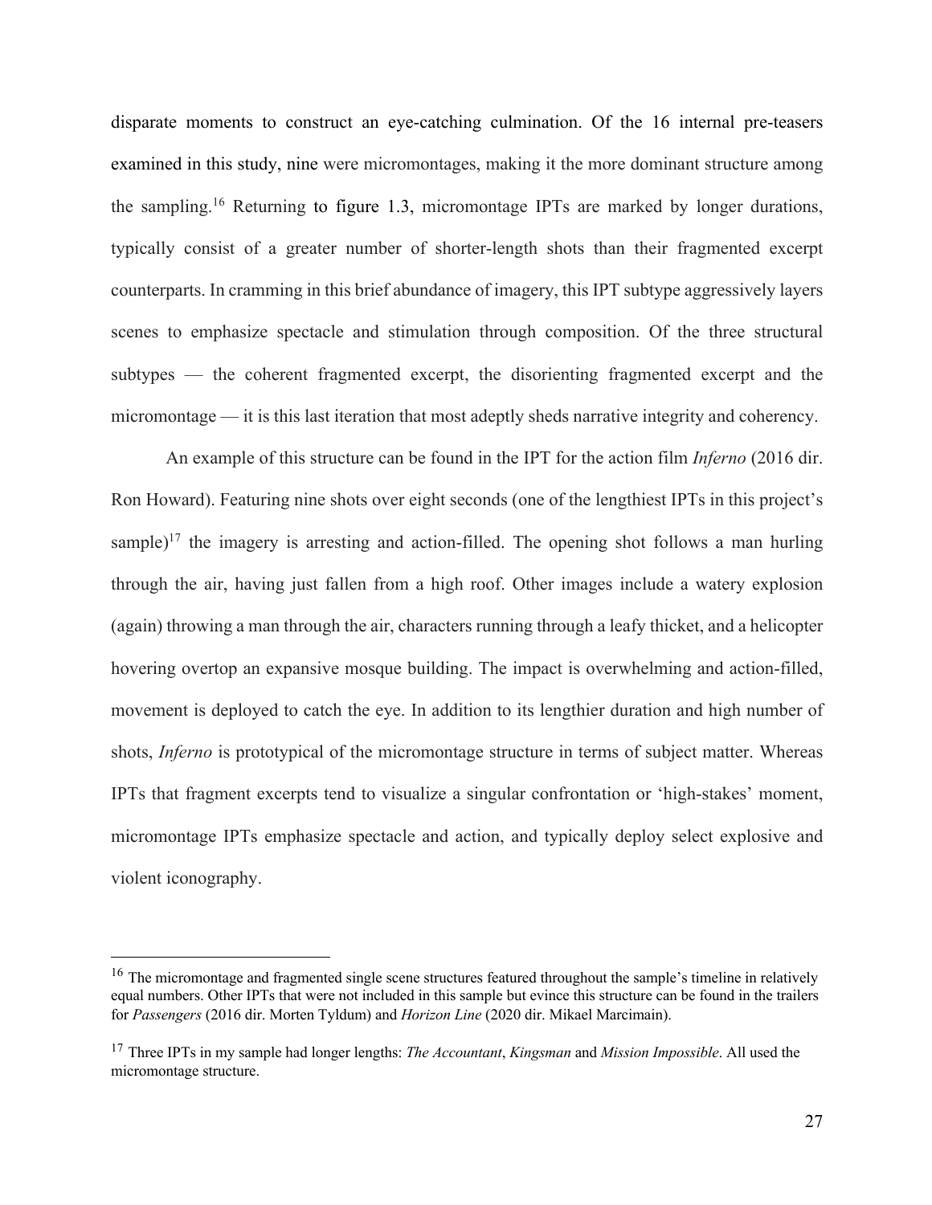disparate moments to construct an eye-catching culmination. Of the 16 internal pre-teasers examined in this study, nine were micromontages, making it the more dominant structure among the sampling.[16] Returning to figure 1.3, micromontage IPTs are marked by longer durations, typically consist of a greater number of shorter-length shots than their fragmented excerpt counterparts. In cramming in this brief abundance of imagery, this IPT subtype aggressively layers scenes to emphasize spectacle and stimulation through composition. Of the three structural subtypes — the coherent fragmented excerpt, the disorienting fragmented excerpt and the micromontage — it is this last iteration that most adeptly sheds narrative integrity and coherency.

An example of this structure can be found in the IPT for the action film *Inferno* (2016 dir. Ron Howard). Featuring nine shots over eight seconds (one of the lengthiest IPTs in this project's sample)[17] the imagery is arresting and action-filled. The opening shot follows a man hurling through the air, having just fallen from a high roof. Other images include a watery explosion (again) throwing a man through the air, characters running through a leafy thicket, and a helicopter hovering overtop an expansive mosque building. The impact is overwhelming and action-filled, movement is deployed to catch the eye. In addition to its lengthier duration and high number of shots, *Inferno* is prototypical of the micromontage structure in terms of subject matter. Whereas IPTs that fragment excerpts tend to visualize a singular confrontation or 'high-stakes' moment, micromontage IPTs emphasize spectacle and action, and typically deploy select explosive and violent iconography.

---

[16] The micromontage and fragmented single scene structures featured throughout the sample's timeline in relatively equal numbers. Other IPTs that were not included in this sample but evince this structure can be found in the trailers for *Passengers* (2016 dir. Morten Tyldum) and *Horizon Line* (2020 dir. Mikael Marcimain).

[17] Three IPTs in my sample had longer lengths: *The Accountant*, *Kingsman* and *Mission Impossible*. All used the micromontage structure.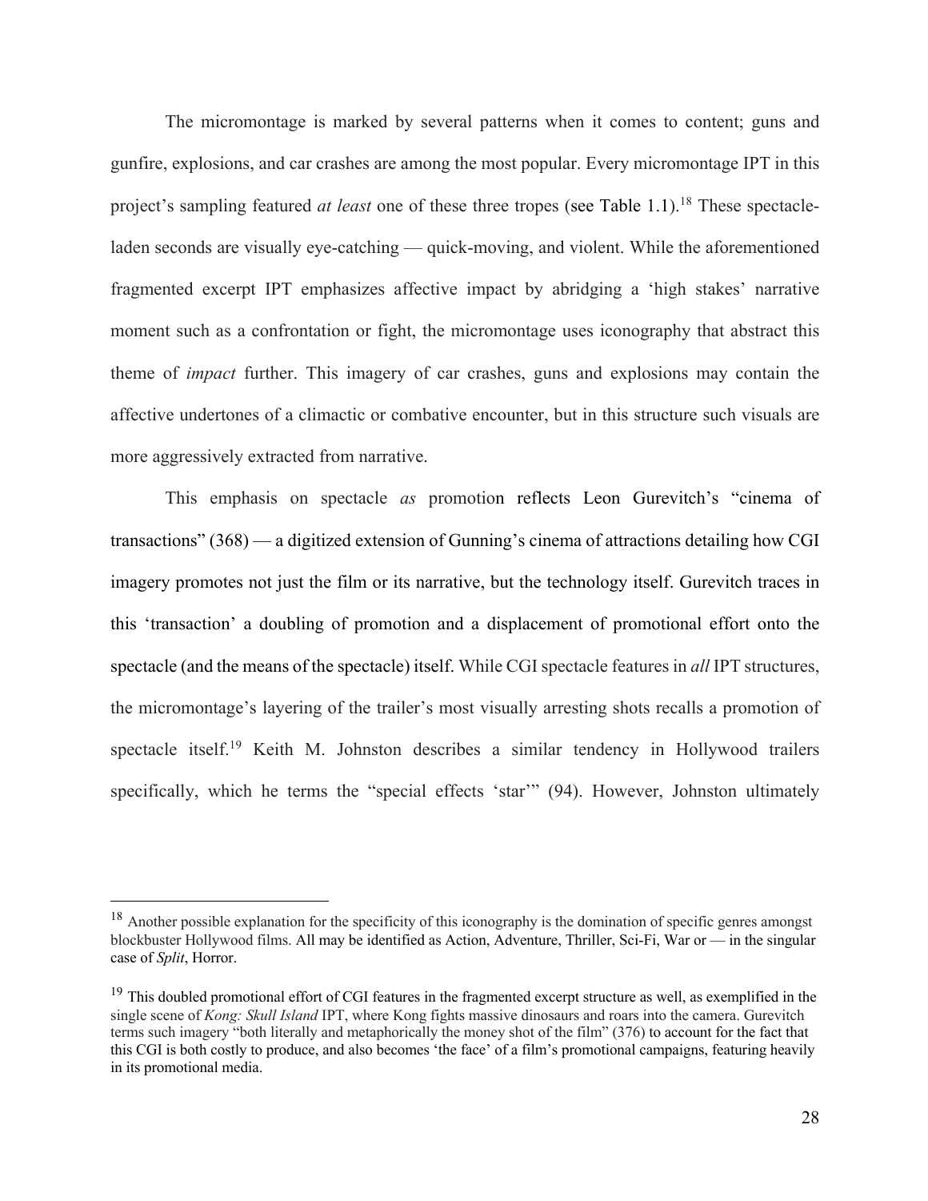The micromontage is marked by several patterns when it comes to content; guns and gunfire, explosions, and car crashes are among the most popular. Every micromontage IPT in this project's sampling featured *at least* one of these three tropes (see Table 1.1).[18] These spectacle-laden seconds are visually eye-catching — quick-moving, and violent. While the aforementioned fragmented excerpt IPT emphasizes affective impact by abridging a 'high stakes' narrative moment such as a confrontation or fight, the micromontage uses iconography that abstract this theme of *impact* further. This imagery of car crashes, guns and explosions may contain the affective undertones of a climactic or combative encounter, but in this structure such visuals are more aggressively extracted from narrative.

This emphasis on spectacle *as* promotion reflects Leon Gurevitch's "cinema of transactions" (368) — a digitized extension of Gunning's cinema of attractions detailing how CGI imagery promotes not just the film or its narrative, but the technology itself. Gurevitch traces in this 'transaction' a doubling of promotion and a displacement of promotional effort onto the spectacle (and the means of the spectacle) itself. While CGI spectacle features in *all* IPT structures, the micromontage's layering of the trailer's most visually arresting shots recalls a promotion of spectacle itself.[19] Keith M. Johnston describes a similar tendency in Hollywood trailers specifically, which he terms the "special effects 'star'" (94). However, Johnston ultimately

---

[18] Another possible explanation for the specificity of this iconography is the domination of specific genres amongst blockbuster Hollywood films. All may be identified as Action, Adventure, Thriller, Sci-Fi, War or — in the singular case of *Split*, Horror.

[19] This doubled promotional effort of CGI features in the fragmented excerpt structure as well, as exemplified in the single scene of *Kong: Skull Island* IPT, where Kong fights massive dinosaurs and roars into the camera. Gurevitch terms such imagery "both literally and metaphorically the money shot of the film" (376) to account for the fact that this CGI is both costly to produce, and also becomes 'the face' of a film's promotional campaigns, featuring heavily in its promotional media.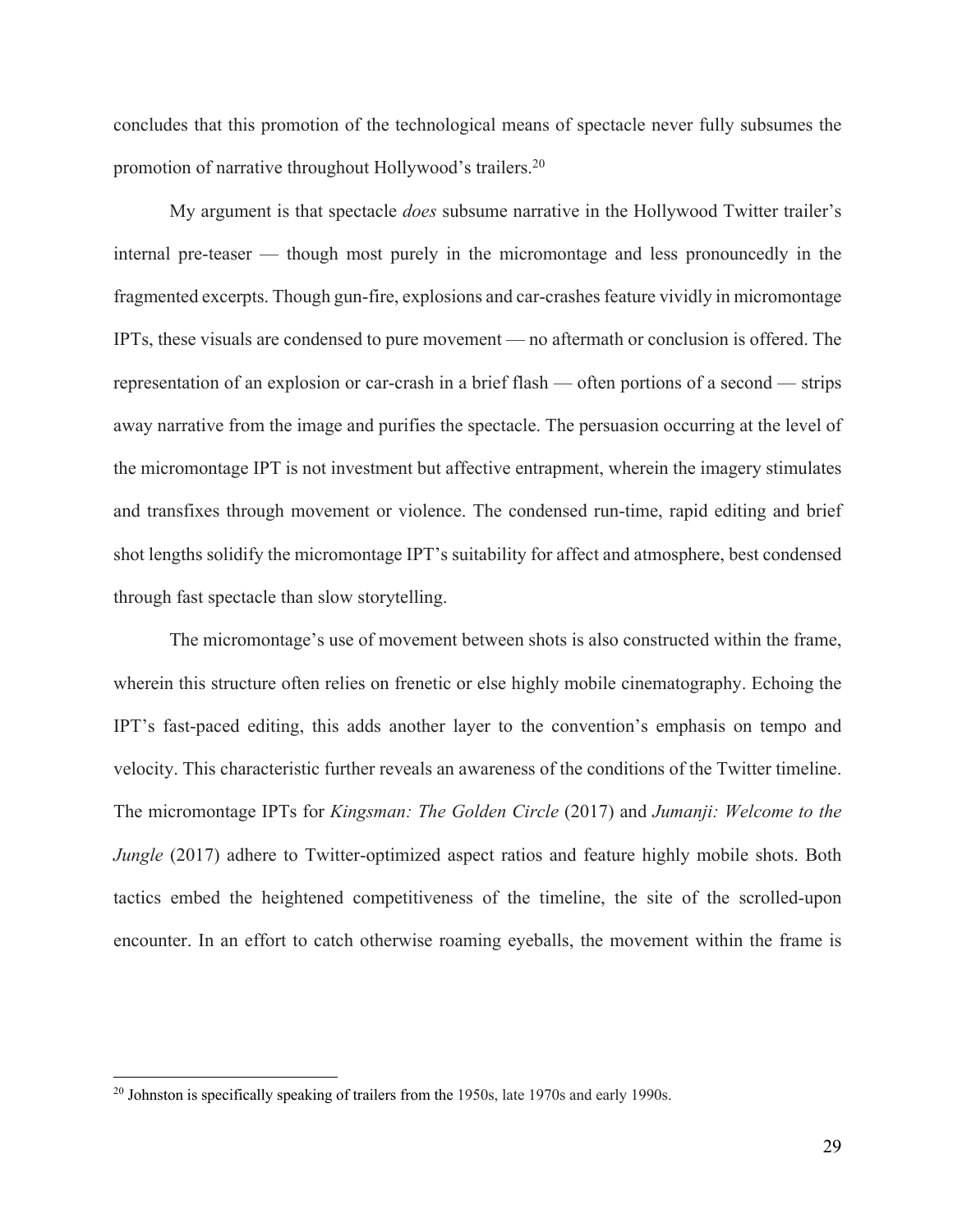concludes that this promotion of the technological means of spectacle never fully subsumes the promotion of narrative throughout Hollywood's trailers.[20]

My argument is that spectacle *does* subsume narrative in the Hollywood Twitter trailer's internal pre-teaser — though most purely in the micromontage and less pronouncedly in the fragmented excerpts. Though gun-fire, explosions and car-crashes feature vividly in micromontage IPTs, these visuals are condensed to pure movement — no aftermath or conclusion is offered. The representation of an explosion or car-crash in a brief flash — often portions of a second — strips away narrative from the image and purifies the spectacle. The persuasion occurring at the level of the micromontage IPT is not investment but affective entrapment, wherein the imagery stimulates and transfixes through movement or violence. The condensed run-time, rapid editing and brief shot lengths solidify the micromontage IPT's suitability for affect and atmosphere, best condensed through fast spectacle than slow storytelling.

The micromontage's use of movement between shots is also constructed within the frame, wherein this structure often relies on frenetic or else highly mobile cinematography. Echoing the IPT's fast-paced editing, this adds another layer to the convention's emphasis on tempo and velocity. This characteristic further reveals an awareness of the conditions of the Twitter timeline. The micromontage IPTs for *Kingsman: The Golden Circle* (2017) and *Jumanji: Welcome to the Jungle* (2017) adhere to Twitter-optimized aspect ratios and feature highly mobile shots. Both tactics embed the heightened competitiveness of the timeline, the site of the scrolled-upon encounter. In an effort to catch otherwise roaming eyeballs, the movement within the frame is

[20] Johnston is specifically speaking of trailers from the 1950s, late 1970s and early 1990s.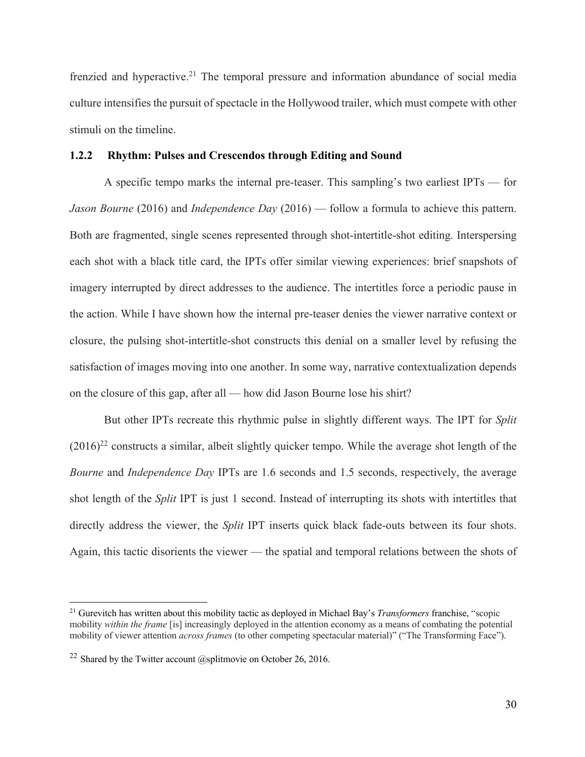frenzied and hyperactive.[21] The temporal pressure and information abundance of social media culture intensifies the pursuit of spectacle in the Hollywood trailer, which must compete with other stimuli on the timeline.

### 1.2.2 Rhythm: Pulses and Crescendos through Editing and Sound

A specific tempo marks the internal pre-teaser. This sampling's two earliest IPTs — for *Jason Bourne* (2016) and *Independence Day* (2016) — follow a formula to achieve this pattern. Both are fragmented, single scenes represented through shot-intertitle-shot editing. Interspersing each shot with a black title card, the IPTs offer similar viewing experiences: brief snapshots of imagery interrupted by direct addresses to the audience. The intertitles force a periodic pause in the action. While I have shown how the internal pre-teaser denies the viewer narrative context or closure, the pulsing shot-intertitle-shot constructs this denial on a smaller level by refusing the satisfaction of images moving into one another. In some way, narrative contextualization depends on the closure of this gap, after all — how did Jason Bourne lose his shirt?

But other IPTs recreate this rhythmic pulse in slightly different ways. The IPT for *Split* (2016)[22] constructs a similar, albeit slightly quicker tempo. While the average shot length of the *Bourne* and *Independence Day* IPTs are 1.6 seconds and 1.5 seconds, respectively, the average shot length of the *Split* IPT is just 1 second. Instead of interrupting its shots with intertitles that directly address the viewer, the *Split* IPT inserts quick black fade-outs between its four shots. Again, this tactic disorients the viewer — the spatial and temporal relations between the shots of

---

[21] Gurevitch has written about this mobility tactic as deployed in Michael Bay's *Transformers* franchise, "scopic mobility *within the frame* [is] increasingly deployed in the attention economy as a means of combating the potential mobility of viewer attention *across frames* (to other competing spectacular material)" ("The Transforming Face").

[22] Shared by the Twitter account @splitmovie on October 26, 2016.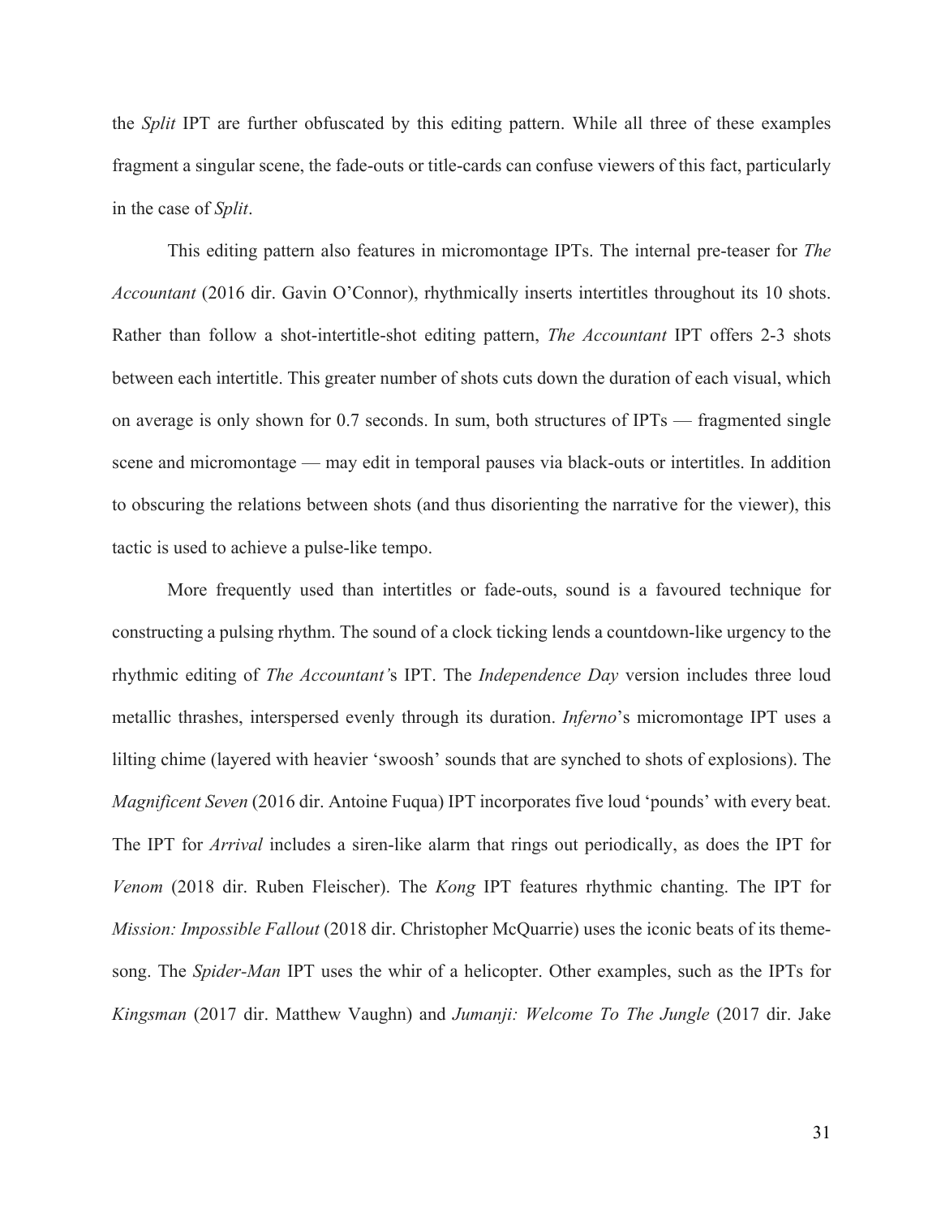the *Split* IPT are further obfuscated by this editing pattern. While all three of these examples fragment a singular scene, the fade-outs or title-cards can confuse viewers of this fact, particularly in the case of *Split*.

This editing pattern also features in micromontage IPTs. The internal pre-teaser for *The Accountant* (2016 dir. Gavin O'Connor), rhythmically inserts intertitles throughout its 10 shots. Rather than follow a shot-intertitle-shot editing pattern, *The Accountant* IPT offers 2-3 shots between each intertitle. This greater number of shots cuts down the duration of each visual, which on average is only shown for 0.7 seconds. In sum, both structures of IPTs — fragmented single scene and micromontage — may edit in temporal pauses via black-outs or intertitles. In addition to obscuring the relations between shots (and thus disorienting the narrative for the viewer), this tactic is used to achieve a pulse-like tempo.

More frequently used than intertitles or fade-outs, sound is a favoured technique for constructing a pulsing rhythm. The sound of a clock ticking lends a countdown-like urgency to the rhythmic editing of *The Accountant'*s IPT. The *Independence Day* version includes three loud metallic thrashes, interspersed evenly through its duration. *Inferno*'s micromontage IPT uses a lilting chime (layered with heavier 'swoosh' sounds that are synched to shots of explosions). The *Magnificent Seven* (2016 dir. Antoine Fuqua) IPT incorporates five loud 'pounds' with every beat. The IPT for *Arrival* includes a siren-like alarm that rings out periodically, as does the IPT for *Venom* (2018 dir. Ruben Fleischer). The *Kong* IPT features rhythmic chanting. The IPT for *Mission: Impossible Fallout* (2018 dir. Christopher McQuarrie) uses the iconic beats of its theme-song. The *Spider-Man* IPT uses the whir of a helicopter. Other examples, such as the IPTs for *Kingsman* (2017 dir. Matthew Vaughn) and *Jumanji: Welcome To The Jungle* (2017 dir. Jake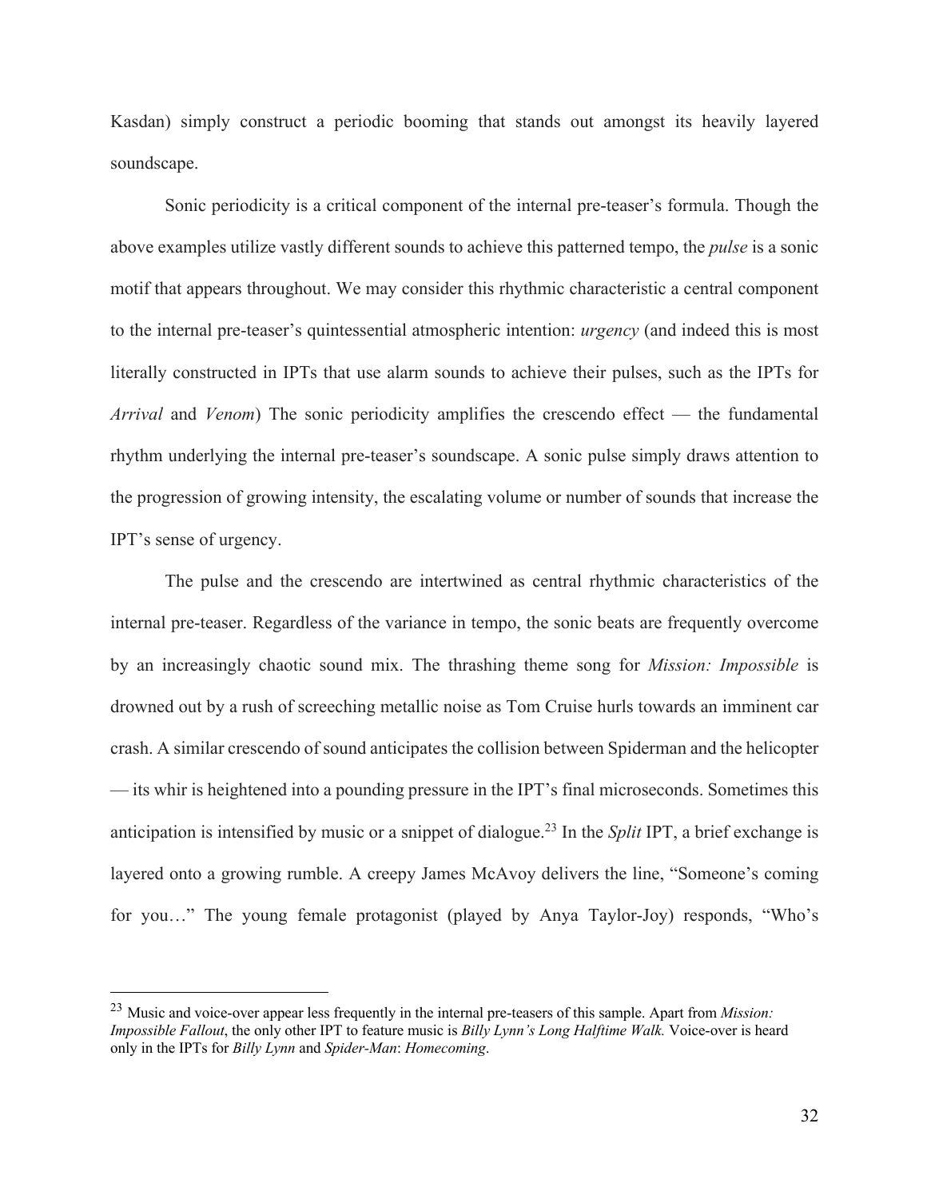Kasdan) simply construct a periodic booming that stands out amongst its heavily layered soundscape.

Sonic periodicity is a critical component of the internal pre-teaser's formula. Though the above examples utilize vastly different sounds to achieve this patterned tempo, the *pulse* is a sonic motif that appears throughout. We may consider this rhythmic characteristic a central component to the internal pre-teaser's quintessential atmospheric intention: *urgency* (and indeed this is most literally constructed in IPTs that use alarm sounds to achieve their pulses, such as the IPTs for *Arrival* and *Venom*) The sonic periodicity amplifies the crescendo effect — the fundamental rhythm underlying the internal pre-teaser's soundscape. A sonic pulse simply draws attention to the progression of growing intensity, the escalating volume or number of sounds that increase the IPT's sense of urgency.

The pulse and the crescendo are intertwined as central rhythmic characteristics of the internal pre-teaser. Regardless of the variance in tempo, the sonic beats are frequently overcome by an increasingly chaotic sound mix. The thrashing theme song for *Mission: Impossible* is drowned out by a rush of screeching metallic noise as Tom Cruise hurls towards an imminent car crash. A similar crescendo of sound anticipates the collision between Spiderman and the helicopter — its whir is heightened into a pounding pressure in the IPT's final microseconds. Sometimes this anticipation is intensified by music or a snippet of dialogue.[23] In the *Split* IPT, a brief exchange is layered onto a growing rumble. A creepy James McAvoy delivers the line, "Someone's coming for you…" The young female protagonist (played by Anya Taylor-Joy) responds, "Who's

---

[23] Music and voice-over appear less frequently in the internal pre-teasers of this sample. Apart from *Mission: Impossible Fallout*, the only other IPT to feature music is *Billy Lynn's Long Halftime Walk.* Voice-over is heard only in the IPTs for *Billy Lynn* and *Spider-Man*: *Homecoming*.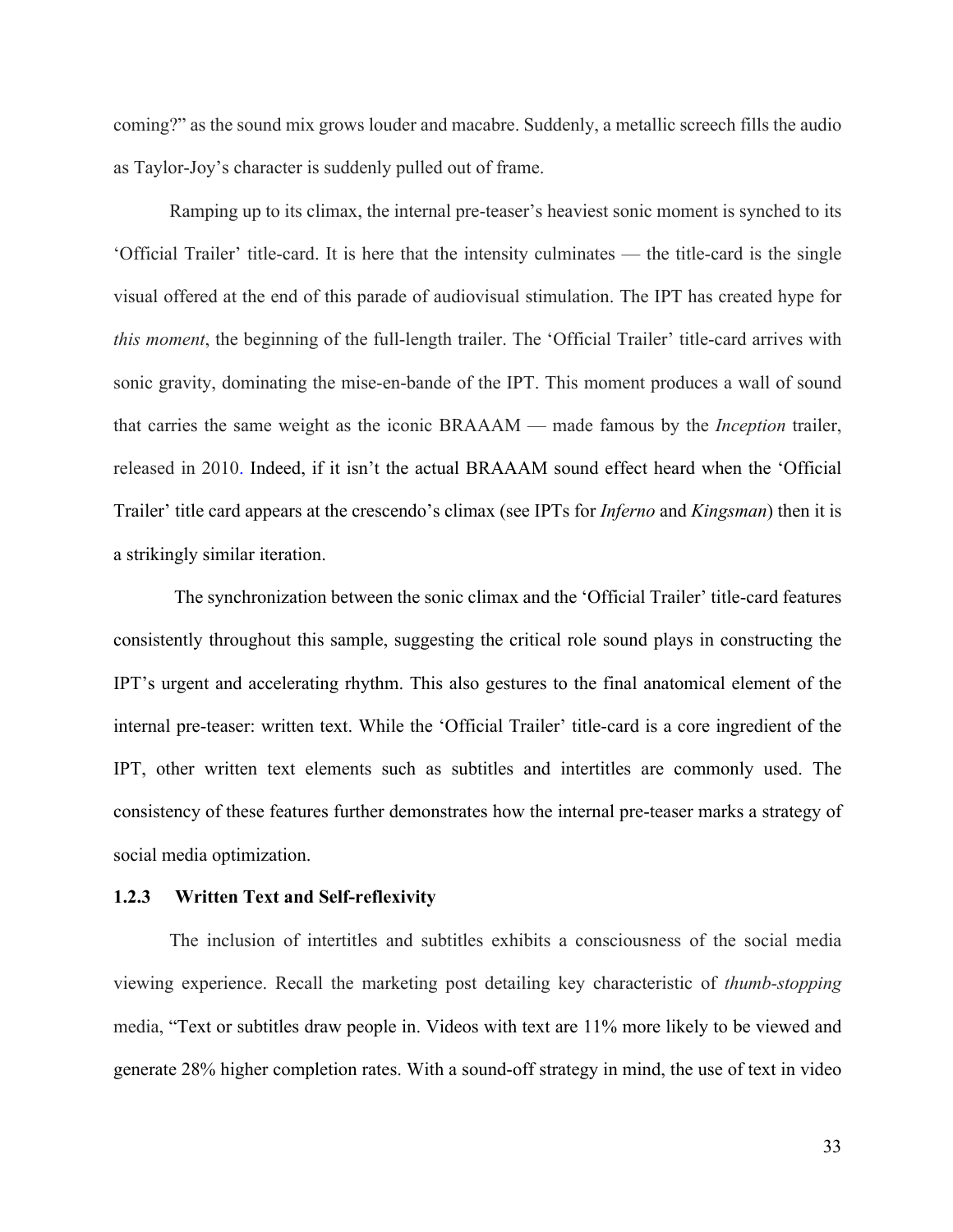coming?" as the sound mix grows louder and macabre. Suddenly, a metallic screech fills the audio as Taylor-Joy's character is suddenly pulled out of frame.

Ramping up to its climax, the internal pre-teaser's heaviest sonic moment is synched to its 'Official Trailer' title-card. It is here that the intensity culminates — the title-card is the single visual offered at the end of this parade of audiovisual stimulation. The IPT has created hype for *this moment*, the beginning of the full-length trailer. The 'Official Trailer' title-card arrives with sonic gravity, dominating the mise-en-bande of the IPT. This moment produces a wall of sound that carries the same weight as the iconic BRAAAM — made famous by the *Inception* trailer, released in 2010. Indeed, if it isn't the actual BRAAAM sound effect heard when the 'Official Trailer' title card appears at the crescendo's climax (see IPTs for *Inferno* and *Kingsman*) then it is a strikingly similar iteration.

The synchronization between the sonic climax and the 'Official Trailer' title-card features consistently throughout this sample, suggesting the critical role sound plays in constructing the IPT's urgent and accelerating rhythm. This also gestures to the final anatomical element of the internal pre-teaser: written text. While the 'Official Trailer' title-card is a core ingredient of the IPT, other written text elements such as subtitles and intertitles are commonly used. The consistency of these features further demonstrates how the internal pre-teaser marks a strategy of social media optimization.

### 1.2.3 Written Text and Self-reflexivity

The inclusion of intertitles and subtitles exhibits a consciousness of the social media viewing experience. Recall the marketing post detailing key characteristic of *thumb-stopping* media, "Text or subtitles draw people in. Videos with text are 11% more likely to be viewed and generate 28% higher completion rates. With a sound-off strategy in mind, the use of text in video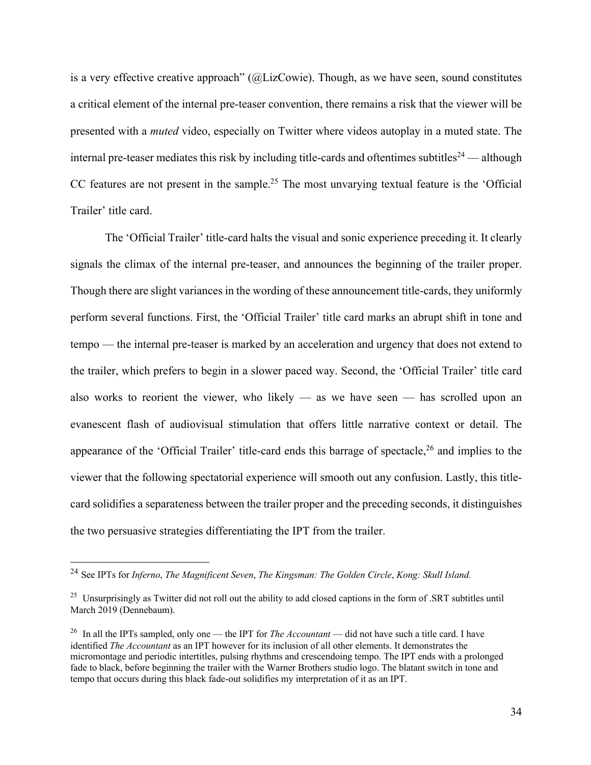is a very effective creative approach" (@LizCowie). Though, as we have seen, sound constitutes a critical element of the internal pre-teaser convention, there remains a risk that the viewer will be presented with a *muted* video, especially on Twitter where videos autoplay in a muted state. The internal pre-teaser mediates this risk by including title-cards and oftentimes subtitles[24] — although CC features are not present in the sample.[25] The most unvarying textual feature is the 'Official Trailer' title card.

The 'Official Trailer' title-card halts the visual and sonic experience preceding it. It clearly signals the climax of the internal pre-teaser, and announces the beginning of the trailer proper. Though there are slight variances in the wording of these announcement title-cards, they uniformly perform several functions. First, the 'Official Trailer' title card marks an abrupt shift in tone and tempo — the internal pre-teaser is marked by an acceleration and urgency that does not extend to the trailer, which prefers to begin in a slower paced way. Second, the 'Official Trailer' title card also works to reorient the viewer, who likely — as we have seen — has scrolled upon an evanescent flash of audiovisual stimulation that offers little narrative context or detail. The appearance of the 'Official Trailer' title-card ends this barrage of spectacle,[26] and implies to the viewer that the following spectatorial experience will smooth out any confusion. Lastly, this title-card solidifies a separateness between the trailer proper and the preceding seconds, it distinguishes the two persuasive strategies differentiating the IPT from the trailer.

---

[24] See IPTs for *Inferno*, *The Magnificent Seven*, *The Kingsman: The Golden Circle*, *Kong: Skull Island.*

[25] Unsurprisingly as Twitter did not roll out the ability to add closed captions in the form of .SRT subtitles until March 2019 (Dennebaum).

[26] In all the IPTs sampled, only one — the IPT for *The Accountant* — did not have such a title card. I have identified *The Accountant* as an IPT however for its inclusion of all other elements. It demonstrates the micromontage and periodic intertitles, pulsing rhythms and crescendoing tempo. The IPT ends with a prolonged fade to black, before beginning the trailer with the Warner Brothers studio logo. The blatant switch in tone and tempo that occurs during this black fade-out solidifies my interpretation of it as an IPT.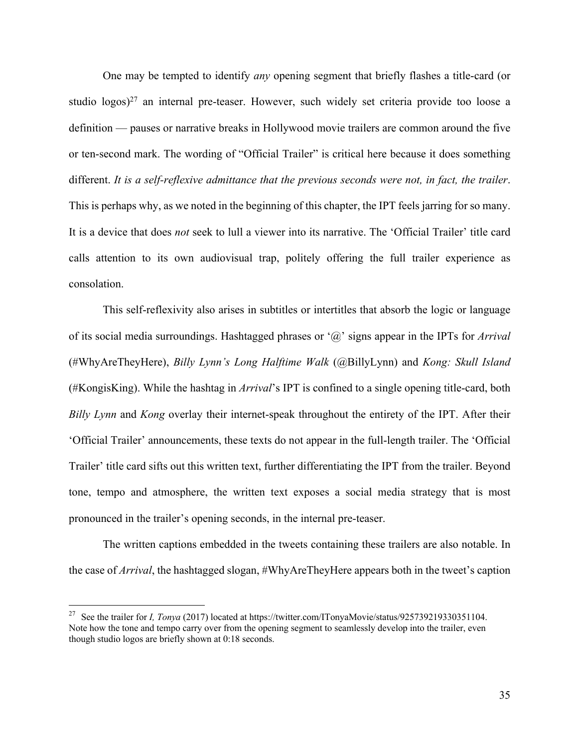One may be tempted to identify *any* opening segment that briefly flashes a title-card (or studio logos)[27] an internal pre-teaser. However, such widely set criteria provide too loose a definition — pauses or narrative breaks in Hollywood movie trailers are common around the five or ten-second mark. The wording of "Official Trailer" is critical here because it does something different. *It is a self-reflexive admittance that the previous seconds were not, in fact, the trailer*. This is perhaps why, as we noted in the beginning of this chapter, the IPT feels jarring for so many. It is a device that does *not* seek to lull a viewer into its narrative. The 'Official Trailer' title card calls attention to its own audiovisual trap, politely offering the full trailer experience as consolation.

This self-reflexivity also arises in subtitles or intertitles that absorb the logic or language of its social media surroundings. Hashtagged phrases or '@' signs appear in the IPTs for *Arrival* (#WhyAreTheyHere), *Billy Lynn's Long Halftime Walk* (@BillyLynn) and *Kong: Skull Island* (#KongisKing). While the hashtag in *Arrival*'s IPT is confined to a single opening title-card, both *Billy Lynn* and *Kong* overlay their internet-speak throughout the entirety of the IPT. After their 'Official Trailer' announcements, these texts do not appear in the full-length trailer. The 'Official Trailer' title card sifts out this written text, further differentiating the IPT from the trailer. Beyond tone, tempo and atmosphere, the written text exposes a social media strategy that is most pronounced in the trailer's opening seconds, in the internal pre-teaser.

The written captions embedded in the tweets containing these trailers are also notable. In the case of *Arrival*, the hashtagged slogan, #WhyAreTheyHere appears both in the tweet's caption

---

[27] See the trailer for *I, Tonya* (2017) located at https://twitter.com/ITonyaMovie/status/925739219330351104. Note how the tone and tempo carry over from the opening segment to seamlessly develop into the trailer, even though studio logos are briefly shown at 0:18 seconds.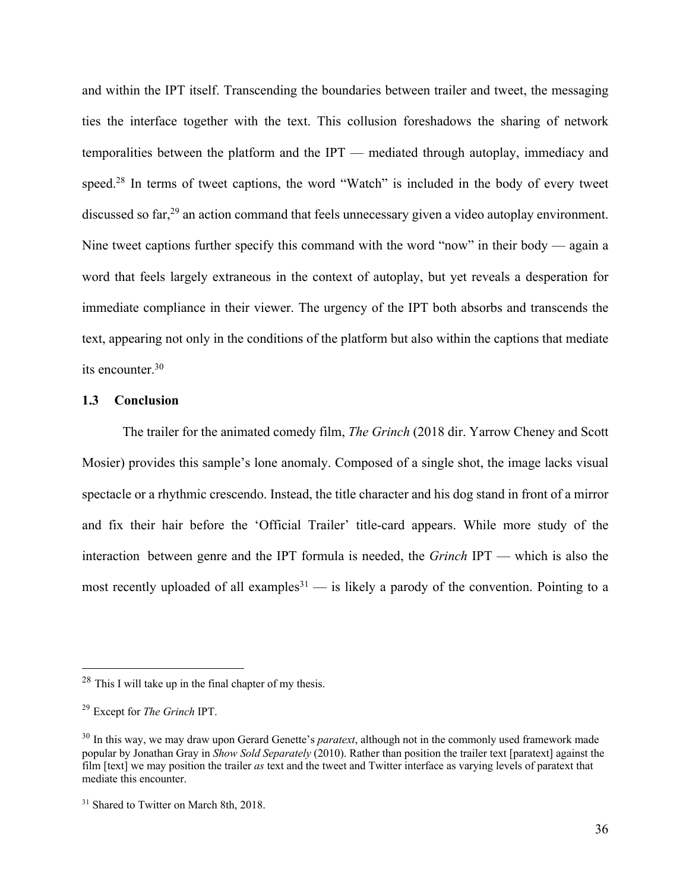and within the IPT itself. Transcending the boundaries between trailer and tweet, the messaging ties the interface together with the text. This collusion foreshadows the sharing of network temporalities between the platform and the IPT — mediated through autoplay, immediacy and speed.[28] In terms of tweet captions, the word "Watch" is included in the body of every tweet discussed so far,[29] an action command that feels unnecessary given a video autoplay environment. Nine tweet captions further specify this command with the word "now" in their body — again a word that feels largely extraneous in the context of autoplay, but yet reveals a desperation for immediate compliance in their viewer. The urgency of the IPT both absorbs and transcends the text, appearing not only in the conditions of the platform but also within the captions that mediate its encounter.[30]

### 1.3 Conclusion

The trailer for the animated comedy film, *The Grinch* (2018 dir. Yarrow Cheney and Scott Mosier) provides this sample's lone anomaly. Composed of a single shot, the image lacks visual spectacle or a rhythmic crescendo. Instead, the title character and his dog stand in front of a mirror and fix their hair before the 'Official Trailer' title-card appears. While more study of the interaction between genre and the IPT formula is needed, the *Grinch* IPT — which is also the most recently uploaded of all examples[31] — is likely a parody of the convention. Pointing to a

---

[28] This I will take up in the final chapter of my thesis.

[29] Except for *The Grinch* IPT.

[30] In this way, we may draw upon Gerard Genette's *paratext*, although not in the commonly used framework made popular by Jonathan Gray in *Show Sold Separately* (2010). Rather than position the trailer text [paratext] against the film [text] we may position the trailer *as* text and the tweet and Twitter interface as varying levels of paratext that mediate this encounter.

[31] Shared to Twitter on March 8th, 2018.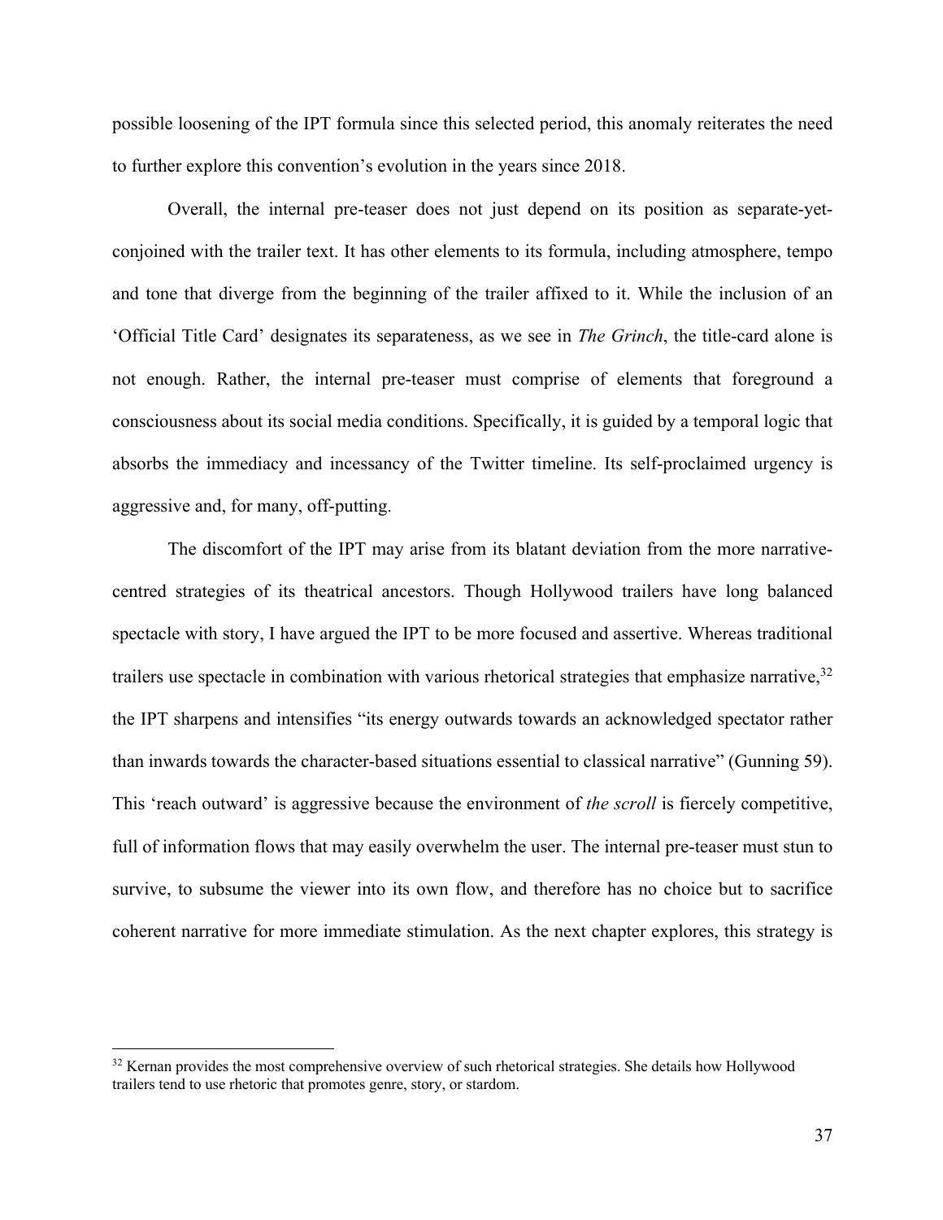possible loosening of the IPT formula since this selected period, this anomaly reiterates the need to further explore this convention's evolution in the years since 2018.

Overall, the internal pre-teaser does not just depend on its position as separate-yet-conjoined with the trailer text. It has other elements to its formula, including atmosphere, tempo and tone that diverge from the beginning of the trailer affixed to it. While the inclusion of an 'Official Title Card' designates its separateness, as we see in *The Grinch*, the title-card alone is not enough. Rather, the internal pre-teaser must comprise of elements that foreground a consciousness about its social media conditions. Specifically, it is guided by a temporal logic that absorbs the immediacy and incessancy of the Twitter timeline. Its self-proclaimed urgency is aggressive and, for many, off-putting.

The discomfort of the IPT may arise from its blatant deviation from the more narrative-centred strategies of its theatrical ancestors. Though Hollywood trailers have long balanced spectacle with story, I have argued the IPT to be more focused and assertive. Whereas traditional trailers use spectacle in combination with various rhetorical strategies that emphasize narrative,[32] the IPT sharpens and intensifies "its energy outwards towards an acknowledged spectator rather than inwards towards the character-based situations essential to classical narrative" (Gunning 59). This 'reach outward' is aggressive because the environment of *the scroll* is fiercely competitive, full of information flows that may easily overwhelm the user. The internal pre-teaser must stun to survive, to subsume the viewer into its own flow, and therefore has no choice but to sacrifice coherent narrative for more immediate stimulation. As the next chapter explores, this strategy is

[32] Kernan provides the most comprehensive overview of such rhetorical strategies. She details how Hollywood trailers tend to use rhetoric that promotes genre, story, or stardom.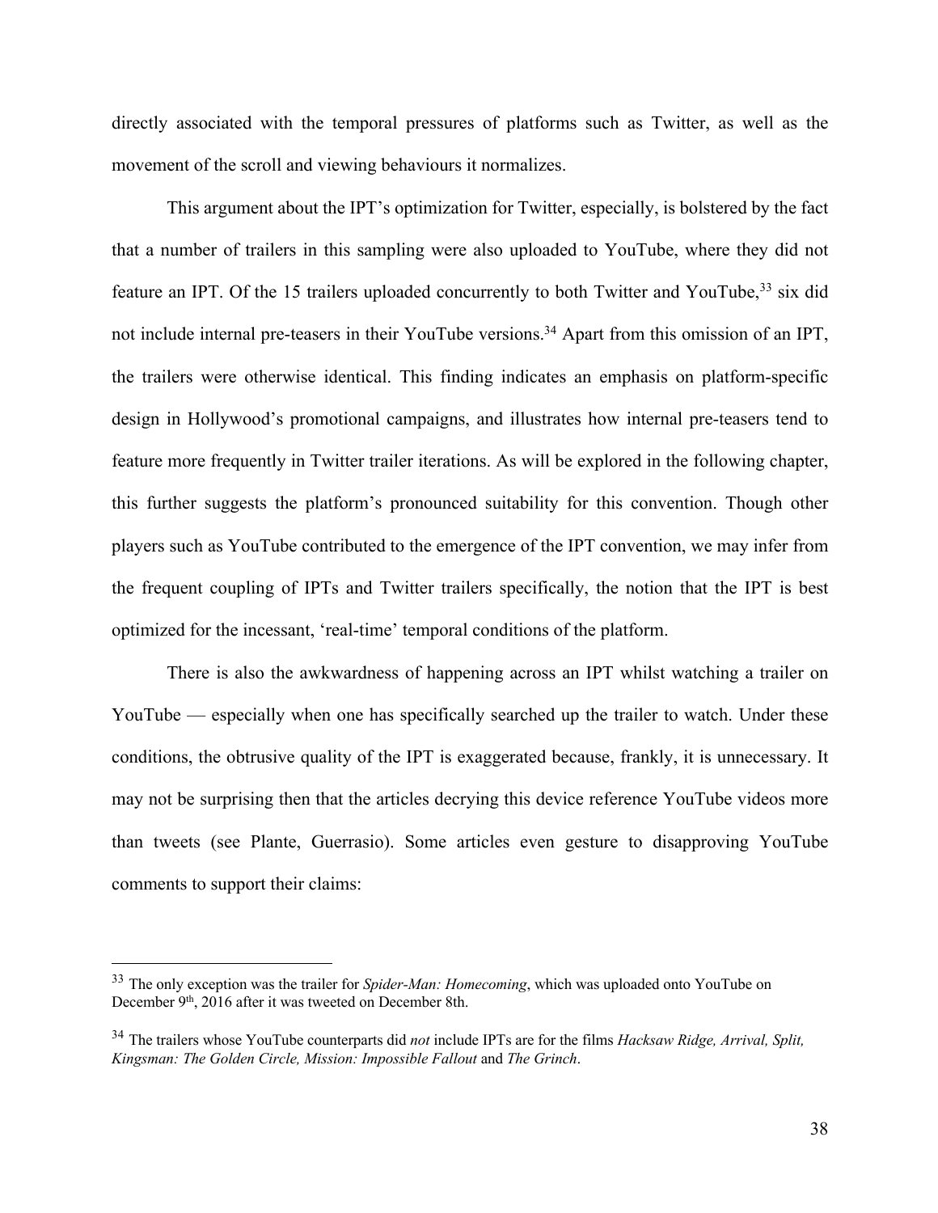directly associated with the temporal pressures of platforms such as Twitter, as well as the movement of the scroll and viewing behaviours it normalizes.

This argument about the IPT's optimization for Twitter, especially, is bolstered by the fact that a number of trailers in this sampling were also uploaded to YouTube, where they did not feature an IPT. Of the 15 trailers uploaded concurrently to both Twitter and YouTube,[33] six did not include internal pre-teasers in their YouTube versions.[34] Apart from this omission of an IPT, the trailers were otherwise identical. This finding indicates an emphasis on platform-specific design in Hollywood's promotional campaigns, and illustrates how internal pre-teasers tend to feature more frequently in Twitter trailer iterations. As will be explored in the following chapter, this further suggests the platform's pronounced suitability for this convention. Though other players such as YouTube contributed to the emergence of the IPT convention, we may infer from the frequent coupling of IPTs and Twitter trailers specifically, the notion that the IPT is best optimized for the incessant, 'real-time' temporal conditions of the platform.

There is also the awkwardness of happening across an IPT whilst watching a trailer on YouTube — especially when one has specifically searched up the trailer to watch. Under these conditions, the obtrusive quality of the IPT is exaggerated because, frankly, it is unnecessary. It may not be surprising then that the articles decrying this device reference YouTube videos more than tweets (see Plante, Guerrasio). Some articles even gesture to disapproving YouTube comments to support their claims:

---

[33] The only exception was the trailer for *Spider-Man: Homecoming*, which was uploaded onto YouTube on December 9th, 2016 after it was tweeted on December 8th.

[34] The trailers whose YouTube counterparts did *not* include IPTs are for the films *Hacksaw Ridge, Arrival, Split, Kingsman: The Golden Circle, Mission: Impossible Fallout* and *The Grinch*.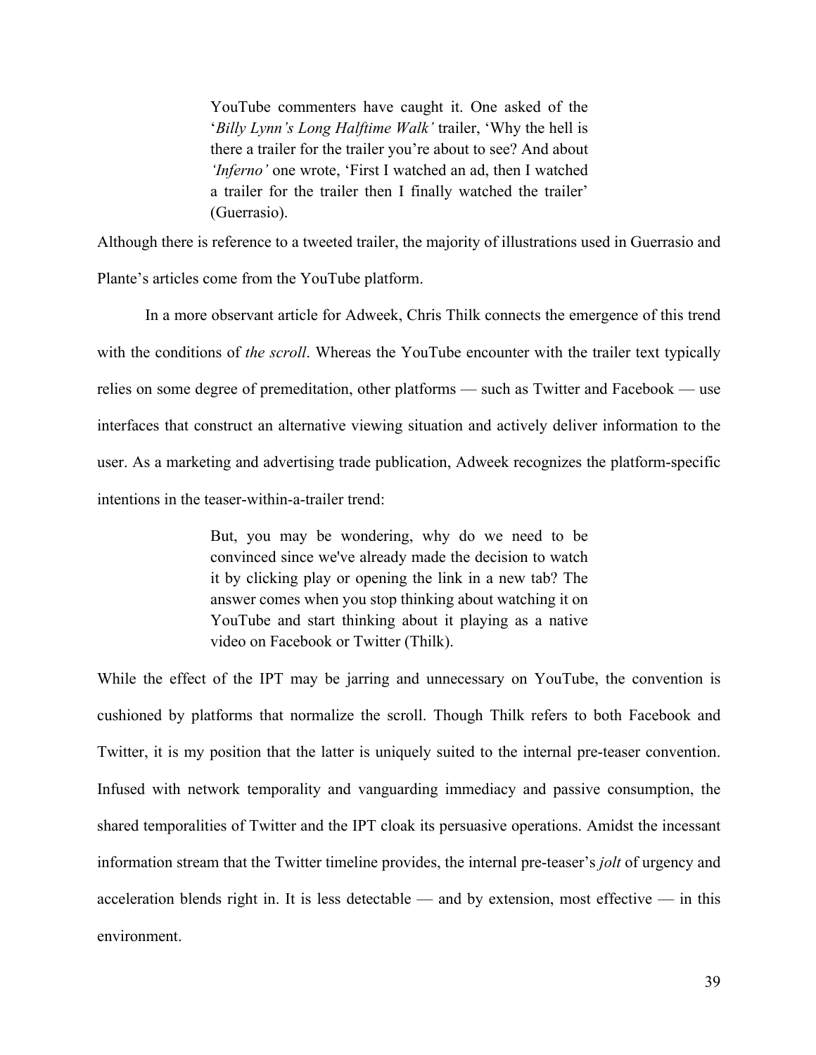> YouTube commenters have caught it. One asked of the '*Billy Lynn's Long Halftime Walk'* trailer, 'Why the hell is there a trailer for the trailer you're about to see? And about *'Inferno'* one wrote, 'First I watched an ad, then I watched a trailer for the trailer then I finally watched the trailer' (Guerrasio).

Although there is reference to a tweeted trailer, the majority of illustrations used in Guerrasio and Plante's articles come from the YouTube platform.

In a more observant article for Adweek, Chris Thilk connects the emergence of this trend with the conditions of *the scroll*. Whereas the YouTube encounter with the trailer text typically relies on some degree of premeditation, other platforms — such as Twitter and Facebook — use interfaces that construct an alternative viewing situation and actively deliver information to the user. As a marketing and advertising trade publication, Adweek recognizes the platform-specific intentions in the teaser-within-a-trailer trend:

> But, you may be wondering, why do we need to be convinced since we've already made the decision to watch it by clicking play or opening the link in a new tab? The answer comes when you stop thinking about watching it on YouTube and start thinking about it playing as a native video on Facebook or Twitter (Thilk).

While the effect of the IPT may be jarring and unnecessary on YouTube, the convention is cushioned by platforms that normalize the scroll. Though Thilk refers to both Facebook and Twitter, it is my position that the latter is uniquely suited to the internal pre-teaser convention. Infused with network temporality and vanguarding immediacy and passive consumption, the shared temporalities of Twitter and the IPT cloak its persuasive operations. Amidst the incessant information stream that the Twitter timeline provides, the internal pre-teaser's *jolt* of urgency and acceleration blends right in. It is less detectable — and by extension, most effective — in this environment.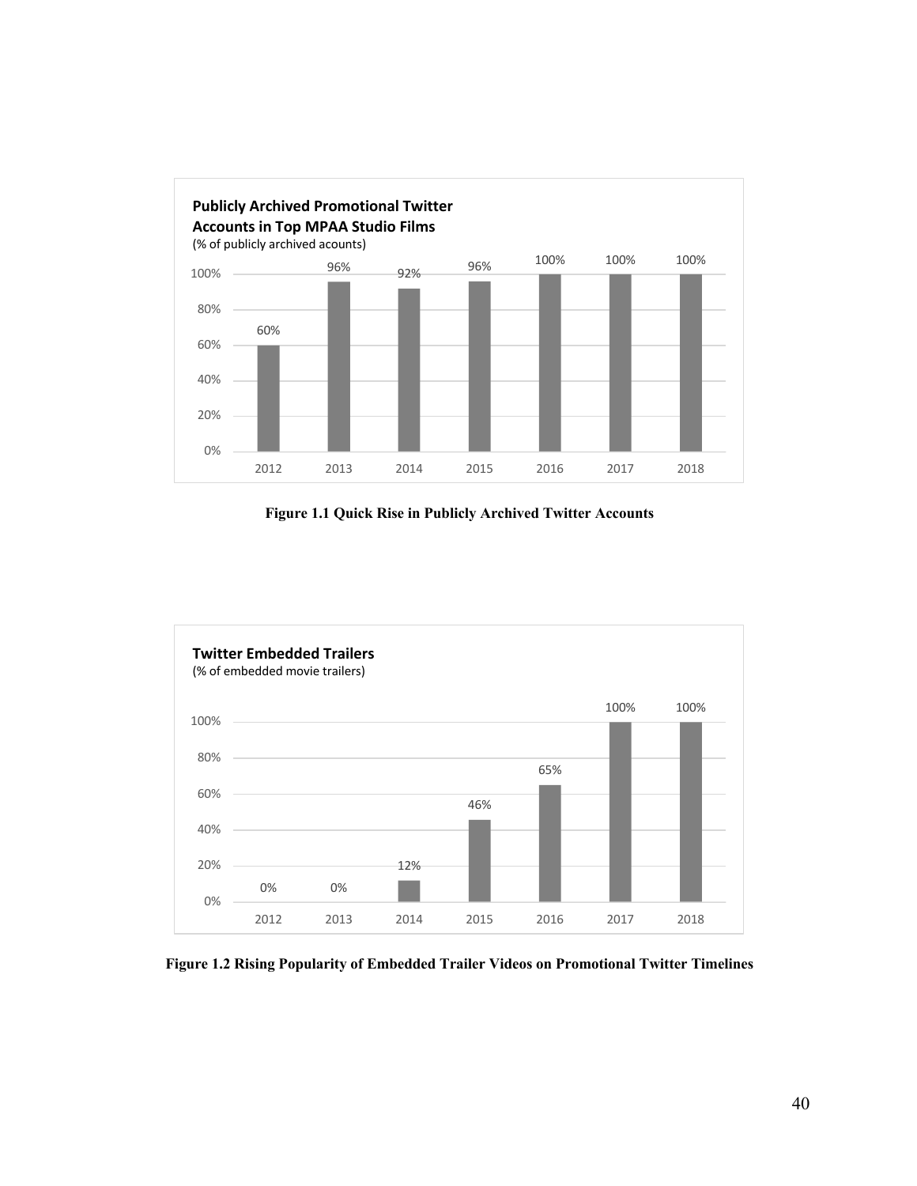**Publicly Archived Promotional Twitter Accounts in Top MPAA Studio Films**
(% of publicly archived acounts)

| Year | % |
| --- | --- |
| 2012 | 60% |
| 2013 | 96% |
| 2014 | 92% |
| 2015 | 96% |
| 2016 | 100% |
| 2017 | 100% |
| 2018 | 100% |

**Figure 1.1 Quick Rise in Publicly Archived Twitter Accounts**

**Twitter Embedded Trailers**
(% of embedded movie trailers)

| Year | % |
| --- | --- |
| 2012 | 0% |
| 2013 | 0% |
| 2014 | 12% |
| 2015 | 46% |
| 2016 | 65% |
| 2017 | 100% |
| 2018 | 100% |

**Figure 1.2 Rising Popularity of Embedded Trailer Videos on Promotional Twitter Timelines**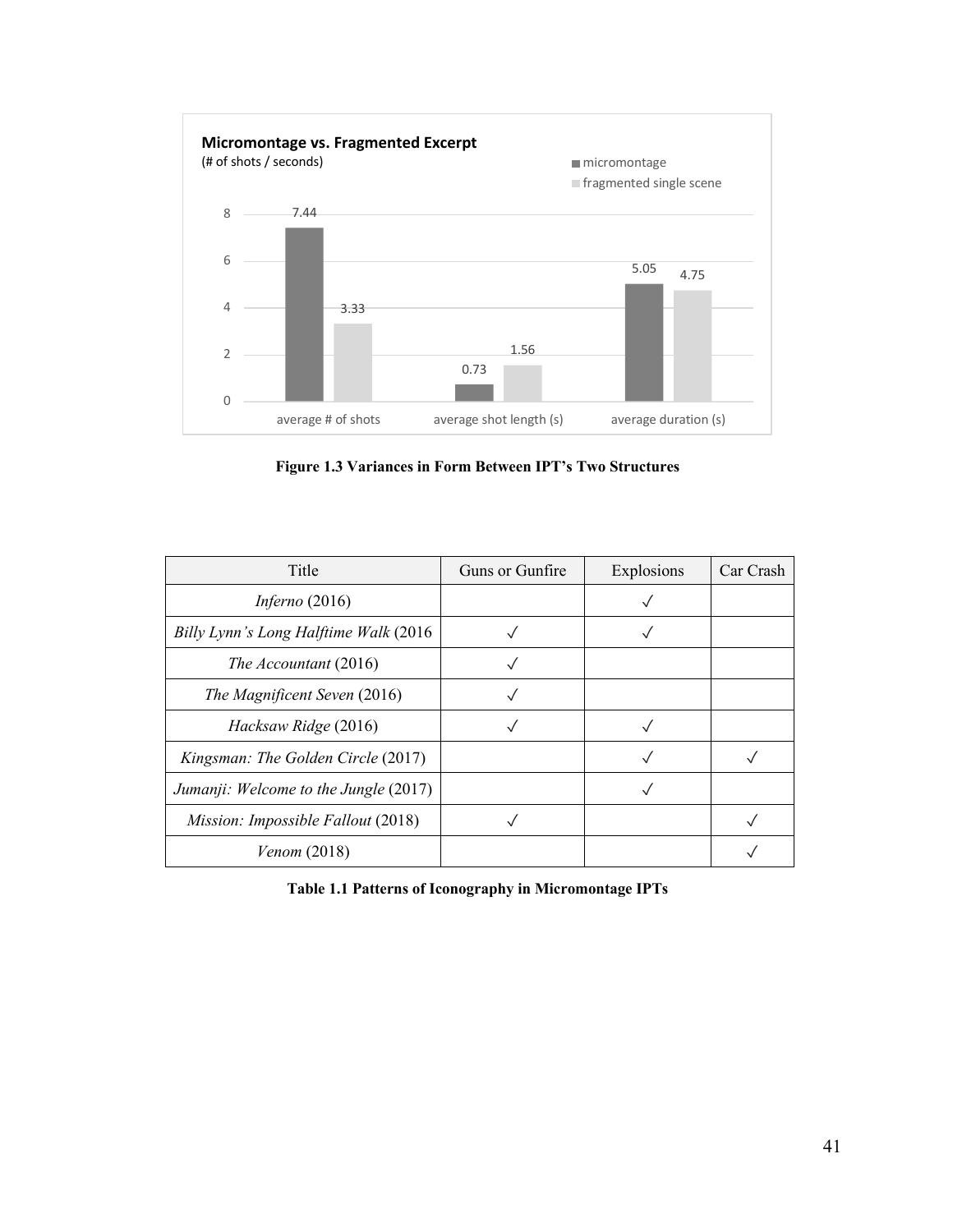**Micromontage vs. Fragmented Excerpt**
(# of shots / seconds)

| | micromontage | fragmented single scene |
|---|---|---|
| average # of shots | 7.44 | 3.33 |
| average shot length (s) | 0.73 | 1.56 |
| average duration (s) | 5.05 | 4.75 |

**Figure 1.3 Variances in Form Between IPT's Two Structures**

| Title | Guns or Gunfire | Explosions | Car Crash |
|---|---|---|---|
| *Inferno* (2016) | | ✓ | |
| *Billy Lynn's Long Halftime Walk* (2016 | ✓ | ✓ | |
| *The Accountant* (2016) | ✓ | | |
| *The Magnificent Seven* (2016) | ✓ | | |
| *Hacksaw Ridge* (2016) | ✓ | ✓ | |
| *Kingsman: The Golden Circle* (2017) | | ✓ | ✓ |
| *Jumanji: Welcome to the Jungle* (2017) | | ✓ | |
| *Mission: Impossible Fallout* (2018) | ✓ | | ✓ |
| *Venom* (2018) | | | ✓ |

**Table 1.1 Patterns of Iconography in Micromontage IPTs**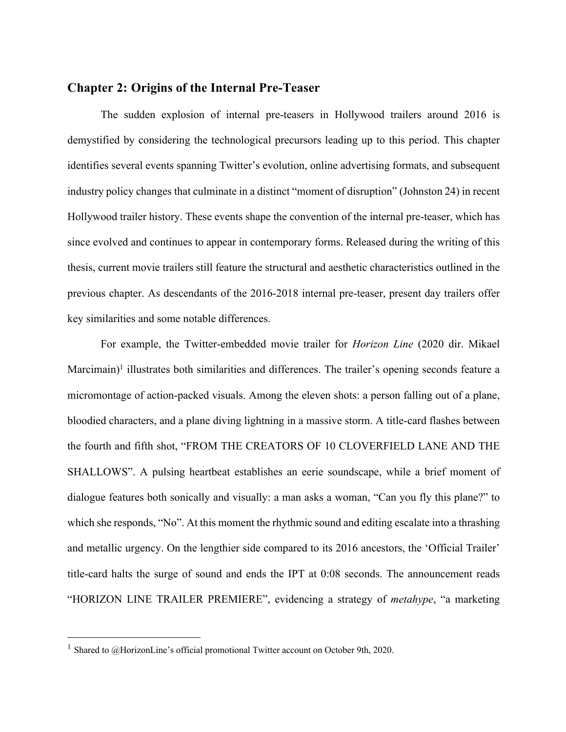## Chapter 2: Origins of the Internal Pre-Teaser

The sudden explosion of internal pre-teasers in Hollywood trailers around 2016 is demystified by considering the technological precursors leading up to this period. This chapter identifies several events spanning Twitter's evolution, online advertising formats, and subsequent industry policy changes that culminate in a distinct "moment of disruption" (Johnston 24) in recent Hollywood trailer history. These events shape the convention of the internal pre-teaser, which has since evolved and continues to appear in contemporary forms. Released during the writing of this thesis, current movie trailers still feature the structural and aesthetic characteristics outlined in the previous chapter. As descendants of the 2016-2018 internal pre-teaser, present day trailers offer key similarities and some notable differences.

For example, the Twitter-embedded movie trailer for *Horizon Line* (2020 dir. Mikael Marcimain)[1] illustrates both similarities and differences. The trailer's opening seconds feature a micromontage of action-packed visuals. Among the eleven shots: a person falling out of a plane, bloodied characters, and a plane diving lightning in a massive storm. A title-card flashes between the fourth and fifth shot, "FROM THE CREATORS OF 10 CLOVERFIELD LANE AND THE SHALLOWS". A pulsing heartbeat establishes an eerie soundscape, while a brief moment of dialogue features both sonically and visually: a man asks a woman, "Can you fly this plane?" to which she responds, "No". At this moment the rhythmic sound and editing escalate into a thrashing and metallic urgency. On the lengthier side compared to its 2016 ancestors, the 'Official Trailer' title-card halts the surge of sound and ends the IPT at 0:08 seconds. The announcement reads "HORIZON LINE TRAILER PREMIERE", evidencing a strategy of *metahype*, "a marketing

[1] Shared to @HorizonLine's official promotional Twitter account on October 9th, 2020.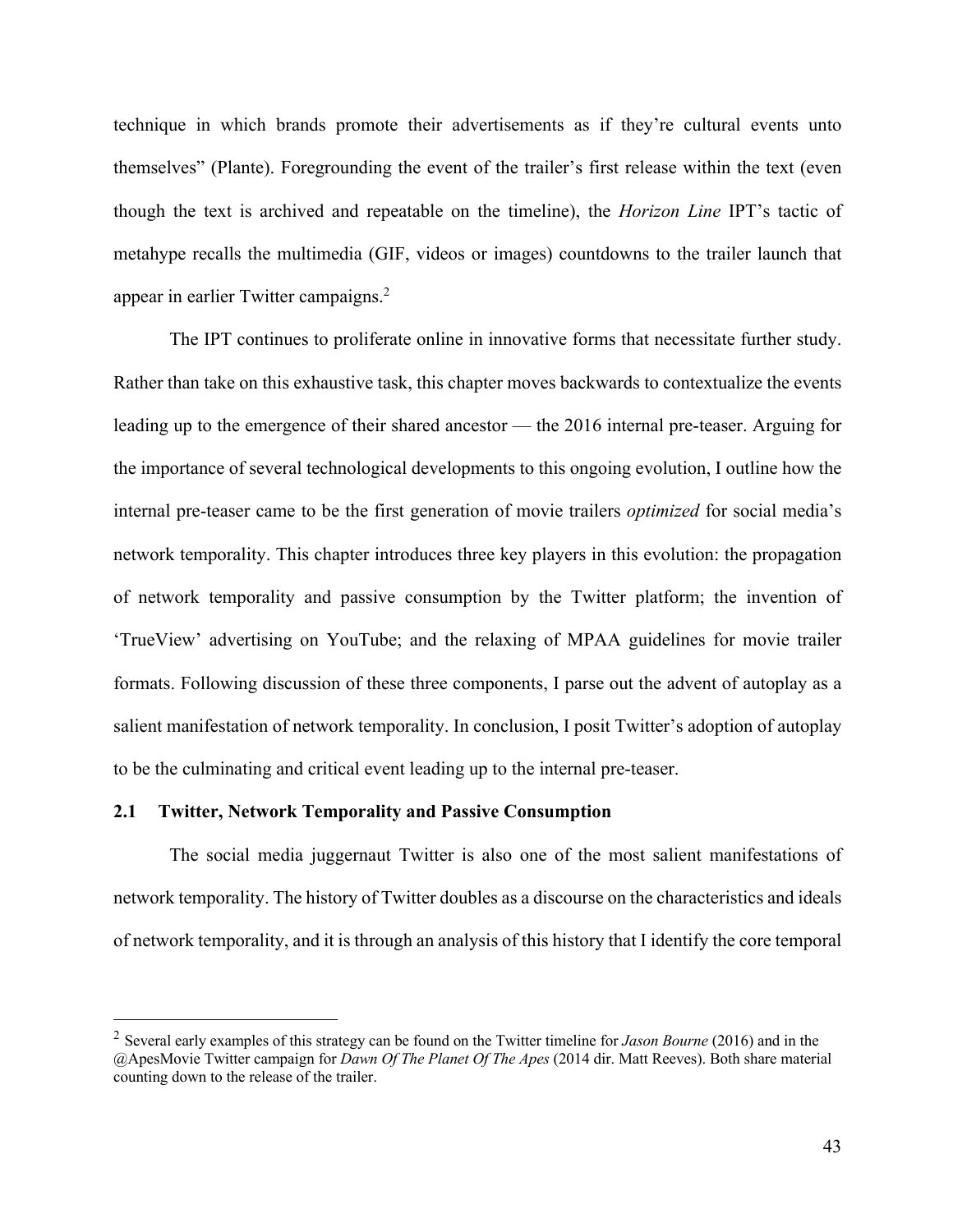technique in which brands promote their advertisements as if they're cultural events unto themselves" (Plante). Foregrounding the event of the trailer's first release within the text (even though the text is archived and repeatable on the timeline), the *Horizon Line* IPT's tactic of metahype recalls the multimedia (GIF, videos or images) countdowns to the trailer launch that appear in earlier Twitter campaigns.[2]

The IPT continues to proliferate online in innovative forms that necessitate further study. Rather than take on this exhaustive task, this chapter moves backwards to contextualize the events leading up to the emergence of their shared ancestor — the 2016 internal pre-teaser. Arguing for the importance of several technological developments to this ongoing evolution, I outline how the internal pre-teaser came to be the first generation of movie trailers *optimized* for social media's network temporality. This chapter introduces three key players in this evolution: the propagation of network temporality and passive consumption by the Twitter platform; the invention of 'TrueView' advertising on YouTube; and the relaxing of MPAA guidelines for movie trailer formats. Following discussion of these three components, I parse out the advent of autoplay as a salient manifestation of network temporality. In conclusion, I posit Twitter's adoption of autoplay to be the culminating and critical event leading up to the internal pre-teaser.

## 2.1 Twitter, Network Temporality and Passive Consumption

The social media juggernaut Twitter is also one of the most salient manifestations of network temporality. The history of Twitter doubles as a discourse on the characteristics and ideals of network temporality, and it is through an analysis of this history that I identify the core temporal

---

[2] Several early examples of this strategy can be found on the Twitter timeline for *Jason Bourne* (2016) and in the @ApesMovie Twitter campaign for *Dawn Of The Planet Of The Apes* (2014 dir. Matt Reeves). Both share material counting down to the release of the trailer.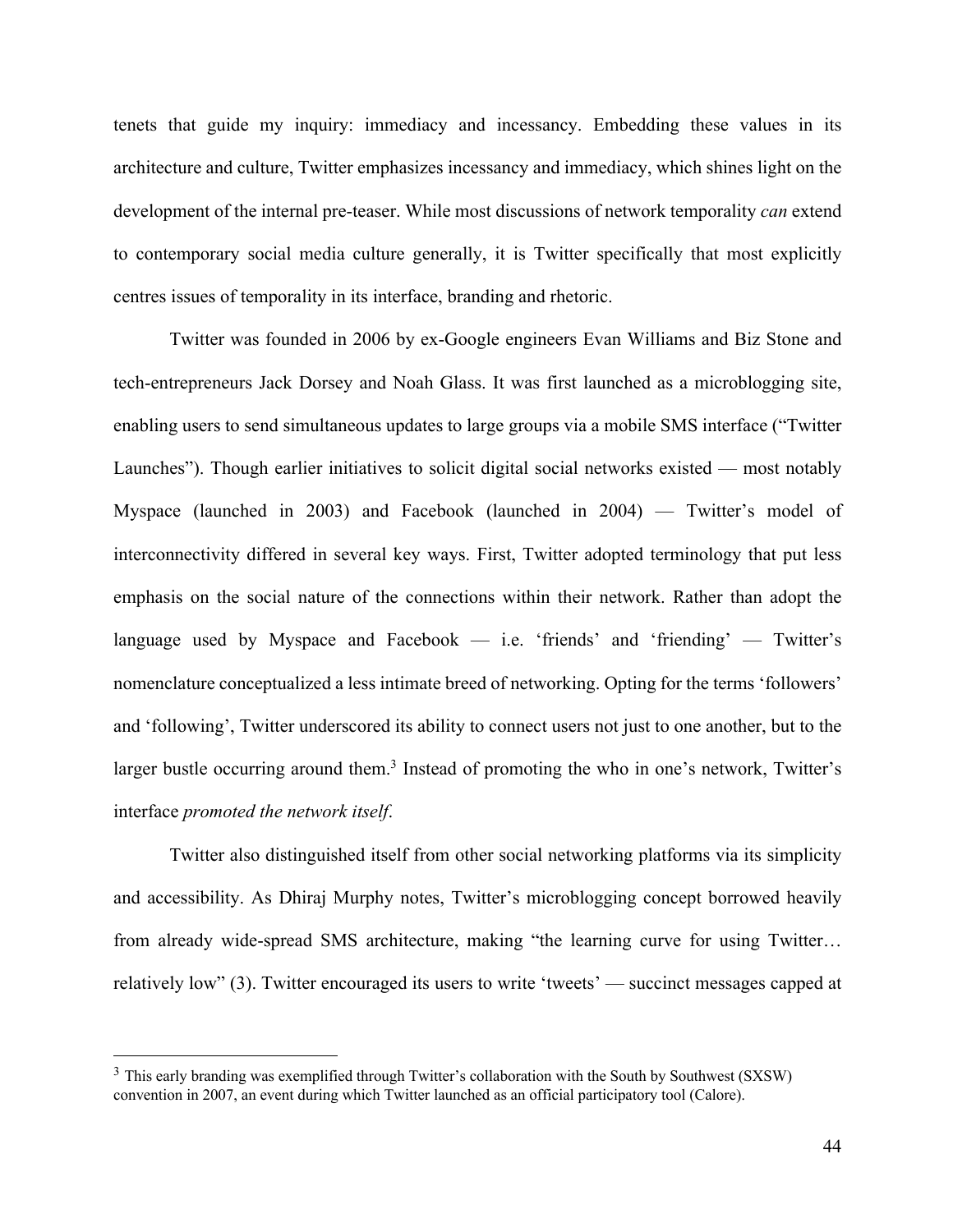tenets that guide my inquiry: immediacy and incessancy. Embedding these values in its architecture and culture, Twitter emphasizes incessancy and immediacy, which shines light on the development of the internal pre-teaser. While most discussions of network temporality *can* extend to contemporary social media culture generally, it is Twitter specifically that most explicitly centres issues of temporality in its interface, branding and rhetoric.

Twitter was founded in 2006 by ex-Google engineers Evan Williams and Biz Stone and tech-entrepreneurs Jack Dorsey and Noah Glass. It was first launched as a microblogging site, enabling users to send simultaneous updates to large groups via a mobile SMS interface ("Twitter Launches"). Though earlier initiatives to solicit digital social networks existed — most notably Myspace (launched in 2003) and Facebook (launched in 2004) — Twitter's model of interconnectivity differed in several key ways. First, Twitter adopted terminology that put less emphasis on the social nature of the connections within their network. Rather than adopt the language used by Myspace and Facebook — i.e. 'friends' and 'friending' — Twitter's nomenclature conceptualized a less intimate breed of networking. Opting for the terms 'followers' and 'following', Twitter underscored its ability to connect users not just to one another, but to the larger bustle occurring around them.[3] Instead of promoting the who in one's network, Twitter's interface *promoted the network itself*.

Twitter also distinguished itself from other social networking platforms via its simplicity and accessibility. As Dhiraj Murphy notes, Twitter's microblogging concept borrowed heavily from already wide-spread SMS architecture, making "the learning curve for using Twitter… relatively low" (3). Twitter encouraged its users to write 'tweets' — succinct messages capped at

---

[3] This early branding was exemplified through Twitter's collaboration with the South by Southwest (SXSW) convention in 2007, an event during which Twitter launched as an official participatory tool (Calore).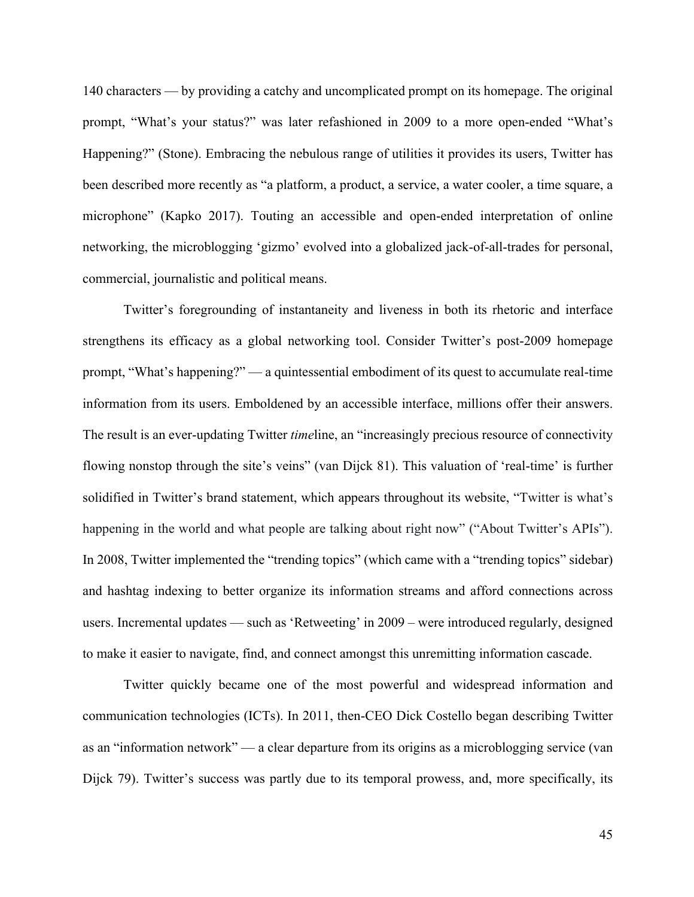140 characters — by providing a catchy and uncomplicated prompt on its homepage. The original prompt, "What's your status?" was later refashioned in 2009 to a more open-ended "What's Happening?" (Stone). Embracing the nebulous range of utilities it provides its users, Twitter has been described more recently as "a platform, a product, a service, a water cooler, a time square, a microphone" (Kapko 2017). Touting an accessible and open-ended interpretation of online networking, the microblogging 'gizmo' evolved into a globalized jack-of-all-trades for personal, commercial, journalistic and political means.

Twitter's foregrounding of instantaneity and liveness in both its rhetoric and interface strengthens its efficacy as a global networking tool. Consider Twitter's post-2009 homepage prompt, "What's happening?" — a quintessential embodiment of its quest to accumulate real-time information from its users. Emboldened by an accessible interface, millions offer their answers. The result is an ever-updating Twitter *time*line, an "increasingly precious resource of connectivity flowing nonstop through the site's veins" (van Dijck 81). This valuation of 'real-time' is further solidified in Twitter's brand statement, which appears throughout its website, "Twitter is what's happening in the world and what people are talking about right now" ("About Twitter's APIs"). In 2008, Twitter implemented the "trending topics" (which came with a "trending topics" sidebar) and hashtag indexing to better organize its information streams and afford connections across users. Incremental updates — such as 'Retweeting' in 2009 – were introduced regularly, designed to make it easier to navigate, find, and connect amongst this unremitting information cascade.

Twitter quickly became one of the most powerful and widespread information and communication technologies (ICTs). In 2011, then-CEO Dick Costello began describing Twitter as an "information network" — a clear departure from its origins as a microblogging service (van Dijck 79). Twitter's success was partly due to its temporal prowess, and, more specifically, its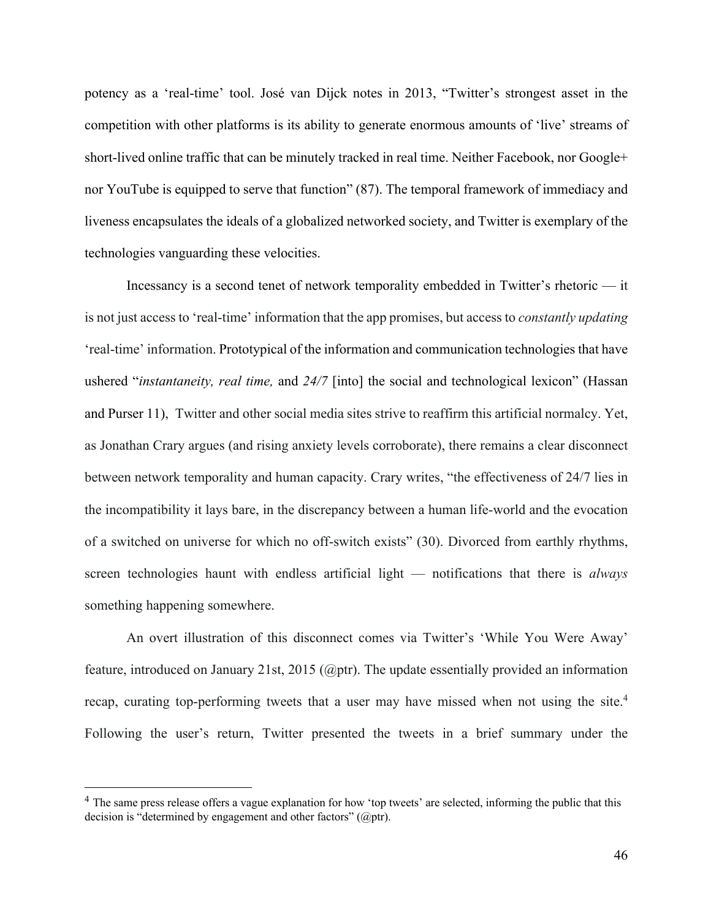potency as a 'real-time' tool. José van Dijck notes in 2013, "Twitter's strongest asset in the competition with other platforms is its ability to generate enormous amounts of 'live' streams of short-lived online traffic that can be minutely tracked in real time. Neither Facebook, nor Google+ nor YouTube is equipped to serve that function" (87). The temporal framework of immediacy and liveness encapsulates the ideals of a globalized networked society, and Twitter is exemplary of the technologies vanguarding these velocities.

Incessancy is a second tenet of network temporality embedded in Twitter's rhetoric — it is not just access to 'real-time' information that the app promises, but access to *constantly updating* 'real-time' information. Prototypical of the information and communication technologies that have ushered "*instantaneity, real time,* and *24/7* [into] the social and technological lexicon" (Hassan and Purser 11), Twitter and other social media sites strive to reaffirm this artificial normalcy. Yet, as Jonathan Crary argues (and rising anxiety levels corroborate), there remains a clear disconnect between network temporality and human capacity. Crary writes, "the effectiveness of 24/7 lies in the incompatibility it lays bare, in the discrepancy between a human life-world and the evocation of a switched on universe for which no off-switch exists" (30). Divorced from earthly rhythms, screen technologies haunt with endless artificial light — notifications that there is *always* something happening somewhere.

An overt illustration of this disconnect comes via Twitter's 'While You Were Away' feature, introduced on January 21st, 2015 (@ptr). The update essentially provided an information recap, curating top-performing tweets that a user may have missed when not using the site.[4] Following the user's return, Twitter presented the tweets in a brief summary under the

---

[4] The same press release offers a vague explanation for how 'top tweets' are selected, informing the public that this decision is "determined by engagement and other factors" (@ptr).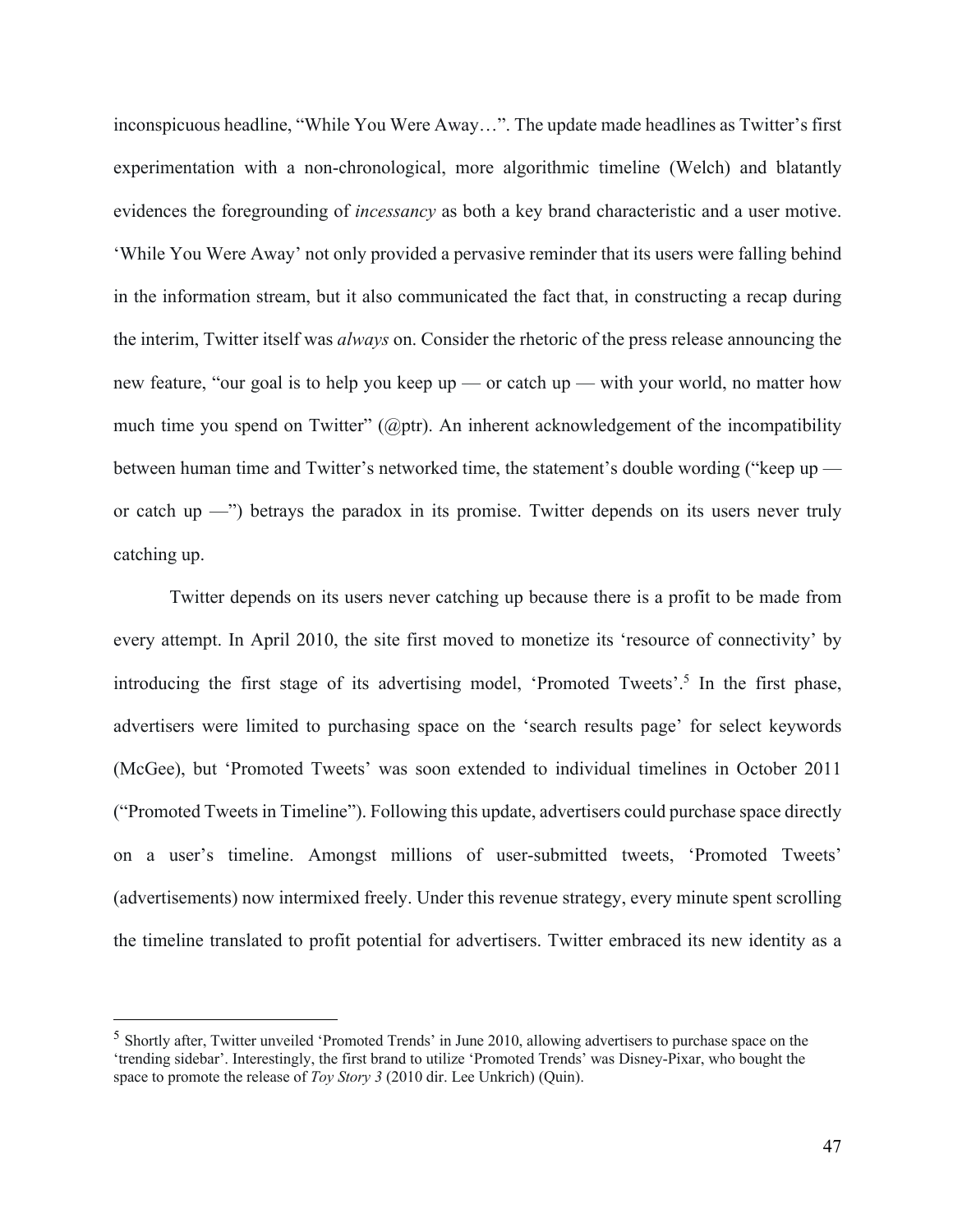inconspicuous headline, "While You Were Away…". The update made headlines as Twitter's first experimentation with a non-chronological, more algorithmic timeline (Welch) and blatantly evidences the foregrounding of *incessancy* as both a key brand characteristic and a user motive. 'While You Were Away' not only provided a pervasive reminder that its users were falling behind in the information stream, but it also communicated the fact that, in constructing a recap during the interim, Twitter itself was *always* on. Consider the rhetoric of the press release announcing the new feature, "our goal is to help you keep up — or catch up — with your world, no matter how much time you spend on Twitter" (@ptr). An inherent acknowledgement of the incompatibility between human time and Twitter's networked time, the statement's double wording ("keep up — or catch up —") betrays the paradox in its promise. Twitter depends on its users never truly catching up.

Twitter depends on its users never catching up because there is a profit to be made from every attempt. In April 2010, the site first moved to monetize its 'resource of connectivity' by introducing the first stage of its advertising model, 'Promoted Tweets'.[5] In the first phase, advertisers were limited to purchasing space on the 'search results page' for select keywords (McGee), but 'Promoted Tweets' was soon extended to individual timelines in October 2011 ("Promoted Tweets in Timeline"). Following this update, advertisers could purchase space directly on a user's timeline. Amongst millions of user-submitted tweets, 'Promoted Tweets' (advertisements) now intermixed freely. Under this revenue strategy, every minute spent scrolling the timeline translated to profit potential for advertisers. Twitter embraced its new identity as a

---

[5] Shortly after, Twitter unveiled 'Promoted Trends' in June 2010, allowing advertisers to purchase space on the 'trending sidebar'. Interestingly, the first brand to utilize 'Promoted Trends' was Disney-Pixar, who bought the space to promote the release of *Toy Story 3* (2010 dir. Lee Unkrich) (Quin).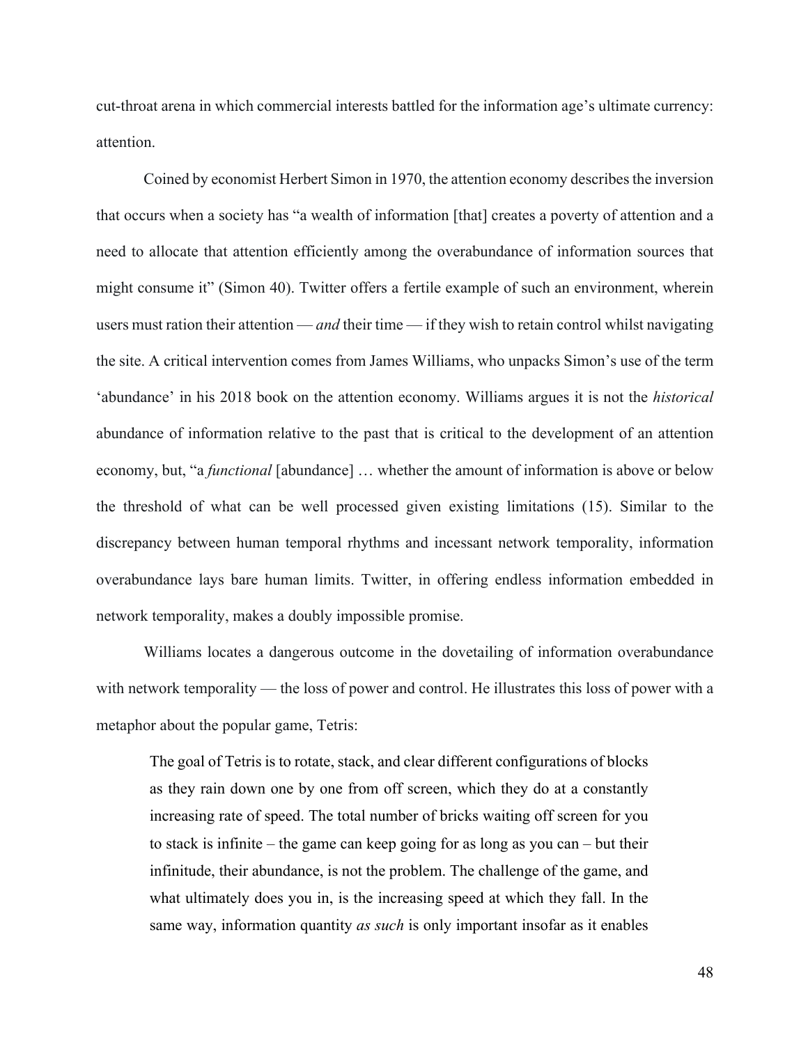cut-throat arena in which commercial interests battled for the information age's ultimate currency: attention.

Coined by economist Herbert Simon in 1970, the attention economy describes the inversion that occurs when a society has "a wealth of information [that] creates a poverty of attention and a need to allocate that attention efficiently among the overabundance of information sources that might consume it" (Simon 40). Twitter offers a fertile example of such an environment, wherein users must ration their attention — *and* their time — if they wish to retain control whilst navigating the site. A critical intervention comes from James Williams, who unpacks Simon's use of the term 'abundance' in his 2018 book on the attention economy. Williams argues it is not the *historical* abundance of information relative to the past that is critical to the development of an attention economy, but, "a *functional* [abundance] … whether the amount of information is above or below the threshold of what can be well processed given existing limitations (15). Similar to the discrepancy between human temporal rhythms and incessant network temporality, information overabundance lays bare human limits. Twitter, in offering endless information embedded in network temporality, makes a doubly impossible promise.

Williams locates a dangerous outcome in the dovetailing of information overabundance with network temporality — the loss of power and control. He illustrates this loss of power with a metaphor about the popular game, Tetris:

> The goal of Tetris is to rotate, stack, and clear different configurations of blocks as they rain down one by one from off screen, which they do at a constantly increasing rate of speed. The total number of bricks waiting off screen for you to stack is infinite – the game can keep going for as long as you can – but their infinitude, their abundance, is not the problem. The challenge of the game, and what ultimately does you in, is the increasing speed at which they fall. In the same way, information quantity *as such* is only important insofar as it enables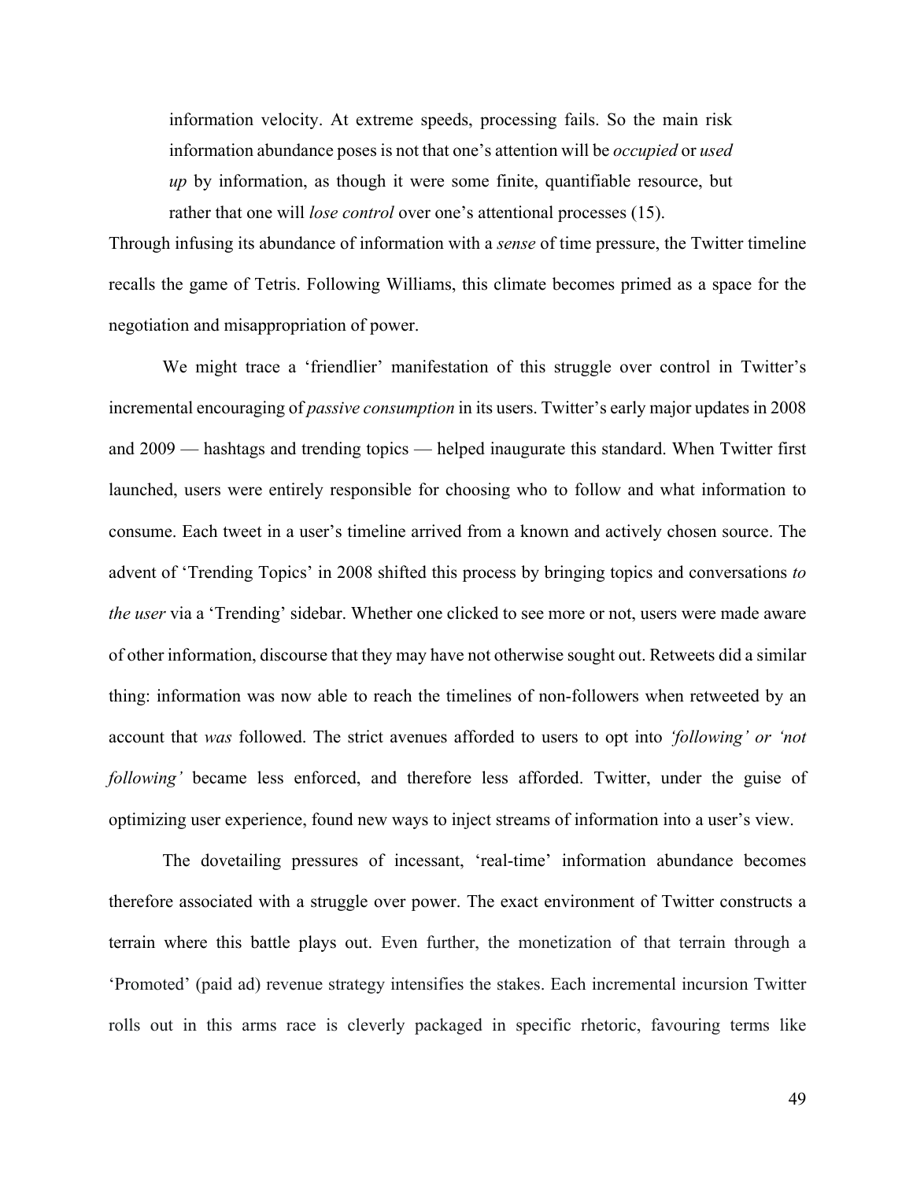> information velocity. At extreme speeds, processing fails. So the main risk information abundance poses is not that one's attention will be *occupied* or *used up* by information, as though it were some finite, quantifiable resource, but rather that one will *lose control* over one's attentional processes (15).

Through infusing its abundance of information with a *sense* of time pressure, the Twitter timeline recalls the game of Tetris. Following Williams, this climate becomes primed as a space for the negotiation and misappropriation of power.

We might trace a 'friendlier' manifestation of this struggle over control in Twitter's incremental encouraging of *passive consumption* in its users. Twitter's early major updates in 2008 and 2009 — hashtags and trending topics — helped inaugurate this standard. When Twitter first launched, users were entirely responsible for choosing who to follow and what information to consume. Each tweet in a user's timeline arrived from a known and actively chosen source. The advent of 'Trending Topics' in 2008 shifted this process by bringing topics and conversations *to the user* via a 'Trending' sidebar. Whether one clicked to see more or not, users were made aware of other information, discourse that they may have not otherwise sought out. Retweets did a similar thing: information was now able to reach the timelines of non-followers when retweeted by an account that *was* followed. The strict avenues afforded to users to opt into *'following' or 'not following'* became less enforced, and therefore less afforded. Twitter, under the guise of optimizing user experience, found new ways to inject streams of information into a user's view.

The dovetailing pressures of incessant, 'real-time' information abundance becomes therefore associated with a struggle over power. The exact environment of Twitter constructs a terrain where this battle plays out. Even further, the monetization of that terrain through a 'Promoted' (paid ad) revenue strategy intensifies the stakes. Each incremental incursion Twitter rolls out in this arms race is cleverly packaged in specific rhetoric, favouring terms like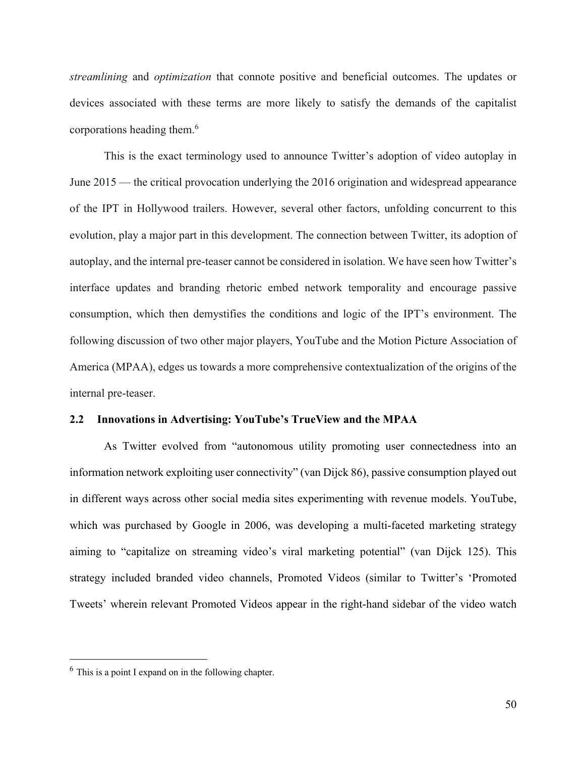*streamlining* and *optimization* that connote positive and beneficial outcomes. The updates or devices associated with these terms are more likely to satisfy the demands of the capitalist corporations heading them.[6]

This is the exact terminology used to announce Twitter's adoption of video autoplay in June 2015 — the critical provocation underlying the 2016 origination and widespread appearance of the IPT in Hollywood trailers. However, several other factors, unfolding concurrent to this evolution, play a major part in this development. The connection between Twitter, its adoption of autoplay, and the internal pre-teaser cannot be considered in isolation. We have seen how Twitter's interface updates and branding rhetoric embed network temporality and encourage passive consumption, which then demystifies the conditions and logic of the IPT's environment. The following discussion of two other major players, YouTube and the Motion Picture Association of America (MPAA), edges us towards a more comprehensive contextualization of the origins of the internal pre-teaser.

## 2.2 Innovations in Advertising: YouTube's TrueView and the MPAA

As Twitter evolved from "autonomous utility promoting user connectedness into an information network exploiting user connectivity" (van Dijck 86), passive consumption played out in different ways across other social media sites experimenting with revenue models. YouTube, which was purchased by Google in 2006, was developing a multi-faceted marketing strategy aiming to "capitalize on streaming video's viral marketing potential" (van Dijck 125). This strategy included branded video channels, Promoted Videos (similar to Twitter's 'Promoted Tweets' wherein relevant Promoted Videos appear in the right-hand sidebar of the video watch

---

[6] This is a point I expand on in the following chapter.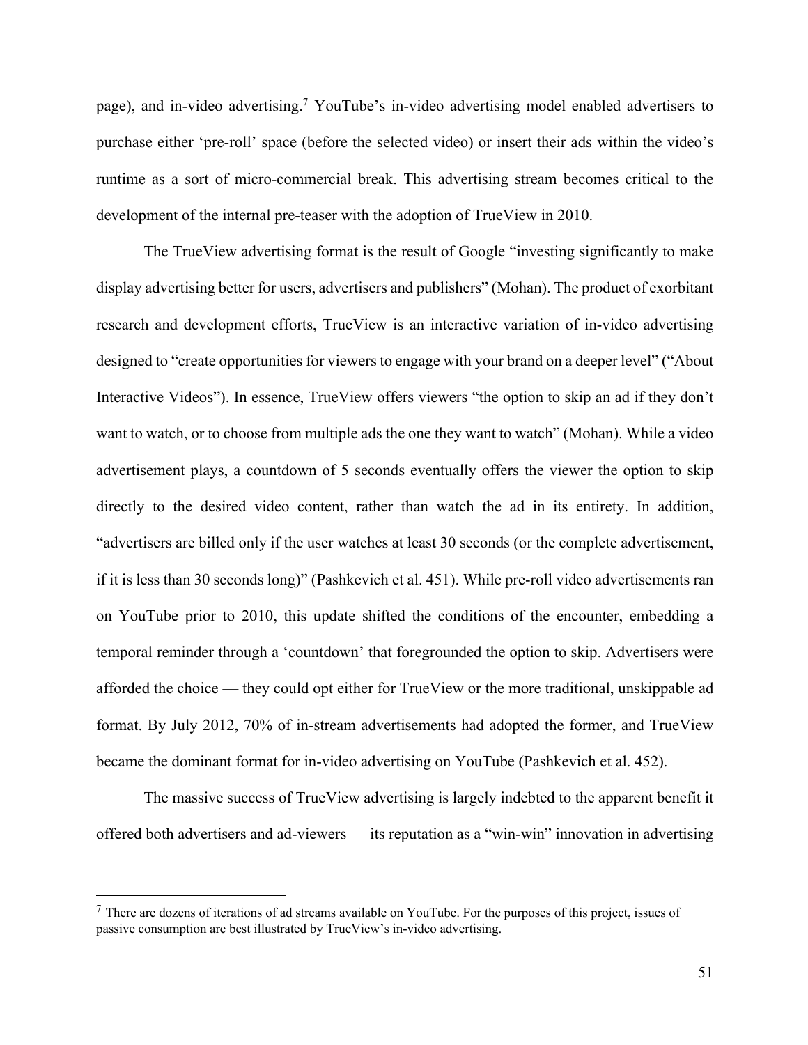page), and in-video advertising.[7] YouTube's in-video advertising model enabled advertisers to purchase either 'pre-roll' space (before the selected video) or insert their ads within the video's runtime as a sort of micro-commercial break. This advertising stream becomes critical to the development of the internal pre-teaser with the adoption of TrueView in 2010.

The TrueView advertising format is the result of Google "investing significantly to make display advertising better for users, advertisers and publishers" (Mohan). The product of exorbitant research and development efforts, TrueView is an interactive variation of in-video advertising designed to "create opportunities for viewers to engage with your brand on a deeper level" ("About Interactive Videos"). In essence, TrueView offers viewers "the option to skip an ad if they don't want to watch, or to choose from multiple ads the one they want to watch" (Mohan). While a video advertisement plays, a countdown of 5 seconds eventually offers the viewer the option to skip directly to the desired video content, rather than watch the ad in its entirety. In addition, "advertisers are billed only if the user watches at least 30 seconds (or the complete advertisement, if it is less than 30 seconds long)" (Pashkevich et al. 451). While pre-roll video advertisements ran on YouTube prior to 2010, this update shifted the conditions of the encounter, embedding a temporal reminder through a 'countdown' that foregrounded the option to skip. Advertisers were afforded the choice — they could opt either for TrueView or the more traditional, unskippable ad format. By July 2012, 70% of in-stream advertisements had adopted the former, and TrueView became the dominant format for in-video advertising on YouTube (Pashkevich et al. 452).

The massive success of TrueView advertising is largely indebted to the apparent benefit it offered both advertisers and ad-viewers — its reputation as a "win-win" innovation in advertising

---

[7] There are dozens of iterations of ad streams available on YouTube. For the purposes of this project, issues of passive consumption are best illustrated by TrueView's in-video advertising.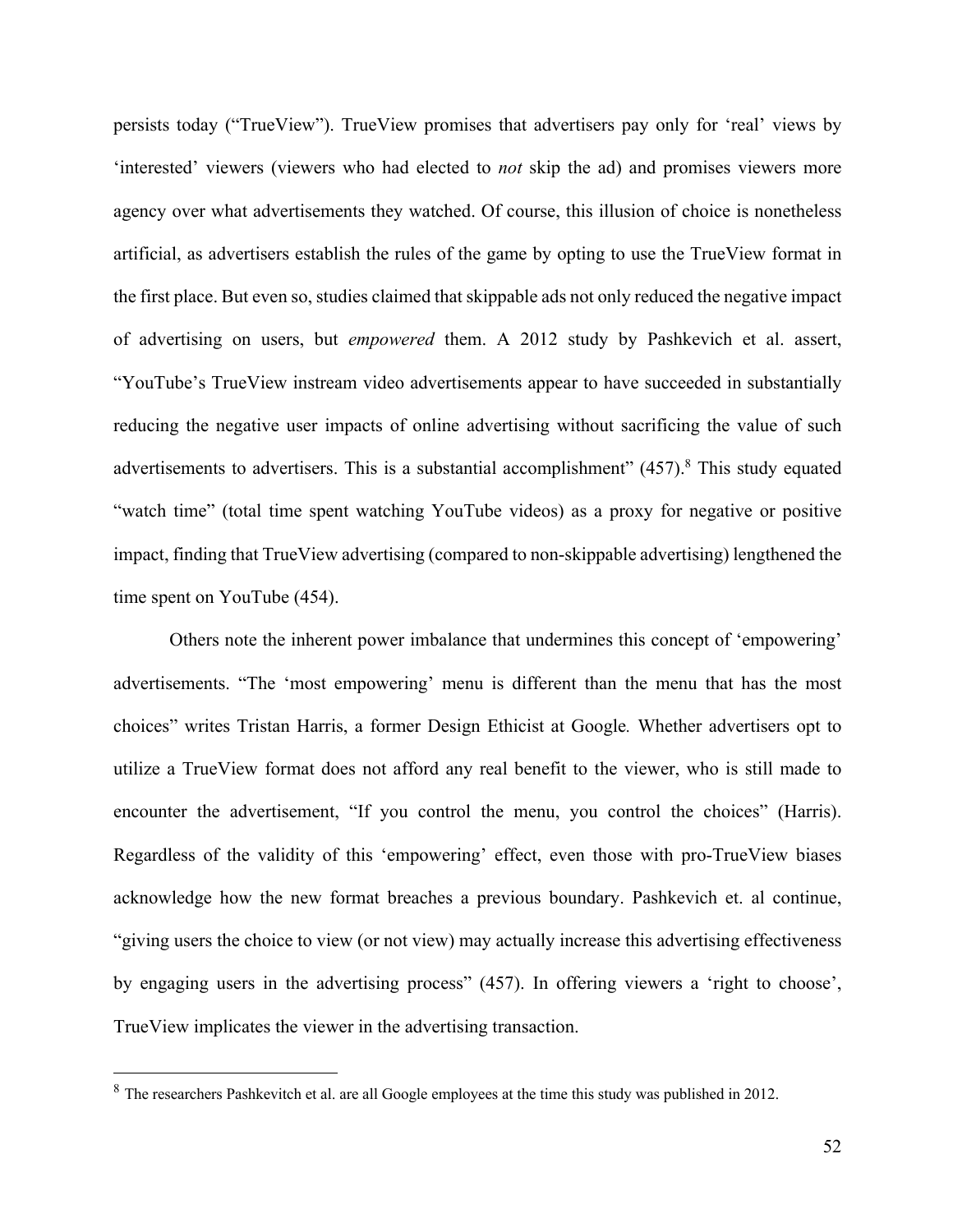persists today ("TrueView"). TrueView promises that advertisers pay only for 'real' views by 'interested' viewers (viewers who had elected to *not* skip the ad) and promises viewers more agency over what advertisements they watched. Of course, this illusion of choice is nonetheless artificial, as advertisers establish the rules of the game by opting to use the TrueView format in the first place. But even so, studies claimed that skippable ads not only reduced the negative impact of advertising on users, but *empowered* them. A 2012 study by Pashkevich et al. assert, "YouTube's TrueView instream video advertisements appear to have succeeded in substantially reducing the negative user impacts of online advertising without sacrificing the value of such advertisements to advertisers. This is a substantial accomplishment" (457).[8] This study equated "watch time" (total time spent watching YouTube videos) as a proxy for negative or positive impact, finding that TrueView advertising (compared to non-skippable advertising) lengthened the time spent on YouTube (454).

Others note the inherent power imbalance that undermines this concept of 'empowering' advertisements. "The 'most empowering' menu is different than the menu that has the most choices" writes Tristan Harris, a former Design Ethicist at Google*.* Whether advertisers opt to utilize a TrueView format does not afford any real benefit to the viewer, who is still made to encounter the advertisement, "If you control the menu, you control the choices" (Harris). Regardless of the validity of this 'empowering' effect, even those with pro-TrueView biases acknowledge how the new format breaches a previous boundary. Pashkevich et. al continue, "giving users the choice to view (or not view) may actually increase this advertising effectiveness by engaging users in the advertising process" (457). In offering viewers a 'right to choose', TrueView implicates the viewer in the advertising transaction.

---

[8] The researchers Pashkevitch et al. are all Google employees at the time this study was published in 2012.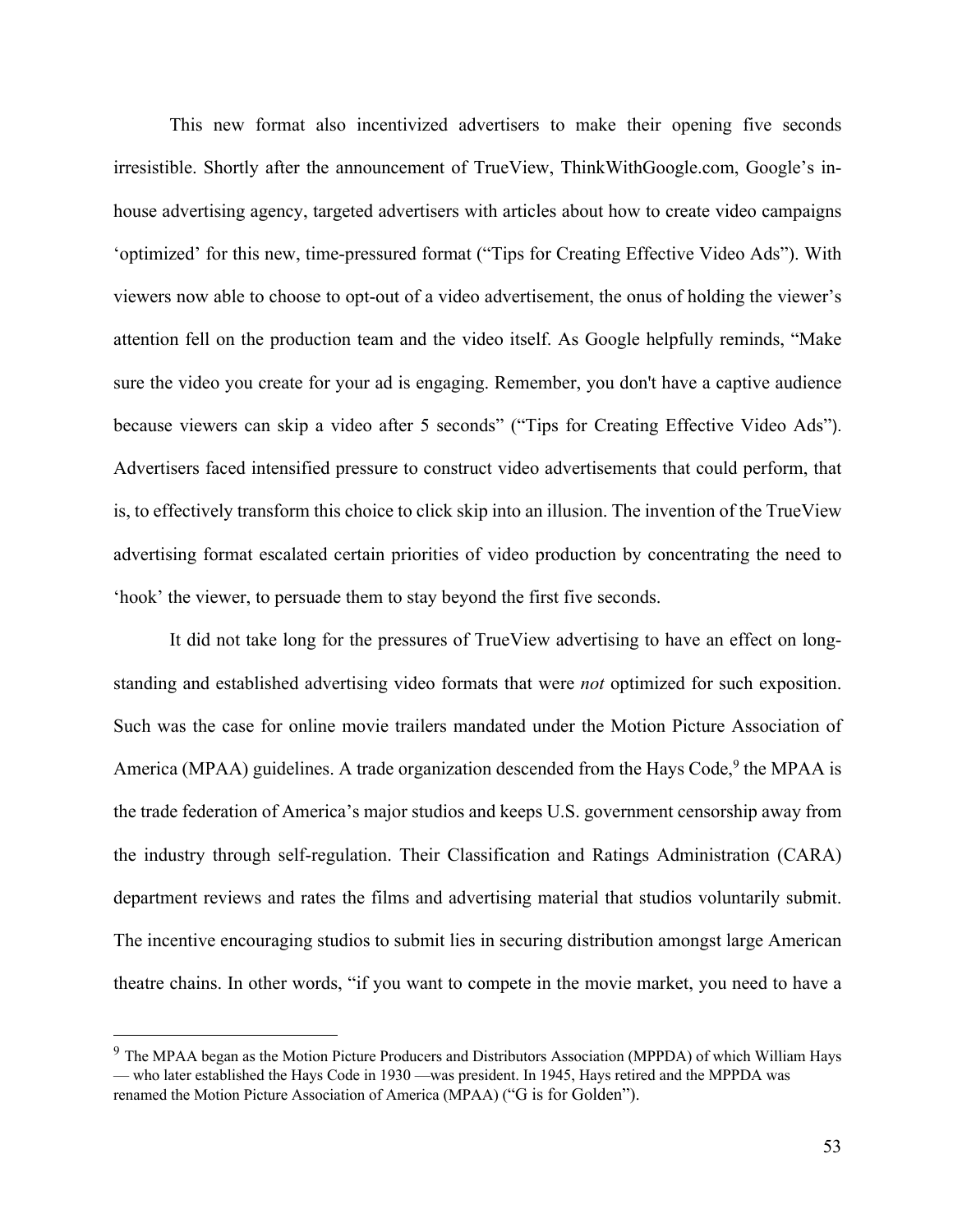This new format also incentivized advertisers to make their opening five seconds irresistible. Shortly after the announcement of TrueView, ThinkWithGoogle.com, Google's in-house advertising agency, targeted advertisers with articles about how to create video campaigns 'optimized' for this new, time-pressured format ("Tips for Creating Effective Video Ads"). With viewers now able to choose to opt-out of a video advertisement, the onus of holding the viewer's attention fell on the production team and the video itself. As Google helpfully reminds, "Make sure the video you create for your ad is engaging. Remember, you don't have a captive audience because viewers can skip a video after 5 seconds" ("Tips for Creating Effective Video Ads"). Advertisers faced intensified pressure to construct video advertisements that could perform, that is, to effectively transform this choice to click skip into an illusion. The invention of the TrueView advertising format escalated certain priorities of video production by concentrating the need to 'hook' the viewer, to persuade them to stay beyond the first five seconds.

It did not take long for the pressures of TrueView advertising to have an effect on long-standing and established advertising video formats that were *not* optimized for such exposition. Such was the case for online movie trailers mandated under the Motion Picture Association of America (MPAA) guidelines. A trade organization descended from the Hays Code,[9] the MPAA is the trade federation of America's major studios and keeps U.S. government censorship away from the industry through self-regulation. Their Classification and Ratings Administration (CARA) department reviews and rates the films and advertising material that studios voluntarily submit. The incentive encouraging studios to submit lies in securing distribution amongst large American theatre chains. In other words, "if you want to compete in the movie market, you need to have a

---

[9] The MPAA began as the Motion Picture Producers and Distributors Association (MPPDA) of which William Hays — who later established the Hays Code in 1930 —was president. In 1945, Hays retired and the MPPDA was renamed the Motion Picture Association of America (MPAA) ("G is for Golden").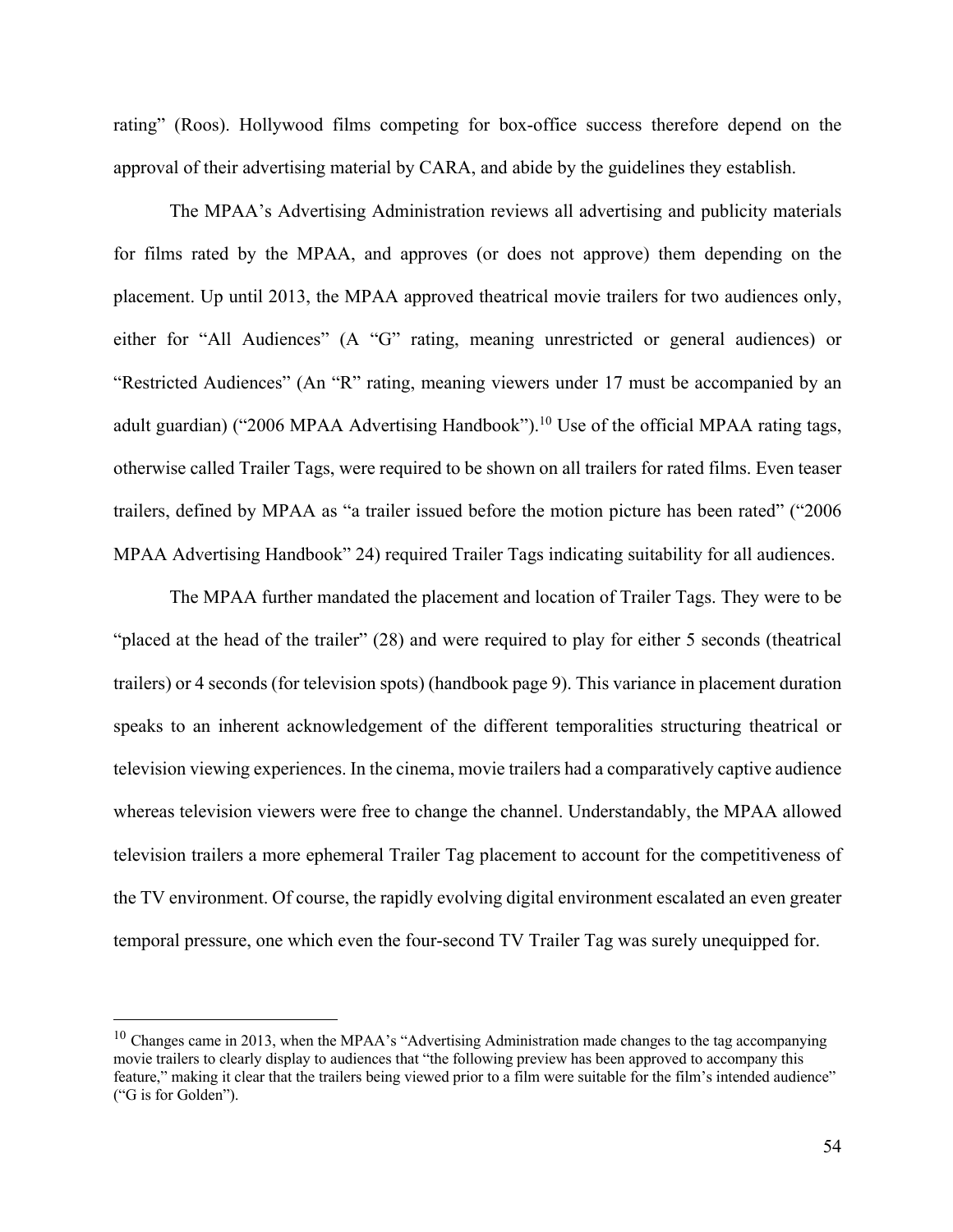rating" (Roos). Hollywood films competing for box-office success therefore depend on the approval of their advertising material by CARA, and abide by the guidelines they establish.

The MPAA's Advertising Administration reviews all advertising and publicity materials for films rated by the MPAA, and approves (or does not approve) them depending on the placement. Up until 2013, the MPAA approved theatrical movie trailers for two audiences only, either for "All Audiences" (A "G" rating, meaning unrestricted or general audiences) or "Restricted Audiences" (An "R" rating, meaning viewers under 17 must be accompanied by an adult guardian) ("2006 MPAA Advertising Handbook").[10] Use of the official MPAA rating tags, otherwise called Trailer Tags, were required to be shown on all trailers for rated films. Even teaser trailers, defined by MPAA as "a trailer issued before the motion picture has been rated" ("2006 MPAA Advertising Handbook" 24) required Trailer Tags indicating suitability for all audiences.

The MPAA further mandated the placement and location of Trailer Tags. They were to be "placed at the head of the trailer" (28) and were required to play for either 5 seconds (theatrical trailers) or 4 seconds (for television spots) (handbook page 9). This variance in placement duration speaks to an inherent acknowledgement of the different temporalities structuring theatrical or television viewing experiences. In the cinema, movie trailers had a comparatively captive audience whereas television viewers were free to change the channel. Understandably, the MPAA allowed television trailers a more ephemeral Trailer Tag placement to account for the competitiveness of the TV environment. Of course, the rapidly evolving digital environment escalated an even greater temporal pressure, one which even the four-second TV Trailer Tag was surely unequipped for.

---

[10] Changes came in 2013, when the MPAA's "Advertising Administration made changes to the tag accompanying movie trailers to clearly display to audiences that "the following preview has been approved to accompany this feature," making it clear that the trailers being viewed prior to a film were suitable for the film's intended audience" ("G is for Golden").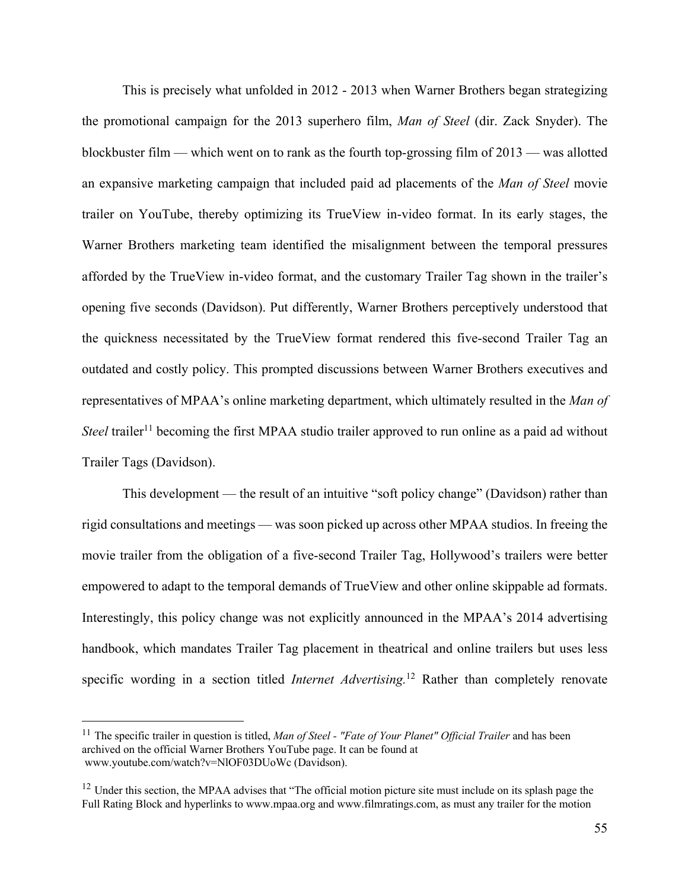This is precisely what unfolded in 2012 - 2013 when Warner Brothers began strategizing the promotional campaign for the 2013 superhero film, *Man of Steel* (dir. Zack Snyder). The blockbuster film — which went on to rank as the fourth top-grossing film of 2013 — was allotted an expansive marketing campaign that included paid ad placements of the *Man of Steel* movie trailer on YouTube, thereby optimizing its TrueView in-video format. In its early stages, the Warner Brothers marketing team identified the misalignment between the temporal pressures afforded by the TrueView in-video format, and the customary Trailer Tag shown in the trailer's opening five seconds (Davidson). Put differently, Warner Brothers perceptively understood that the quickness necessitated by the TrueView format rendered this five-second Trailer Tag an outdated and costly policy. This prompted discussions between Warner Brothers executives and representatives of MPAA's online marketing department, which ultimately resulted in the *Man of Steel* trailer[11] becoming the first MPAA studio trailer approved to run online as a paid ad without Trailer Tags (Davidson).

This development — the result of an intuitive "soft policy change" (Davidson) rather than rigid consultations and meetings — was soon picked up across other MPAA studios. In freeing the movie trailer from the obligation of a five-second Trailer Tag, Hollywood's trailers were better empowered to adapt to the temporal demands of TrueView and other online skippable ad formats. Interestingly, this policy change was not explicitly announced in the MPAA's 2014 advertising handbook, which mandates Trailer Tag placement in theatrical and online trailers but uses less specific wording in a section titled *Internet Advertising.*[12] Rather than completely renovate

---

[11] The specific trailer in question is titled, *Man of Steel - "Fate of Your Planet" Official Trailer* and has been archived on the official Warner Brothers YouTube page. It can be found at www.youtube.com/watch?v=NlOF03DUoWc (Davidson).

[12] Under this section, the MPAA advises that "The official motion picture site must include on its splash page the Full Rating Block and hyperlinks to www.mpaa.org and www.filmratings.com, as must any trailer for the motion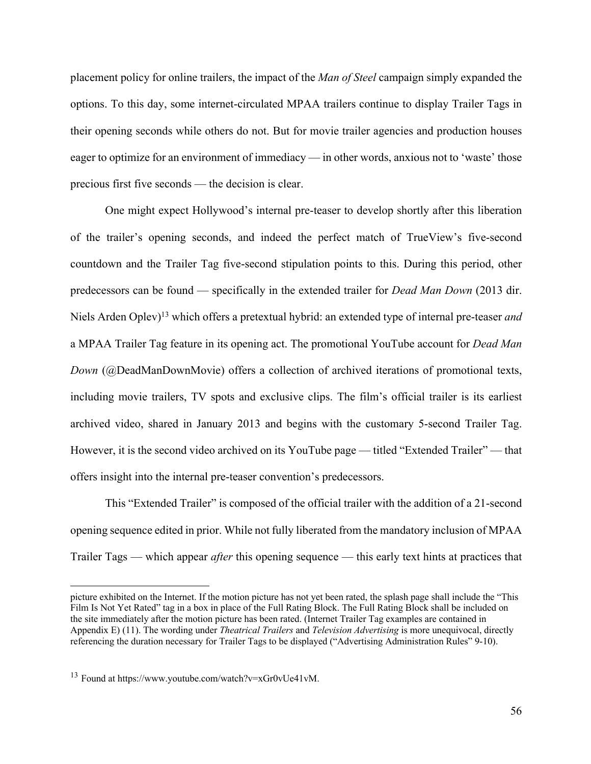placement policy for online trailers, the impact of the *Man of Steel* campaign simply expanded the options. To this day, some internet-circulated MPAA trailers continue to display Trailer Tags in their opening seconds while others do not. But for movie trailer agencies and production houses eager to optimize for an environment of immediacy — in other words, anxious not to 'waste' those precious first five seconds — the decision is clear.

One might expect Hollywood's internal pre-teaser to develop shortly after this liberation of the trailer's opening seconds, and indeed the perfect match of TrueView's five-second countdown and the Trailer Tag five-second stipulation points to this. During this period, other predecessors can be found — specifically in the extended trailer for *Dead Man Down* (2013 dir. Niels Arden Oplev)[13] which offers a pretextual hybrid: an extended type of internal pre-teaser *and* a MPAA Trailer Tag feature in its opening act. The promotional YouTube account for *Dead Man Down* (@DeadManDownMovie) offers a collection of archived iterations of promotional texts, including movie trailers, TV spots and exclusive clips. The film's official trailer is its earliest archived video, shared in January 2013 and begins with the customary 5-second Trailer Tag. However, it is the second video archived on its YouTube page — titled "Extended Trailer" — that offers insight into the internal pre-teaser convention's predecessors.

This "Extended Trailer" is composed of the official trailer with the addition of a 21-second opening sequence edited in prior. While not fully liberated from the mandatory inclusion of MPAA Trailer Tags — which appear *after* this opening sequence — this early text hints at practices that

---

picture exhibited on the Internet. If the motion picture has not yet been rated, the splash page shall include the "This Film Is Not Yet Rated" tag in a box in place of the Full Rating Block. The Full Rating Block shall be included on the site immediately after the motion picture has been rated. (Internet Trailer Tag examples are contained in Appendix E) (11). The wording under *Theatrical Trailers* and *Television Advertising* is more unequivocal, directly referencing the duration necessary for Trailer Tags to be displayed ("Advertising Administration Rules" 9-10).

[13] Found at https://www.youtube.com/watch?v=xGr0vUe41vM.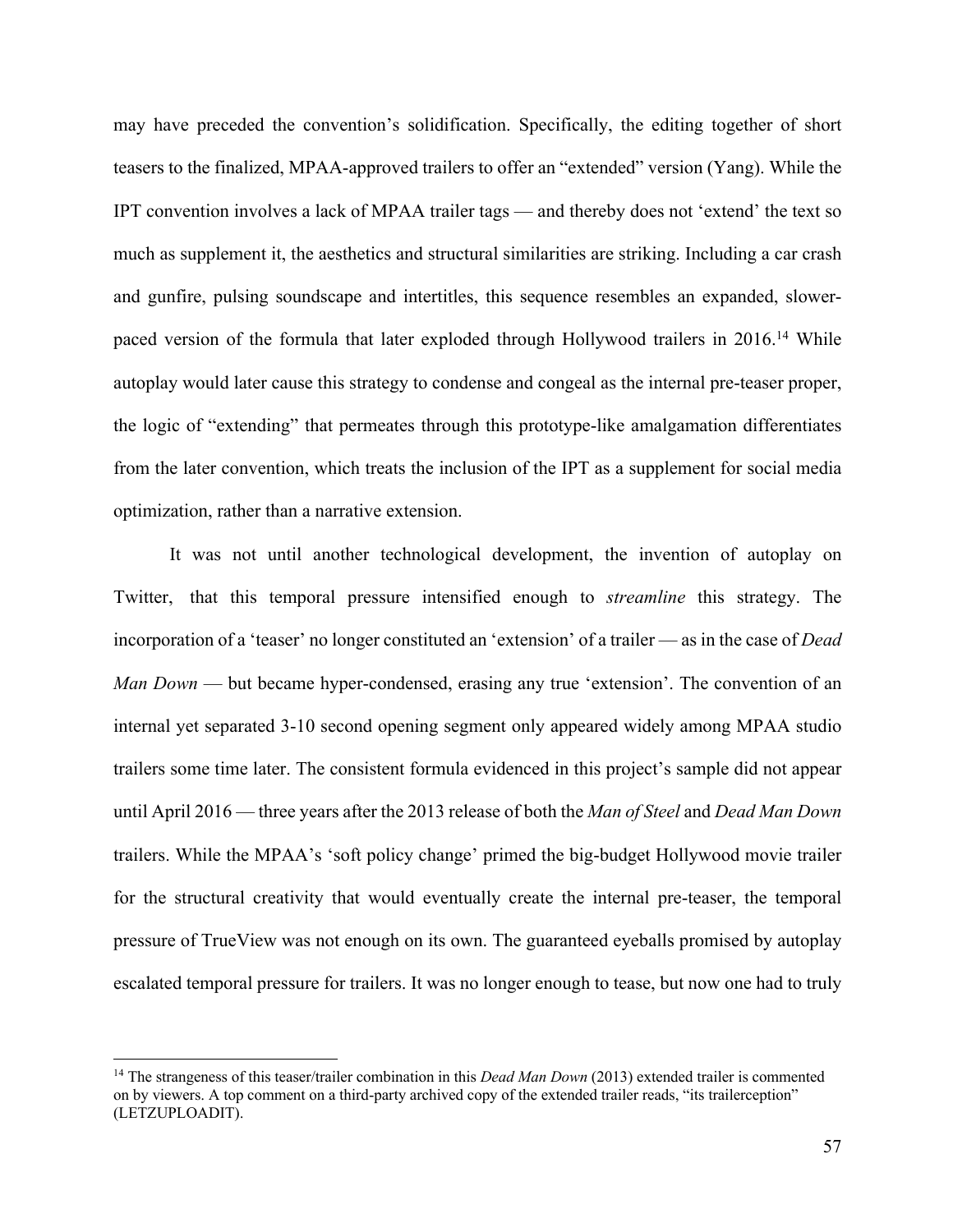may have preceded the convention's solidification. Specifically, the editing together of short teasers to the finalized, MPAA-approved trailers to offer an "extended" version (Yang). While the IPT convention involves a lack of MPAA trailer tags — and thereby does not 'extend' the text so much as supplement it, the aesthetics and structural similarities are striking. Including a car crash and gunfire, pulsing soundscape and intertitles, this sequence resembles an expanded, slower-paced version of the formula that later exploded through Hollywood trailers in 2016.[14] While autoplay would later cause this strategy to condense and congeal as the internal pre-teaser proper, the logic of "extending" that permeates through this prototype-like amalgamation differentiates from the later convention, which treats the inclusion of the IPT as a supplement for social media optimization, rather than a narrative extension.

It was not until another technological development, the invention of autoplay on Twitter, that this temporal pressure intensified enough to *streamline* this strategy. The incorporation of a 'teaser' no longer constituted an 'extension' of a trailer — as in the case of *Dead Man Down* — but became hyper-condensed, erasing any true 'extension'. The convention of an internal yet separated 3-10 second opening segment only appeared widely among MPAA studio trailers some time later. The consistent formula evidenced in this project's sample did not appear until April 2016 — three years after the 2013 release of both the *Man of Steel* and *Dead Man Down* trailers. While the MPAA's 'soft policy change' primed the big-budget Hollywood movie trailer for the structural creativity that would eventually create the internal pre-teaser, the temporal pressure of TrueView was not enough on its own. The guaranteed eyeballs promised by autoplay escalated temporal pressure for trailers. It was no longer enough to tease, but now one had to truly

[14] The strangeness of this teaser/trailer combination in this *Dead Man Down* (2013) extended trailer is commented on by viewers. A top comment on a third-party archived copy of the extended trailer reads, "its trailerception" (LETZUPLOADIT).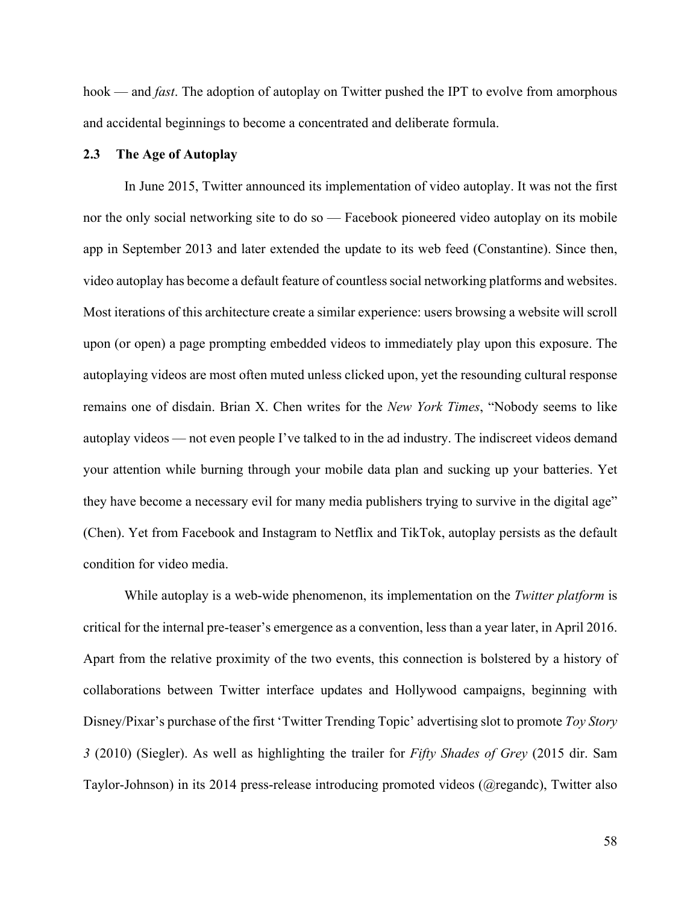hook — and *fast*. The adoption of autoplay on Twitter pushed the IPT to evolve from amorphous and accidental beginnings to become a concentrated and deliberate formula.

### 2.3 The Age of Autoplay

In June 2015, Twitter announced its implementation of video autoplay. It was not the first nor the only social networking site to do so — Facebook pioneered video autoplay on its mobile app in September 2013 and later extended the update to its web feed (Constantine). Since then, video autoplay has become a default feature of countless social networking platforms and websites. Most iterations of this architecture create a similar experience: users browsing a website will scroll upon (or open) a page prompting embedded videos to immediately play upon this exposure. The autoplaying videos are most often muted unless clicked upon, yet the resounding cultural response remains one of disdain. Brian X. Chen writes for the *New York Times*, "Nobody seems to like autoplay videos — not even people I've talked to in the ad industry. The indiscreet videos demand your attention while burning through your mobile data plan and sucking up your batteries. Yet they have become a necessary evil for many media publishers trying to survive in the digital age" (Chen). Yet from Facebook and Instagram to Netflix and TikTok, autoplay persists as the default condition for video media.

While autoplay is a web-wide phenomenon, its implementation on the *Twitter platform* is critical for the internal pre-teaser's emergence as a convention, less than a year later, in April 2016. Apart from the relative proximity of the two events, this connection is bolstered by a history of collaborations between Twitter interface updates and Hollywood campaigns, beginning with Disney/Pixar's purchase of the first 'Twitter Trending Topic' advertising slot to promote *Toy Story 3* (2010) (Siegler). As well as highlighting the trailer for *Fifty Shades of Grey* (2015 dir. Sam Taylor-Johnson) in its 2014 press-release introducing promoted videos (@regandc), Twitter also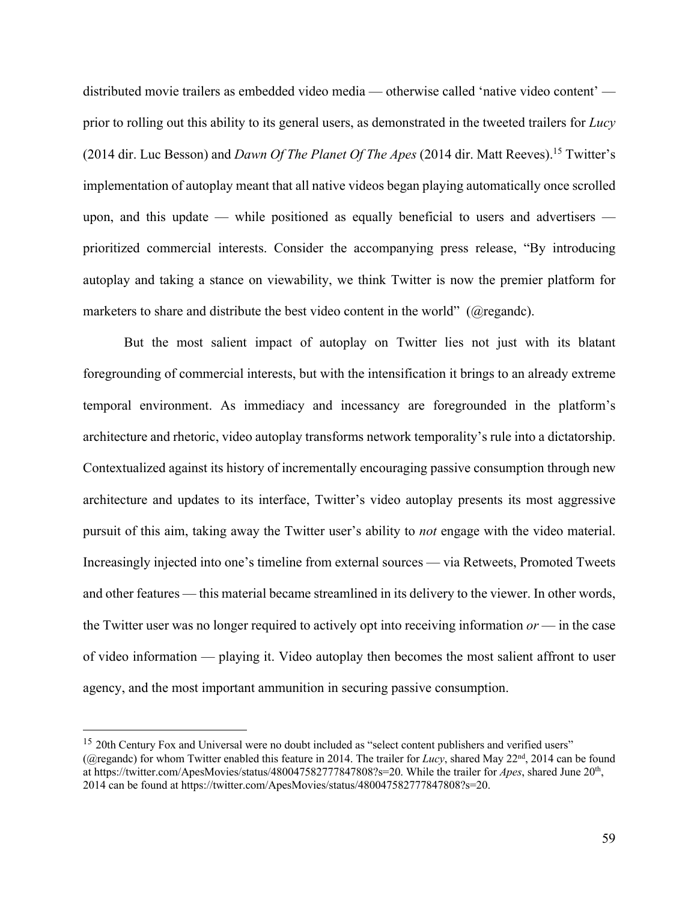distributed movie trailers as embedded video media — otherwise called 'native video content' — prior to rolling out this ability to its general users, as demonstrated in the tweeted trailers for *Lucy* (2014 dir. Luc Besson) and *Dawn Of The Planet Of The Apes* (2014 dir. Matt Reeves).[15] Twitter's implementation of autoplay meant that all native videos began playing automatically once scrolled upon, and this update — while positioned as equally beneficial to users and advertisers — prioritized commercial interests. Consider the accompanying press release, "By introducing autoplay and taking a stance on viewability, we think Twitter is now the premier platform for marketers to share and distribute the best video content in the world" (@regandc).

But the most salient impact of autoplay on Twitter lies not just with its blatant foregrounding of commercial interests, but with the intensification it brings to an already extreme temporal environment. As immediacy and incessancy are foregrounded in the platform's architecture and rhetoric, video autoplay transforms network temporality's rule into a dictatorship. Contextualized against its history of incrementally encouraging passive consumption through new architecture and updates to its interface, Twitter's video autoplay presents its most aggressive pursuit of this aim, taking away the Twitter user's ability to *not* engage with the video material. Increasingly injected into one's timeline from external sources — via Retweets, Promoted Tweets and other features — this material became streamlined in its delivery to the viewer. In other words, the Twitter user was no longer required to actively opt into receiving information *or* — in the case of video information — playing it. Video autoplay then becomes the most salient affront to user agency, and the most important ammunition in securing passive consumption.

---

[15] 20th Century Fox and Universal were no doubt included as "select content publishers and verified users" (@regandc) for whom Twitter enabled this feature in 2014. The trailer for *Lucy*, shared May 22nd, 2014 can be found at https://twitter.com/ApesMovies/status/480047582777847808?s=20. While the trailer for *Apes*, shared June 20th, 2014 can be found at https://twitter.com/ApesMovies/status/480047582777847808?s=20.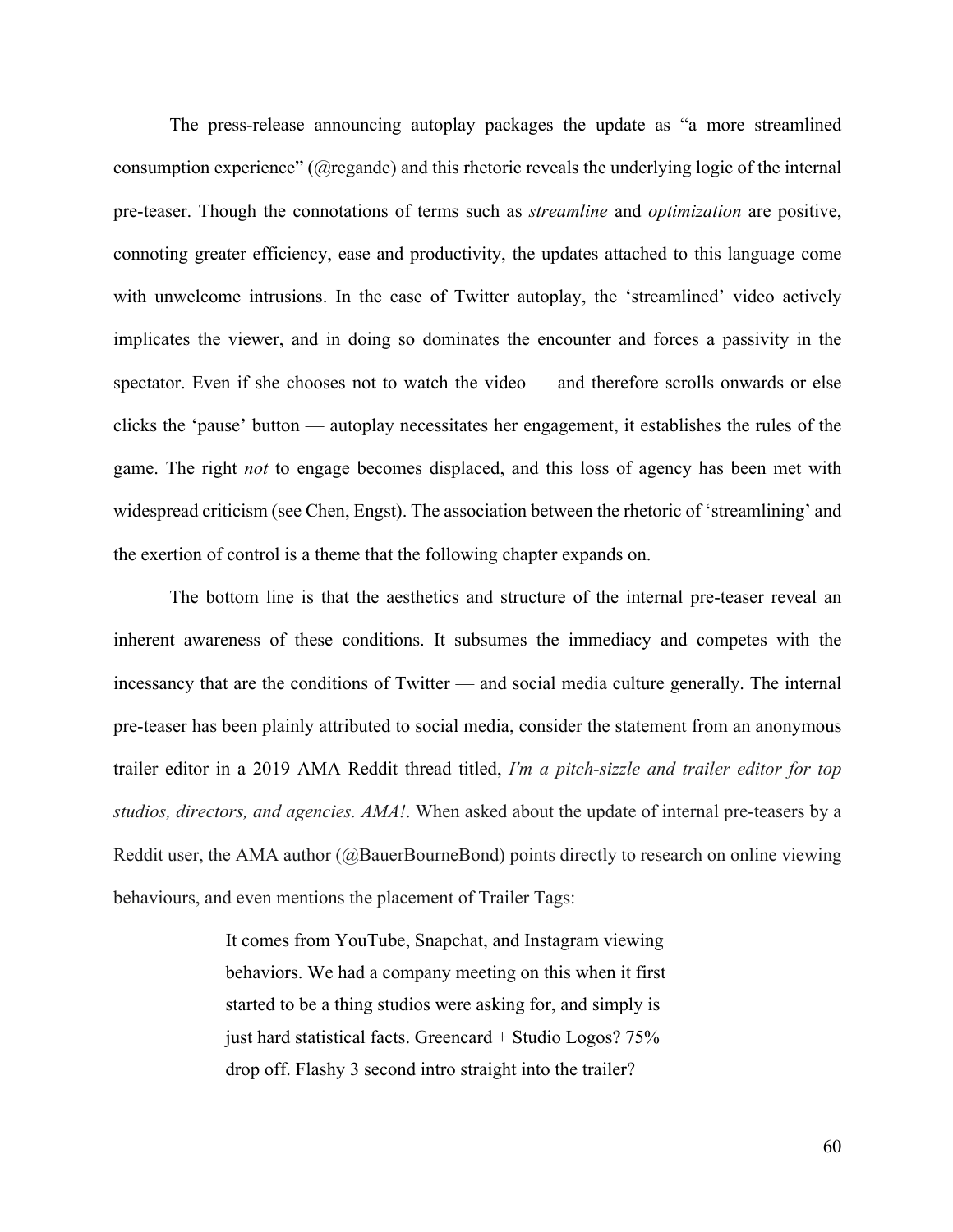The press-release announcing autoplay packages the update as "a more streamlined consumption experience" (@regandc) and this rhetoric reveals the underlying logic of the internal pre-teaser. Though the connotations of terms such as *streamline* and *optimization* are positive, connoting greater efficiency, ease and productivity, the updates attached to this language come with unwelcome intrusions. In the case of Twitter autoplay, the 'streamlined' video actively implicates the viewer, and in doing so dominates the encounter and forces a passivity in the spectator. Even if she chooses not to watch the video — and therefore scrolls onwards or else clicks the 'pause' button — autoplay necessitates her engagement, it establishes the rules of the game. The right *not* to engage becomes displaced, and this loss of agency has been met with widespread criticism (see Chen, Engst). The association between the rhetoric of 'streamlining' and the exertion of control is a theme that the following chapter expands on.

The bottom line is that the aesthetics and structure of the internal pre-teaser reveal an inherent awareness of these conditions. It subsumes the immediacy and competes with the incessancy that are the conditions of Twitter — and social media culture generally. The internal pre-teaser has been plainly attributed to social media, consider the statement from an anonymous trailer editor in a 2019 AMA Reddit thread titled, *I'm a pitch-sizzle and trailer editor for top studios, directors, and agencies. AMA!*. When asked about the update of internal pre-teasers by a Reddit user, the AMA author (@BauerBourneBond) points directly to research on online viewing behaviours, and even mentions the placement of Trailer Tags:

> It comes from YouTube, Snapchat, and Instagram viewing behaviors. We had a company meeting on this when it first started to be a thing studios were asking for, and simply is just hard statistical facts. Greencard + Studio Logos? 75% drop off. Flashy 3 second intro straight into the trailer?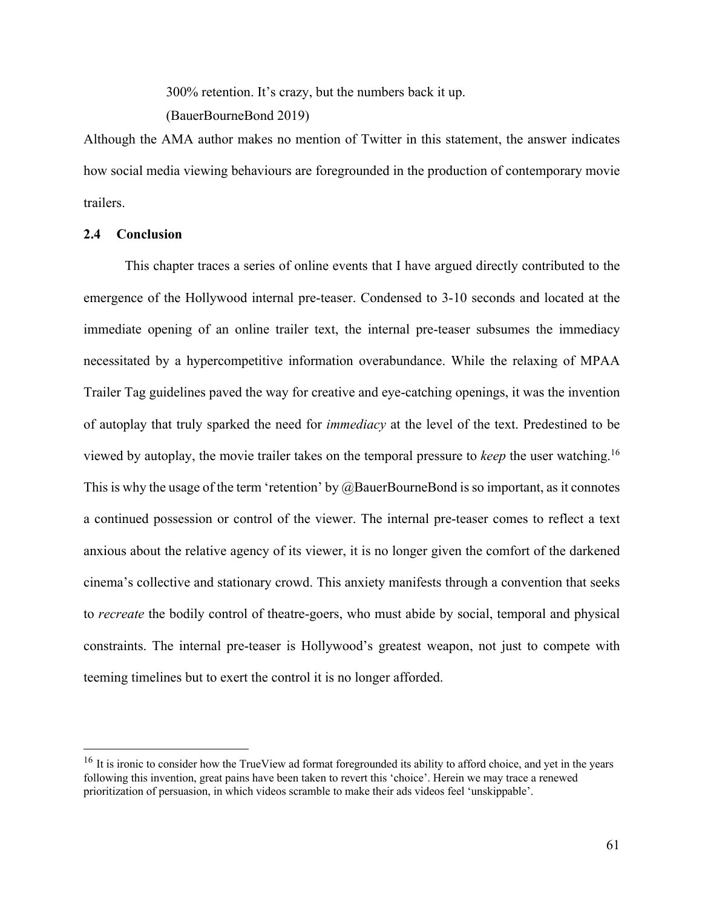> 300% retention. It's crazy, but the numbers back it up.
> (BauerBourneBond 2019)

Although the AMA author makes no mention of Twitter in this statement, the answer indicates how social media viewing behaviours are foregrounded in the production of contemporary movie trailers.

### 2.4 Conclusion

This chapter traces a series of online events that I have argued directly contributed to the emergence of the Hollywood internal pre-teaser. Condensed to 3-10 seconds and located at the immediate opening of an online trailer text, the internal pre-teaser subsumes the immediacy necessitated by a hypercompetitive information overabundance. While the relaxing of MPAA Trailer Tag guidelines paved the way for creative and eye-catching openings, it was the invention of autoplay that truly sparked the need for *immediacy* at the level of the text. Predestined to be viewed by autoplay, the movie trailer takes on the temporal pressure to *keep* the user watching.[16] This is why the usage of the term 'retention' by @BauerBourneBond is so important, as it connotes a continued possession or control of the viewer. The internal pre-teaser comes to reflect a text anxious about the relative agency of its viewer, it is no longer given the comfort of the darkened cinema's collective and stationary crowd. This anxiety manifests through a convention that seeks to *recreate* the bodily control of theatre-goers, who must abide by social, temporal and physical constraints. The internal pre-teaser is Hollywood's greatest weapon, not just to compete with teeming timelines but to exert the control it is no longer afforded.

---

[16] It is ironic to consider how the TrueView ad format foregrounded its ability to afford choice, and yet in the years following this invention, great pains have been taken to revert this 'choice'. Herein we may trace a renewed prioritization of persuasion, in which videos scramble to make their ads videos feel 'unskippable'.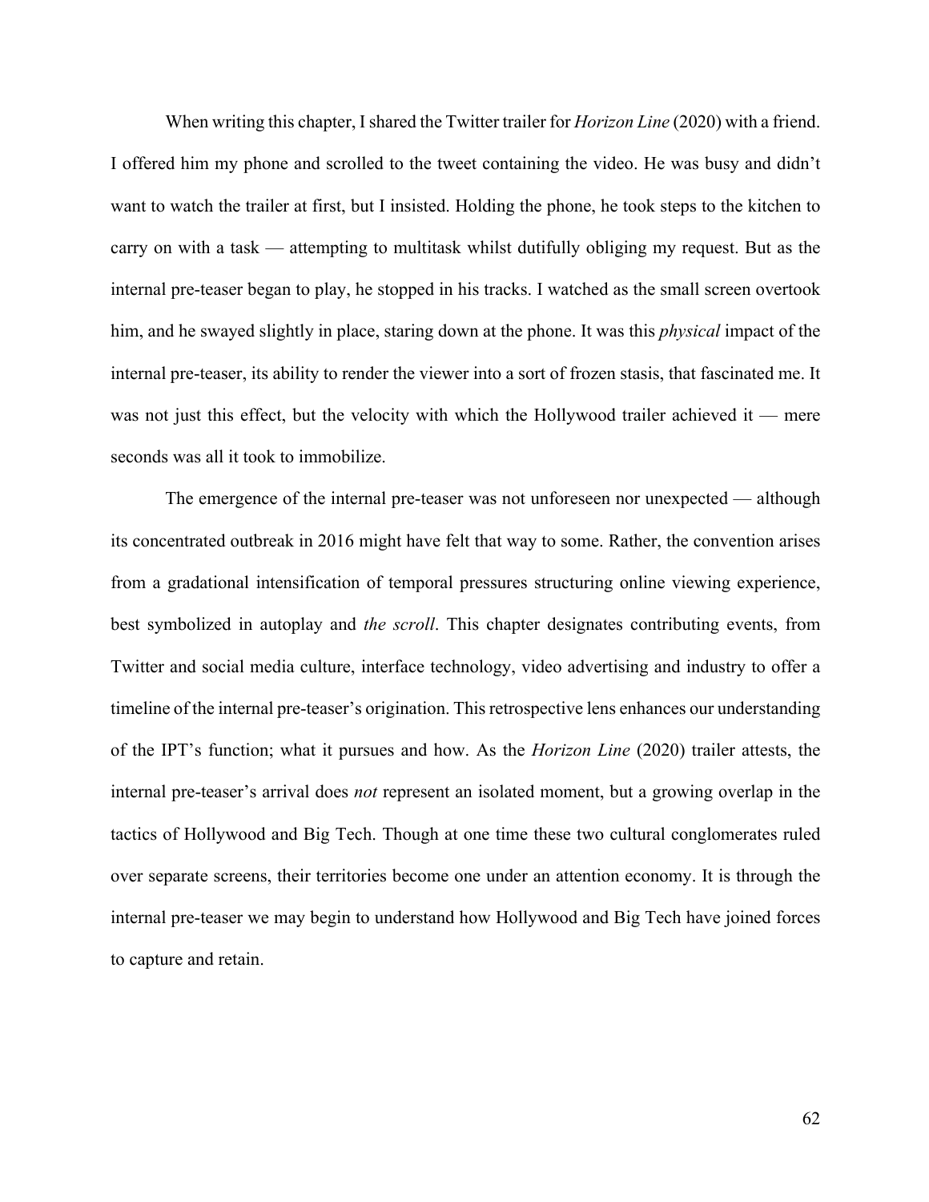When writing this chapter, I shared the Twitter trailer for *Horizon Line* (2020) with a friend. I offered him my phone and scrolled to the tweet containing the video. He was busy and didn't want to watch the trailer at first, but I insisted. Holding the phone, he took steps to the kitchen to carry on with a task — attempting to multitask whilst dutifully obliging my request. But as the internal pre-teaser began to play, he stopped in his tracks. I watched as the small screen overtook him, and he swayed slightly in place, staring down at the phone. It was this *physical* impact of the internal pre-teaser, its ability to render the viewer into a sort of frozen stasis, that fascinated me. It was not just this effect, but the velocity with which the Hollywood trailer achieved it — mere seconds was all it took to immobilize.

The emergence of the internal pre-teaser was not unforeseen nor unexpected — although its concentrated outbreak in 2016 might have felt that way to some. Rather, the convention arises from a gradational intensification of temporal pressures structuring online viewing experience, best symbolized in autoplay and *the scroll*. This chapter designates contributing events, from Twitter and social media culture, interface technology, video advertising and industry to offer a timeline of the internal pre-teaser's origination. This retrospective lens enhances our understanding of the IPT's function; what it pursues and how. As the *Horizon Line* (2020) trailer attests, the internal pre-teaser's arrival does *not* represent an isolated moment, but a growing overlap in the tactics of Hollywood and Big Tech. Though at one time these two cultural conglomerates ruled over separate screens, their territories become one under an attention economy. It is through the internal pre-teaser we may begin to understand how Hollywood and Big Tech have joined forces to capture and retain.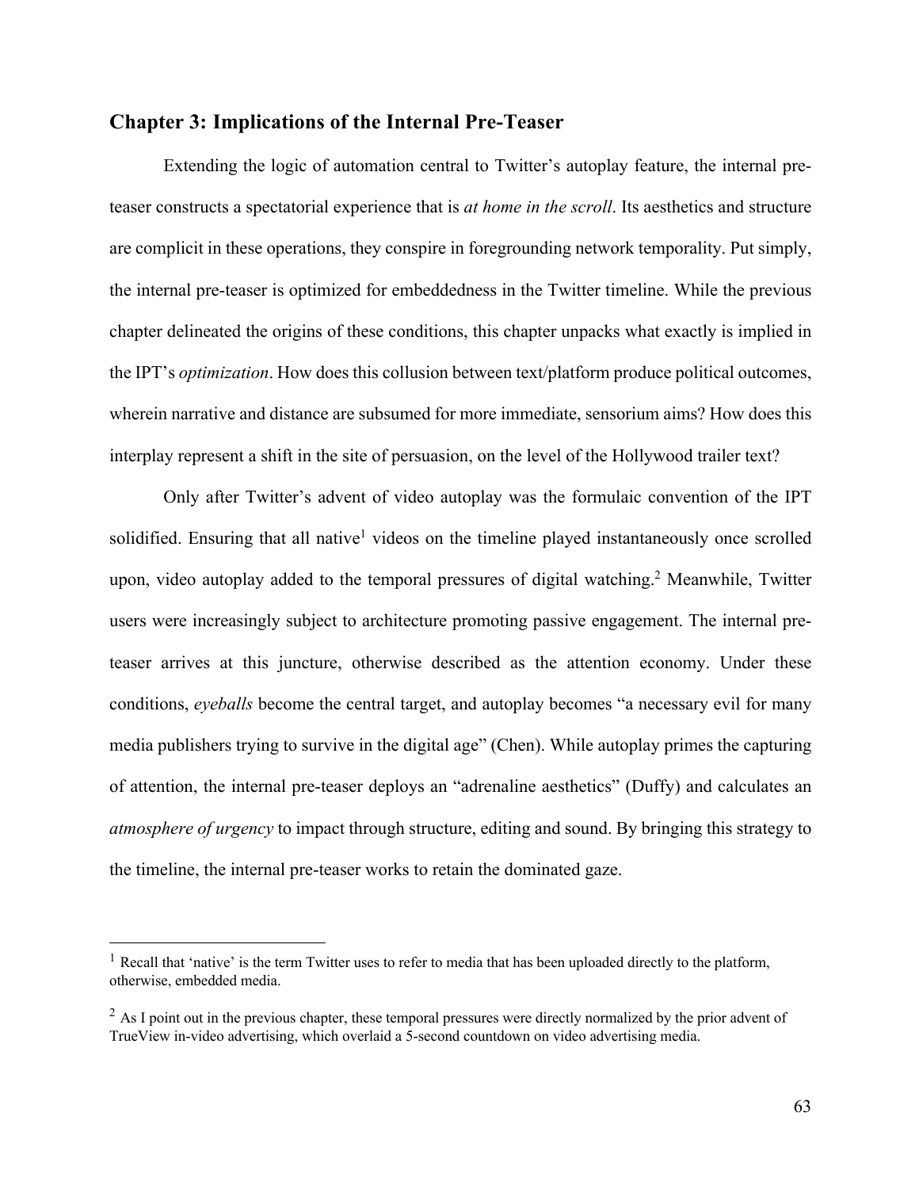## Chapter 3: Implications of the Internal Pre-Teaser

Extending the logic of automation central to Twitter's autoplay feature, the internal pre-teaser constructs a spectatorial experience that is *at home in the scroll*. Its aesthetics and structure are complicit in these operations, they conspire in foregrounding network temporality. Put simply, the internal pre-teaser is optimized for embeddedness in the Twitter timeline. While the previous chapter delineated the origins of these conditions, this chapter unpacks what exactly is implied in the IPT's *optimization*. How does this collusion between text/platform produce political outcomes, wherein narrative and distance are subsumed for more immediate, sensorium aims? How does this interplay represent a shift in the site of persuasion, on the level of the Hollywood trailer text?

Only after Twitter's advent of video autoplay was the formulaic convention of the IPT solidified. Ensuring that all native[1] videos on the timeline played instantaneously once scrolled upon, video autoplay added to the temporal pressures of digital watching.[2] Meanwhile, Twitter users were increasingly subject to architecture promoting passive engagement. The internal pre-teaser arrives at this juncture, otherwise described as the attention economy. Under these conditions, *eyeballs* become the central target, and autoplay becomes "a necessary evil for many media publishers trying to survive in the digital age" (Chen). While autoplay primes the capturing of attention, the internal pre-teaser deploys an "adrenaline aesthetics" (Duffy) and calculates an *atmosphere of urgency* to impact through structure, editing and sound. By bringing this strategy to the timeline, the internal pre-teaser works to retain the dominated gaze.

---

[1] Recall that 'native' is the term Twitter uses to refer to media that has been uploaded directly to the platform, otherwise, embedded media.

[2] As I point out in the previous chapter, these temporal pressures were directly normalized by the prior advent of TrueView in-video advertising, which overlaid a 5-second countdown on video advertising media.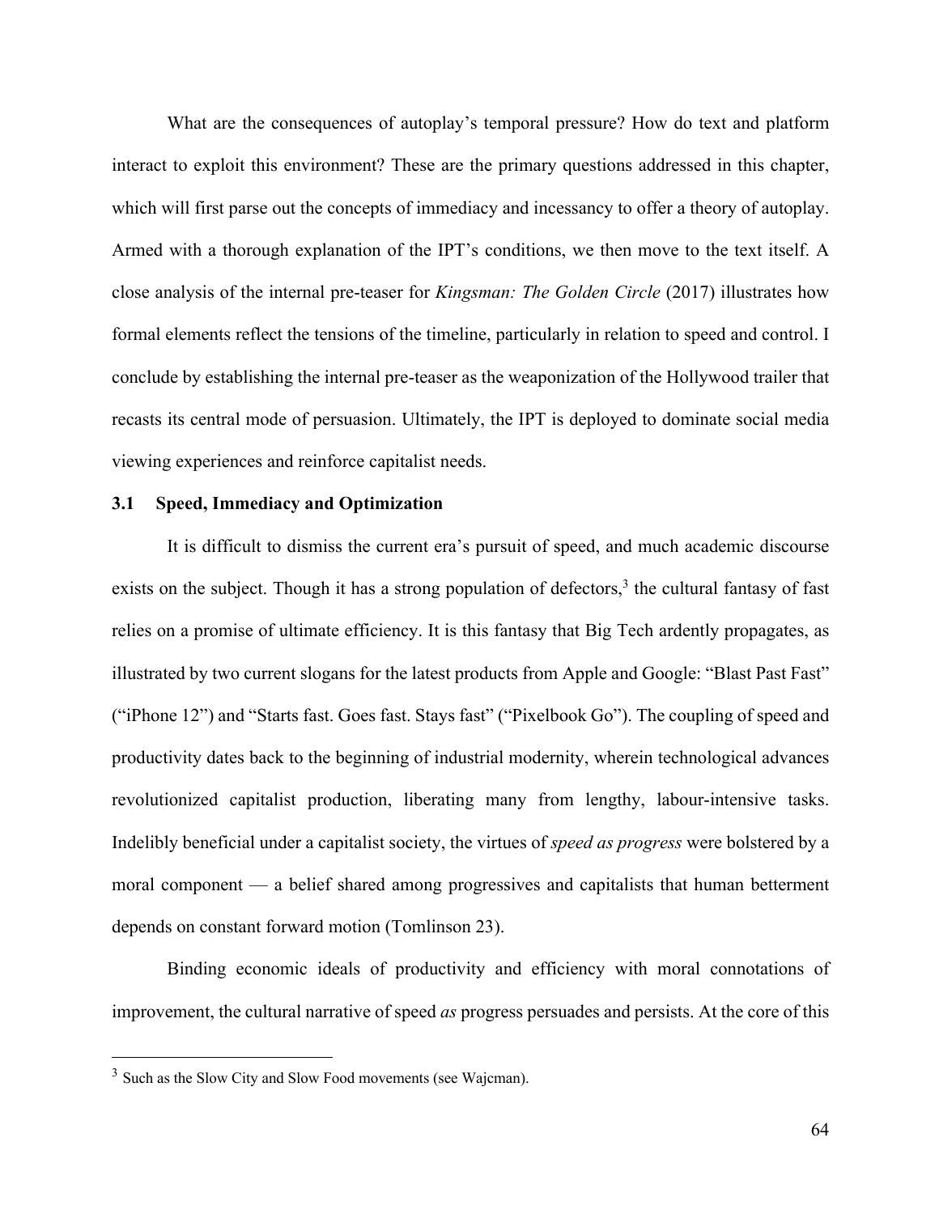What are the consequences of autoplay's temporal pressure? How do text and platform interact to exploit this environment? These are the primary questions addressed in this chapter, which will first parse out the concepts of immediacy and incessancy to offer a theory of autoplay. Armed with a thorough explanation of the IPT's conditions, we then move to the text itself. A close analysis of the internal pre-teaser for *Kingsman: The Golden Circle* (2017) illustrates how formal elements reflect the tensions of the timeline, particularly in relation to speed and control. I conclude by establishing the internal pre-teaser as the weaponization of the Hollywood trailer that recasts its central mode of persuasion. Ultimately, the IPT is deployed to dominate social media viewing experiences and reinforce capitalist needs.

### 3.1 Speed, Immediacy and Optimization

It is difficult to dismiss the current era's pursuit of speed, and much academic discourse exists on the subject. Though it has a strong population of defectors,[3] the cultural fantasy of fast relies on a promise of ultimate efficiency. It is this fantasy that Big Tech ardently propagates, as illustrated by two current slogans for the latest products from Apple and Google: "Blast Past Fast" ("iPhone 12") and "Starts fast. Goes fast. Stays fast" ("Pixelbook Go"). The coupling of speed and productivity dates back to the beginning of industrial modernity, wherein technological advances revolutionized capitalist production, liberating many from lengthy, labour-intensive tasks. Indelibly beneficial under a capitalist society, the virtues of *speed as progress* were bolstered by a moral component — a belief shared among progressives and capitalists that human betterment depends on constant forward motion (Tomlinson 23).

Binding economic ideals of productivity and efficiency with moral connotations of improvement, the cultural narrative of speed *as* progress persuades and persists. At the core of this

[3] Such as the Slow City and Slow Food movements (see Wajcman).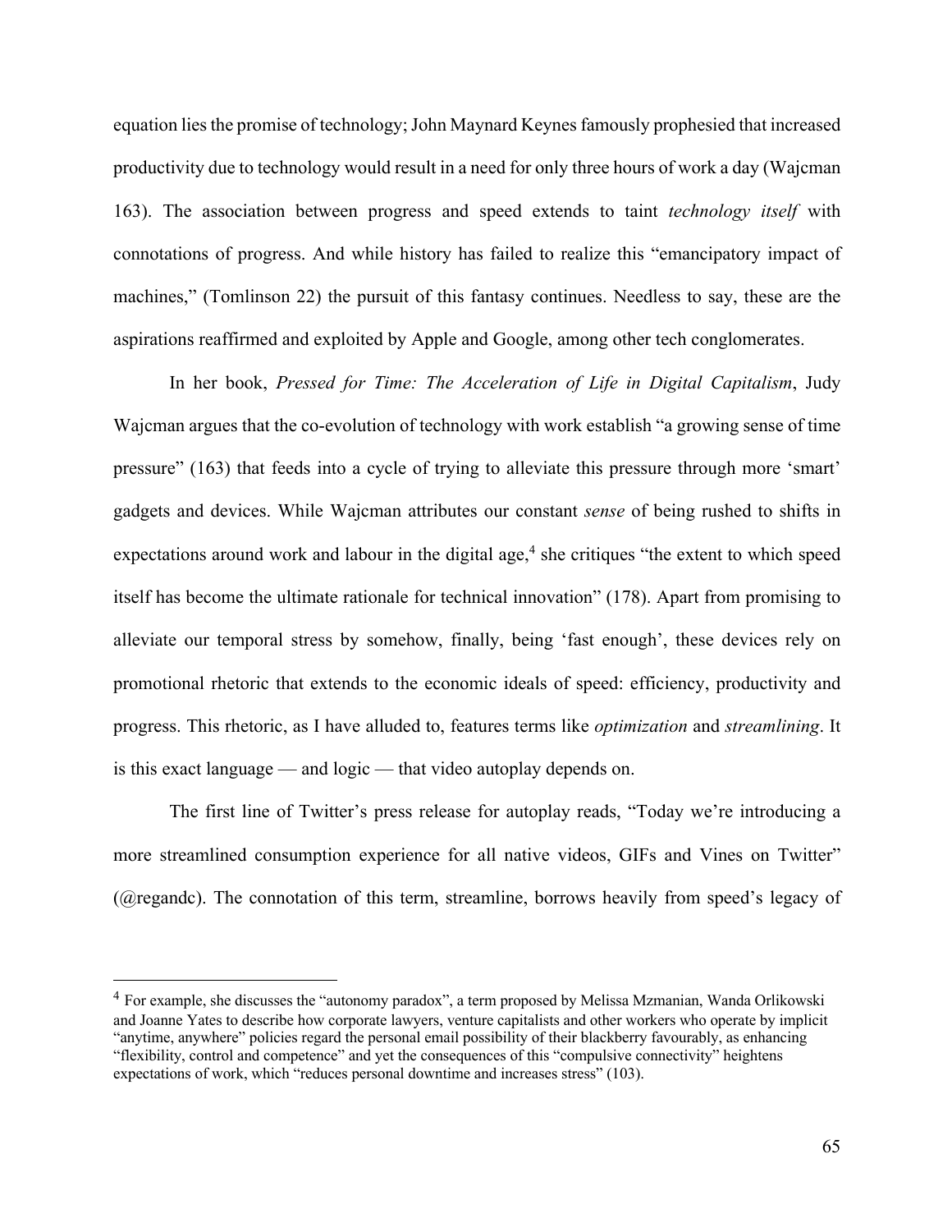equation lies the promise of technology; John Maynard Keynes famously prophesied that increased productivity due to technology would result in a need for only three hours of work a day (Wajcman 163). The association between progress and speed extends to taint *technology itself* with connotations of progress. And while history has failed to realize this "emancipatory impact of machines," (Tomlinson 22) the pursuit of this fantasy continues. Needless to say, these are the aspirations reaffirmed and exploited by Apple and Google, among other tech conglomerates.

In her book, *Pressed for Time: The Acceleration of Life in Digital Capitalism*, Judy Wajcman argues that the co-evolution of technology with work establish "a growing sense of time pressure" (163) that feeds into a cycle of trying to alleviate this pressure through more 'smart' gadgets and devices. While Wajcman attributes our constant *sense* of being rushed to shifts in expectations around work and labour in the digital age,[4] she critiques "the extent to which speed itself has become the ultimate rationale for technical innovation" (178). Apart from promising to alleviate our temporal stress by somehow, finally, being 'fast enough', these devices rely on promotional rhetoric that extends to the economic ideals of speed: efficiency, productivity and progress. This rhetoric, as I have alluded to, features terms like *optimization* and *streamlining*. It is this exact language — and logic — that video autoplay depends on.

The first line of Twitter's press release for autoplay reads, "Today we're introducing a more streamlined consumption experience for all native videos, GIFs and Vines on Twitter" (@regandc). The connotation of this term, streamline, borrows heavily from speed's legacy of

---

[4] For example, she discusses the "autonomy paradox", a term proposed by Melissa Mzmanian, Wanda Orlikowski and Joanne Yates to describe how corporate lawyers, venture capitalists and other workers who operate by implicit "anytime, anywhere" policies regard the personal email possibility of their blackberry favourably, as enhancing "flexibility, control and competence" and yet the consequences of this "compulsive connectivity" heightens expectations of work, which "reduces personal downtime and increases stress" (103).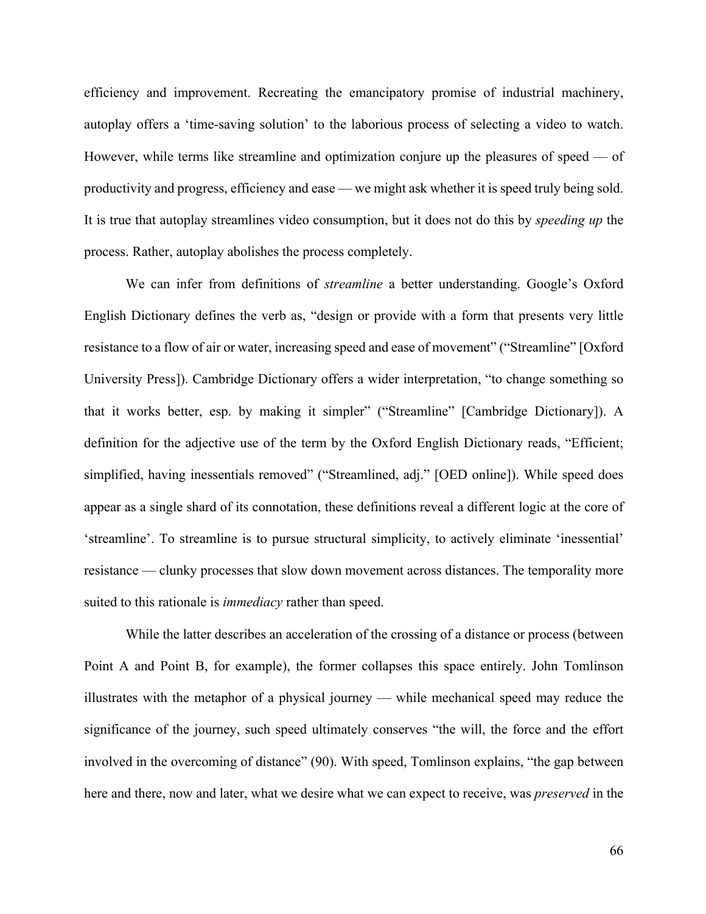efficiency and improvement. Recreating the emancipatory promise of industrial machinery, autoplay offers a 'time-saving solution' to the laborious process of selecting a video to watch. However, while terms like streamline and optimization conjure up the pleasures of speed — of productivity and progress, efficiency and ease — we might ask whether it is speed truly being sold. It is true that autoplay streamlines video consumption, but it does not do this by *speeding up* the process. Rather, autoplay abolishes the process completely.

We can infer from definitions of *streamline* a better understanding. Google's Oxford English Dictionary defines the verb as, "design or provide with a form that presents very little resistance to a flow of air or water, increasing speed and ease of movement" ("Streamline" [Oxford University Press]). Cambridge Dictionary offers a wider interpretation, "to change something so that it works better, esp. by making it simpler" ("Streamline" [Cambridge Dictionary]). A definition for the adjective use of the term by the Oxford English Dictionary reads, "Efficient; simplified, having inessentials removed" ("Streamlined, adj." [OED online]). While speed does appear as a single shard of its connotation, these definitions reveal a different logic at the core of 'streamline'. To streamline is to pursue structural simplicity, to actively eliminate 'inessential' resistance — clunky processes that slow down movement across distances. The temporality more suited to this rationale is *immediacy* rather than speed.

While the latter describes an acceleration of the crossing of a distance or process (between Point A and Point B, for example), the former collapses this space entirely. John Tomlinson illustrates with the metaphor of a physical journey — while mechanical speed may reduce the significance of the journey, such speed ultimately conserves "the will, the force and the effort involved in the overcoming of distance" (90). With speed, Tomlinson explains, "the gap between here and there, now and later, what we desire what we can expect to receive, was *preserved* in the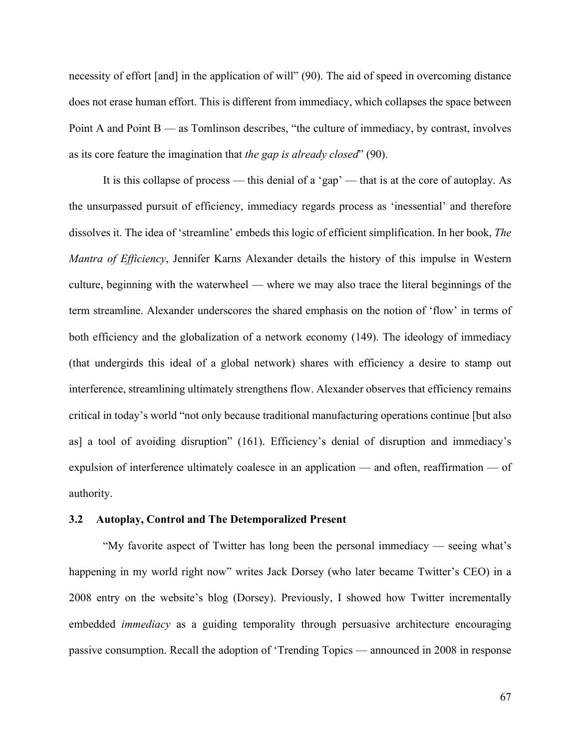necessity of effort [and] in the application of will" (90). The aid of speed in overcoming distance does not erase human effort. This is different from immediacy, which collapses the space between Point A and Point B — as Tomlinson describes, "the culture of immediacy, by contrast, involves as its core feature the imagination that *the gap is already closed*" (90).

It is this collapse of process — this denial of a 'gap' — that is at the core of autoplay. As the unsurpassed pursuit of efficiency, immediacy regards process as 'inessential' and therefore dissolves it. The idea of 'streamline' embeds this logic of efficient simplification. In her book, *The Mantra of Efficiency*, Jennifer Karns Alexander details the history of this impulse in Western culture, beginning with the waterwheel — where we may also trace the literal beginnings of the term streamline. Alexander underscores the shared emphasis on the notion of 'flow' in terms of both efficiency and the globalization of a network economy (149). The ideology of immediacy (that undergirds this ideal of a global network) shares with efficiency a desire to stamp out interference, streamlining ultimately strengthens flow. Alexander observes that efficiency remains critical in today's world "not only because traditional manufacturing operations continue [but also as] a tool of avoiding disruption" (161). Efficiency's denial of disruption and immediacy's expulsion of interference ultimately coalesce in an application — and often, reaffirmation — of authority.

### 3.2 Autoplay, Control and The Detemporalized Present

"My favorite aspect of Twitter has long been the personal immediacy — seeing what's happening in my world right now" writes Jack Dorsey (who later became Twitter's CEO) in a 2008 entry on the website's blog (Dorsey). Previously, I showed how Twitter incrementally embedded *immediacy* as a guiding temporality through persuasive architecture encouraging passive consumption. Recall the adoption of 'Trending Topics — announced in 2008 in response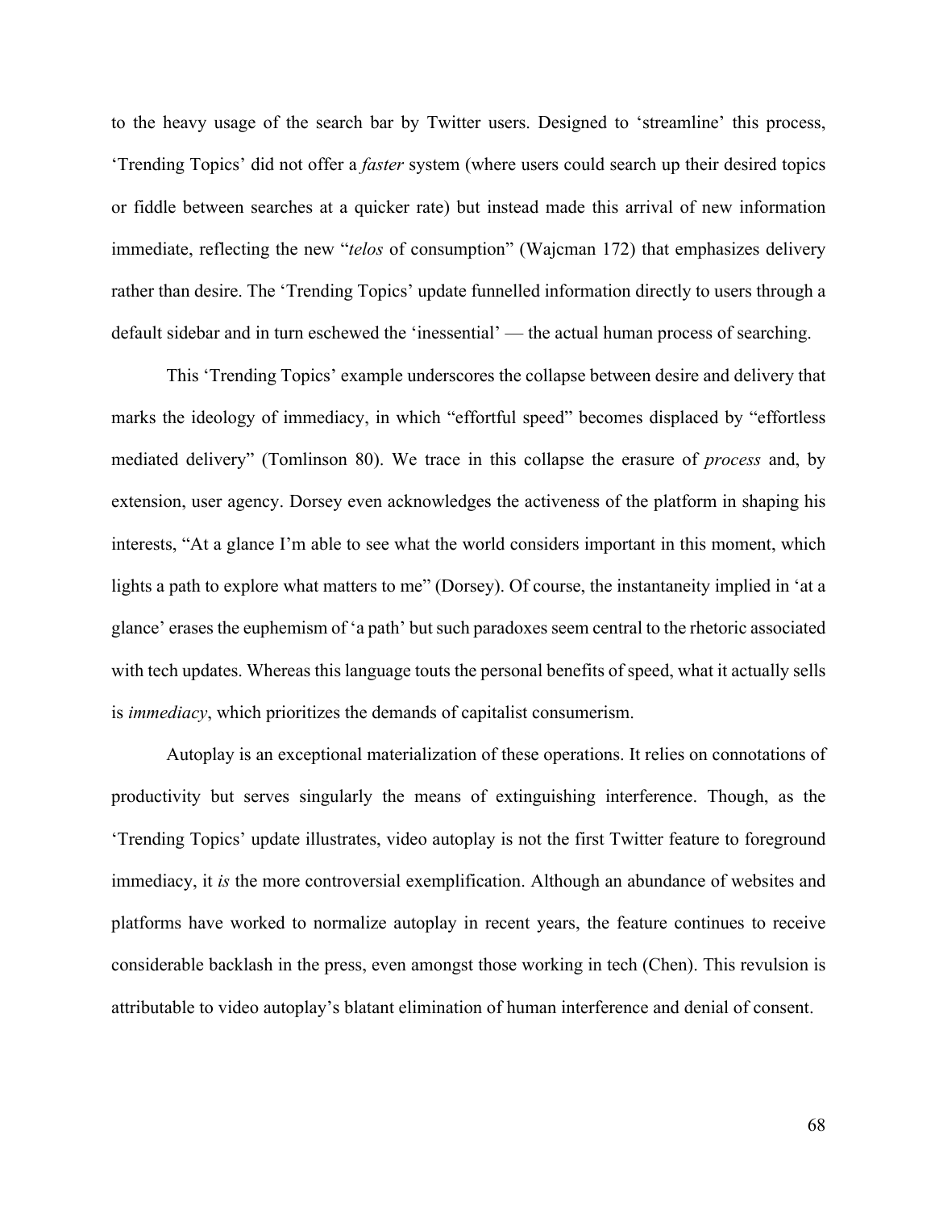to the heavy usage of the search bar by Twitter users. Designed to 'streamline' this process, 'Trending Topics' did not offer a *faster* system (where users could search up their desired topics or fiddle between searches at a quicker rate) but instead made this arrival of new information immediate, reflecting the new "*telos* of consumption" (Wajcman 172) that emphasizes delivery rather than desire. The 'Trending Topics' update funnelled information directly to users through a default sidebar and in turn eschewed the 'inessential' — the actual human process of searching.

This 'Trending Topics' example underscores the collapse between desire and delivery that marks the ideology of immediacy, in which "effortful speed" becomes displaced by "effortless mediated delivery" (Tomlinson 80). We trace in this collapse the erasure of *process* and, by extension, user agency. Dorsey even acknowledges the activeness of the platform in shaping his interests, "At a glance I'm able to see what the world considers important in this moment, which lights a path to explore what matters to me" (Dorsey). Of course, the instantaneity implied in 'at a glance' erases the euphemism of 'a path' but such paradoxes seem central to the rhetoric associated with tech updates. Whereas this language touts the personal benefits of speed, what it actually sells is *immediacy*, which prioritizes the demands of capitalist consumerism.

Autoplay is an exceptional materialization of these operations. It relies on connotations of productivity but serves singularly the means of extinguishing interference. Though, as the 'Trending Topics' update illustrates, video autoplay is not the first Twitter feature to foreground immediacy, it *is* the more controversial exemplification. Although an abundance of websites and platforms have worked to normalize autoplay in recent years, the feature continues to receive considerable backlash in the press, even amongst those working in tech (Chen). This revulsion is attributable to video autoplay's blatant elimination of human interference and denial of consent.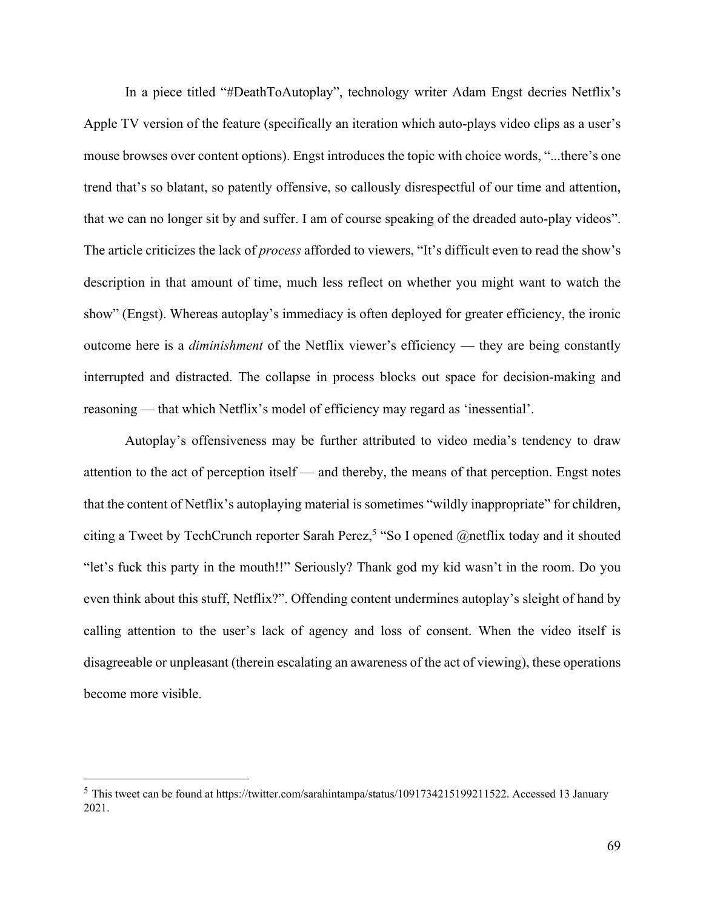In a piece titled "#DeathToAutoplay", technology writer Adam Engst decries Netflix's Apple TV version of the feature (specifically an iteration which auto-plays video clips as a user's mouse browses over content options). Engst introduces the topic with choice words, "...there's one trend that's so blatant, so patently offensive, so callously disrespectful of our time and attention, that we can no longer sit by and suffer. I am of course speaking of the dreaded auto-play videos". The article criticizes the lack of *process* afforded to viewers, "It's difficult even to read the show's description in that amount of time, much less reflect on whether you might want to watch the show" (Engst). Whereas autoplay's immediacy is often deployed for greater efficiency, the ironic outcome here is a *diminishment* of the Netflix viewer's efficiency — they are being constantly interrupted and distracted. The collapse in process blocks out space for decision-making and reasoning — that which Netflix's model of efficiency may regard as 'inessential'.

Autoplay's offensiveness may be further attributed to video media's tendency to draw attention to the act of perception itself — and thereby, the means of that perception. Engst notes that the content of Netflix's autoplaying material is sometimes "wildly inappropriate" for children, citing a Tweet by TechCrunch reporter Sarah Perez,[5] "So I opened @netflix today and it shouted "let's fuck this party in the mouth!!" Seriously? Thank god my kid wasn't in the room. Do you even think about this stuff, Netflix?". Offending content undermines autoplay's sleight of hand by calling attention to the user's lack of agency and loss of consent. When the video itself is disagreeable or unpleasant (therein escalating an awareness of the act of viewing), these operations become more visible.

---

[5] This tweet can be found at https://twitter.com/sarahintampa/status/1091734215199211522. Accessed 13 January 2021.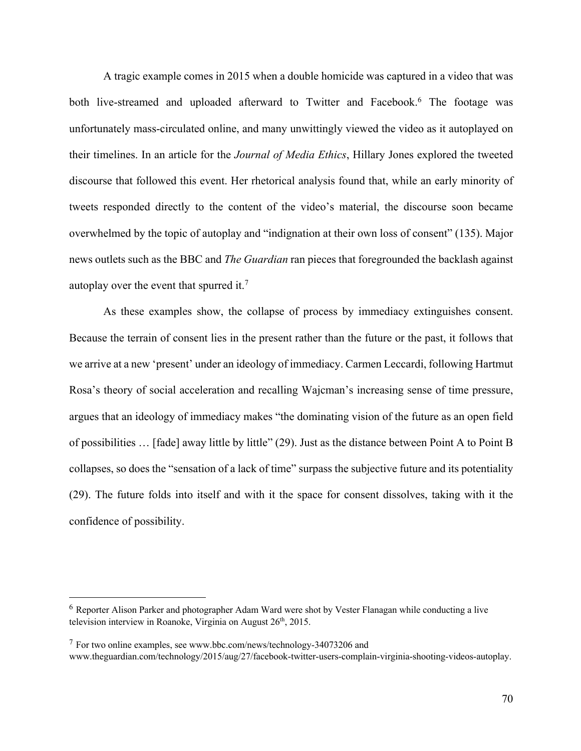A tragic example comes in 2015 when a double homicide was captured in a video that was both live-streamed and uploaded afterward to Twitter and Facebook.[6] The footage was unfortunately mass-circulated online, and many unwittingly viewed the video as it autoplayed on their timelines. In an article for the *Journal of Media Ethics*, Hillary Jones explored the tweeted discourse that followed this event. Her rhetorical analysis found that, while an early minority of tweets responded directly to the content of the video's material, the discourse soon became overwhelmed by the topic of autoplay and "indignation at their own loss of consent" (135). Major news outlets such as the BBC and *The Guardian* ran pieces that foregrounded the backlash against autoplay over the event that spurred it.[7]

As these examples show, the collapse of process by immediacy extinguishes consent. Because the terrain of consent lies in the present rather than the future or the past, it follows that we arrive at a new 'present' under an ideology of immediacy. Carmen Leccardi, following Hartmut Rosa's theory of social acceleration and recalling Wajcman's increasing sense of time pressure, argues that an ideology of immediacy makes "the dominating vision of the future as an open field of possibilities … [fade] away little by little" (29). Just as the distance between Point A to Point B collapses, so does the "sensation of a lack of time" surpass the subjective future and its potentiality (29). The future folds into itself and with it the space for consent dissolves, taking with it the confidence of possibility.

---

[6] Reporter Alison Parker and photographer Adam Ward were shot by Vester Flanagan while conducting a live television interview in Roanoke, Virginia on August 26th, 2015.

[7] For two online examples, see www.bbc.com/news/technology-34073206 and www.theguardian.com/technology/2015/aug/27/facebook-twitter-users-complain-virginia-shooting-videos-autoplay.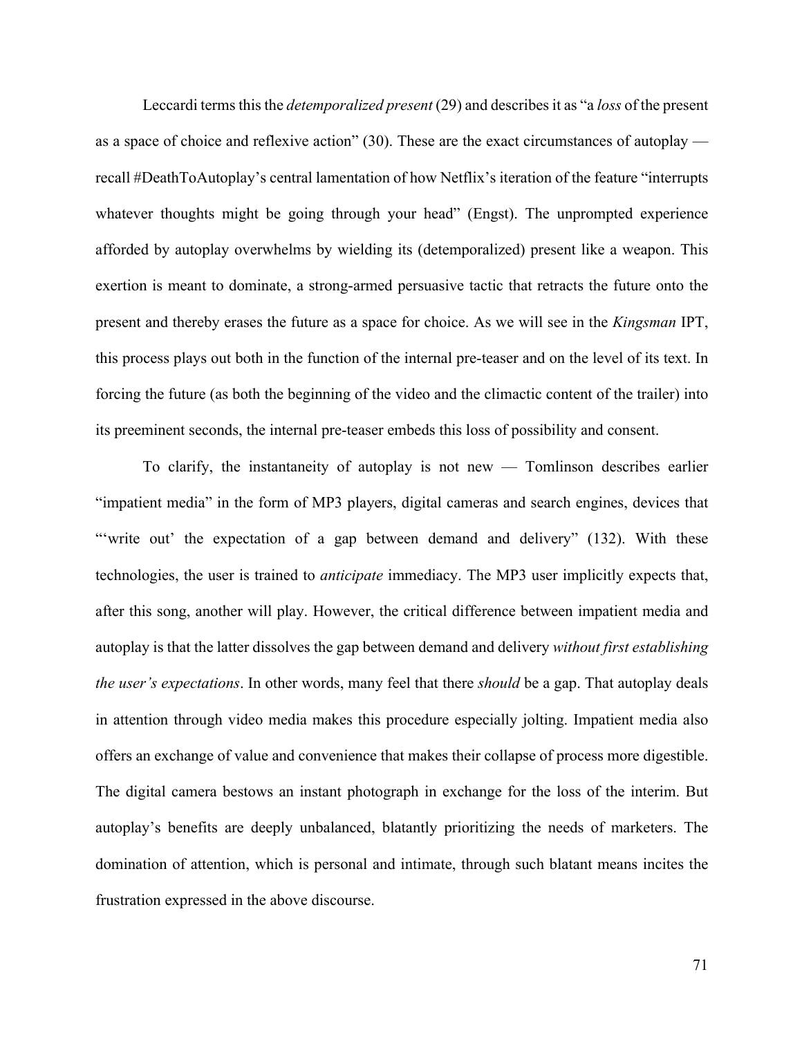Leccardi terms this the *detemporalized present* (29) and describes it as "a *loss* of the present as a space of choice and reflexive action" (30). These are the exact circumstances of autoplay — recall #DeathToAutoplay's central lamentation of how Netflix's iteration of the feature "interrupts whatever thoughts might be going through your head" (Engst). The unprompted experience afforded by autoplay overwhelms by wielding its (detemporalized) present like a weapon. This exertion is meant to dominate, a strong-armed persuasive tactic that retracts the future onto the present and thereby erases the future as a space for choice. As we will see in the *Kingsman* IPT, this process plays out both in the function of the internal pre-teaser and on the level of its text. In forcing the future (as both the beginning of the video and the climactic content of the trailer) into its preeminent seconds, the internal pre-teaser embeds this loss of possibility and consent.

To clarify, the instantaneity of autoplay is not new — Tomlinson describes earlier "impatient media" in the form of MP3 players, digital cameras and search engines, devices that "'write out' the expectation of a gap between demand and delivery" (132). With these technologies, the user is trained to *anticipate* immediacy. The MP3 user implicitly expects that, after this song, another will play. However, the critical difference between impatient media and autoplay is that the latter dissolves the gap between demand and delivery *without first establishing the user's expectations*. In other words, many feel that there *should* be a gap. That autoplay deals in attention through video media makes this procedure especially jolting. Impatient media also offers an exchange of value and convenience that makes their collapse of process more digestible. The digital camera bestows an instant photograph in exchange for the loss of the interim. But autoplay's benefits are deeply unbalanced, blatantly prioritizing the needs of marketers. The domination of attention, which is personal and intimate, through such blatant means incites the frustration expressed in the above discourse.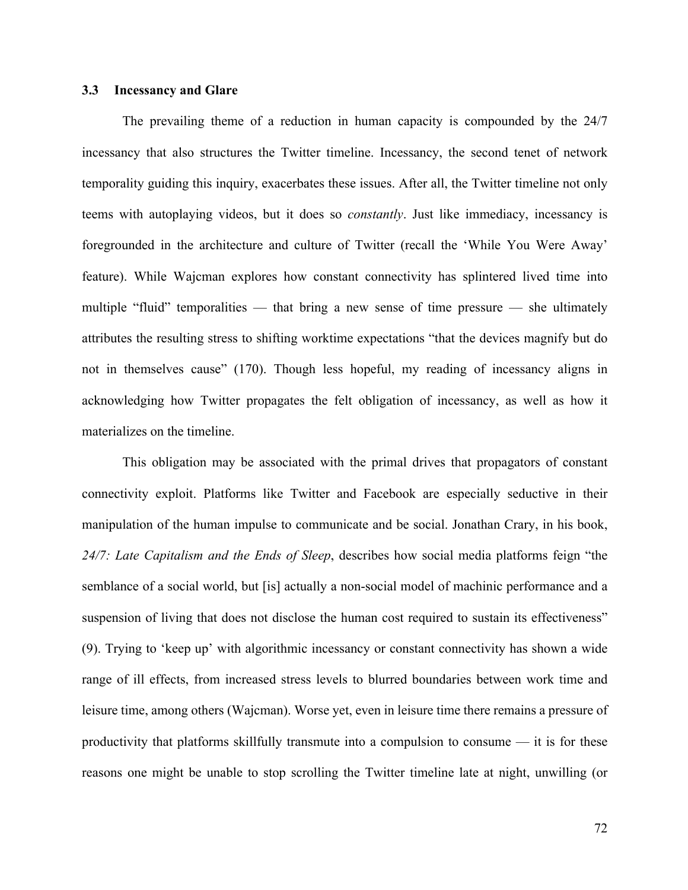### 3.3 Incessancy and Glare

The prevailing theme of a reduction in human capacity is compounded by the 24/7 incessancy that also structures the Twitter timeline. Incessancy, the second tenet of network temporality guiding this inquiry, exacerbates these issues. After all, the Twitter timeline not only teems with autoplaying videos, but it does so *constantly*. Just like immediacy, incessancy is foregrounded in the architecture and culture of Twitter (recall the 'While You Were Away' feature). While Wajcman explores how constant connectivity has splintered lived time into multiple "fluid" temporalities — that bring a new sense of time pressure — she ultimately attributes the resulting stress to shifting worktime expectations "that the devices magnify but do not in themselves cause" (170). Though less hopeful, my reading of incessancy aligns in acknowledging how Twitter propagates the felt obligation of incessancy, as well as how it materializes on the timeline.

This obligation may be associated with the primal drives that propagators of constant connectivity exploit. Platforms like Twitter and Facebook are especially seductive in their manipulation of the human impulse to communicate and be social. Jonathan Crary, in his book, *24/7: Late Capitalism and the Ends of Sleep*, describes how social media platforms feign "the semblance of a social world, but [is] actually a non-social model of machinic performance and a suspension of living that does not disclose the human cost required to sustain its effectiveness" (9). Trying to 'keep up' with algorithmic incessancy or constant connectivity has shown a wide range of ill effects, from increased stress levels to blurred boundaries between work time and leisure time, among others (Wajcman). Worse yet, even in leisure time there remains a pressure of productivity that platforms skillfully transmute into a compulsion to consume — it is for these reasons one might be unable to stop scrolling the Twitter timeline late at night, unwilling (or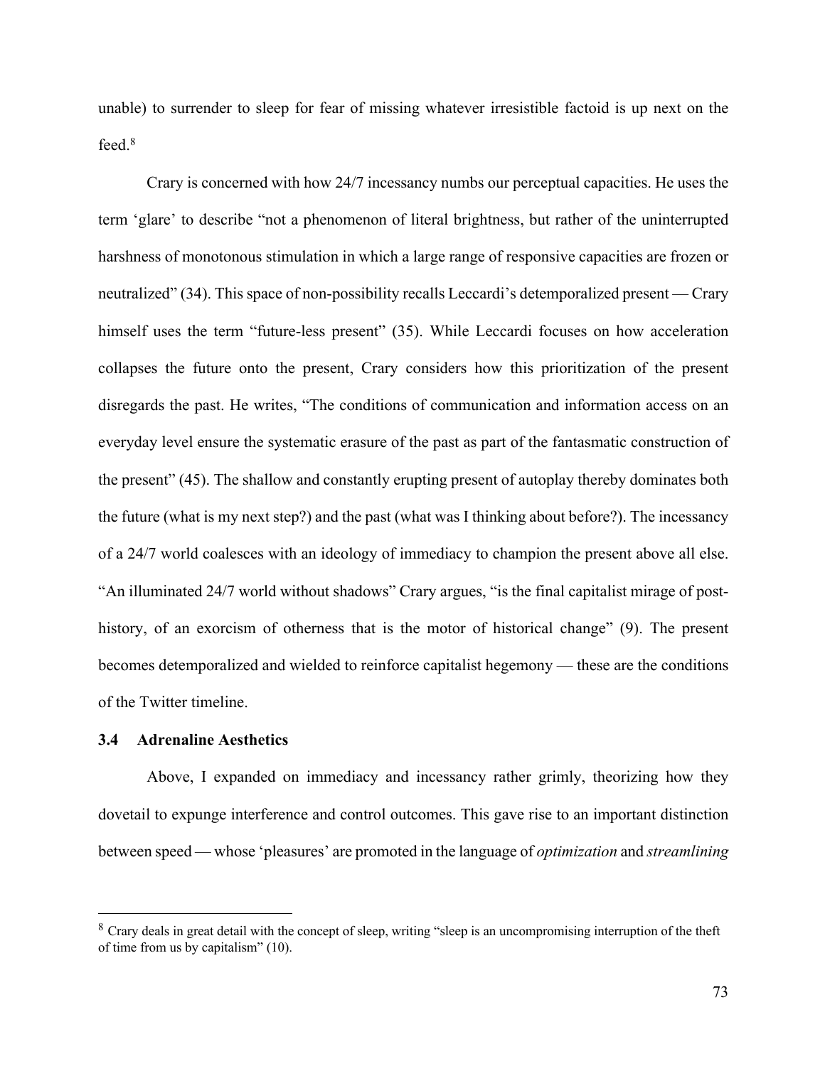unable) to surrender to sleep for fear of missing whatever irresistible factoid is up next on the feed.[8]

Crary is concerned with how 24/7 incessancy numbs our perceptual capacities. He uses the term 'glare' to describe "not a phenomenon of literal brightness, but rather of the uninterrupted harshness of monotonous stimulation in which a large range of responsive capacities are frozen or neutralized" (34). This space of non-possibility recalls Leccardi's detemporalized present — Crary himself uses the term "future-less present" (35). While Leccardi focuses on how acceleration collapses the future onto the present, Crary considers how this prioritization of the present disregards the past. He writes, "The conditions of communication and information access on an everyday level ensure the systematic erasure of the past as part of the fantasmatic construction of the present" (45). The shallow and constantly erupting present of autoplay thereby dominates both the future (what is my next step?) and the past (what was I thinking about before?). The incessancy of a 24/7 world coalesces with an ideology of immediacy to champion the present above all else. "An illuminated 24/7 world without shadows" Crary argues, "is the final capitalist mirage of post-history, of an exorcism of otherness that is the motor of historical change" (9). The present becomes detemporalized and wielded to reinforce capitalist hegemony — these are the conditions of the Twitter timeline.

### 3.4 Adrenaline Aesthetics

Above, I expanded on immediacy and incessancy rather grimly, theorizing how they dovetail to expunge interference and control outcomes. This gave rise to an important distinction between speed — whose 'pleasures' are promoted in the language of *optimization* and *streamlining*

---

[8] Crary deals in great detail with the concept of sleep, writing "sleep is an uncompromising interruption of the theft of time from us by capitalism" (10).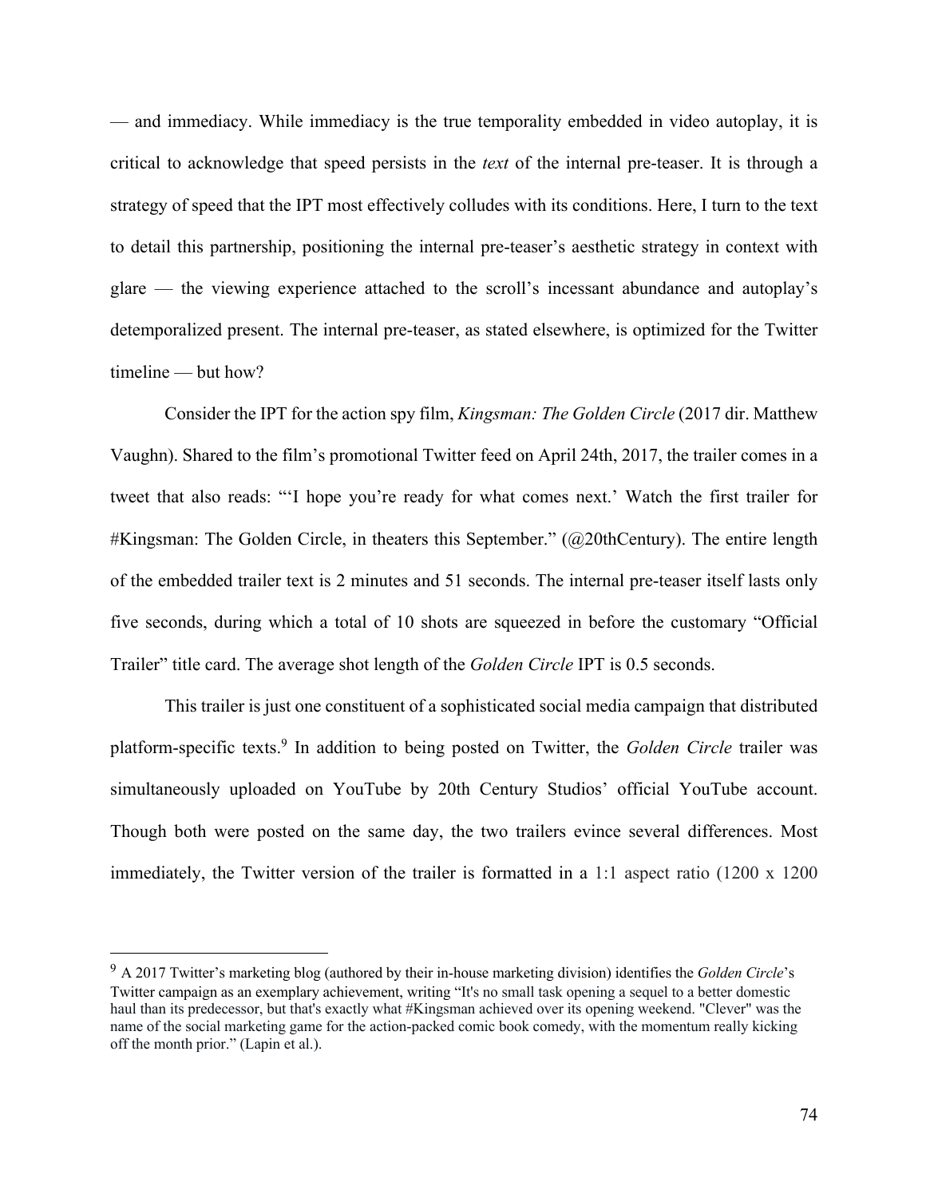— and immediacy. While immediacy is the true temporality embedded in video autoplay, it is critical to acknowledge that speed persists in the *text* of the internal pre-teaser. It is through a strategy of speed that the IPT most effectively colludes with its conditions. Here, I turn to the text to detail this partnership, positioning the internal pre-teaser's aesthetic strategy in context with glare — the viewing experience attached to the scroll's incessant abundance and autoplay's detemporalized present. The internal pre-teaser, as stated elsewhere, is optimized for the Twitter timeline — but how?

Consider the IPT for the action spy film, *Kingsman: The Golden Circle* (2017 dir. Matthew Vaughn). Shared to the film's promotional Twitter feed on April 24th, 2017, the trailer comes in a tweet that also reads: "'I hope you're ready for what comes next.' Watch the first trailer for #Kingsman: The Golden Circle, in theaters this September." (@20thCentury). The entire length of the embedded trailer text is 2 minutes and 51 seconds. The internal pre-teaser itself lasts only five seconds, during which a total of 10 shots are squeezed in before the customary "Official Trailer" title card. The average shot length of the *Golden Circle* IPT is 0.5 seconds.

This trailer is just one constituent of a sophisticated social media campaign that distributed platform-specific texts.[9] In addition to being posted on Twitter, the *Golden Circle* trailer was simultaneously uploaded on YouTube by 20th Century Studios' official YouTube account. Though both were posted on the same day, the two trailers evince several differences. Most immediately, the Twitter version of the trailer is formatted in a 1:1 aspect ratio (1200 x 1200

---

[9] A 2017 Twitter's marketing blog (authored by their in-house marketing division) identifies the *Golden Circle*'s Twitter campaign as an exemplary achievement, writing "It's no small task opening a sequel to a better domestic haul than its predecessor, but that's exactly what #Kingsman achieved over its opening weekend. "Clever" was the name of the social marketing game for the action-packed comic book comedy, with the momentum really kicking off the month prior." (Lapin et al.).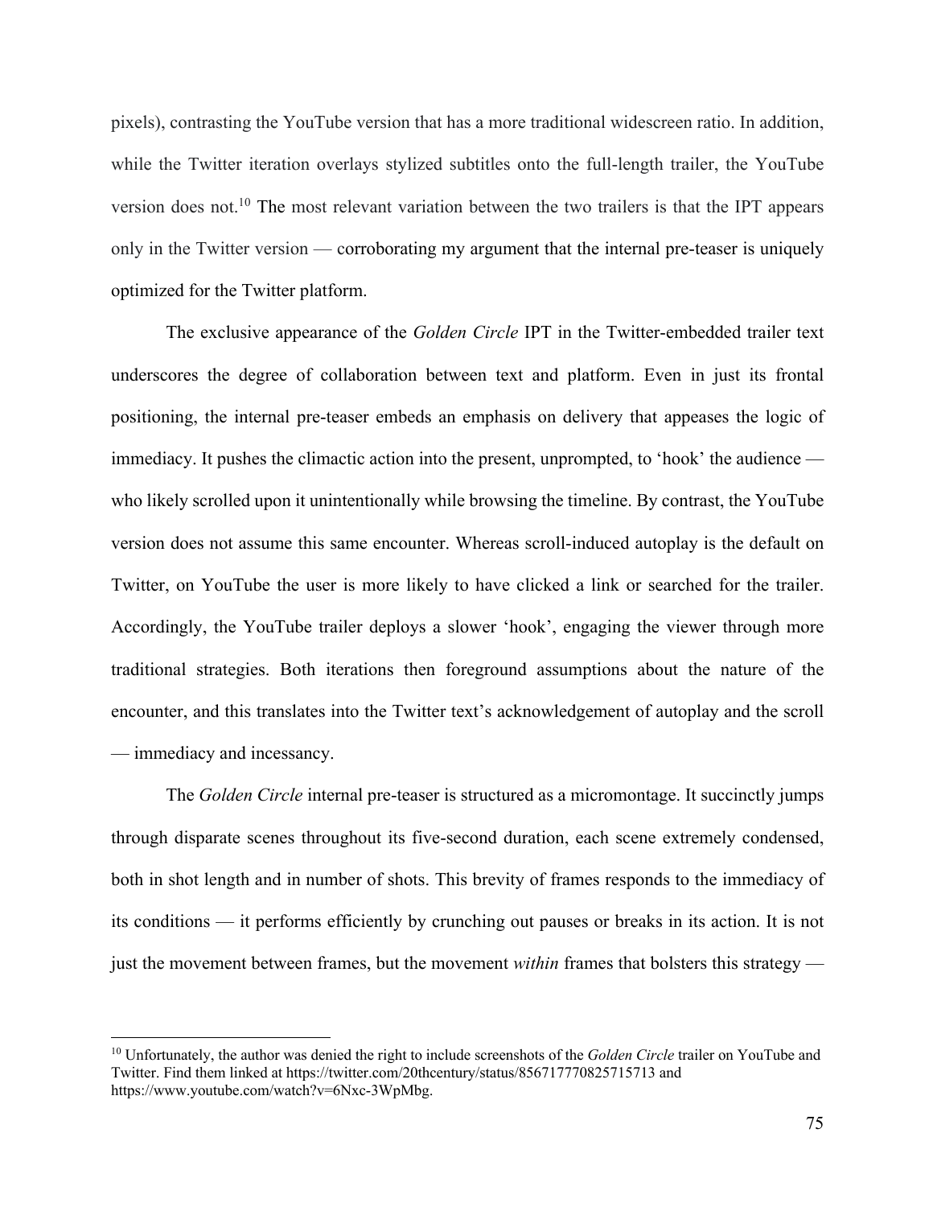pixels), contrasting the YouTube version that has a more traditional widescreen ratio. In addition, while the Twitter iteration overlays stylized subtitles onto the full-length trailer, the YouTube version does not.[10] The most relevant variation between the two trailers is that the IPT appears only in the Twitter version — corroborating my argument that the internal pre-teaser is uniquely optimized for the Twitter platform.

The exclusive appearance of the *Golden Circle* IPT in the Twitter-embedded trailer text underscores the degree of collaboration between text and platform. Even in just its frontal positioning, the internal pre-teaser embeds an emphasis on delivery that appeases the logic of immediacy. It pushes the climactic action into the present, unprompted, to 'hook' the audience — who likely scrolled upon it unintentionally while browsing the timeline. By contrast, the YouTube version does not assume this same encounter. Whereas scroll-induced autoplay is the default on Twitter, on YouTube the user is more likely to have clicked a link or searched for the trailer. Accordingly, the YouTube trailer deploys a slower 'hook', engaging the viewer through more traditional strategies. Both iterations then foreground assumptions about the nature of the encounter, and this translates into the Twitter text's acknowledgement of autoplay and the scroll — immediacy and incessancy.

The *Golden Circle* internal pre-teaser is structured as a micromontage. It succinctly jumps through disparate scenes throughout its five-second duration, each scene extremely condensed, both in shot length and in number of shots. This brevity of frames responds to the immediacy of its conditions — it performs efficiently by crunching out pauses or breaks in its action. It is not just the movement between frames, but the movement *within* frames that bolsters this strategy —

[10] Unfortunately, the author was denied the right to include screenshots of the *Golden Circle* trailer on YouTube and Twitter. Find them linked at https://twitter.com/20thcentury/status/856717770825715713 and https://www.youtube.com/watch?v=6Nxc-3WpMbg.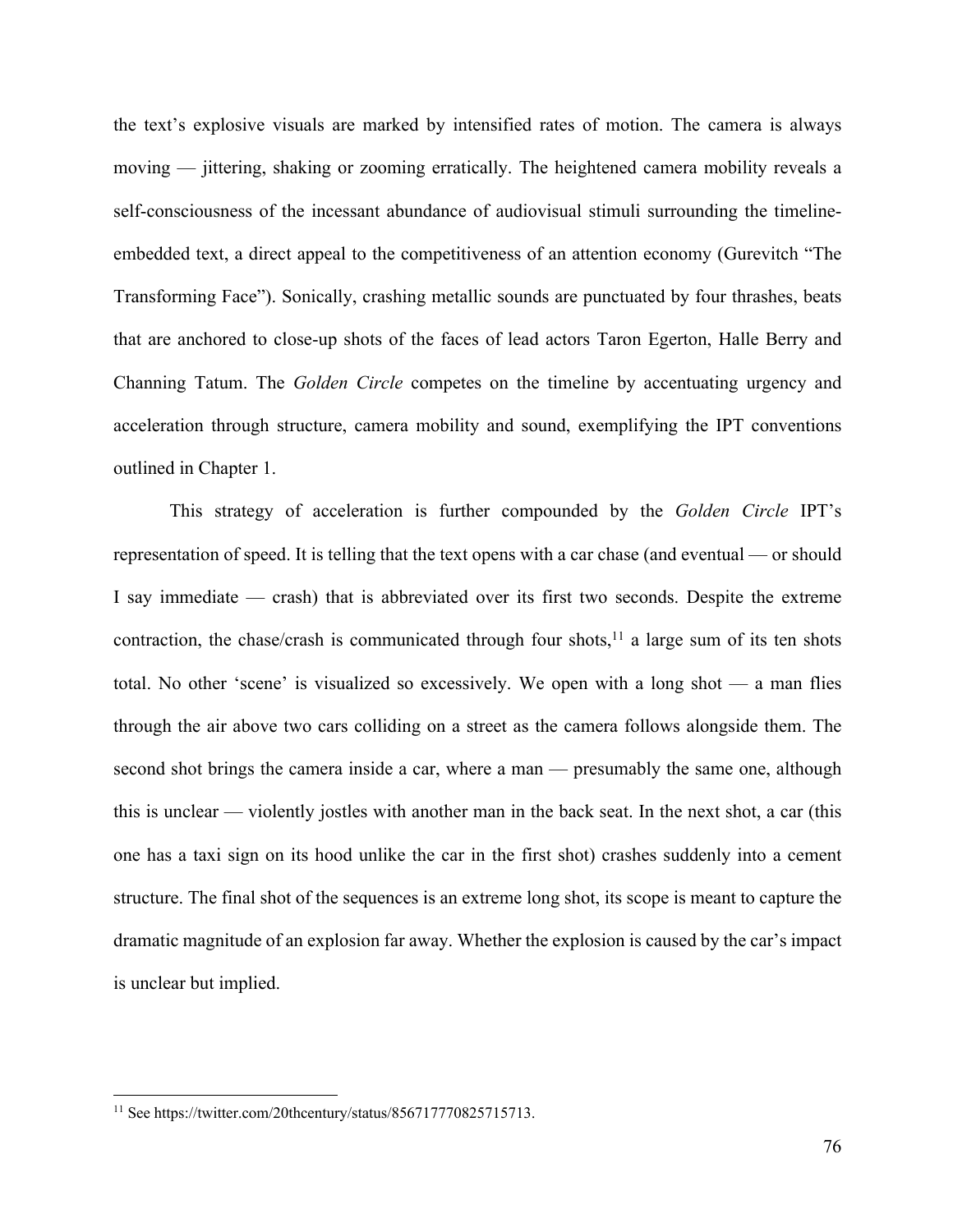the text's explosive visuals are marked by intensified rates of motion. The camera is always moving — jittering, shaking or zooming erratically. The heightened camera mobility reveals a self-consciousness of the incessant abundance of audiovisual stimuli surrounding the timeline-embedded text, a direct appeal to the competitiveness of an attention economy (Gurevitch "The Transforming Face"). Sonically, crashing metallic sounds are punctuated by four thrashes, beats that are anchored to close-up shots of the faces of lead actors Taron Egerton, Halle Berry and Channing Tatum. The *Golden Circle* competes on the timeline by accentuating urgency and acceleration through structure, camera mobility and sound, exemplifying the IPT conventions outlined in Chapter 1.

This strategy of acceleration is further compounded by the *Golden Circle* IPT's representation of speed. It is telling that the text opens with a car chase (and eventual — or should I say immediate — crash) that is abbreviated over its first two seconds. Despite the extreme contraction, the chase/crash is communicated through four shots,[11] a large sum of its ten shots total. No other 'scene' is visualized so excessively. We open with a long shot — a man flies through the air above two cars colliding on a street as the camera follows alongside them. The second shot brings the camera inside a car, where a man — presumably the same one, although this is unclear — violently jostles with another man in the back seat. In the next shot, a car (this one has a taxi sign on its hood unlike the car in the first shot) crashes suddenly into a cement structure. The final shot of the sequences is an extreme long shot, its scope is meant to capture the dramatic magnitude of an explosion far away. Whether the explosion is caused by the car's impact is unclear but implied.

---

[11] See https://twitter.com/20thcentury/status/856717770825715713.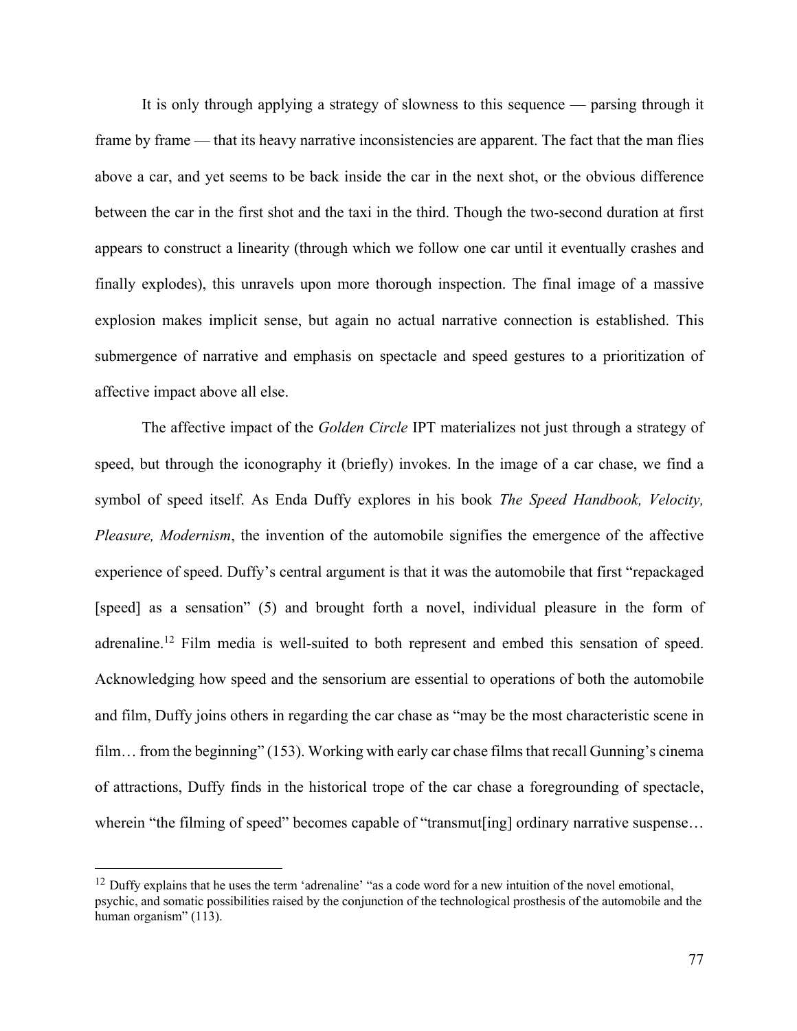It is only through applying a strategy of slowness to this sequence — parsing through it frame by frame — that its heavy narrative inconsistencies are apparent. The fact that the man flies above a car, and yet seems to be back inside the car in the next shot, or the obvious difference between the car in the first shot and the taxi in the third. Though the two-second duration at first appears to construct a linearity (through which we follow one car until it eventually crashes and finally explodes), this unravels upon more thorough inspection. The final image of a massive explosion makes implicit sense, but again no actual narrative connection is established. This submergence of narrative and emphasis on spectacle and speed gestures to a prioritization of affective impact above all else.

The affective impact of the *Golden Circle* IPT materializes not just through a strategy of speed, but through the iconography it (briefly) invokes. In the image of a car chase, we find a symbol of speed itself. As Enda Duffy explores in his book *The Speed Handbook, Velocity, Pleasure, Modernism*, the invention of the automobile signifies the emergence of the affective experience of speed. Duffy's central argument is that it was the automobile that first "repackaged [speed] as a sensation" (5) and brought forth a novel, individual pleasure in the form of adrenaline.[12] Film media is well-suited to both represent and embed this sensation of speed. Acknowledging how speed and the sensorium are essential to operations of both the automobile and film, Duffy joins others in regarding the car chase as "may be the most characteristic scene in film… from the beginning" (153). Working with early car chase films that recall Gunning's cinema of attractions, Duffy finds in the historical trope of the car chase a foregrounding of spectacle, wherein "the filming of speed" becomes capable of "transmut[ing] ordinary narrative suspense…

---

[12] Duffy explains that he uses the term 'adrenaline' "as a code word for a new intuition of the novel emotional, psychic, and somatic possibilities raised by the conjunction of the technological prosthesis of the automobile and the human organism" (113).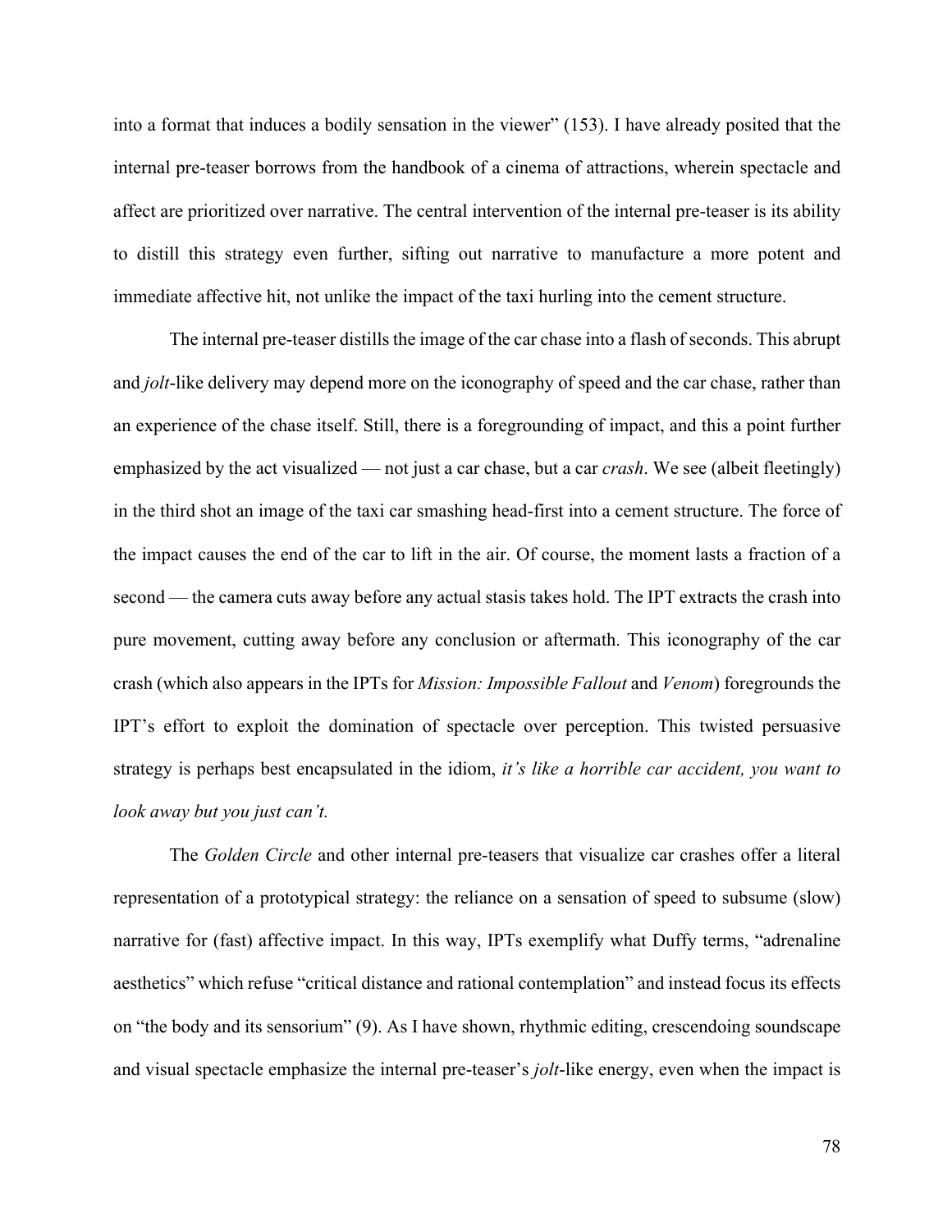into a format that induces a bodily sensation in the viewer" (153). I have already posited that the internal pre-teaser borrows from the handbook of a cinema of attractions, wherein spectacle and affect are prioritized over narrative. The central intervention of the internal pre-teaser is its ability to distill this strategy even further, sifting out narrative to manufacture a more potent and immediate affective hit, not unlike the impact of the taxi hurling into the cement structure.

The internal pre-teaser distills the image of the car chase into a flash of seconds. This abrupt and *jolt*-like delivery may depend more on the iconography of speed and the car chase, rather than an experience of the chase itself. Still, there is a foregrounding of impact, and this a point further emphasized by the act visualized — not just a car chase, but a car *crash*. We see (albeit fleetingly) in the third shot an image of the taxi car smashing head-first into a cement structure. The force of the impact causes the end of the car to lift in the air. Of course, the moment lasts a fraction of a second — the camera cuts away before any actual stasis takes hold. The IPT extracts the crash into pure movement, cutting away before any conclusion or aftermath. This iconography of the car crash (which also appears in the IPTs for *Mission: Impossible Fallout* and *Venom*) foregrounds the IPT's effort to exploit the domination of spectacle over perception. This twisted persuasive strategy is perhaps best encapsulated in the idiom, *it's like a horrible car accident, you want to look away but you just can't.*

The *Golden Circle* and other internal pre-teasers that visualize car crashes offer a literal representation of a prototypical strategy: the reliance on a sensation of speed to subsume (slow) narrative for (fast) affective impact. In this way, IPTs exemplify what Duffy terms, "adrenaline aesthetics" which refuse "critical distance and rational contemplation" and instead focus its effects on "the body and its sensorium" (9). As I have shown, rhythmic editing, crescendoing soundscape and visual spectacle emphasize the internal pre-teaser's *jolt*-like energy, even when the impact is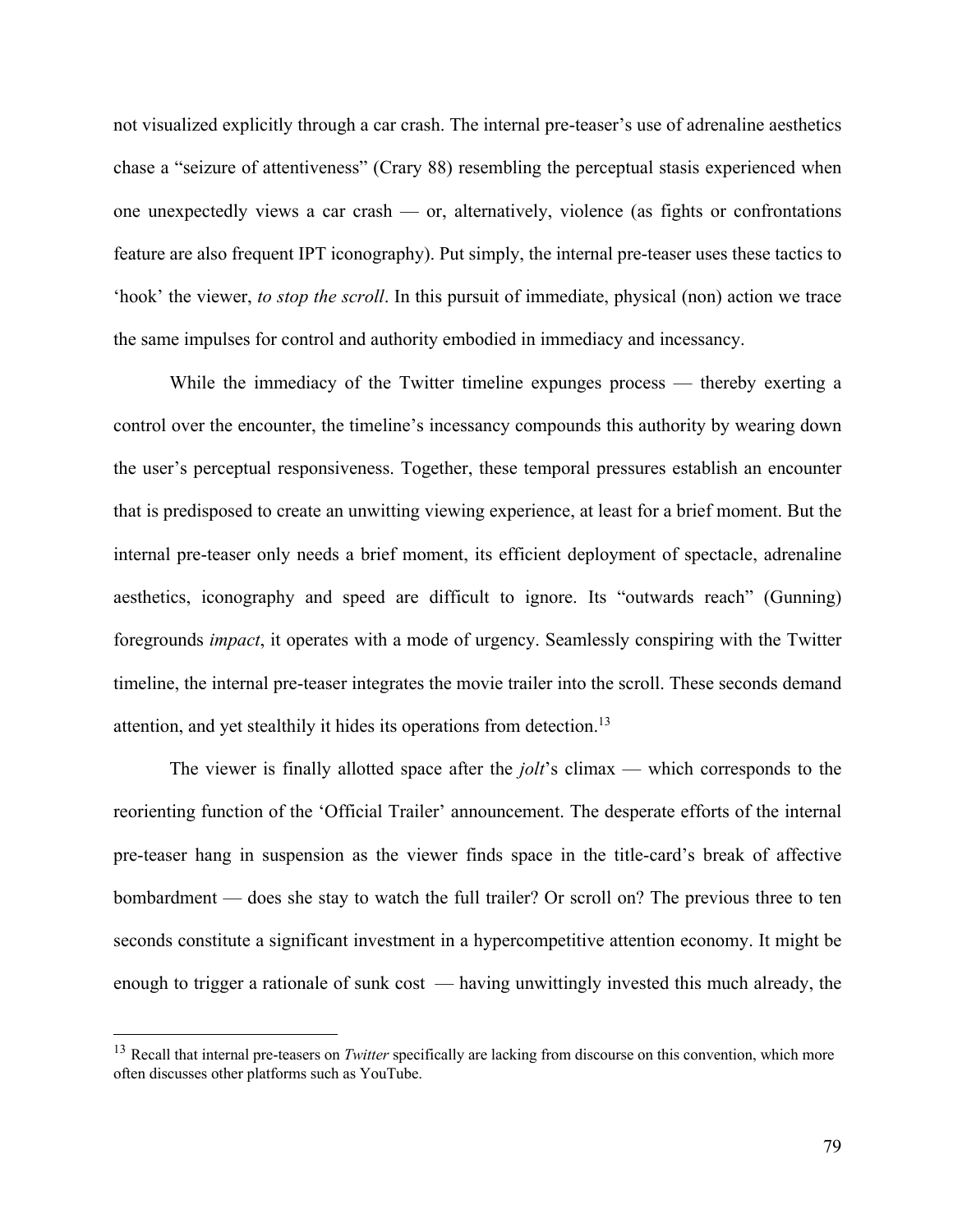not visualized explicitly through a car crash. The internal pre-teaser's use of adrenaline aesthetics chase a "seizure of attentiveness" (Crary 88) resembling the perceptual stasis experienced when one unexpectedly views a car crash — or, alternatively, violence (as fights or confrontations feature are also frequent IPT iconography). Put simply, the internal pre-teaser uses these tactics to 'hook' the viewer, *to stop the scroll*. In this pursuit of immediate, physical (non) action we trace the same impulses for control and authority embodied in immediacy and incessancy.

While the immediacy of the Twitter timeline expunges process — thereby exerting a control over the encounter, the timeline's incessancy compounds this authority by wearing down the user's perceptual responsiveness. Together, these temporal pressures establish an encounter that is predisposed to create an unwitting viewing experience, at least for a brief moment. But the internal pre-teaser only needs a brief moment, its efficient deployment of spectacle, adrenaline aesthetics, iconography and speed are difficult to ignore. Its "outwards reach" (Gunning) foregrounds *impact*, it operates with a mode of urgency. Seamlessly conspiring with the Twitter timeline, the internal pre-teaser integrates the movie trailer into the scroll. These seconds demand attention, and yet stealthily it hides its operations from detection.[13]

The viewer is finally allotted space after the *jolt*'s climax — which corresponds to the reorienting function of the 'Official Trailer' announcement. The desperate efforts of the internal pre-teaser hang in suspension as the viewer finds space in the title-card's break of affective bombardment — does she stay to watch the full trailer? Or scroll on? The previous three to ten seconds constitute a significant investment in a hypercompetitive attention economy. It might be enough to trigger a rationale of sunk cost — having unwittingly invested this much already, the

---

[13] Recall that internal pre-teasers on *Twitter* specifically are lacking from discourse on this convention, which more often discusses other platforms such as YouTube.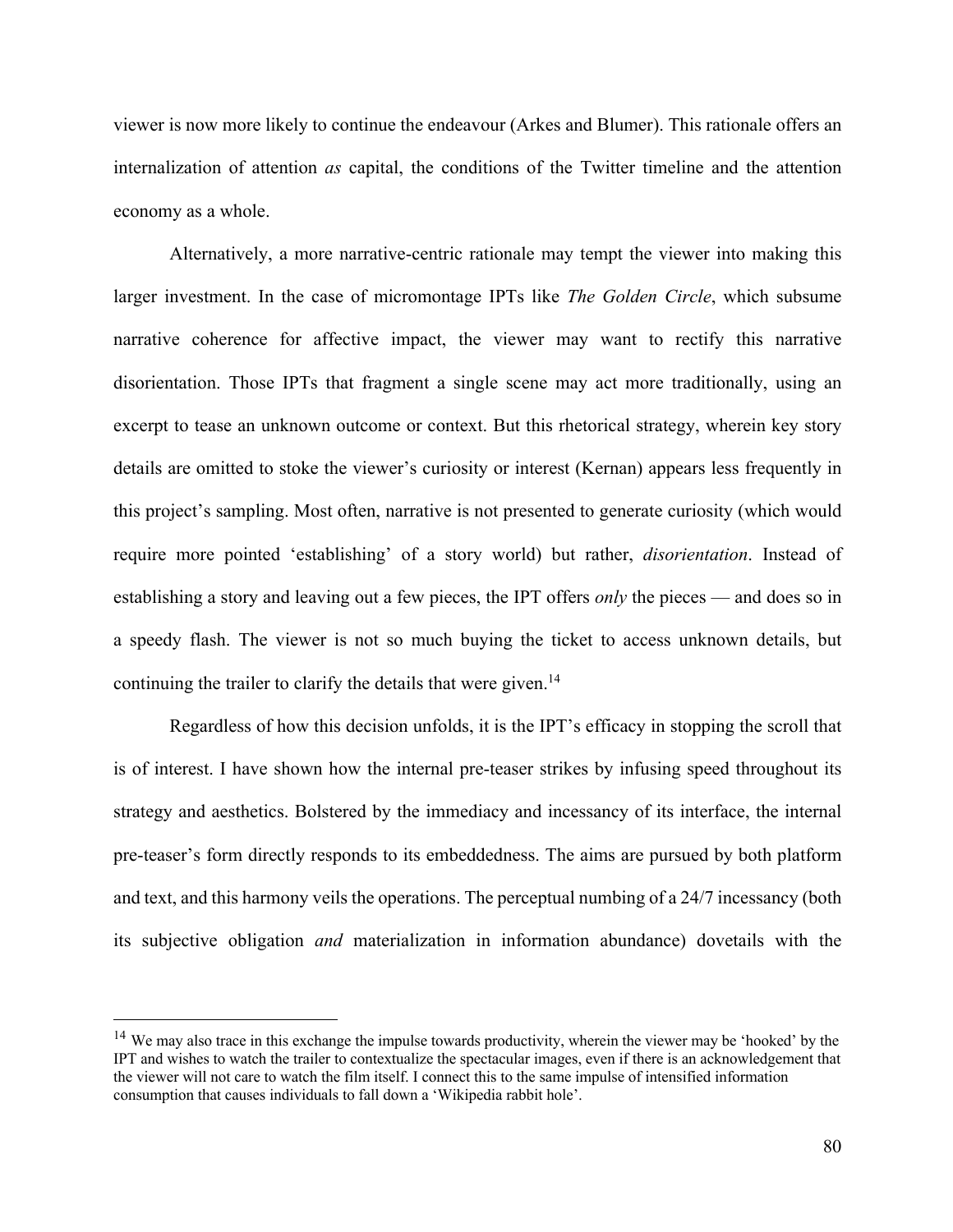viewer is now more likely to continue the endeavour (Arkes and Blumer). This rationale offers an internalization of attention *as* capital, the conditions of the Twitter timeline and the attention economy as a whole.

Alternatively, a more narrative-centric rationale may tempt the viewer into making this larger investment. In the case of micromontage IPTs like *The Golden Circle*, which subsume narrative coherence for affective impact, the viewer may want to rectify this narrative disorientation. Those IPTs that fragment a single scene may act more traditionally, using an excerpt to tease an unknown outcome or context. But this rhetorical strategy, wherein key story details are omitted to stoke the viewer's curiosity or interest (Kernan) appears less frequently in this project's sampling. Most often, narrative is not presented to generate curiosity (which would require more pointed 'establishing' of a story world) but rather, *disorientation*. Instead of establishing a story and leaving out a few pieces, the IPT offers *only* the pieces — and does so in a speedy flash. The viewer is not so much buying the ticket to access unknown details, but continuing the trailer to clarify the details that were given.[14]

Regardless of how this decision unfolds, it is the IPT's efficacy in stopping the scroll that is of interest. I have shown how the internal pre-teaser strikes by infusing speed throughout its strategy and aesthetics. Bolstered by the immediacy and incessancy of its interface, the internal pre-teaser's form directly responds to its embeddedness. The aims are pursued by both platform and text, and this harmony veils the operations. The perceptual numbing of a 24/7 incessancy (both its subjective obligation *and* materialization in information abundance) dovetails with the

[14] We may also trace in this exchange the impulse towards productivity, wherein the viewer may be 'hooked' by the IPT and wishes to watch the trailer to contextualize the spectacular images, even if there is an acknowledgement that the viewer will not care to watch the film itself. I connect this to the same impulse of intensified information consumption that causes individuals to fall down a 'Wikipedia rabbit hole'.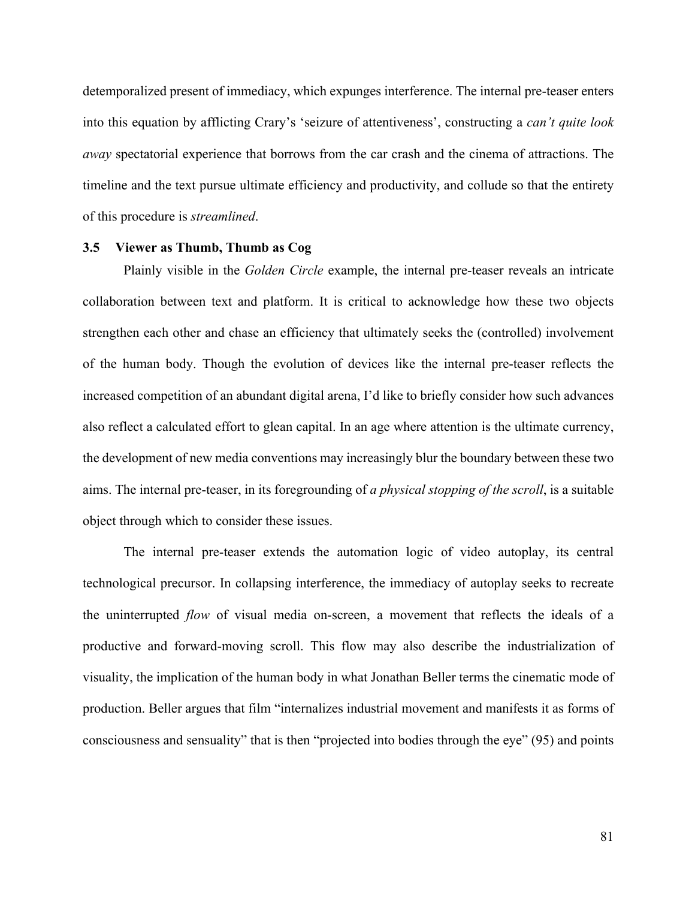detemporalized present of immediacy, which expunges interference. The internal pre-teaser enters into this equation by afflicting Crary's 'seizure of attentiveness', constructing a *can't quite look away* spectatorial experience that borrows from the car crash and the cinema of attractions. The timeline and the text pursue ultimate efficiency and productivity, and collude so that the entirety of this procedure is *streamlined*.

### 3.5 Viewer as Thumb, Thumb as Cog

Plainly visible in the *Golden Circle* example, the internal pre-teaser reveals an intricate collaboration between text and platform. It is critical to acknowledge how these two objects strengthen each other and chase an efficiency that ultimately seeks the (controlled) involvement of the human body. Though the evolution of devices like the internal pre-teaser reflects the increased competition of an abundant digital arena, I'd like to briefly consider how such advances also reflect a calculated effort to glean capital. In an age where attention is the ultimate currency, the development of new media conventions may increasingly blur the boundary between these two aims. The internal pre-teaser, in its foregrounding of *a physical stopping of the scroll*, is a suitable object through which to consider these issues.

The internal pre-teaser extends the automation logic of video autoplay, its central technological precursor. In collapsing interference, the immediacy of autoplay seeks to recreate the uninterrupted *flow* of visual media on-screen, a movement that reflects the ideals of a productive and forward-moving scroll. This flow may also describe the industrialization of visuality, the implication of the human body in what Jonathan Beller terms the cinematic mode of production. Beller argues that film "internalizes industrial movement and manifests it as forms of consciousness and sensuality" that is then "projected into bodies through the eye" (95) and points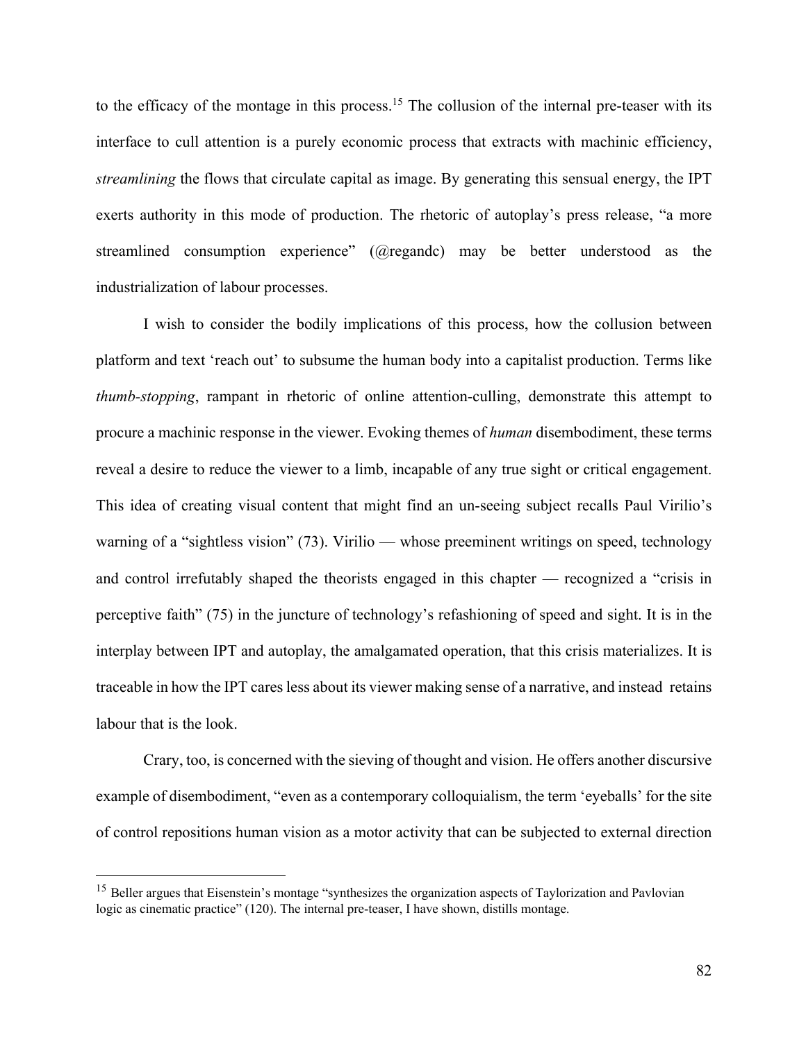to the efficacy of the montage in this process.[15] The collusion of the internal pre-teaser with its interface to cull attention is a purely economic process that extracts with machinic efficiency, *streamlining* the flows that circulate capital as image. By generating this sensual energy, the IPT exerts authority in this mode of production. The rhetoric of autoplay's press release, "a more streamlined consumption experience" (@regandc) may be better understood as the industrialization of labour processes.

I wish to consider the bodily implications of this process, how the collusion between platform and text 'reach out' to subsume the human body into a capitalist production. Terms like *thumb-stopping*, rampant in rhetoric of online attention-culling, demonstrate this attempt to procure a machinic response in the viewer. Evoking themes of *human* disembodiment, these terms reveal a desire to reduce the viewer to a limb, incapable of any true sight or critical engagement. This idea of creating visual content that might find an un-seeing subject recalls Paul Virilio's warning of a "sightless vision" (73). Virilio — whose preeminent writings on speed, technology and control irrefutably shaped the theorists engaged in this chapter — recognized a "crisis in perceptive faith" (75) in the juncture of technology's refashioning of speed and sight. It is in the interplay between IPT and autoplay, the amalgamated operation, that this crisis materializes. It is traceable in how the IPT cares less about its viewer making sense of a narrative, and instead retains labour that is the look.

Crary, too, is concerned with the sieving of thought and vision. He offers another discursive example of disembodiment, "even as a contemporary colloquialism, the term 'eyeballs' for the site of control repositions human vision as a motor activity that can be subjected to external direction

---

[15] Beller argues that Eisenstein's montage "synthesizes the organization aspects of Taylorization and Pavlovian logic as cinematic practice" (120). The internal pre-teaser, I have shown, distills montage.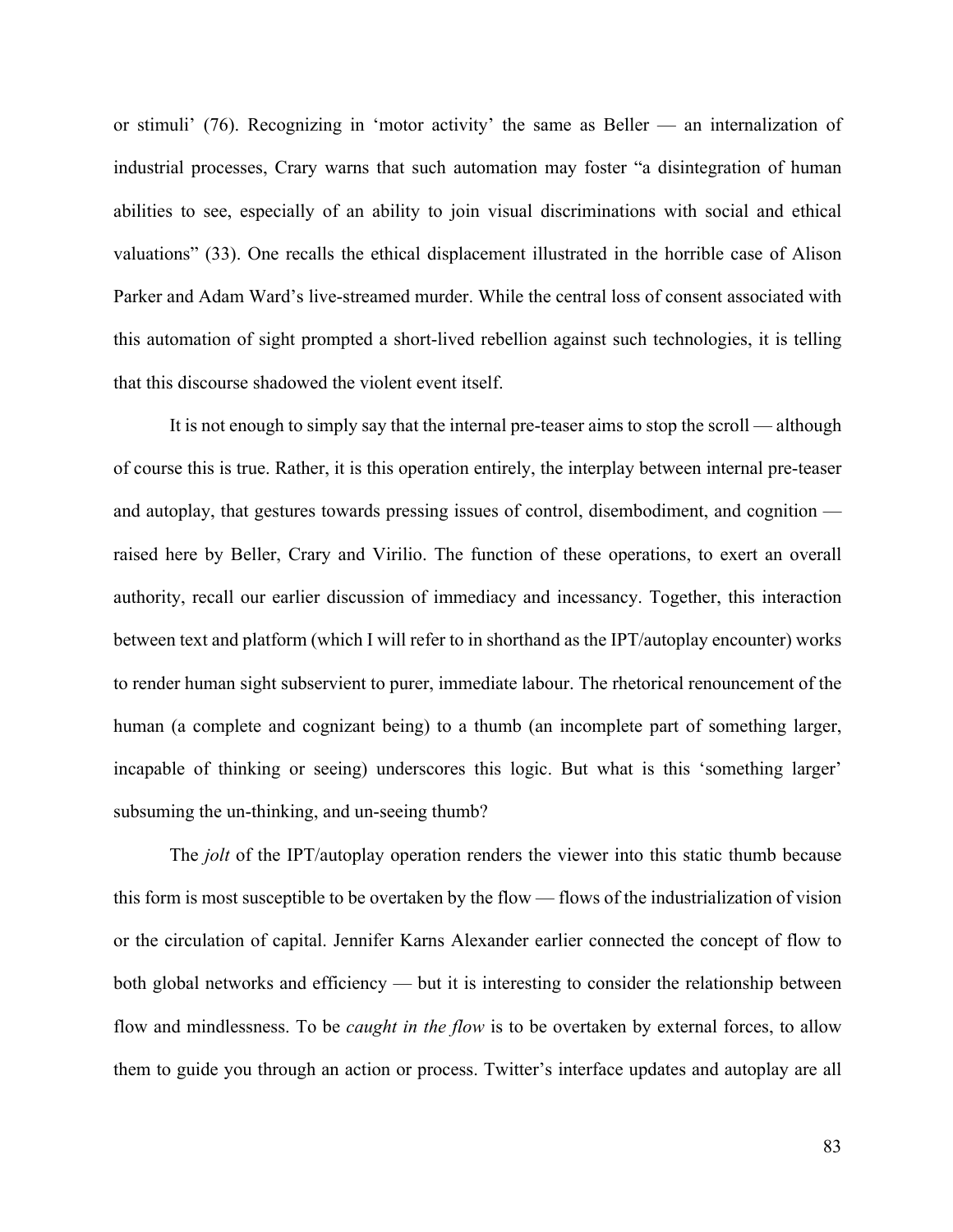or stimuli' (76). Recognizing in 'motor activity' the same as Beller — an internalization of industrial processes, Crary warns that such automation may foster "a disintegration of human abilities to see, especially of an ability to join visual discriminations with social and ethical valuations" (33). One recalls the ethical displacement illustrated in the horrible case of Alison Parker and Adam Ward's live-streamed murder. While the central loss of consent associated with this automation of sight prompted a short-lived rebellion against such technologies, it is telling that this discourse shadowed the violent event itself.

It is not enough to simply say that the internal pre-teaser aims to stop the scroll — although of course this is true. Rather, it is this operation entirely, the interplay between internal pre-teaser and autoplay, that gestures towards pressing issues of control, disembodiment, and cognition — raised here by Beller, Crary and Virilio. The function of these operations, to exert an overall authority, recall our earlier discussion of immediacy and incessancy. Together, this interaction between text and platform (which I will refer to in shorthand as the IPT/autoplay encounter) works to render human sight subservient to purer, immediate labour. The rhetorical renouncement of the human (a complete and cognizant being) to a thumb (an incomplete part of something larger, incapable of thinking or seeing) underscores this logic. But what is this 'something larger' subsuming the un-thinking, and un-seeing thumb?

The *jolt* of the IPT/autoplay operation renders the viewer into this static thumb because this form is most susceptible to be overtaken by the flow — flows of the industrialization of vision or the circulation of capital. Jennifer Karns Alexander earlier connected the concept of flow to both global networks and efficiency — but it is interesting to consider the relationship between flow and mindlessness. To be *caught in the flow* is to be overtaken by external forces, to allow them to guide you through an action or process. Twitter's interface updates and autoplay are all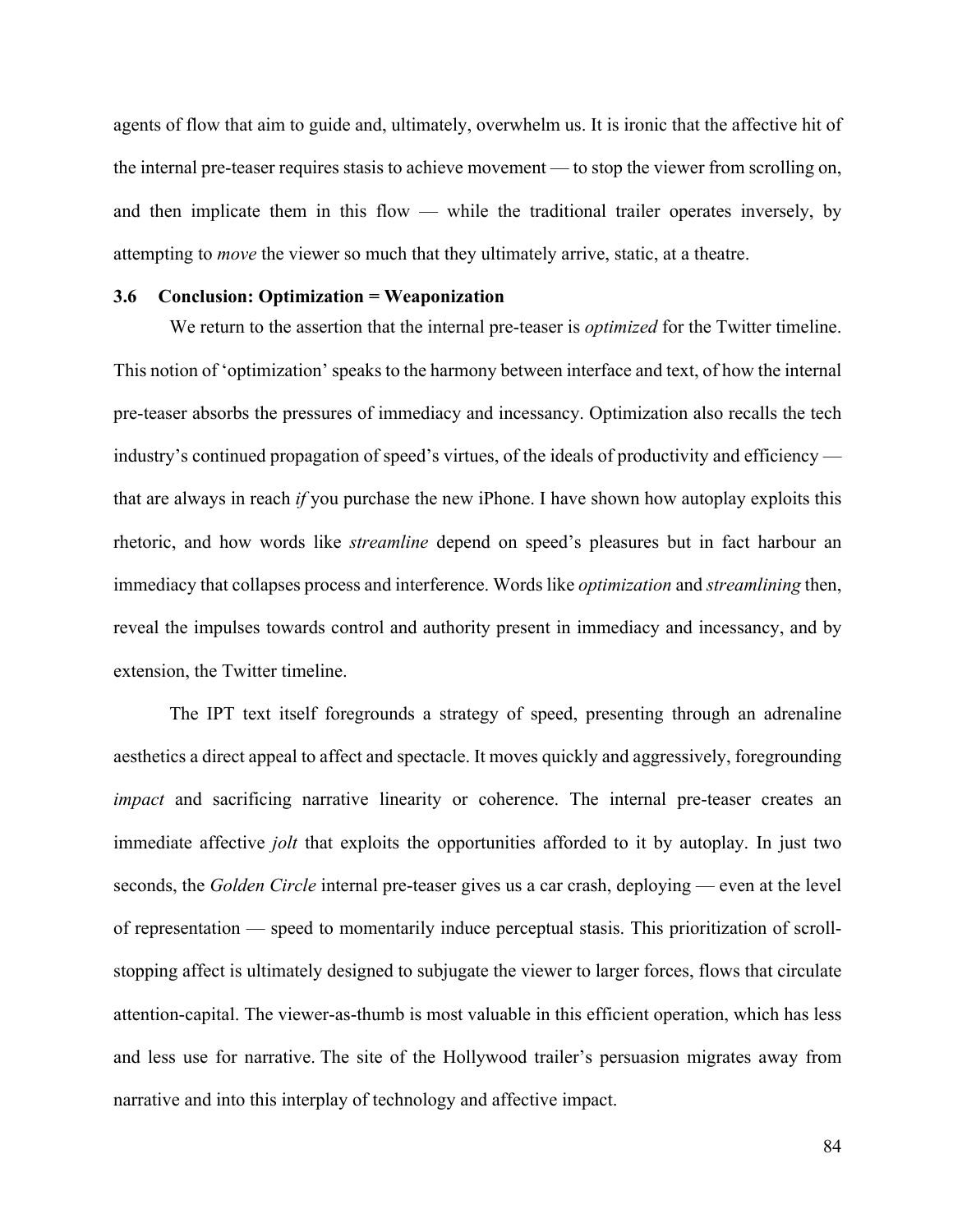agents of flow that aim to guide and, ultimately, overwhelm us. It is ironic that the affective hit of the internal pre-teaser requires stasis to achieve movement — to stop the viewer from scrolling on, and then implicate them in this flow — while the traditional trailer operates inversely, by attempting to *move* the viewer so much that they ultimately arrive, static, at a theatre.

### 3.6 Conclusion: Optimization = Weaponization

We return to the assertion that the internal pre-teaser is *optimized* for the Twitter timeline. This notion of 'optimization' speaks to the harmony between interface and text, of how the internal pre-teaser absorbs the pressures of immediacy and incessancy. Optimization also recalls the tech industry's continued propagation of speed's virtues, of the ideals of productivity and efficiency — that are always in reach *if* you purchase the new iPhone. I have shown how autoplay exploits this rhetoric, and how words like *streamline* depend on speed's pleasures but in fact harbour an immediacy that collapses process and interference. Words like *optimization* and *streamlining* then, reveal the impulses towards control and authority present in immediacy and incessancy, and by extension, the Twitter timeline.

The IPT text itself foregrounds a strategy of speed, presenting through an adrenaline aesthetics a direct appeal to affect and spectacle. It moves quickly and aggressively, foregrounding *impact* and sacrificing narrative linearity or coherence. The internal pre-teaser creates an immediate affective *jolt* that exploits the opportunities afforded to it by autoplay. In just two seconds, the *Golden Circle* internal pre-teaser gives us a car crash, deploying — even at the level of representation — speed to momentarily induce perceptual stasis. This prioritization of scroll-stopping affect is ultimately designed to subjugate the viewer to larger forces, flows that circulate attention-capital. The viewer-as-thumb is most valuable in this efficient operation, which has less and less use for narrative. The site of the Hollywood trailer's persuasion migrates away from narrative and into this interplay of technology and affective impact.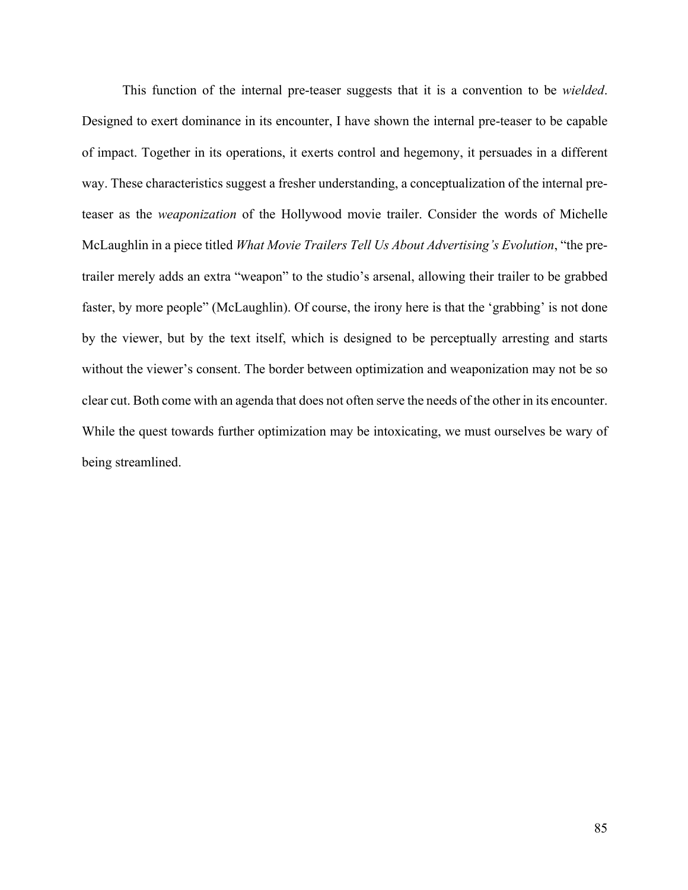This function of the internal pre-teaser suggests that it is a convention to be *wielded*. Designed to exert dominance in its encounter, I have shown the internal pre-teaser to be capable of impact. Together in its operations, it exerts control and hegemony, it persuades in a different way. These characteristics suggest a fresher understanding, a conceptualization of the internal pre-teaser as the *weaponization* of the Hollywood movie trailer. Consider the words of Michelle McLaughlin in a piece titled *What Movie Trailers Tell Us About Advertising's Evolution*, "the pre-trailer merely adds an extra "weapon" to the studio's arsenal, allowing their trailer to be grabbed faster, by more people" (McLaughlin). Of course, the irony here is that the 'grabbing' is not done by the viewer, but by the text itself, which is designed to be perceptually arresting and starts without the viewer's consent. The border between optimization and weaponization may not be so clear cut. Both come with an agenda that does not often serve the needs of the other in its encounter. While the quest towards further optimization may be intoxicating, we must ourselves be wary of being streamlined.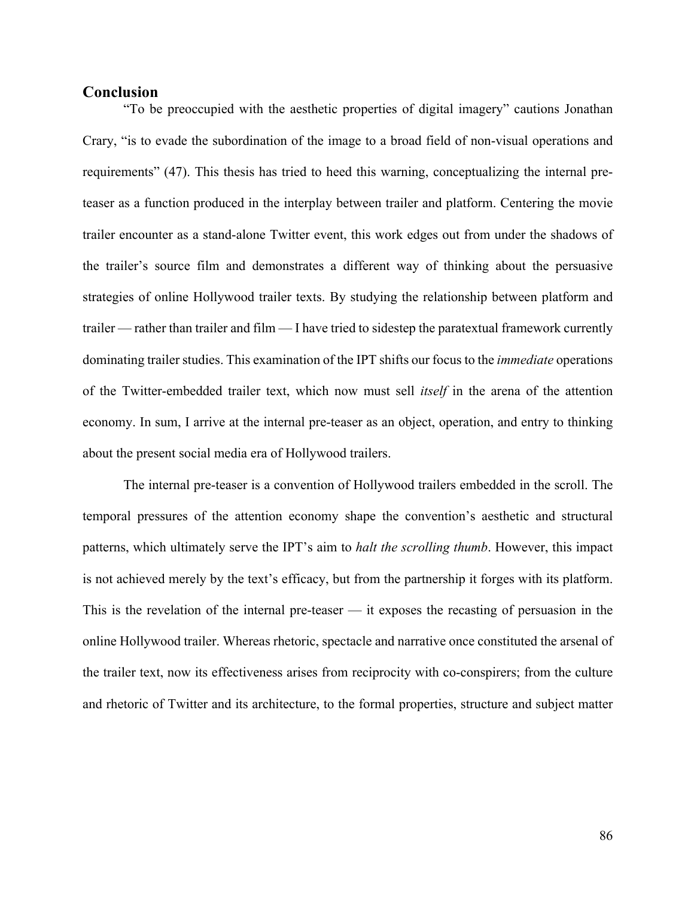## Conclusion

"To be preoccupied with the aesthetic properties of digital imagery" cautions Jonathan Crary, "is to evade the subordination of the image to a broad field of non-visual operations and requirements" (47). This thesis has tried to heed this warning, conceptualizing the internal pre-teaser as a function produced in the interplay between trailer and platform. Centering the movie trailer encounter as a stand-alone Twitter event, this work edges out from under the shadows of the trailer's source film and demonstrates a different way of thinking about the persuasive strategies of online Hollywood trailer texts. By studying the relationship between platform and trailer — rather than trailer and film — I have tried to sidestep the paratextual framework currently dominating trailer studies. This examination of the IPT shifts our focus to the *immediate* operations of the Twitter-embedded trailer text, which now must sell *itself* in the arena of the attention economy. In sum, I arrive at the internal pre-teaser as an object, operation, and entry to thinking about the present social media era of Hollywood trailers.

The internal pre-teaser is a convention of Hollywood trailers embedded in the scroll. The temporal pressures of the attention economy shape the convention's aesthetic and structural patterns, which ultimately serve the IPT's aim to *halt the scrolling thumb*. However, this impact is not achieved merely by the text's efficacy, but from the partnership it forges with its platform. This is the revelation of the internal pre-teaser — it exposes the recasting of persuasion in the online Hollywood trailer. Whereas rhetoric, spectacle and narrative once constituted the arsenal of the trailer text, now its effectiveness arises from reciprocity with co-conspirers; from the culture and rhetoric of Twitter and its architecture, to the formal properties, structure and subject matter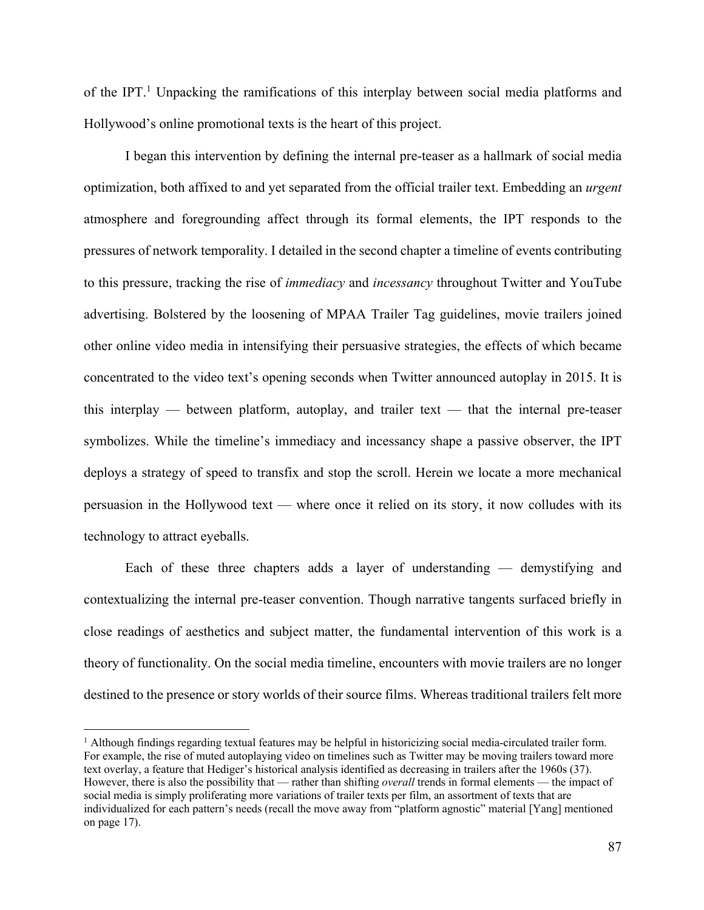of the IPT.[1] Unpacking the ramifications of this interplay between social media platforms and Hollywood's online promotional texts is the heart of this project.

I began this intervention by defining the internal pre-teaser as a hallmark of social media optimization, both affixed to and yet separated from the official trailer text. Embedding an *urgent* atmosphere and foregrounding affect through its formal elements, the IPT responds to the pressures of network temporality. I detailed in the second chapter a timeline of events contributing to this pressure, tracking the rise of *immediacy* and *incessancy* throughout Twitter and YouTube advertising. Bolstered by the loosening of MPAA Trailer Tag guidelines, movie trailers joined other online video media in intensifying their persuasive strategies, the effects of which became concentrated to the video text's opening seconds when Twitter announced autoplay in 2015. It is this interplay — between platform, autoplay, and trailer text — that the internal pre-teaser symbolizes. While the timeline's immediacy and incessancy shape a passive observer, the IPT deploys a strategy of speed to transfix and stop the scroll. Herein we locate a more mechanical persuasion in the Hollywood text — where once it relied on its story, it now colludes with its technology to attract eyeballs.

Each of these three chapters adds a layer of understanding — demystifying and contextualizing the internal pre-teaser convention. Though narrative tangents surfaced briefly in close readings of aesthetics and subject matter, the fundamental intervention of this work is a theory of functionality. On the social media timeline, encounters with movie trailers are no longer destined to the presence or story worlds of their source films. Whereas traditional trailers felt more

---

[1] Although findings regarding textual features may be helpful in historicizing social media-circulated trailer form. For example, the rise of muted autoplaying video on timelines such as Twitter may be moving trailers toward more text overlay, a feature that Hediger's historical analysis identified as decreasing in trailers after the 1960s (37). However, there is also the possibility that — rather than shifting *overall* trends in formal elements — the impact of social media is simply proliferating more variations of trailer texts per film, an assortment of texts that are individualized for each pattern's needs (recall the move away from "platform agnostic" material [Yang] mentioned on page 17).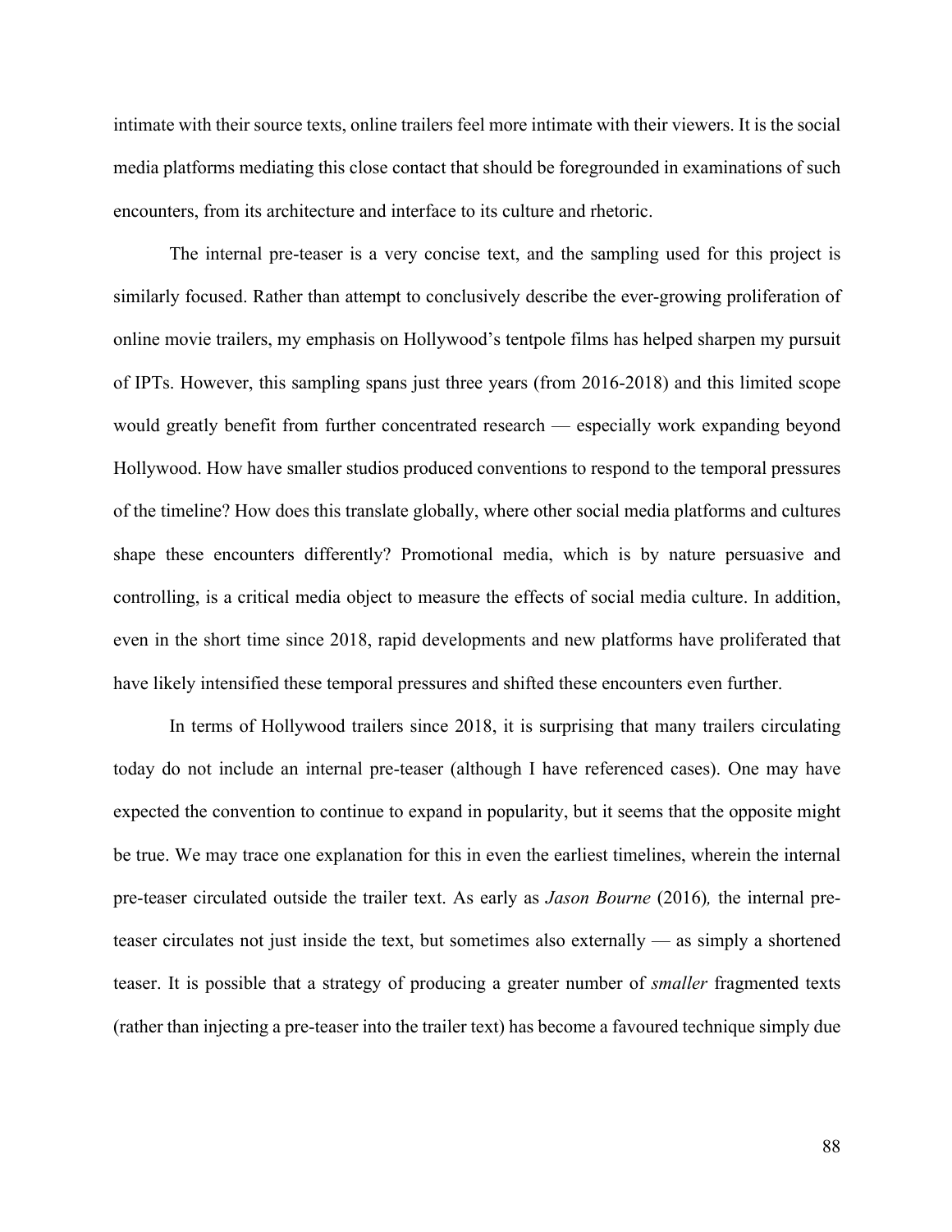intimate with their source texts, online trailers feel more intimate with their viewers. It is the social media platforms mediating this close contact that should be foregrounded in examinations of such encounters, from its architecture and interface to its culture and rhetoric.

The internal pre-teaser is a very concise text, and the sampling used for this project is similarly focused. Rather than attempt to conclusively describe the ever-growing proliferation of online movie trailers, my emphasis on Hollywood's tentpole films has helped sharpen my pursuit of IPTs. However, this sampling spans just three years (from 2016-2018) and this limited scope would greatly benefit from further concentrated research — especially work expanding beyond Hollywood. How have smaller studios produced conventions to respond to the temporal pressures of the timeline? How does this translate globally, where other social media platforms and cultures shape these encounters differently? Promotional media, which is by nature persuasive and controlling, is a critical media object to measure the effects of social media culture. In addition, even in the short time since 2018, rapid developments and new platforms have proliferated that have likely intensified these temporal pressures and shifted these encounters even further.

In terms of Hollywood trailers since 2018, it is surprising that many trailers circulating today do not include an internal pre-teaser (although I have referenced cases). One may have expected the convention to continue to expand in popularity, but it seems that the opposite might be true. We may trace one explanation for this in even the earliest timelines, wherein the internal pre-teaser circulated outside the trailer text. As early as *Jason Bourne* (2016)*,* the internal pre-teaser circulates not just inside the text, but sometimes also externally — as simply a shortened teaser. It is possible that a strategy of producing a greater number of *smaller* fragmented texts (rather than injecting a pre-teaser into the trailer text) has become a favoured technique simply due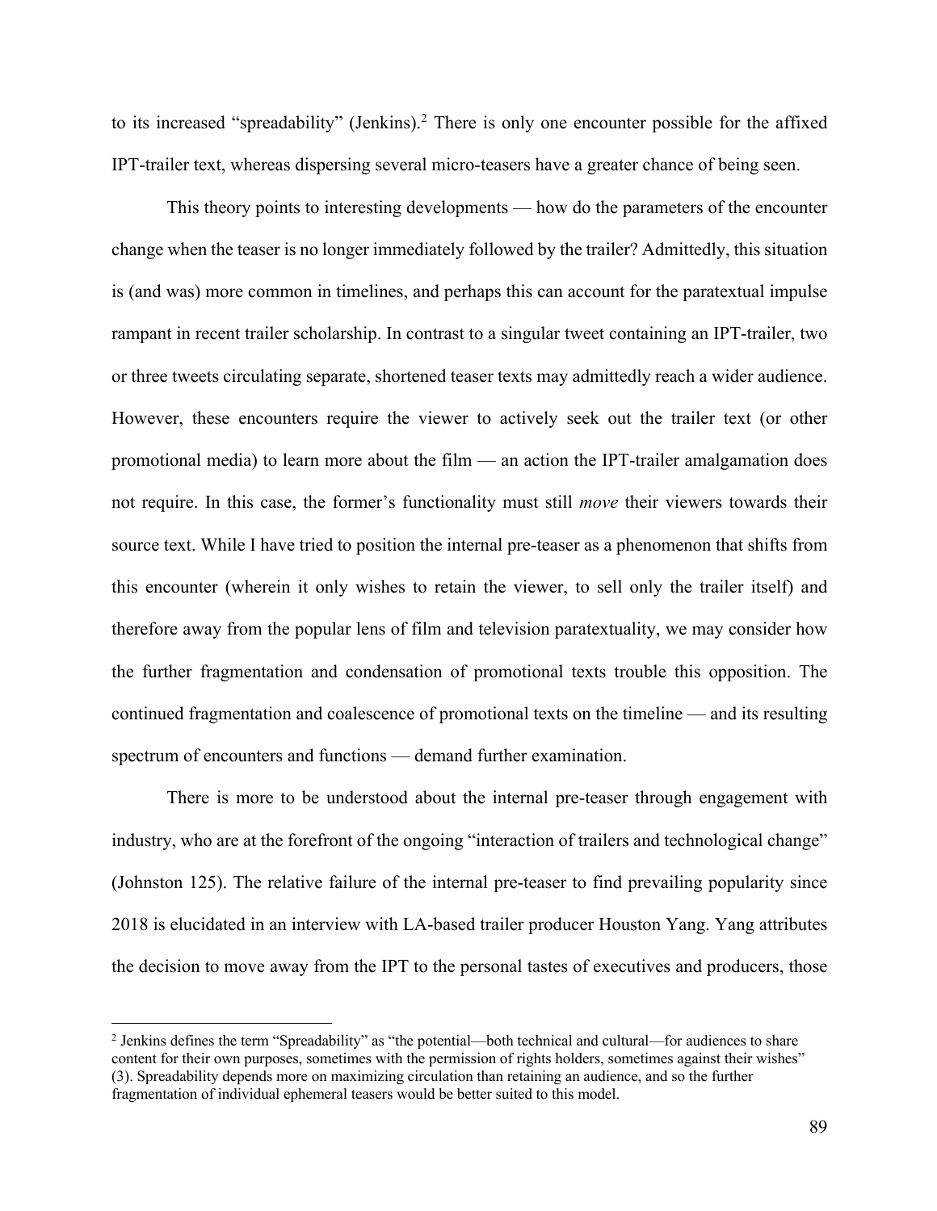to its increased "spreadability" (Jenkins).[2] There is only one encounter possible for the affixed IPT-trailer text, whereas dispersing several micro-teasers have a greater chance of being seen.

This theory points to interesting developments — how do the parameters of the encounter change when the teaser is no longer immediately followed by the trailer? Admittedly, this situation is (and was) more common in timelines, and perhaps this can account for the paratextual impulse rampant in recent trailer scholarship. In contrast to a singular tweet containing an IPT-trailer, two or three tweets circulating separate, shortened teaser texts may admittedly reach a wider audience. However, these encounters require the viewer to actively seek out the trailer text (or other promotional media) to learn more about the film — an action the IPT-trailer amalgamation does not require. In this case, the former's functionality must still *move* their viewers towards their source text. While I have tried to position the internal pre-teaser as a phenomenon that shifts from this encounter (wherein it only wishes to retain the viewer, to sell only the trailer itself) and therefore away from the popular lens of film and television paratextuality, we may consider how the further fragmentation and condensation of promotional texts trouble this opposition. The continued fragmentation and coalescence of promotional texts on the timeline — and its resulting spectrum of encounters and functions — demand further examination.

There is more to be understood about the internal pre-teaser through engagement with industry, who are at the forefront of the ongoing "interaction of trailers and technological change" (Johnston 125). The relative failure of the internal pre-teaser to find prevailing popularity since 2018 is elucidated in an interview with LA-based trailer producer Houston Yang. Yang attributes the decision to move away from the IPT to the personal tastes of executives and producers, those

[2] Jenkins defines the term "Spreadability" as "the potential—both technical and cultural—for audiences to share content for their own purposes, sometimes with the permission of rights holders, sometimes against their wishes" (3). Spreadability depends more on maximizing circulation than retaining an audience, and so the further fragmentation of individual ephemeral teasers would be better suited to this model.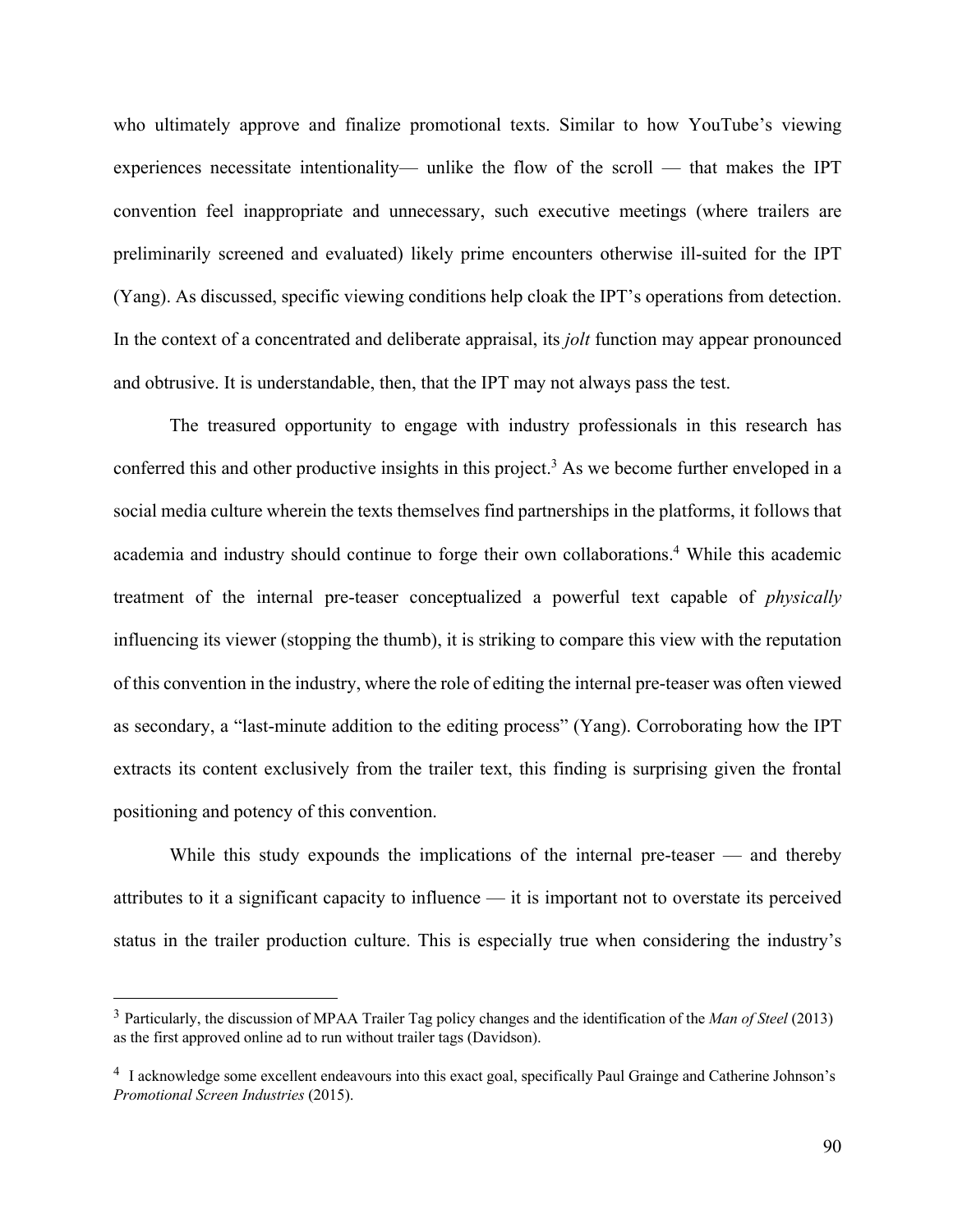who ultimately approve and finalize promotional texts. Similar to how YouTube's viewing experiences necessitate intentionality— unlike the flow of the scroll — that makes the IPT convention feel inappropriate and unnecessary, such executive meetings (where trailers are preliminarily screened and evaluated) likely prime encounters otherwise ill-suited for the IPT (Yang). As discussed, specific viewing conditions help cloak the IPT's operations from detection. In the context of a concentrated and deliberate appraisal, its *jolt* function may appear pronounced and obtrusive. It is understandable, then, that the IPT may not always pass the test.

The treasured opportunity to engage with industry professionals in this research has conferred this and other productive insights in this project.[3] As we become further enveloped in a social media culture wherein the texts themselves find partnerships in the platforms, it follows that academia and industry should continue to forge their own collaborations.[4] While this academic treatment of the internal pre-teaser conceptualized a powerful text capable of *physically* influencing its viewer (stopping the thumb), it is striking to compare this view with the reputation of this convention in the industry, where the role of editing the internal pre-teaser was often viewed as secondary, a "last-minute addition to the editing process" (Yang). Corroborating how the IPT extracts its content exclusively from the trailer text, this finding is surprising given the frontal positioning and potency of this convention.

While this study expounds the implications of the internal pre-teaser — and thereby attributes to it a significant capacity to influence — it is important not to overstate its perceived status in the trailer production culture. This is especially true when considering the industry's

---

[3] Particularly, the discussion of MPAA Trailer Tag policy changes and the identification of the *Man of Steel* (2013) as the first approved online ad to run without trailer tags (Davidson).

[4] I acknowledge some excellent endeavours into this exact goal, specifically Paul Grainge and Catherine Johnson's *Promotional Screen Industries* (2015).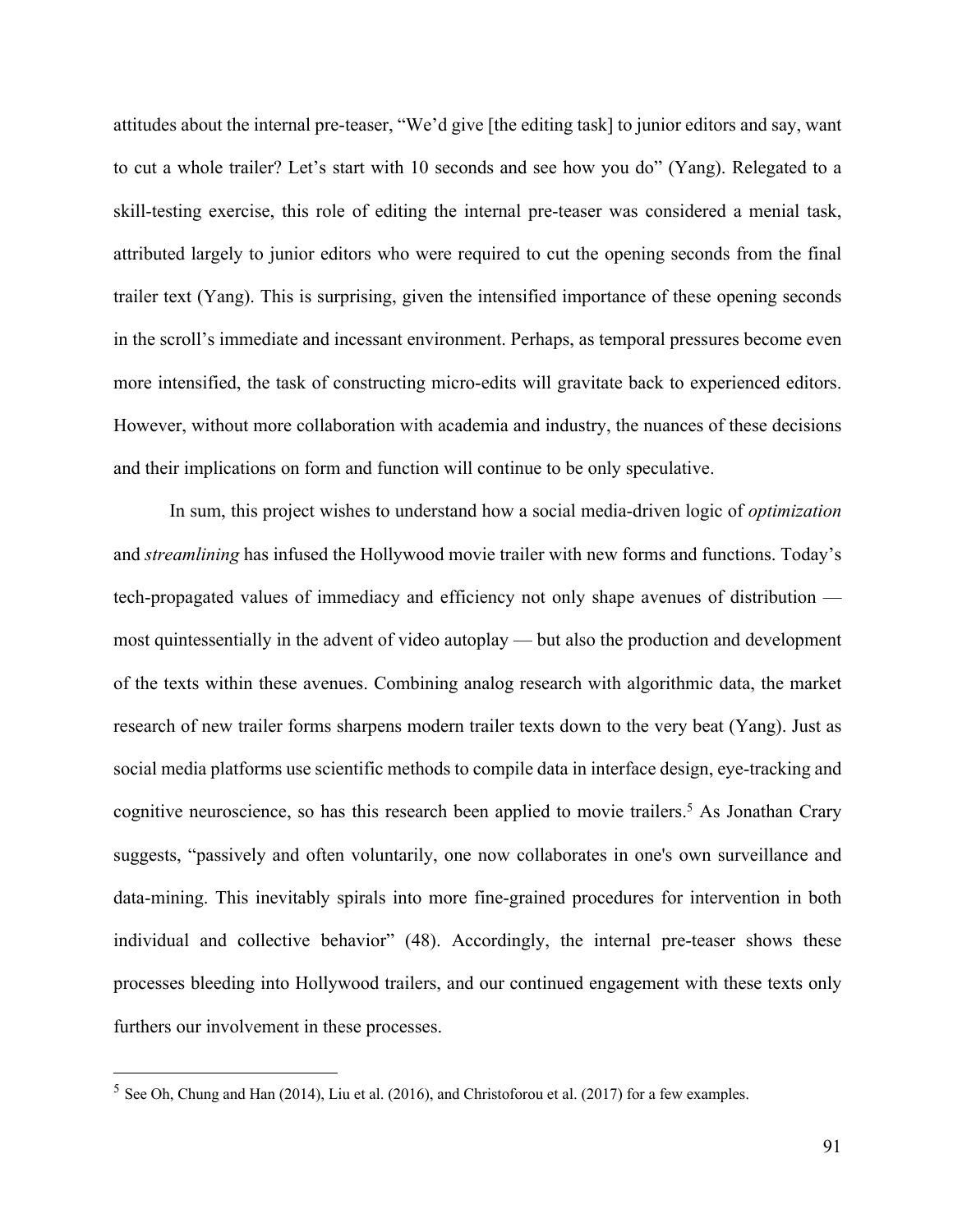attitudes about the internal pre-teaser, "We'd give [the editing task] to junior editors and say, want to cut a whole trailer? Let's start with 10 seconds and see how you do" (Yang). Relegated to a skill-testing exercise, this role of editing the internal pre-teaser was considered a menial task, attributed largely to junior editors who were required to cut the opening seconds from the final trailer text (Yang). This is surprising, given the intensified importance of these opening seconds in the scroll's immediate and incessant environment. Perhaps, as temporal pressures become even more intensified, the task of constructing micro-edits will gravitate back to experienced editors. However, without more collaboration with academia and industry, the nuances of these decisions and their implications on form and function will continue to be only speculative.

In sum, this project wishes to understand how a social media-driven logic of *optimization* and *streamlining* has infused the Hollywood movie trailer with new forms and functions. Today's tech-propagated values of immediacy and efficiency not only shape avenues of distribution — most quintessentially in the advent of video autoplay — but also the production and development of the texts within these avenues. Combining analog research with algorithmic data, the market research of new trailer forms sharpens modern trailer texts down to the very beat (Yang). Just as social media platforms use scientific methods to compile data in interface design, eye-tracking and cognitive neuroscience, so has this research been applied to movie trailers.[5] As Jonathan Crary suggests, "passively and often voluntarily, one now collaborates in one's own surveillance and data-mining. This inevitably spirals into more fine-grained procedures for intervention in both individual and collective behavior" (48). Accordingly, the internal pre-teaser shows these processes bleeding into Hollywood trailers, and our continued engagement with these texts only furthers our involvement in these processes.

---

[5] See Oh, Chung and Han (2014), Liu et al. (2016), and Christoforou et al. (2017) for a few examples.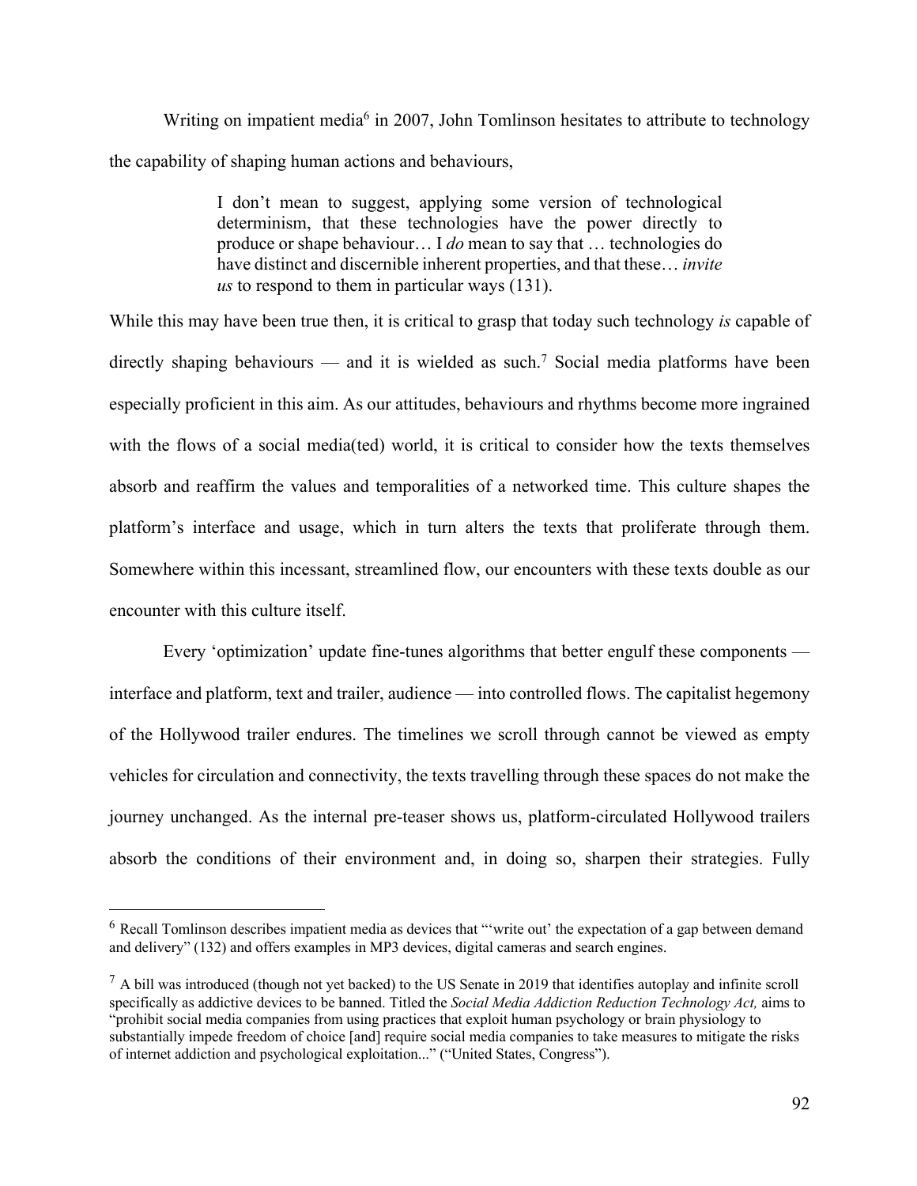Writing on impatient media[6] in 2007, John Tomlinson hesitates to attribute to technology the capability of shaping human actions and behaviours,

> I don't mean to suggest, applying some version of technological determinism, that these technologies have the power directly to produce or shape behaviour… I *do* mean to say that … technologies do have distinct and discernible inherent properties, and that these… *invite us* to respond to them in particular ways (131).

While this may have been true then, it is critical to grasp that today such technology *is* capable of directly shaping behaviours — and it is wielded as such.[7] Social media platforms have been especially proficient in this aim. As our attitudes, behaviours and rhythms become more ingrained with the flows of a social media(ted) world, it is critical to consider how the texts themselves absorb and reaffirm the values and temporalities of a networked time. This culture shapes the platform's interface and usage, which in turn alters the texts that proliferate through them. Somewhere within this incessant, streamlined flow, our encounters with these texts double as our encounter with this culture itself.

Every 'optimization' update fine-tunes algorithms that better engulf these components — interface and platform, text and trailer, audience — into controlled flows. The capitalist hegemony of the Hollywood trailer endures. The timelines we scroll through cannot be viewed as empty vehicles for circulation and connectivity, the texts travelling through these spaces do not make the journey unchanged. As the internal pre-teaser shows us, platform-circulated Hollywood trailers absorb the conditions of their environment and, in doing so, sharpen their strategies. Fully

---

[6] Recall Tomlinson describes impatient media as devices that "'write out' the expectation of a gap between demand and delivery" (132) and offers examples in MP3 devices, digital cameras and search engines.

[7] A bill was introduced (though not yet backed) to the US Senate in 2019 that identifies autoplay and infinite scroll specifically as addictive devices to be banned. Titled the *Social Media Addiction Reduction Technology Act,* aims to "prohibit social media companies from using practices that exploit human psychology or brain physiology to substantially impede freedom of choice [and] require social media companies to take measures to mitigate the risks of internet addiction and psychological exploitation..." ("United States, Congress").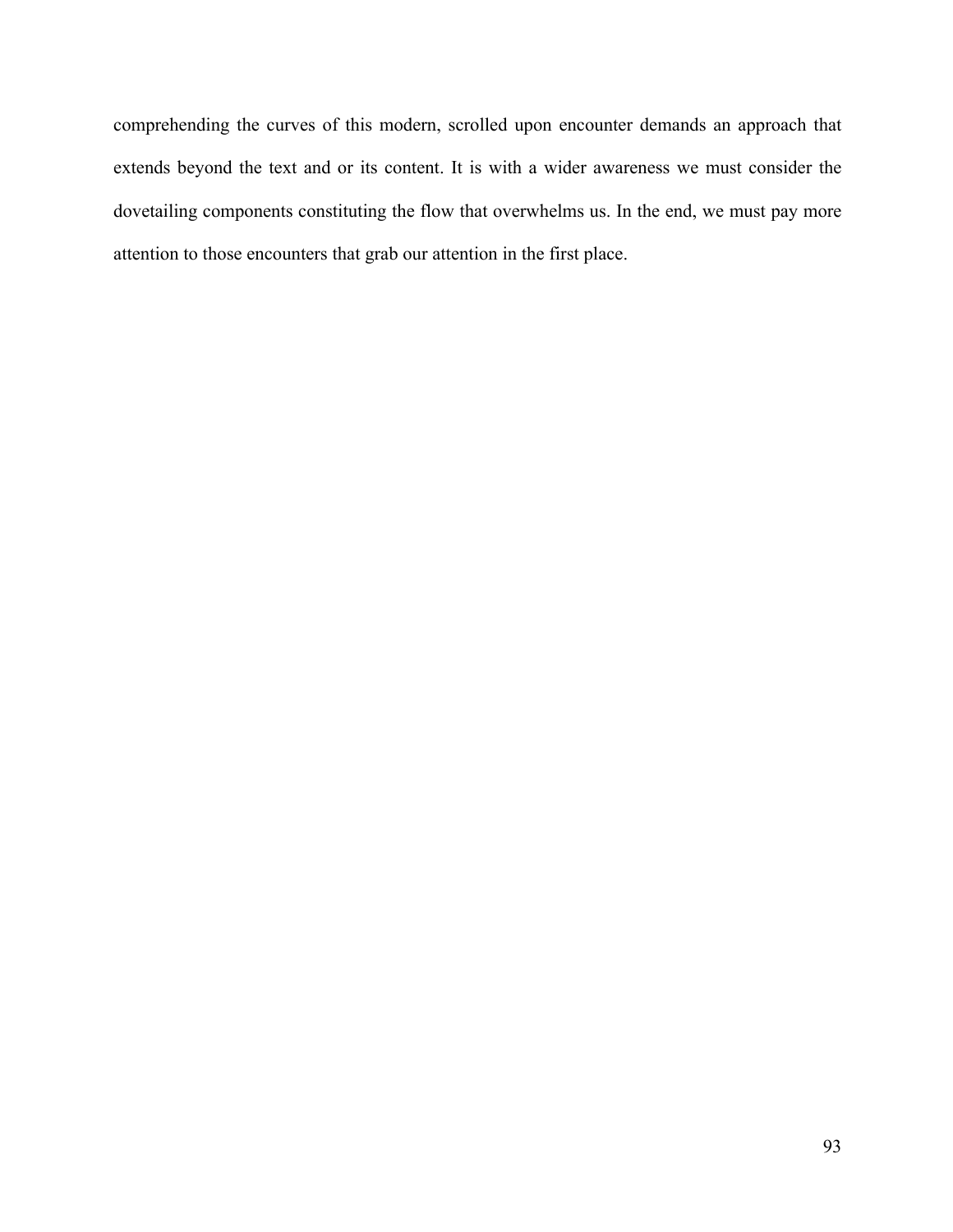comprehending the curves of this modern, scrolled upon encounter demands an approach that extends beyond the text and or its content. It is with a wider awareness we must consider the dovetailing components constituting the flow that overwhelms us. In the end, we must pay more attention to those encounters that grab our attention in the first place.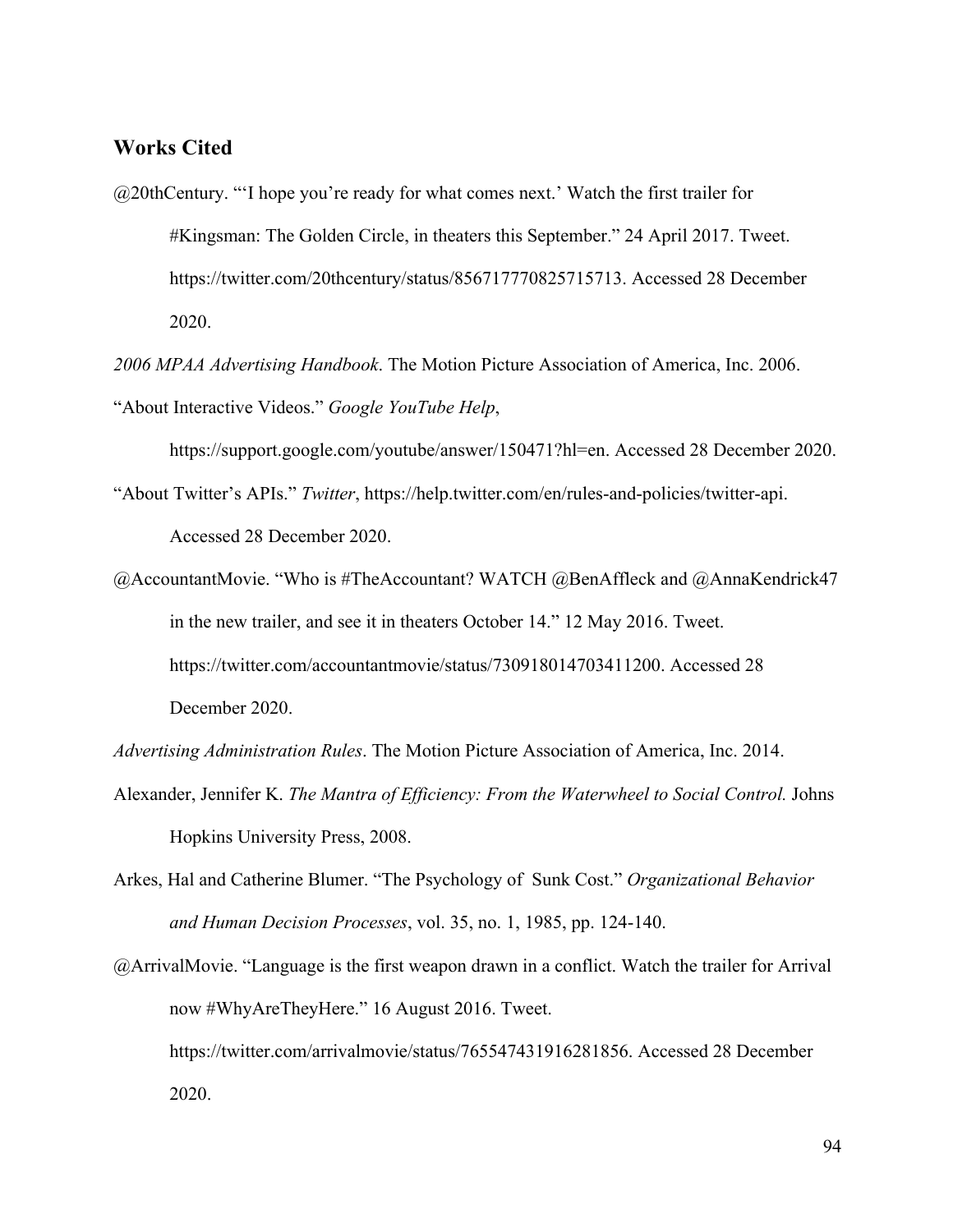## Works Cited

@20thCentury. "'I hope you're ready for what comes next.' Watch the first trailer for #Kingsman: The Golden Circle, in theaters this September." 24 April 2017. Tweet. https://twitter.com/20thcentury/status/856717770825715713. Accessed 28 December 2020.

*2006 MPAA Advertising Handbook*. The Motion Picture Association of America, Inc. 2006.

"About Interactive Videos." *Google YouTube Help*, https://support.google.com/youtube/answer/150471?hl=en. Accessed 28 December 2020.

"About Twitter's APIs." *Twitter*, https://help.twitter.com/en/rules-and-policies/twitter-api. Accessed 28 December 2020.

@AccountantMovie. "Who is #TheAccountant? WATCH @BenAffleck and @AnnaKendrick47 in the new trailer, and see it in theaters October 14." 12 May 2016. Tweet. https://twitter.com/accountantmovie/status/730918014703411200. Accessed 28 December 2020.

*Advertising Administration Rules*. The Motion Picture Association of America, Inc. 2014.

Alexander, Jennifer K. *The Mantra of Efficiency: From the Waterwheel to Social Control.* Johns Hopkins University Press, 2008.

Arkes, Hal and Catherine Blumer. "The Psychology of Sunk Cost." *Organizational Behavior and Human Decision Processes*, vol. 35, no. 1, 1985, pp. 124-140.

@ArrivalMovie. "Language is the first weapon drawn in a conflict. Watch the trailer for Arrival now #WhyAreTheyHere." 16 August 2016. Tweet. https://twitter.com/arrivalmovie/status/765547431916281856. Accessed 28 December 2020.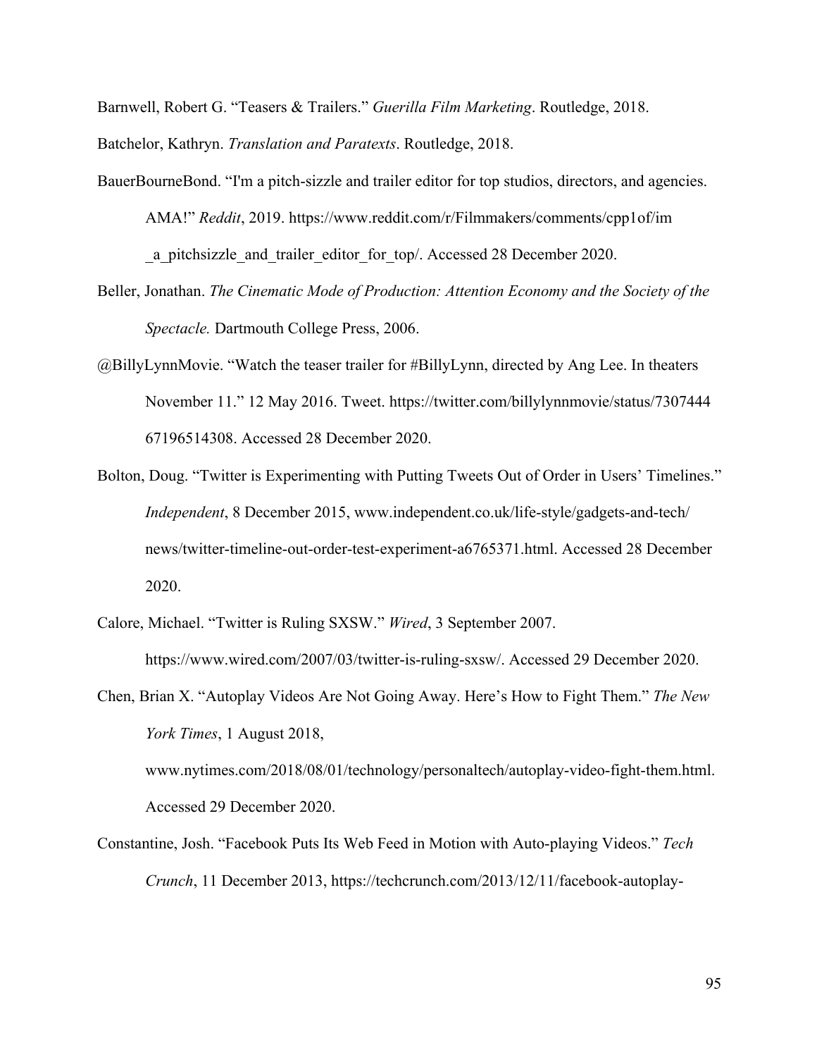Barnwell, Robert G. “Teasers & Trailers.” *Guerilla Film Marketing*. Routledge, 2018.

Batchelor, Kathryn. *Translation and Paratexts*. Routledge, 2018.

BauerBourneBond. “I'm a pitch-sizzle and trailer editor for top studios, directors, and agencies. AMA!” *Reddit*, 2019. https://www.reddit.com/r/Filmmakers/comments/cpp1of/im_a_pitchsizzle_and_trailer_editor_for_top/. Accessed 28 December 2020.

Beller, Jonathan. *The Cinematic Mode of Production: Attention Economy and the Society of the Spectacle.* Dartmouth College Press, 2006.

@BillyLynnMovie. “Watch the teaser trailer for #BillyLynn, directed by Ang Lee. In theaters November 11.” 12 May 2016. Tweet. https://twitter.com/billylynnmovie/status/730744467196514308. Accessed 28 December 2020.

Bolton, Doug. “Twitter is Experimenting with Putting Tweets Out of Order in Users’ Timelines.” *Independent*, 8 December 2015, www.independent.co.uk/life-style/gadgets-and-tech/news/twitter-timeline-out-order-test-experiment-a6765371.html. Accessed 28 December 2020.

Calore, Michael. “Twitter is Ruling SXSW.” *Wired*, 3 September 2007. https://www.wired.com/2007/03/twitter-is-ruling-sxsw/. Accessed 29 December 2020.

Chen, Brian X. “Autoplay Videos Are Not Going Away. Here’s How to Fight Them.” *The New York Times*, 1 August 2018, www.nytimes.com/2018/08/01/technology/personaltech/autoplay-video-fight-them.html. Accessed 29 December 2020.

Constantine, Josh. “Facebook Puts Its Web Feed in Motion with Auto-playing Videos.” *Tech Crunch*, 11 December 2013, https://techcrunch.com/2013/12/11/facebook-autoplay-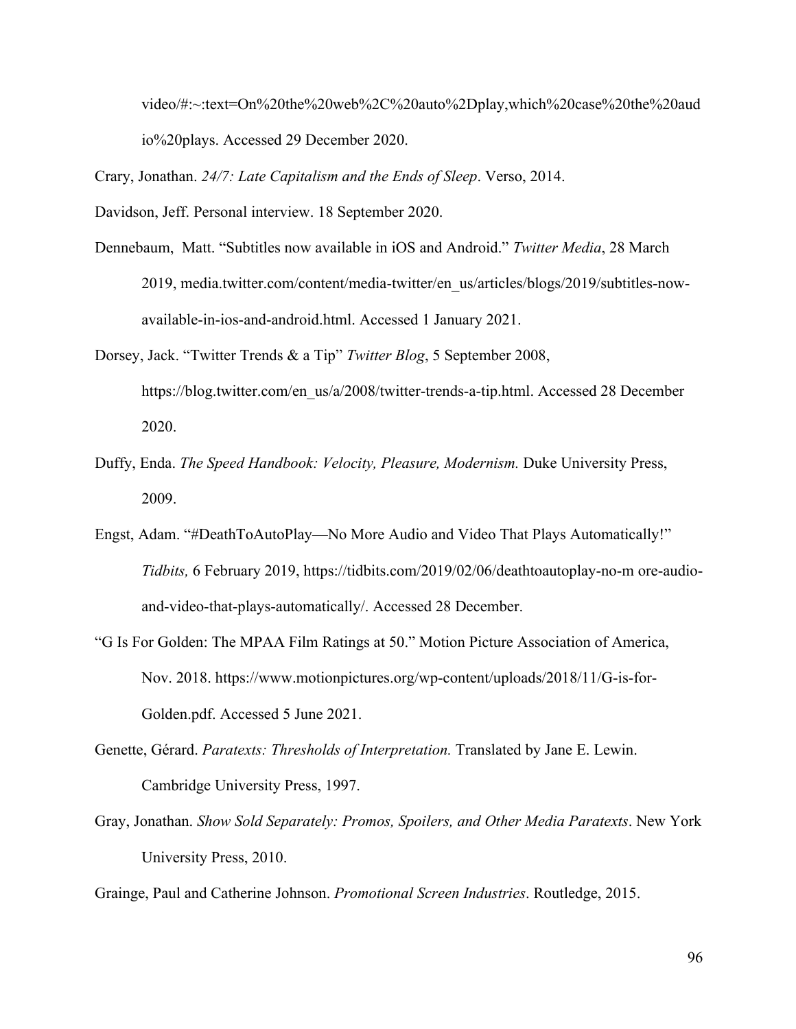video/#:~:text=On%20the%20web%2C%20auto%2Dplay,which%20case%20the%20audio%20plays. Accessed 29 December 2020.

Crary, Jonathan. *24/7: Late Capitalism and the Ends of Sleep*. Verso, 2014.

Davidson, Jeff. Personal interview. 18 September 2020.

Dennebaum, Matt. "Subtitles now available in iOS and Android." *Twitter Media*, 28 March 2019, media.twitter.com/content/media-twitter/en_us/articles/blogs/2019/subtitles-now-available-in-ios-and-android.html. Accessed 1 January 2021.

Dorsey, Jack. "Twitter Trends & a Tip" *Twitter Blog*, 5 September 2008, https://blog.twitter.com/en_us/a/2008/twitter-trends-a-tip.html. Accessed 28 December 2020.

Duffy, Enda. *The Speed Handbook: Velocity, Pleasure, Modernism.* Duke University Press, 2009.

Engst, Adam. "#DeathToAutoPlay—No More Audio and Video That Plays Automatically!" *Tidbits,* 6 February 2019, https://tidbits.com/2019/02/06/deathtoautoplay-no-m ore-audio-and-video-that-plays-automatically/. Accessed 28 December.

"G Is For Golden: The MPAA Film Ratings at 50." Motion Picture Association of America, Nov. 2018. https://www.motionpictures.org/wp-content/uploads/2018/11/G-is-for-Golden.pdf. Accessed 5 June 2021.

Genette, Gérard. *Paratexts: Thresholds of Interpretation.* Translated by Jane E. Lewin. Cambridge University Press, 1997.

Gray, Jonathan. *Show Sold Separately: Promos, Spoilers, and Other Media Paratexts*. New York University Press, 2010.

Grainge, Paul and Catherine Johnson. *Promotional Screen Industries*. Routledge, 2015.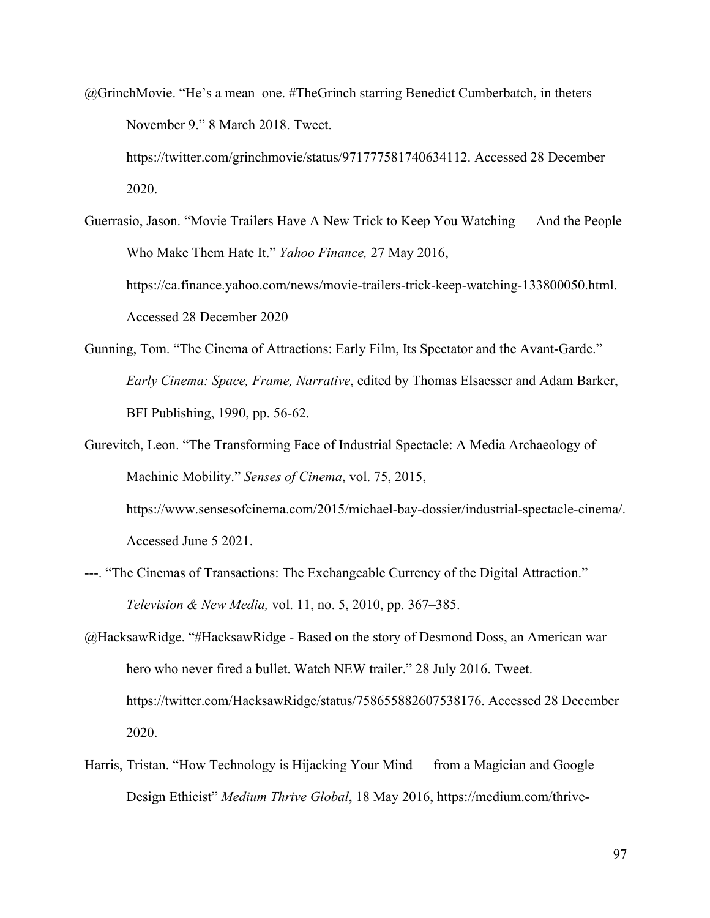@GrinchMovie. "He's a mean  one. #TheGrinch starring Benedict Cumberbatch, in theters November 9." 8 March 2018. Tweet. https://twitter.com/grinchmovie/status/971777581740634112. Accessed 28 December 2020.

Guerrasio, Jason. "Movie Trailers Have A New Trick to Keep You Watching — And the People Who Make Them Hate It." *Yahoo Finance,* 27 May 2016, https://ca.finance.yahoo.com/news/movie-trailers-trick-keep-watching-133800050.html. Accessed 28 December 2020

Gunning, Tom. "The Cinema of Attractions: Early Film, Its Spectator and the Avant-Garde." *Early Cinema: Space, Frame, Narrative*, edited by Thomas Elsaesser and Adam Barker, BFI Publishing, 1990, pp. 56-62.

Gurevitch, Leon. "The Transforming Face of Industrial Spectacle: A Media Archaeology of Machinic Mobility." *Senses of Cinema*, vol. 75, 2015, https://www.sensesofcinema.com/2015/michael-bay-dossier/industrial-spectacle-cinema/. Accessed June 5 2021.

---. "The Cinemas of Transactions: The Exchangeable Currency of the Digital Attraction." *Television & New Media,* vol. 11, no. 5, 2010, pp. 367–385.

@HacksawRidge. "#HacksawRidge - Based on the story of Desmond Doss, an American war hero who never fired a bullet. Watch NEW trailer." 28 July 2016. Tweet. https://twitter.com/HacksawRidge/status/758655882607538176. Accessed 28 December 2020.

Harris, Tristan. "How Technology is Hijacking Your Mind — from a Magician and Google Design Ethicist" *Medium Thrive Global*, 18 May 2016, https://medium.com/thrive-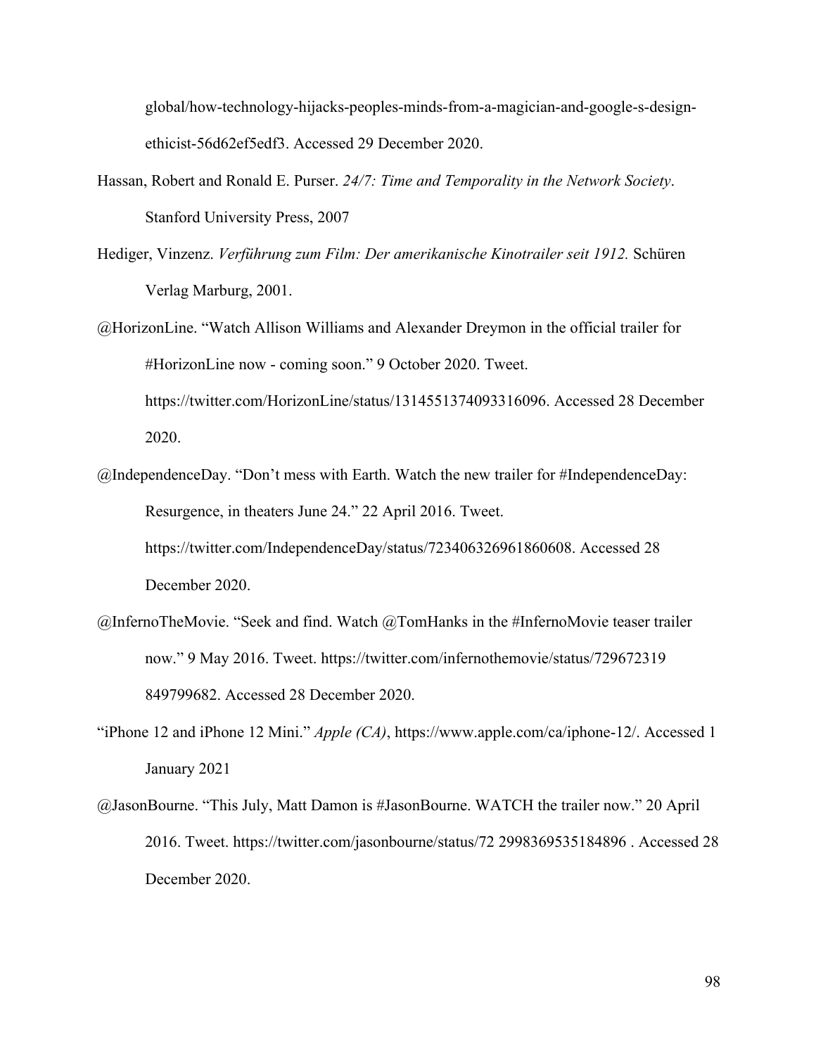global/how-technology-hijacks-peoples-minds-from-a-magician-and-google-s-design-ethicist-56d62ef5edf3. Accessed 29 December 2020.

Hassan, Robert and Ronald E. Purser. *24/7: Time and Temporality in the Network Society*. Stanford University Press, 2007

Hediger, Vinzenz. *Verführung zum Film: Der amerikanische Kinotrailer seit 1912.* Schüren Verlag Marburg, 2001.

@HorizonLine. "Watch Allison Williams and Alexander Dreymon in the official trailer for #HorizonLine now - coming soon." 9 October 2020. Tweet. https://twitter.com/HorizonLine/status/1314551374093316096. Accessed 28 December 2020.

@IndependenceDay. "Don't mess with Earth. Watch the new trailer for #IndependenceDay: Resurgence, in theaters June 24." 22 April 2016. Tweet. https://twitter.com/IndependenceDay/status/723406326961860608. Accessed 28 December 2020.

@InfernoTheMovie. "Seek and find. Watch @TomHanks in the #InfernoMovie teaser trailer now." 9 May 2016. Tweet. https://twitter.com/infernothemovie/status/729672319 849799682. Accessed 28 December 2020.

"iPhone 12 and iPhone 12 Mini." *Apple (CA)*, https://www.apple.com/ca/iphone-12/. Accessed 1 January 2021

@JasonBourne. "This July, Matt Damon is #JasonBourne. WATCH the trailer now." 20 April 2016. Tweet. https://twitter.com/jasonbourne/status/72 2998369535184896 . Accessed 28 December 2020.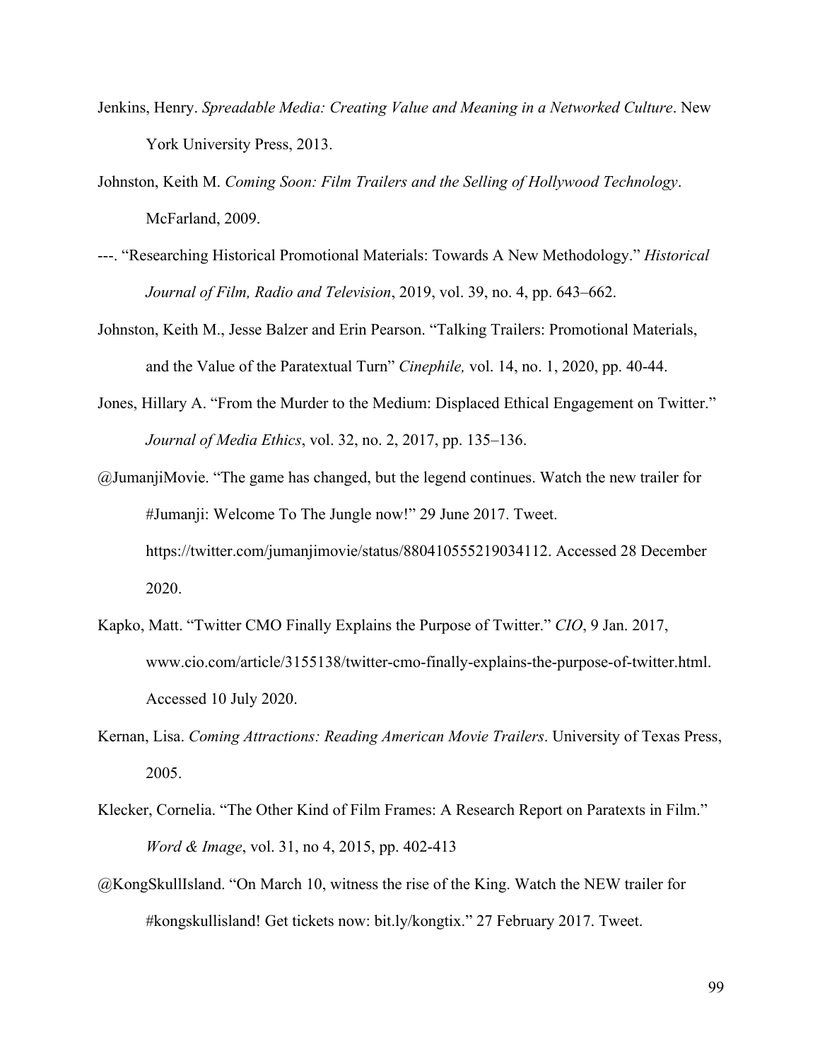Jenkins, Henry. *Spreadable Media: Creating Value and Meaning in a Networked Culture*. New York University Press, 2013.

Johnston, Keith M. *Coming Soon: Film Trailers and the Selling of Hollywood Technology*. McFarland, 2009.

---. "Researching Historical Promotional Materials: Towards A New Methodology." *Historical Journal of Film, Radio and Television*, 2019, vol. 39, no. 4, pp. 643–662.

Johnston, Keith M., Jesse Balzer and Erin Pearson. "Talking Trailers: Promotional Materials, and the Value of the Paratextual Turn" *Cinephile,* vol. 14, no. 1, 2020, pp. 40-44.

Jones, Hillary A. "From the Murder to the Medium: Displaced Ethical Engagement on Twitter." *Journal of Media Ethics*, vol. 32, no. 2, 2017, pp. 135–136.

@JumanjiMovie. "The game has changed, but the legend continues. Watch the new trailer for #Jumanji: Welcome To The Jungle now!" 29 June 2017. Tweet. https://twitter.com/jumanjimovie/status/880410555219034112. Accessed 28 December 2020.

Kapko, Matt. "Twitter CMO Finally Explains the Purpose of Twitter." *CIO*, 9 Jan. 2017, www.cio.com/article/3155138/twitter-cmo-finally-explains-the-purpose-of-twitter.html. Accessed 10 July 2020.

Kernan, Lisa. *Coming Attractions: Reading American Movie Trailers*. University of Texas Press, 2005.

Klecker, Cornelia. "The Other Kind of Film Frames: A Research Report on Paratexts in Film." *Word & Image*, vol. 31, no 4, 2015, pp. 402-413

@KongSkullIsland. "On March 10, witness the rise of the King. Watch the NEW trailer for #kongskullisland! Get tickets now: bit.ly/kongtix." 27 February 2017. Tweet.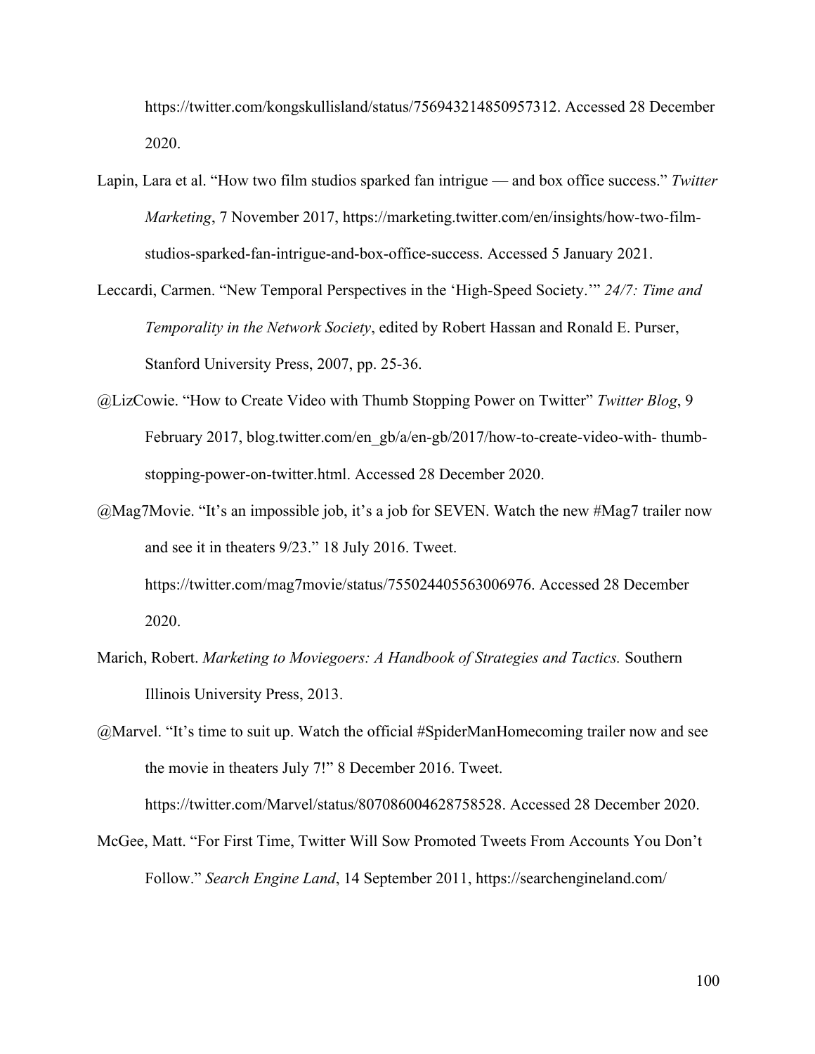https://twitter.com/kongskullisland/status/756943214850957312. Accessed 28 December 2020.

Lapin, Lara et al. "How two film studios sparked fan intrigue — and box office success." *Twitter Marketing*, 7 November 2017, https://marketing.twitter.com/en/insights/how-two-film-studios-sparked-fan-intrigue-and-box-office-success. Accessed 5 January 2021.

Leccardi, Carmen. "New Temporal Perspectives in the 'High-Speed Society.'" *24/7: Time and Temporality in the Network Society*, edited by Robert Hassan and Ronald E. Purser, Stanford University Press, 2007, pp. 25-36.

@LizCowie. "How to Create Video with Thumb Stopping Power on Twitter" *Twitter Blog*, 9 February 2017, blog.twitter.com/en_gb/a/en-gb/2017/how-to-create-video-with- thumb-stopping-power-on-twitter.html. Accessed 28 December 2020.

@Mag7Movie. "It's an impossible job, it's a job for SEVEN. Watch the new #Mag7 trailer now and see it in theaters 9/23." 18 July 2016. Tweet. https://twitter.com/mag7movie/status/755024405563006976. Accessed 28 December 2020.

Marich, Robert. *Marketing to Moviegoers: A Handbook of Strategies and Tactics.* Southern Illinois University Press, 2013.

@Marvel. "It's time to suit up. Watch the official #SpiderManHomecoming trailer now and see the movie in theaters July 7!" 8 December 2016. Tweet. https://twitter.com/Marvel/status/807086004628758528. Accessed 28 December 2020.

McGee, Matt. "For First Time, Twitter Will Sow Promoted Tweets From Accounts You Don't Follow." *Search Engine Land*, 14 September 2011, https://searchengineland.com/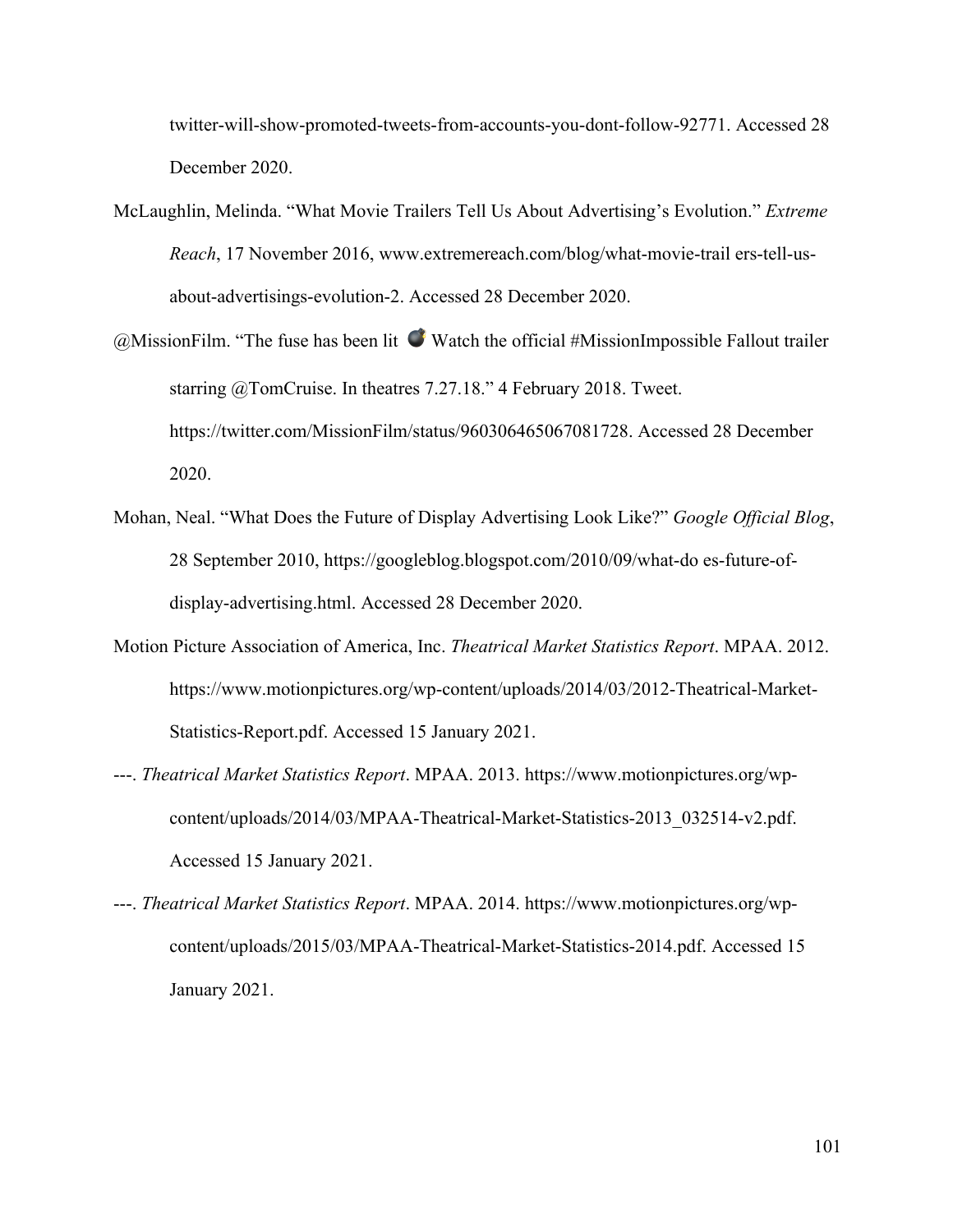twitter-will-show-promoted-tweets-from-accounts-you-dont-follow-92771. Accessed 28 December 2020.

McLaughlin, Melinda. "What Movie Trailers Tell Us About Advertising's Evolution." *Extreme Reach*, 17 November 2016, www.extremereach.com/blog/what-movie-trail ers-tell-us-about-advertisings-evolution-2. Accessed 28 December 2020.

@MissionFilm. "The fuse has been lit 💣 Watch the official #MissionImpossible Fallout trailer starring @TomCruise. In theatres 7.27.18." 4 February 2018. Tweet. https://twitter.com/MissionFilm/status/960306465067081728. Accessed 28 December 2020.

Mohan, Neal. "What Does the Future of Display Advertising Look Like?" *Google Official Blog*, 28 September 2010, https://googleblog.blogspot.com/2010/09/what-do es-future-of-display-advertising.html. Accessed 28 December 2020.

Motion Picture Association of America, Inc. *Theatrical Market Statistics Report*. MPAA. 2012. https://www.motionpictures.org/wp-content/uploads/2014/03/2012-Theatrical-Market-Statistics-Report.pdf. Accessed 15 January 2021.

---. *Theatrical Market Statistics Report*. MPAA. 2013. https://www.motionpictures.org/wp-content/uploads/2014/03/MPAA-Theatrical-Market-Statistics-2013_032514-v2.pdf. Accessed 15 January 2021.

---. *Theatrical Market Statistics Report*. MPAA. 2014. https://www.motionpictures.org/wp-content/uploads/2015/03/MPAA-Theatrical-Market-Statistics-2014.pdf. Accessed 15 January 2021.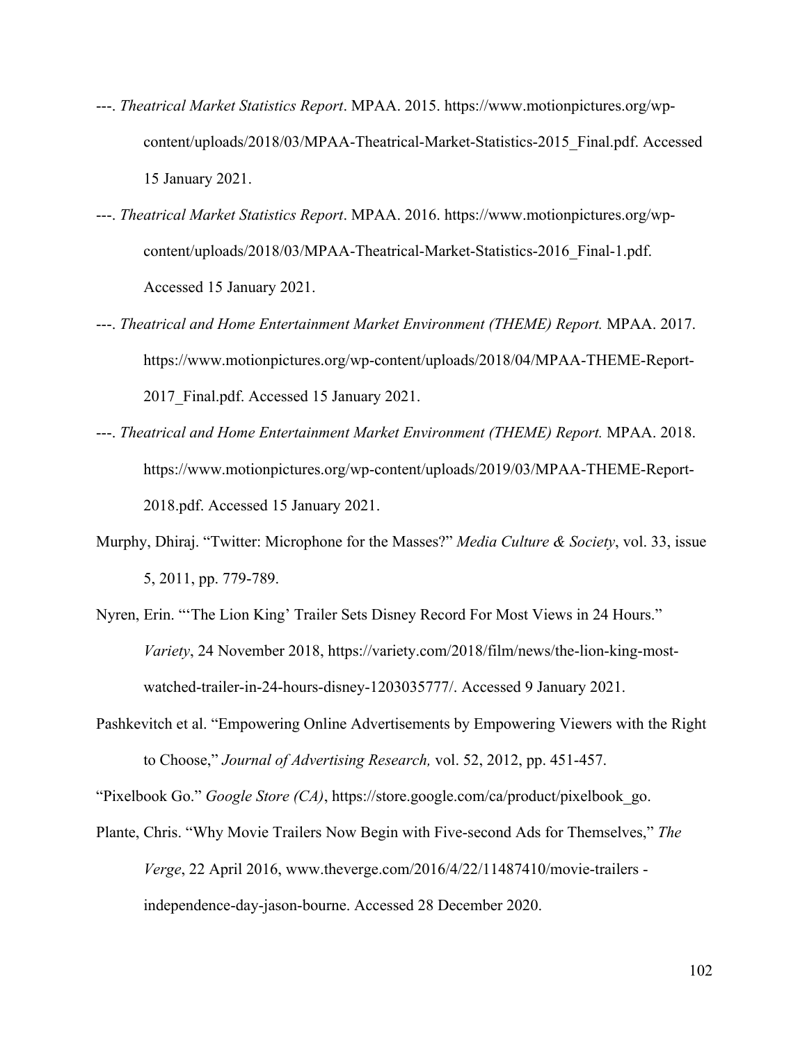---. *Theatrical Market Statistics Report*. MPAA. 2015. https://www.motionpictures.org/wp-content/uploads/2018/03/MPAA-Theatrical-Market-Statistics-2015_Final.pdf. Accessed 15 January 2021.

---. *Theatrical Market Statistics Report*. MPAA. 2016. https://www.motionpictures.org/wp-content/uploads/2018/03/MPAA-Theatrical-Market-Statistics-2016_Final-1.pdf. Accessed 15 January 2021.

---. *Theatrical and Home Entertainment Market Environment (THEME) Report.* MPAA. 2017. https://www.motionpictures.org/wp-content/uploads/2018/04/MPAA-THEME-Report-2017_Final.pdf. Accessed 15 January 2021.

---. *Theatrical and Home Entertainment Market Environment (THEME) Report.* MPAA. 2018. https://www.motionpictures.org/wp-content/uploads/2019/03/MPAA-THEME-Report-2018.pdf. Accessed 15 January 2021.

Murphy, Dhiraj. "Twitter: Microphone for the Masses?" *Media Culture & Society*, vol. 33, issue 5, 2011, pp. 779-789.

Nyren, Erin. "'The Lion King' Trailer Sets Disney Record For Most Views in 24 Hours." *Variety*, 24 November 2018, https://variety.com/2018/film/news/the-lion-king-most-watched-trailer-in-24-hours-disney-1203035777/. Accessed 9 January 2021.

Pashkevitch et al. "Empowering Online Advertisements by Empowering Viewers with the Right to Choose," *Journal of Advertising Research,* vol. 52, 2012, pp. 451-457.

"Pixelbook Go." *Google Store (CA)*, https://store.google.com/ca/product/pixelbook_go.

Plante, Chris. "Why Movie Trailers Now Begin with Five-second Ads for Themselves," *The Verge*, 22 April 2016, www.theverge.com/2016/4/22/11487410/movie-trailers - independence-day-jason-bourne. Accessed 28 December 2020.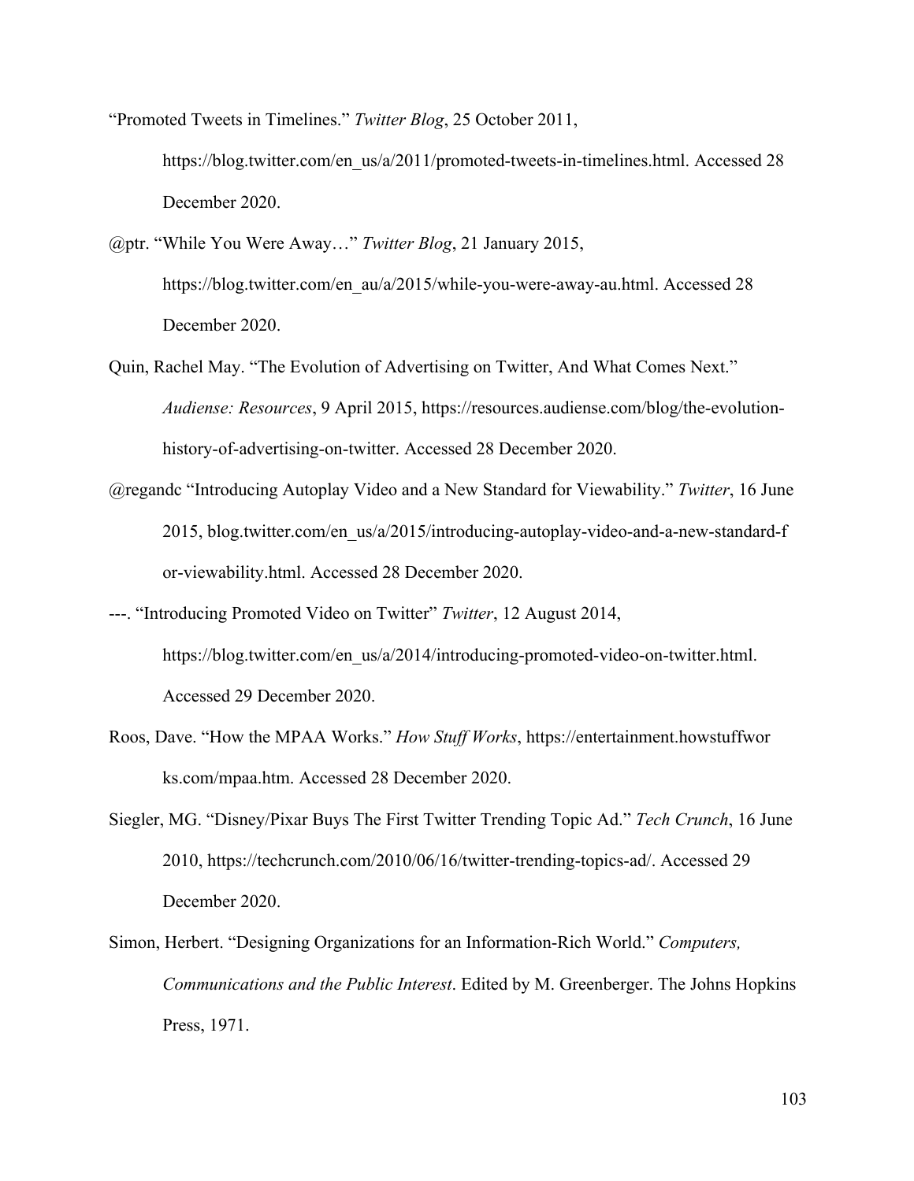“Promoted Tweets in Timelines.” *Twitter Blog*, 25 October 2011, https://blog.twitter.com/en_us/a/2011/promoted-tweets-in-timelines.html. Accessed 28 December 2020.

@ptr. “While You Were Away…” *Twitter Blog*, 21 January 2015, https://blog.twitter.com/en_au/a/2015/while-you-were-away-au.html. Accessed 28 December 2020.

Quin, Rachel May. “The Evolution of Advertising on Twitter, And What Comes Next.” *Audiense: Resources*, 9 April 2015, https://resources.audiense.com/blog/the-evolution-history-of-advertising-on-twitter. Accessed 28 December 2020.

@regandc “Introducing Autoplay Video and a New Standard for Viewability.” *Twitter*, 16 June 2015, blog.twitter.com/en_us/a/2015/introducing-autoplay-video-and-a-new-standard-for-viewability.html. Accessed 28 December 2020.

---. “Introducing Promoted Video on Twitter” *Twitter*, 12 August 2014, https://blog.twitter.com/en_us/a/2014/introducing-promoted-video-on-twitter.html. Accessed 29 December 2020.

Roos, Dave. “How the MPAA Works.” *How Stuff Works*, https://entertainment.howstuffworks.com/mpaa.htm. Accessed 28 December 2020.

Siegler, MG. “Disney/Pixar Buys The First Twitter Trending Topic Ad.” *Tech Crunch*, 16 June 2010, https://techcrunch.com/2010/06/16/twitter-trending-topics-ad/. Accessed 29 December 2020.

Simon, Herbert. “Designing Organizations for an Information-Rich World.” *Computers, Communications and the Public Interest*. Edited by M. Greenberger. The Johns Hopkins Press, 1971.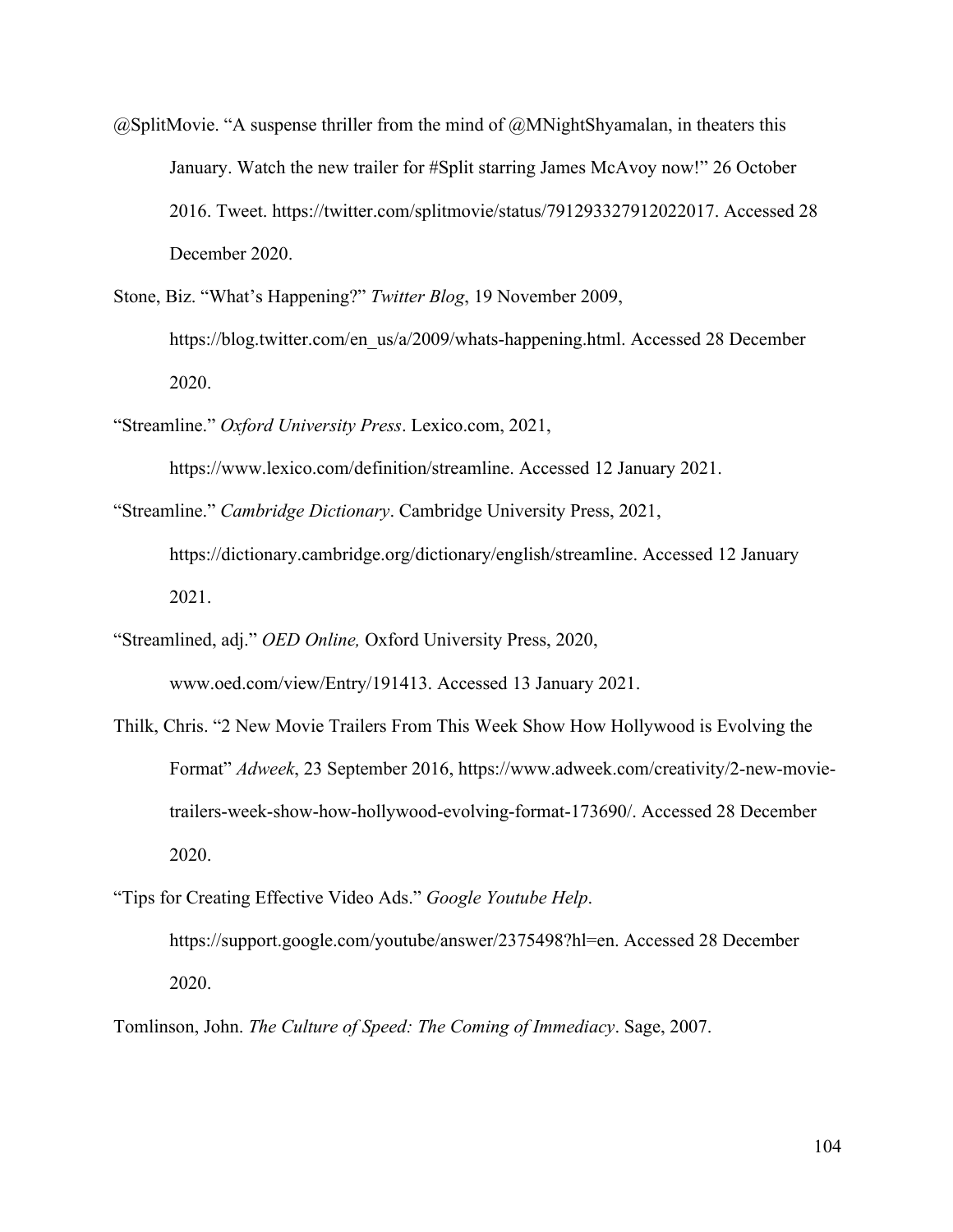@SplitMovie. “A suspense thriller from the mind of @MNightShyamalan, in theaters this January. Watch the new trailer for #Split starring James McAvoy now!” 26 October 2016. Tweet. https://twitter.com/splitmovie/status/791293327912022017. Accessed 28 December 2020.

Stone, Biz. “What’s Happening?” *Twitter Blog*, 19 November 2009, https://blog.twitter.com/en_us/a/2009/whats-happening.html. Accessed 28 December 2020.

“Streamline.” *Oxford University Press*. Lexico.com, 2021, https://www.lexico.com/definition/streamline. Accessed 12 January 2021.

“Streamline.” *Cambridge Dictionary*. Cambridge University Press, 2021, https://dictionary.cambridge.org/dictionary/english/streamline. Accessed 12 January 2021.

“Streamlined, adj.” *OED Online,* Oxford University Press, 2020, www.oed.com/view/Entry/191413. Accessed 13 January 2021.

Thilk, Chris. “2 New Movie Trailers From This Week Show How Hollywood is Evolving the Format” *Adweek*, 23 September 2016, https://www.adweek.com/creativity/2-new-movie-trailers-week-show-how-hollywood-evolving-format-173690/. Accessed 28 December 2020.

“Tips for Creating Effective Video Ads.” *Google Youtube Help*. https://support.google.com/youtube/answer/2375498?hl=en. Accessed 28 December 2020.

Tomlinson, John. *The Culture of Speed: The Coming of Immediacy*. Sage, 2007.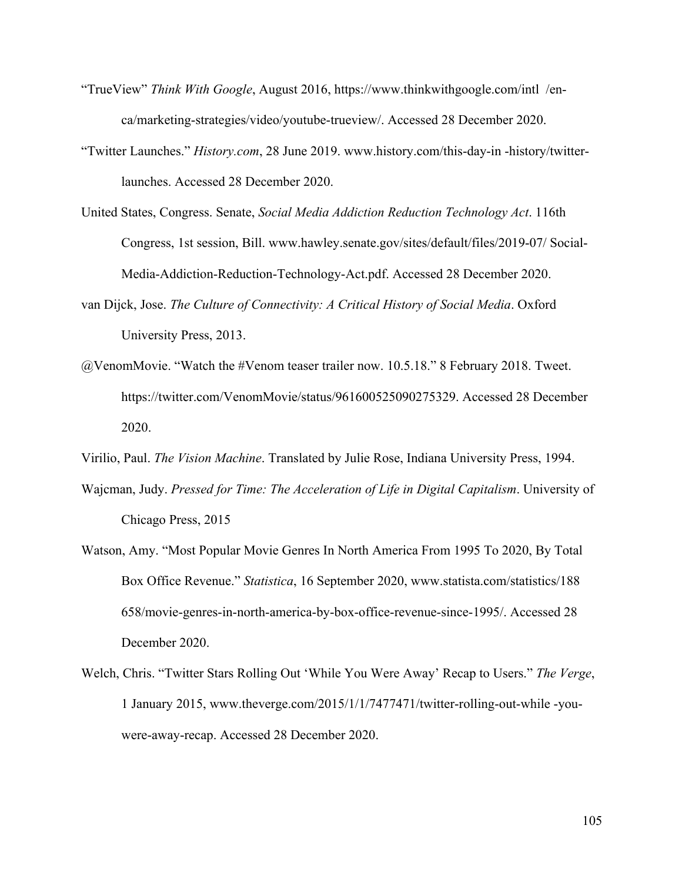"TrueView" *Think With Google*, August 2016, https://www.thinkwithgoogle.com/intl /en-ca/marketing-strategies/video/youtube-trueview/. Accessed 28 December 2020.

"Twitter Launches." *History.com*, 28 June 2019. www.history.com/this-day-in -history/twitter-launches. Accessed 28 December 2020.

United States, Congress. Senate, *Social Media Addiction Reduction Technology Act*. 116th Congress, 1st session, Bill. www.hawley.senate.gov/sites/default/files/2019-07/ Social-Media-Addiction-Reduction-Technology-Act.pdf. Accessed 28 December 2020.

van Dijck, Jose. *The Culture of Connectivity: A Critical History of Social Media*. Oxford University Press, 2013.

@VenomMovie. "Watch the #Venom teaser trailer now. 10.5.18." 8 February 2018. Tweet. https://twitter.com/VenomMovie/status/961600525090275329. Accessed 28 December 2020.

Virilio, Paul. *The Vision Machine*. Translated by Julie Rose, Indiana University Press, 1994.

Wajcman, Judy. *Pressed for Time: The Acceleration of Life in Digital Capitalism*. University of Chicago Press, 2015

Watson, Amy. "Most Popular Movie Genres In North America From 1995 To 2020, By Total Box Office Revenue." *Statistica*, 16 September 2020, www.statista.com/statistics/188 658/movie-genres-in-north-america-by-box-office-revenue-since-1995/. Accessed 28 December 2020.

Welch, Chris. "Twitter Stars Rolling Out 'While You Were Away' Recap to Users." *The Verge*, 1 January 2015, www.theverge.com/2015/1/1/7477471/twitter-rolling-out-while -you-were-away-recap. Accessed 28 December 2020.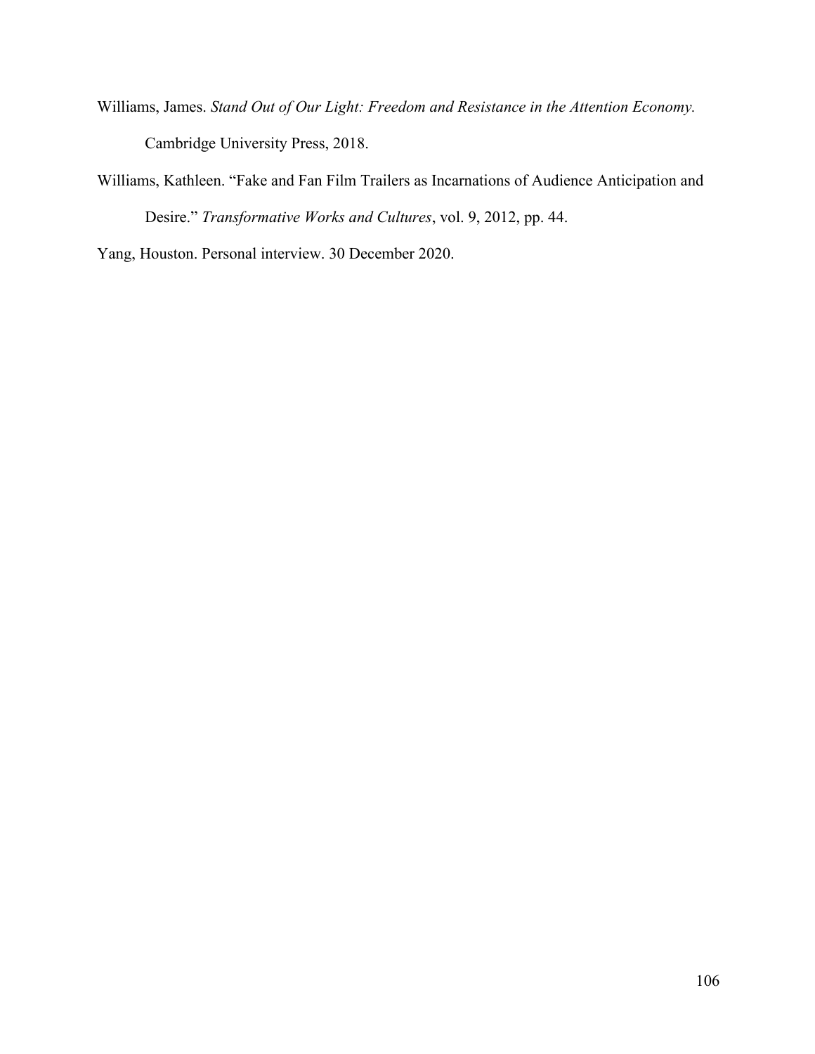Williams, James. *Stand Out of Our Light: Freedom and Resistance in the Attention Economy.* Cambridge University Press, 2018.

Williams, Kathleen. "Fake and Fan Film Trailers as Incarnations of Audience Anticipation and Desire." *Transformative Works and Cultures*, vol. 9, 2012, pp. 44.

Yang, Houston. Personal interview. 30 December 2020.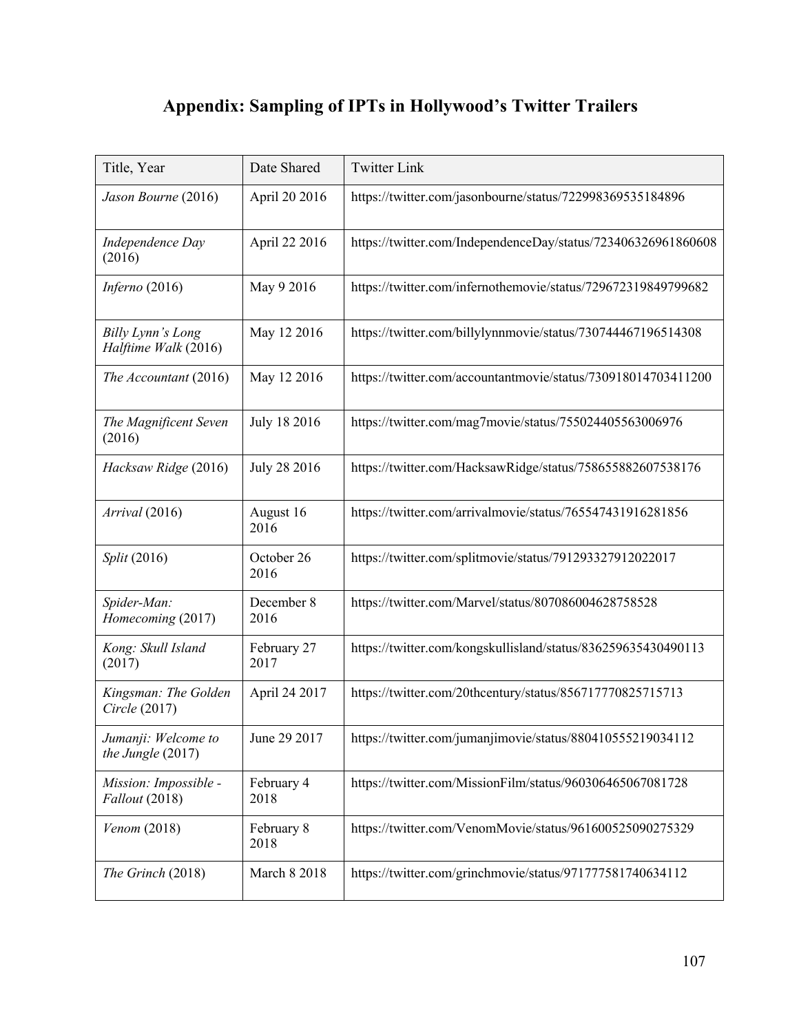# Appendix: Sampling of IPTs in Hollywood's Twitter Trailers

| Title, Year | Date Shared | Twitter Link |
|---|---|---|
| *Jason Bourne* (2016) | April 20 2016 | https://twitter.com/jasonbourne/status/722998369535184896 |
| *Independence Day* (2016) | April 22 2016 | https://twitter.com/IndependenceDay/status/723406326961860608 |
| *Inferno* (2016) | May 9 2016 | https://twitter.com/infernothemovie/status/729672319849799682 |
| *Billy Lynn's Long Halftime Walk* (2016) | May 12 2016 | https://twitter.com/billylynnmovie/status/730744467196514308 |
| *The Accountant* (2016) | May 12 2016 | https://twitter.com/accountantmovie/status/730918014703411200 |
| *The Magnificent Seven* (2016) | July 18 2016 | https://twitter.com/mag7movie/status/755024405563006976 |
| *Hacksaw Ridge* (2016) | July 28 2016 | https://twitter.com/HacksawRidge/status/758655882607538176 |
| *Arrival* (2016) | August 16 2016 | https://twitter.com/arrivalmovie/status/765547431916281856 |
| *Split* (2016) | October 26 2016 | https://twitter.com/splitmovie/status/791293327912022017 |
| *Spider-Man: Homecoming* (2017) | December 8 2016 | https://twitter.com/Marvel/status/807086004628758528 |
| *Kong: Skull Island* (2017) | February 27 2017 | https://twitter.com/kongskullisland/status/836259635430490113 |
| *Kingsman: The Golden Circle* (2017) | April 24 2017 | https://twitter.com/20thcentury/status/856717770825715713 |
| *Jumanji: Welcome to the Jungle* (2017) | June 29 2017 | https://twitter.com/jumanjimovie/status/880410555219034112 |
| *Mission: Impossible - Fallout* (2018) | February 4 2018 | https://twitter.com/MissionFilm/status/960306465067081728 |
| *Venom* (2018) | February 8 2018 | https://twitter.com/VenomMovie/status/961600525090275329 |
| *The Grinch* (2018) | March 8 2018 | https://twitter.com/grinchmovie/status/971777581740634112 |